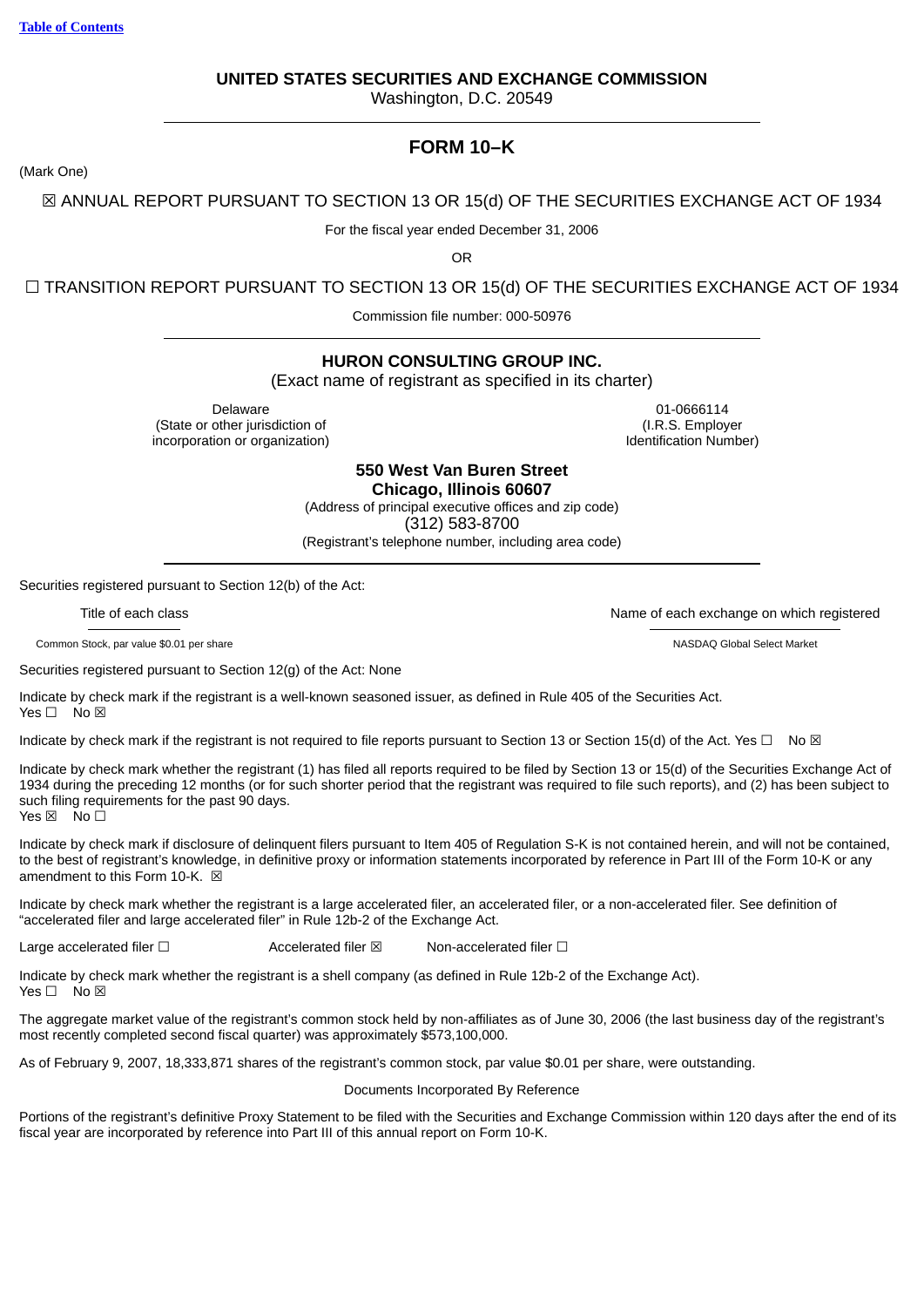Table of Contents

# UNITED STATES SECURITIES AND EXCHANGE COMMISSION

Washington, D.C. 20549

## FORM 10–K

(Mark One)

☒ ANNUAL REPORT PURSUANT TO SECTION 13 OR 15(d) OF THE SECURITIES EXCHANGE ACT OF 1934

For the fiscal year ended December 31, 2006

OR

☐ TRANSITION REPORT PURSUANT TO SECTION 13 OR 15(d) OF THE SECURITIES EXCHANGE ACT OF 1934

Commission file number: 000-50976

## HURON CONSULTING GROUP INC.

(Exact name of registrant as specified in its charter)

| Delaware | 01-0666114 |
|---|---|
| (State or other jurisdiction of incorporation or organization) | (I.R.S. Employer Identification Number) |

**550 West Van Buren Street**
**Chicago, Illinois 60607**
(Address of principal executive offices and zip code)
(312) 583-8700
(Registrant's telephone number, including area code)

Securities registered pursuant to Section 12(b) of the Act:

| Title of each class | Name of each exchange on which registered |
|---|---|
| Common Stock, par value $0.01 per share | NASDAQ Global Select Market |

Securities registered pursuant to Section 12(g) of the Act: None

Indicate by check mark if the registrant is a well-known seasoned issuer, as defined in Rule 405 of the Securities Act.
Yes ☐ No ☒

Indicate by check mark if the registrant is not required to file reports pursuant to Section 13 or Section 15(d) of the Act. Yes ☐ No ☒

Indicate by check mark whether the registrant (1) has filed all reports required to be filed by Section 13 or 15(d) of the Securities Exchange Act of 1934 during the preceding 12 months (or for such shorter period that the registrant was required to file such reports), and (2) has been subject to such filing requirements for the past 90 days.
Yes ☒ No ☐

Indicate by check mark if disclosure of delinquent filers pursuant to Item 405 of Regulation S-K is not contained herein, and will not be contained, to the best of registrant's knowledge, in definitive proxy or information statements incorporated by reference in Part III of the Form 10-K or any amendment to this Form 10-K. ☒

Indicate by check mark whether the registrant is a large accelerated filer, an accelerated filer, or a non-accelerated filer. See definition of "accelerated filer and large accelerated filer" in Rule 12b-2 of the Exchange Act.

Large accelerated filer ☐ Accelerated filer ☒ Non-accelerated filer ☐

Indicate by check mark whether the registrant is a shell company (as defined in Rule 12b-2 of the Exchange Act).
Yes ☐ No ☒

The aggregate market value of the registrant's common stock held by non-affiliates as of June 30, 2006 (the last business day of the registrant's most recently completed second fiscal quarter) was approximately $573,100,000.

As of February 9, 2007, 18,333,871 shares of the registrant's common stock, par value $0.01 per share, were outstanding.

Documents Incorporated By Reference

Portions of the registrant's definitive Proxy Statement to be filed with the Securities and Exchange Commission within 120 days after the end of its fiscal year are incorporated by reference into Part III of this annual report on Form 10-K.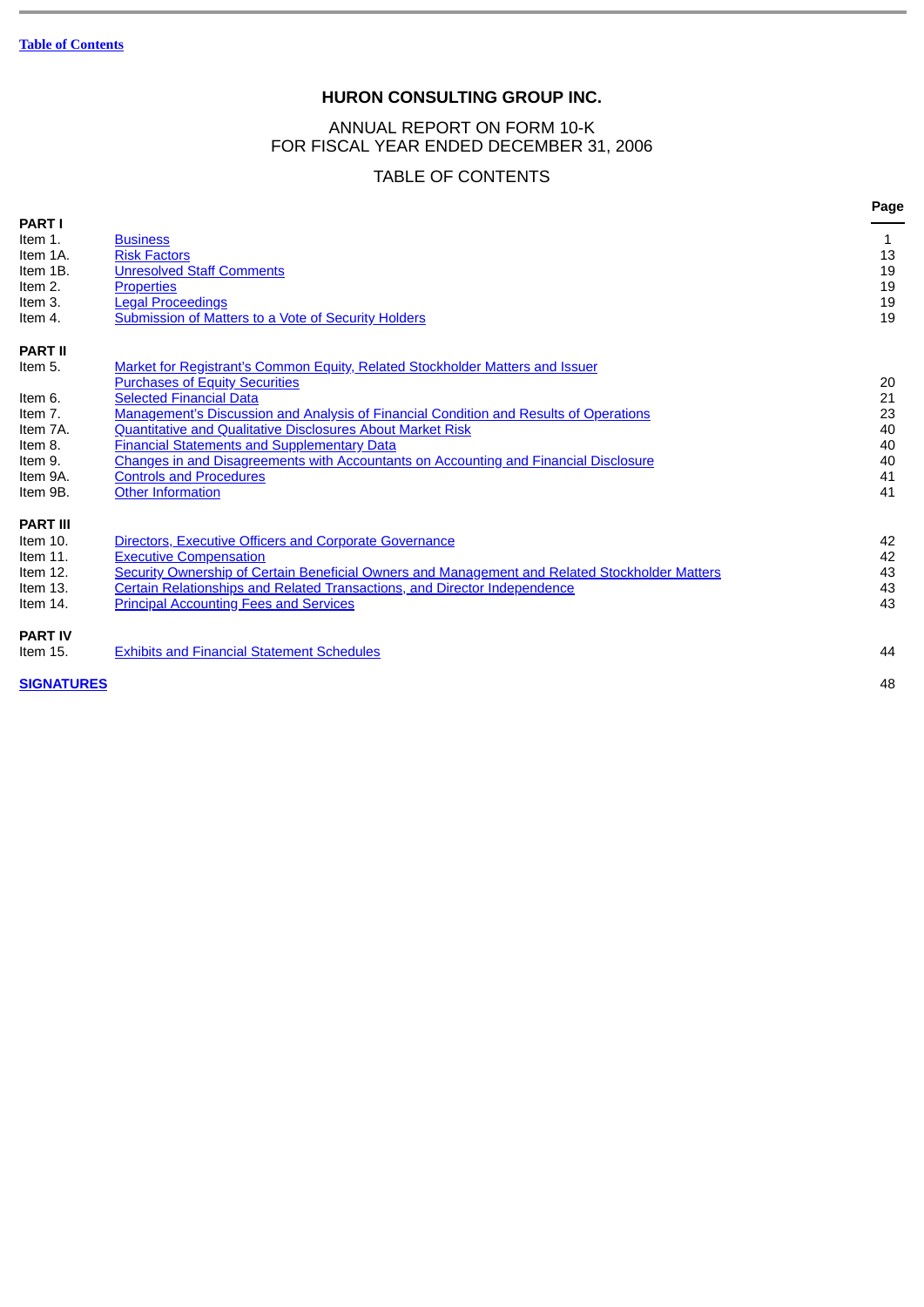Table of Contents

# HURON CONSULTING GROUP INC.

ANNUAL REPORT ON FORM 10-K
FOR FISCAL YEAR ENDED DECEMBER 31, 2006

TABLE OF CONTENTS

| | | Page |
|---|---|---|
| **PART I** | | |
| Item 1. | Business | 1 |
| Item 1A. | Risk Factors | 13 |
| Item 1B. | Unresolved Staff Comments | 19 |
| Item 2. | Properties | 19 |
| Item 3. | Legal Proceedings | 19 |
| Item 4. | Submission of Matters to a Vote of Security Holders | 19 |
| **PART II** | | |
| Item 5. | Market for Registrant's Common Equity, Related Stockholder Matters and Issuer Purchases of Equity Securities | 20 |
| Item 6. | Selected Financial Data | 21 |
| Item 7. | Management's Discussion and Analysis of Financial Condition and Results of Operations | 23 |
| Item 7A. | Quantitative and Qualitative Disclosures About Market Risk | 40 |
| Item 8. | Financial Statements and Supplementary Data | 40 |
| Item 9. | Changes in and Disagreements with Accountants on Accounting and Financial Disclosure | 40 |
| Item 9A. | Controls and Procedures | 41 |
| Item 9B. | Other Information | 41 |
| **PART III** | | |
| Item 10. | Directors, Executive Officers and Corporate Governance | 42 |
| Item 11. | Executive Compensation | 42 |
| Item 12. | Security Ownership of Certain Beneficial Owners and Management and Related Stockholder Matters | 43 |
| Item 13. | Certain Relationships and Related Transactions, and Director Independence | 43 |
| Item 14. | Principal Accounting Fees and Services | 43 |
| **PART IV** | | |
| Item 15. | Exhibits and Financial Statement Schedules | 44 |
| **SIGNATURES** | | 48 |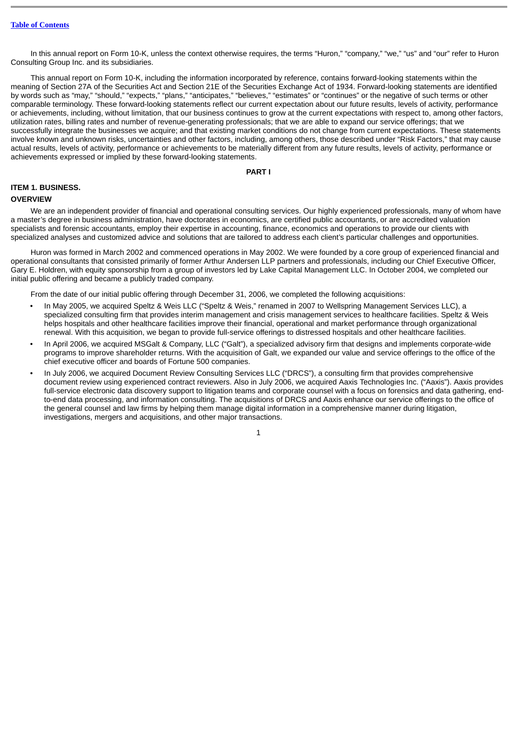In this annual report on Form 10-K, unless the context otherwise requires, the terms "Huron," "company," "we," "us" and "our" refer to Huron Consulting Group Inc. and its subsidiaries.

This annual report on Form 10-K, including the information incorporated by reference, contains forward-looking statements within the meaning of Section 27A of the Securities Act and Section 21E of the Securities Exchange Act of 1934. Forward-looking statements are identified by words such as "may," "should," "expects," "plans," "anticipates," "believes," "estimates" or "continues" or the negative of such terms or other comparable terminology. These forward-looking statements reflect our current expectation about our future results, levels of activity, performance or achievements, including, without limitation, that our business continues to grow at the current expectations with respect to, among other factors, utilization rates, billing rates and number of revenue-generating professionals; that we are able to expand our service offerings; that we successfully integrate the businesses we acquire; and that existing market conditions do not change from current expectations. These statements involve known and unknown risks, uncertainties and other factors, including, among others, those described under "Risk Factors," that may cause actual results, levels of activity, performance or achievements to be materially different from any future results, levels of activity, performance or achievements expressed or implied by these forward-looking statements.

**PART I**

## ITEM 1. BUSINESS.

### OVERVIEW

We are an independent provider of financial and operational consulting services. Our highly experienced professionals, many of whom have a master's degree in business administration, have doctorates in economics, are certified public accountants, or are accredited valuation specialists and forensic accountants, employ their expertise in accounting, finance, economics and operations to provide our clients with specialized analyses and customized advice and solutions that are tailored to address each client's particular challenges and opportunities.

Huron was formed in March 2002 and commenced operations in May 2002. We were founded by a core group of experienced financial and operational consultants that consisted primarily of former Arthur Andersen LLP partners and professionals, including our Chief Executive Officer, Gary E. Holdren, with equity sponsorship from a group of investors led by Lake Capital Management LLC. In October 2004, we completed our initial public offering and became a publicly traded company.

From the date of our initial public offering through December 31, 2006, we completed the following acquisitions:

- In May 2005, we acquired Speltz & Weis LLC ("Speltz & Weis," renamed in 2007 to Wellspring Management Services LLC), a specialized consulting firm that provides interim management and crisis management services to healthcare facilities. Speltz & Weis helps hospitals and other healthcare facilities improve their financial, operational and market performance through organizational renewal. With this acquisition, we began to provide full-service offerings to distressed hospitals and other healthcare facilities.
- In April 2006, we acquired MSGalt & Company, LLC ("Galt"), a specialized advisory firm that designs and implements corporate-wide programs to improve shareholder returns. With the acquisition of Galt, we expanded our value and service offerings to the office of the chief executive officer and boards of Fortune 500 companies.
- In July 2006, we acquired Document Review Consulting Services LLC ("DRCS"), a consulting firm that provides comprehensive document review using experienced contract reviewers. Also in July 2006, we acquired Aaxis Technologies Inc. ("Aaxis"). Aaxis provides full-service electronic data discovery support to litigation teams and corporate counsel with a focus on forensics and data gathering, end-to-end data processing, and information consulting. The acquisitions of DRCS and Aaxis enhance our service offerings to the office of the general counsel and law firms by helping them manage digital information in a comprehensive manner during litigation, investigations, mergers and acquisitions, and other major transactions.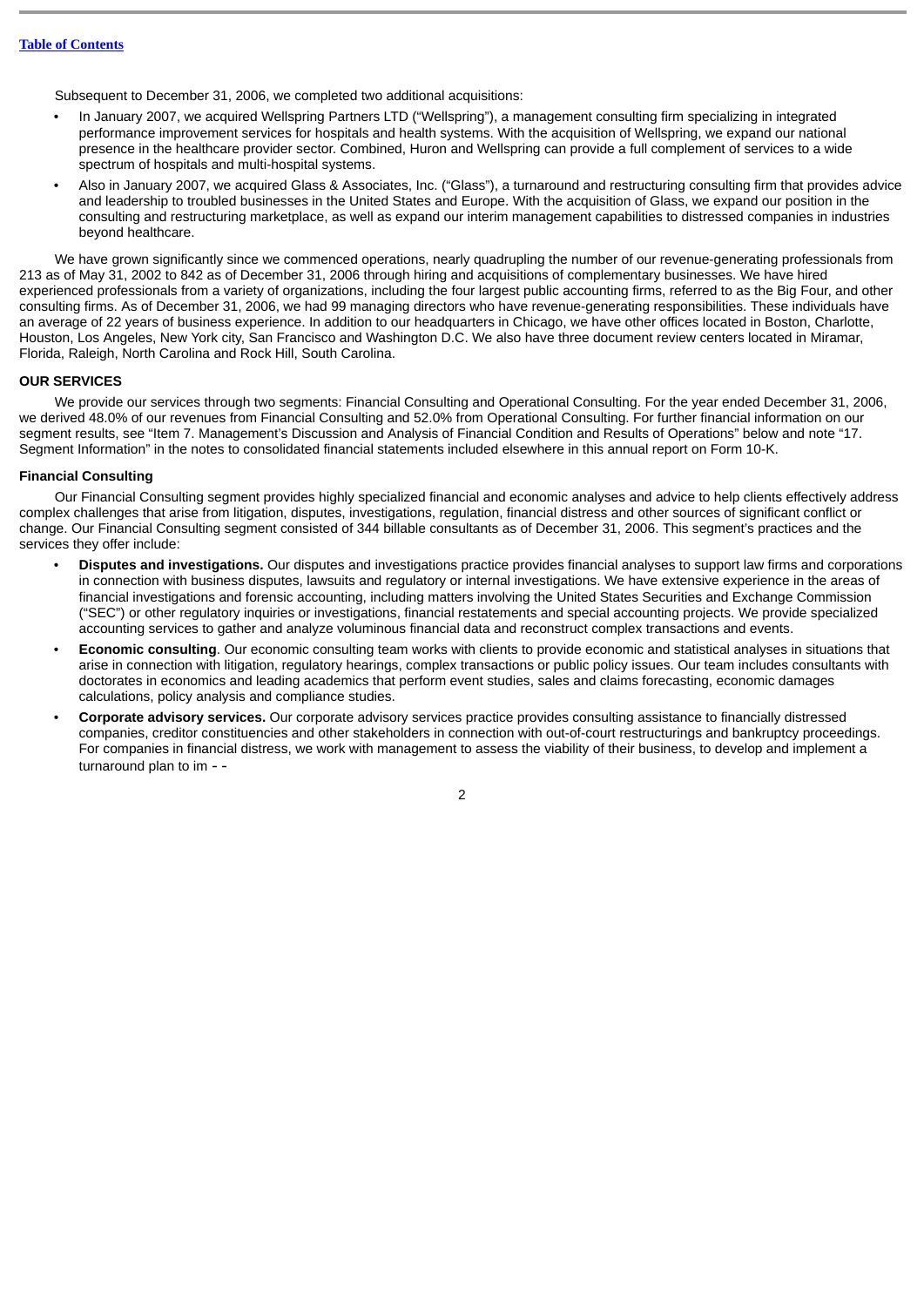Subsequent to December 31, 2006, we completed two additional acquisitions:

- In January 2007, we acquired Wellspring Partners LTD ("Wellspring"), a management consulting firm specializing in integrated performance improvement services for hospitals and health systems. With the acquisition of Wellspring, we expand our national presence in the healthcare provider sector. Combined, Huron and Wellspring can provide a full complement of services to a wide spectrum of hospitals and multi-hospital systems.
- Also in January 2007, we acquired Glass & Associates, Inc. ("Glass"), a turnaround and restructuring consulting firm that provides advice and leadership to troubled businesses in the United States and Europe. With the acquisition of Glass, we expand our position in the consulting and restructuring marketplace, as well as expand our interim management capabilities to distressed companies in industries beyond healthcare.

We have grown significantly since we commenced operations, nearly quadrupling the number of our revenue-generating professionals from 213 as of May 31, 2002 to 842 as of December 31, 2006 through hiring and acquisitions of complementary businesses. We have hired experienced professionals from a variety of organizations, including the four largest public accounting firms, referred to as the Big Four, and other consulting firms. As of December 31, 2006, we had 99 managing directors who have revenue-generating responsibilities. These individuals have an average of 22 years of business experience. In addition to our headquarters in Chicago, we have other offices located in Boston, Charlotte, Houston, Los Angeles, New York city, San Francisco and Washington D.C. We also have three document review centers located in Miramar, Florida, Raleigh, North Carolina and Rock Hill, South Carolina.

## OUR SERVICES

We provide our services through two segments: Financial Consulting and Operational Consulting. For the year ended December 31, 2006, we derived 48.0% of our revenues from Financial Consulting and 52.0% from Operational Consulting. For further financial information on our segment results, see "Item 7. Management's Discussion and Analysis of Financial Condition and Results of Operations" below and note "17. Segment Information" in the notes to consolidated financial statements included elsewhere in this annual report on Form 10-K.

### Financial Consulting

Our Financial Consulting segment provides highly specialized financial and economic analyses and advice to help clients effectively address complex challenges that arise from litigation, disputes, investigations, regulation, financial distress and other sources of significant conflict or change. Our Financial Consulting segment consisted of 344 billable consultants as of December 31, 2006. This segment's practices and the services they offer include:

- **Disputes and investigations.** Our disputes and investigations practice provides financial analyses to support law firms and corporations in connection with business disputes, lawsuits and regulatory or internal investigations. We have extensive experience in the areas of financial investigations and forensic accounting, including matters involving the United States Securities and Exchange Commission ("SEC") or other regulatory inquiries or investigations, financial restatements and special accounting projects. We provide specialized accounting services to gather and analyze voluminous financial data and reconstruct complex transactions and events.
- **Economic consulting**. Our economic consulting team works with clients to provide economic and statistical analyses in situations that arise in connection with litigation, regulatory hearings, complex transactions or public policy issues. Our team includes consultants with doctorates in economics and leading academics that perform event studies, sales and claims forecasting, economic damages calculations, policy analysis and compliance studies.
- **Corporate advisory services.** Our corporate advisory services practice provides consulting assistance to financially distressed companies, creditor constituencies and other stakeholders in connection with out-of-court restructurings and bankruptcy proceedings. For companies in financial distress, we work with management to assess the viability of their business, to develop and implement a turnaround plan to im - -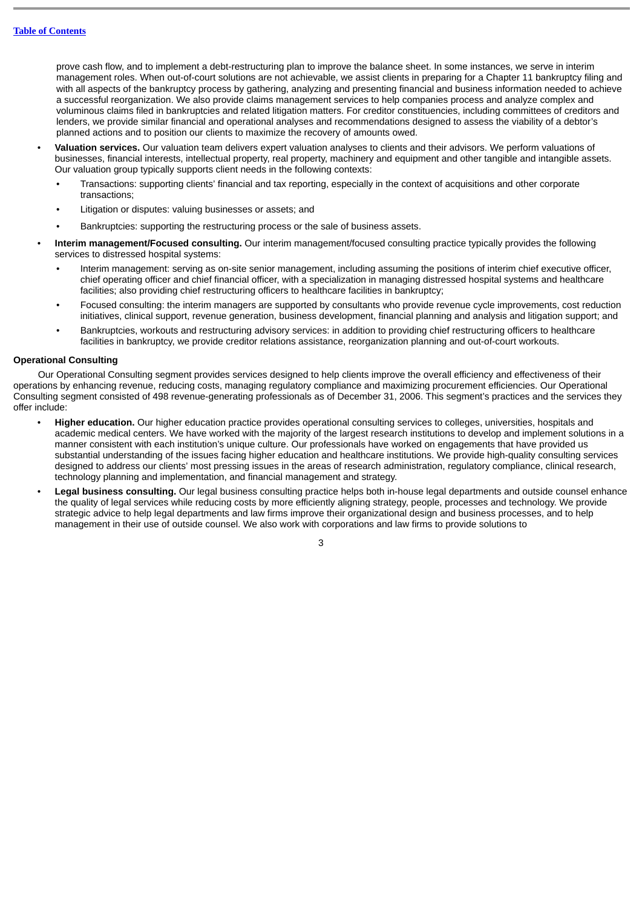prove cash flow, and to implement a debt-restructuring plan to improve the balance sheet. In some instances, we serve in interim management roles. When out-of-court solutions are not achievable, we assist clients in preparing for a Chapter 11 bankruptcy filing and with all aspects of the bankruptcy process by gathering, analyzing and presenting financial and business information needed to achieve a successful reorganization. We also provide claims management services to help companies process and analyze complex and voluminous claims filed in bankruptcies and related litigation matters. For creditor constituencies, including committees of creditors and lenders, we provide similar financial and operational analyses and recommendations designed to assess the viability of a debtor's planned actions and to position our clients to maximize the recovery of amounts owed.

- **Valuation services.** Our valuation team delivers expert valuation analyses to clients and their advisors. We perform valuations of businesses, financial interests, intellectual property, real property, machinery and equipment and other tangible and intangible assets. Our valuation group typically supports client needs in the following contexts:
  - Transactions: supporting clients' financial and tax reporting, especially in the context of acquisitions and other corporate transactions;
  - Litigation or disputes: valuing businesses or assets; and
  - Bankruptcies: supporting the restructuring process or the sale of business assets.
- **Interim management/Focused consulting.** Our interim management/focused consulting practice typically provides the following services to distressed hospital systems:
  - Interim management: serving as on-site senior management, including assuming the positions of interim chief executive officer, chief operating officer and chief financial officer, with a specialization in managing distressed hospital systems and healthcare facilities; also providing chief restructuring officers to healthcare facilities in bankruptcy;
  - Focused consulting: the interim managers are supported by consultants who provide revenue cycle improvements, cost reduction initiatives, clinical support, revenue generation, business development, financial planning and analysis and litigation support; and
  - Bankruptcies, workouts and restructuring advisory services: in addition to providing chief restructuring officers to healthcare facilities in bankruptcy, we provide creditor relations assistance, reorganization planning and out-of-court workouts.

**Operational Consulting**

Our Operational Consulting segment provides services designed to help clients improve the overall efficiency and effectiveness of their operations by enhancing revenue, reducing costs, managing regulatory compliance and maximizing procurement efficiencies. Our Operational Consulting segment consisted of 498 revenue-generating professionals as of December 31, 2006. This segment's practices and the services they offer include:

- **Higher education.** Our higher education practice provides operational consulting services to colleges, universities, hospitals and academic medical centers. We have worked with the majority of the largest research institutions to develop and implement solutions in a manner consistent with each institution's unique culture. Our professionals have worked on engagements that have provided us substantial understanding of the issues facing higher education and healthcare institutions. We provide high-quality consulting services designed to address our clients' most pressing issues in the areas of research administration, regulatory compliance, clinical research, technology planning and implementation, and financial management and strategy.
- **Legal business consulting.** Our legal business consulting practice helps both in-house legal departments and outside counsel enhance the quality of legal services while reducing costs by more efficiently aligning strategy, people, processes and technology. We provide strategic advice to help legal departments and law firms improve their organizational design and business processes, and to help management in their use of outside counsel. We also work with corporations and law firms to provide solutions to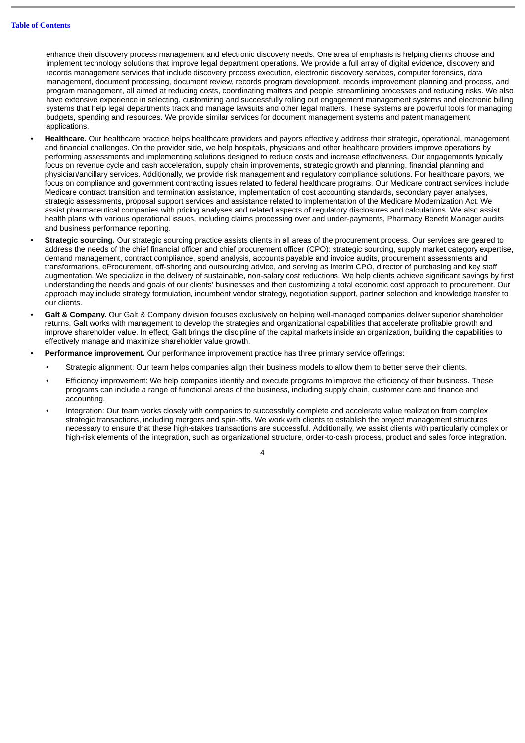enhance their discovery process management and electronic discovery needs. One area of emphasis is helping clients choose and implement technology solutions that improve legal department operations. We provide a full array of digital evidence, discovery and records management services that include discovery process execution, electronic discovery services, computer forensics, data management, document processing, document review, records program development, records improvement planning and process, and program management, all aimed at reducing costs, coordinating matters and people, streamlining processes and reducing risks. We also have extensive experience in selecting, customizing and successfully rolling out engagement management systems and electronic billing systems that help legal departments track and manage lawsuits and other legal matters. These systems are powerful tools for managing budgets, spending and resources. We provide similar services for document management systems and patent management applications.

- **Healthcare.** Our healthcare practice helps healthcare providers and payors effectively address their strategic, operational, management and financial challenges. On the provider side, we help hospitals, physicians and other healthcare providers improve operations by performing assessments and implementing solutions designed to reduce costs and increase effectiveness. Our engagements typically focus on revenue cycle and cash acceleration, supply chain improvements, strategic growth and planning, financial planning and physician/ancillary services. Additionally, we provide risk management and regulatory compliance solutions. For healthcare payors, we focus on compliance and government contracting issues related to federal healthcare programs. Our Medicare contract services include Medicare contract transition and termination assistance, implementation of cost accounting standards, secondary payer analyses, strategic assessments, proposal support services and assistance related to implementation of the Medicare Modernization Act. We assist pharmaceutical companies with pricing analyses and related aspects of regulatory disclosures and calculations. We also assist health plans with various operational issues, including claims processing over and under-payments, Pharmacy Benefit Manager audits and business performance reporting.
- **Strategic sourcing.** Our strategic sourcing practice assists clients in all areas of the procurement process. Our services are geared to address the needs of the chief financial officer and chief procurement officer (CPO): strategic sourcing, supply market category expertise, demand management, contract compliance, spend analysis, accounts payable and invoice audits, procurement assessments and transformations, eProcurement, off-shoring and outsourcing advice, and serving as interim CPO, director of purchasing and key staff augmentation. We specialize in the delivery of sustainable, non-salary cost reductions. We help clients achieve significant savings by first understanding the needs and goals of our clients' businesses and then customizing a total economic cost approach to procurement. Our approach may include strategy formulation, incumbent vendor strategy, negotiation support, partner selection and knowledge transfer to our clients.
- **Galt & Company.** Our Galt & Company division focuses exclusively on helping well-managed companies deliver superior shareholder returns. Galt works with management to develop the strategies and organizational capabilities that accelerate profitable growth and improve shareholder value. In effect, Galt brings the discipline of the capital markets inside an organization, building the capabilities to effectively manage and maximize shareholder value growth.
- **Performance improvement.** Our performance improvement practice has three primary service offerings:
  - Strategic alignment: Our team helps companies align their business models to allow them to better serve their clients.
  - Efficiency improvement: We help companies identify and execute programs to improve the efficiency of their business. These programs can include a range of functional areas of the business, including supply chain, customer care and finance and accounting.
  - Integration: Our team works closely with companies to successfully complete and accelerate value realization from complex strategic transactions, including mergers and spin-offs. We work with clients to establish the project management structures necessary to ensure that these high-stakes transactions are successful. Additionally, we assist clients with particularly complex or high-risk elements of the integration, such as organizational structure, order-to-cash process, product and sales force integration.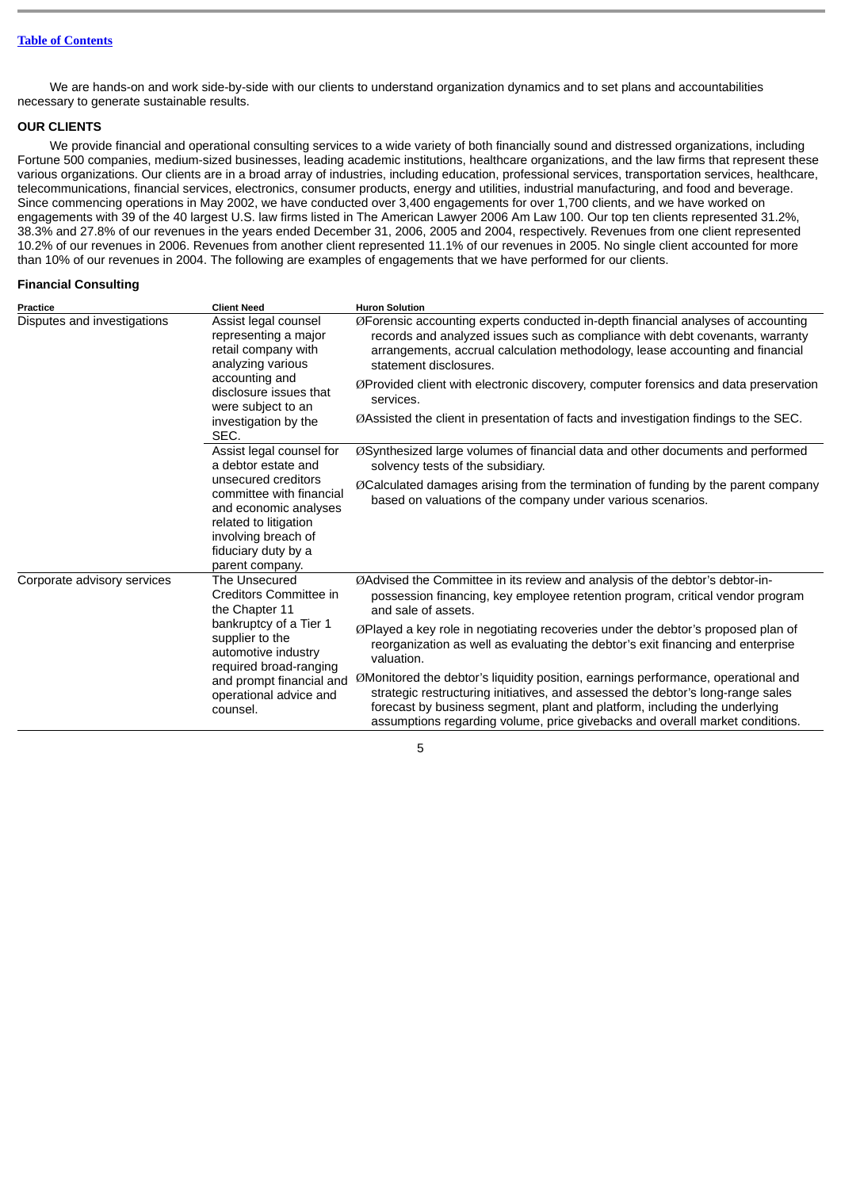We are hands-on and work side-by-side with our clients to understand organization dynamics and to set plans and accountabilities necessary to generate sustainable results.

**OUR CLIENTS**

We provide financial and operational consulting services to a wide variety of both financially sound and distressed organizations, including Fortune 500 companies, medium-sized businesses, leading academic institutions, healthcare organizations, and the law firms that represent these various organizations. Our clients are in a broad array of industries, including education, professional services, transportation services, healthcare, telecommunications, financial services, electronics, consumer products, energy and utilities, industrial manufacturing, and food and beverage. Since commencing operations in May 2002, we have conducted over 3,400 engagements for over 1,700 clients, and we have worked on engagements with 39 of the 40 largest U.S. law firms listed in The American Lawyer 2006 Am Law 100. Our top ten clients represented 31.2%, 38.3% and 27.8% of our revenues in the years ended December 31, 2006, 2005 and 2004, respectively. Revenues from one client represented 10.2% of our revenues in 2006. Revenues from another client represented 11.1% of our revenues in 2005. No single client accounted for more than 10% of our revenues in 2004. The following are examples of engagements that we have performed for our clients.

**Financial Consulting**

| Practice | Client Need | Huron Solution |
|---|---|---|
| Disputes and investigations | Assist legal counsel representing a major retail company with analyzing various accounting and disclosure issues that were subject to an investigation by the SEC. | ØForensic accounting experts conducted in-depth financial analyses of accounting records and analyzed issues such as compliance with debt covenants, warranty arrangements, accrual calculation methodology, lease accounting and financial statement disclosures.<br>ØProvided client with electronic discovery, computer forensics and data preservation services.<br>ØAssisted the client in presentation of facts and investigation findings to the SEC. |
| | Assist legal counsel for a debtor estate and unsecured creditors committee with financial and economic analyses related to litigation involving breach of fiduciary duty by a parent company. | ØSynthesized large volumes of financial data and other documents and performed solvency tests of the subsidiary.<br>ØCalculated damages arising from the termination of funding by the parent company based on valuations of the company under various scenarios. |
| Corporate advisory services | The Unsecured Creditors Committee in the Chapter 11 bankruptcy of a Tier 1 supplier to the automotive industry required broad-ranging and prompt financial and operational advice and counsel. | ØAdvised the Committee in its review and analysis of the debtor's debtor-in-possession financing, key employee retention program, critical vendor program and sale of assets.<br>ØPlayed a key role in negotiating recoveries under the debtor's proposed plan of reorganization as well as evaluating the debtor's exit financing and enterprise valuation.<br>ØMonitored the debtor's liquidity position, earnings performance, operational and strategic restructuring initiatives, and assessed the debtor's long-range sales forecast by business segment, plant and platform, including the underlying assumptions regarding volume, price givebacks and overall market conditions. |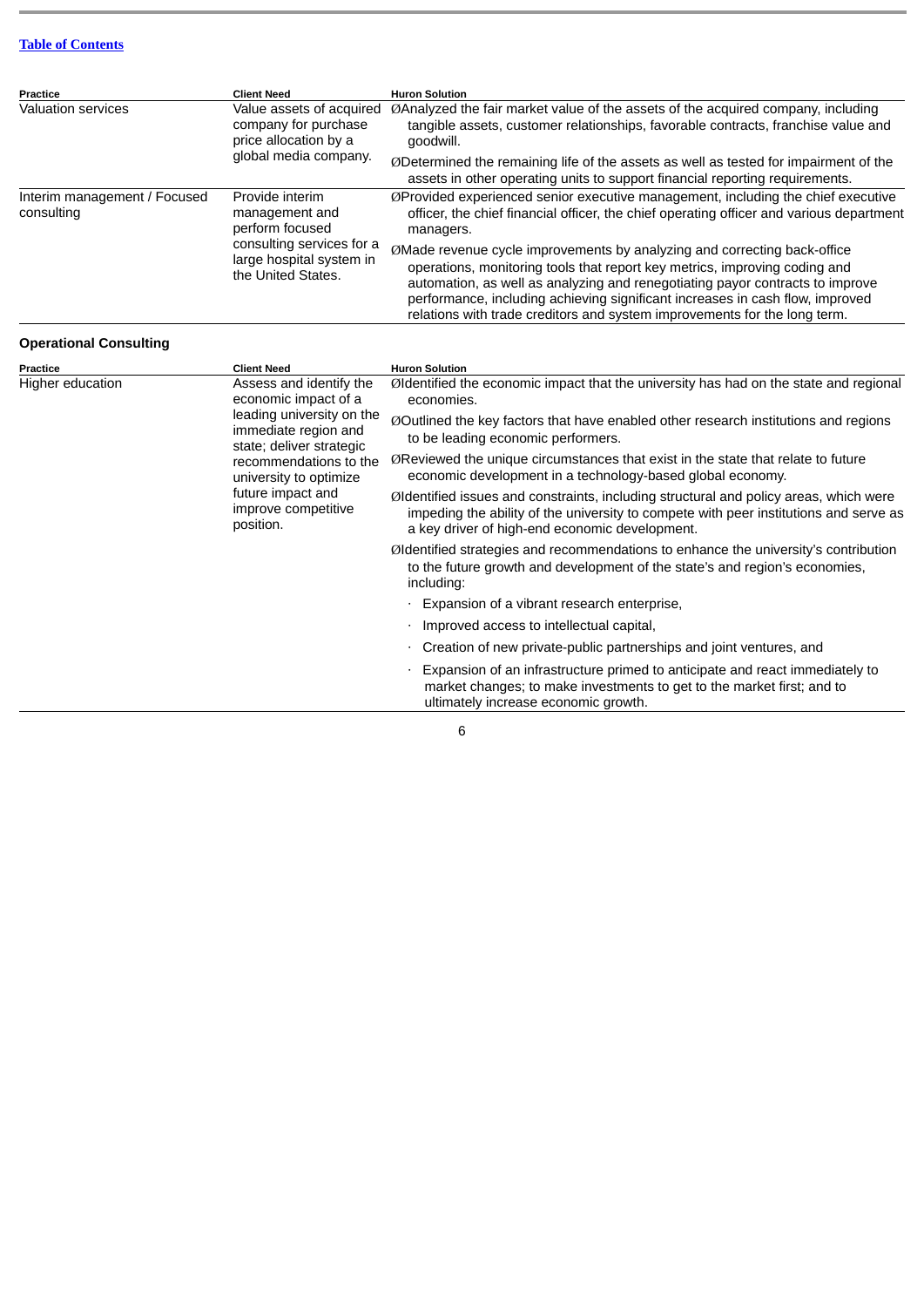Table of Contents

| Practice | Client Need | Huron Solution |
| --- | --- | --- |
| Valuation services | Value assets of acquired company for purchase price allocation by a global media company. | ØAnalyzed the fair market value of the assets of the acquired company, including tangible assets, customer relationships, favorable contracts, franchise value and goodwill.<br>ØDetermined the remaining life of the assets as well as tested for impairment of the assets in other operating units to support financial reporting requirements. |
| Interim management / Focused consulting | Provide interim management and perform focused consulting services for a large hospital system in the United States. | ØProvided experienced senior executive management, including the chief executive officer, the chief financial officer, the chief operating officer and various department managers.<br>ØMade revenue cycle improvements by analyzing and correcting back-office operations, monitoring tools that report key metrics, improving coding and automation, as well as analyzing and renegotiating payor contracts to improve performance, including achieving significant increases in cash flow, improved relations with trade creditors and system improvements for the long term. |

**Operational Consulting**

| Practice | Client Need | Huron Solution |
| --- | --- | --- |
| Higher education | Assess and identify the economic impact of a leading university on the immediate region and state; deliver strategic recommendations to the university to optimize future impact and improve competitive position. | ØIdentified the economic impact that the university has had on the state and regional economies.<br>ØOutlined the key factors that have enabled other research institutions and regions to be leading economic performers.<br>ØReviewed the unique circumstances that exist in the state that relate to future economic development in a technology-based global economy.<br>ØIdentified issues and constraints, including structural and policy areas, which were impeding the ability of the university to compete with peer institutions and serve as a key driver of high-end economic development.<br>ØIdentified strategies and recommendations to enhance the university's contribution to the future growth and development of the state's and region's economies, including:<br>· Expansion of a vibrant research enterprise,<br>· Improved access to intellectual capital,<br>· Creation of new private-public partnerships and joint ventures, and<br>· Expansion of an infrastructure primed to anticipate and react immediately to market changes; to make investments to get to the market first; and to ultimately increase economic growth. |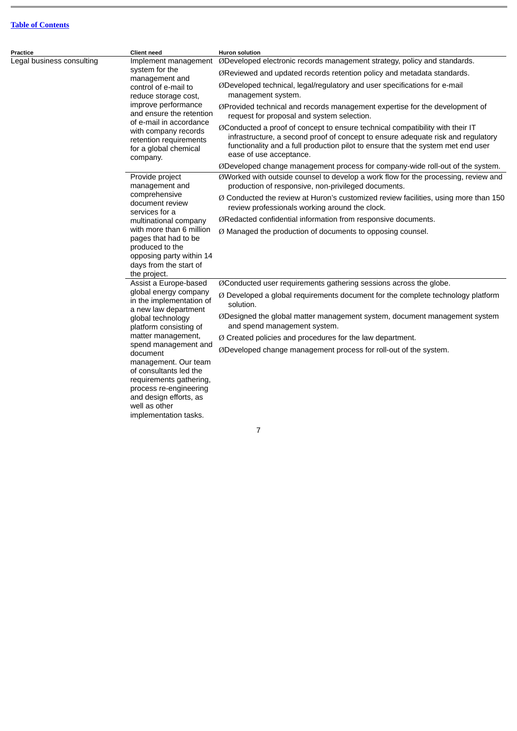[Table of Contents](#)

| Practice | Client need | Huron solution |
| --- | --- | --- |
| Legal business consulting | Implement management system for the management and control of e-mail to reduce storage cost, improve performance and ensure the retention of e-mail in accordance with company records retention requirements for a global chemical company. | ØDeveloped electronic records management strategy, policy and standards.<br>ØReviewed and updated records retention policy and metadata standards.<br>ØDeveloped technical, legal/regulatory and user specifications for e-mail management system.<br>ØProvided technical and records management expertise for the development of request for proposal and system selection.<br>ØConducted a proof of concept to ensure technical compatibility with their IT infrastructure, a second proof of concept to ensure adequate risk and regulatory functionality and a full production pilot to ensure that the system met end user ease of use acceptance.<br>ØDeveloped change management process for company-wide roll-out of the system. |
| | Provide project management and comprehensive document review services for a multinational company with more than 6 million pages that had to be produced to the opposing party within 14 days from the start of the project. | ØWorked with outside counsel to develop a work flow for the processing, review and production of responsive, non-privileged documents.<br>Ø Conducted the review at Huron's customized review facilities, using more than 150 review professionals working around the clock.<br>ØRedacted confidential information from responsive documents.<br>Ø Managed the production of documents to opposing counsel. |
| | Assist a Europe-based global energy company in the implementation of a new law department global technology platform consisting of matter management, spend management and document management. Our team of consultants led the requirements gathering, process re-engineering and design efforts, as well as other implementation tasks. | ØConducted user requirements gathering sessions across the globe.<br>Ø Developed a global requirements document for the complete technology platform solution.<br>ØDesigned the global matter management system, document management system and spend management system.<br>Ø Created policies and procedures for the law department.<br>ØDeveloped change management process for roll-out of the system. |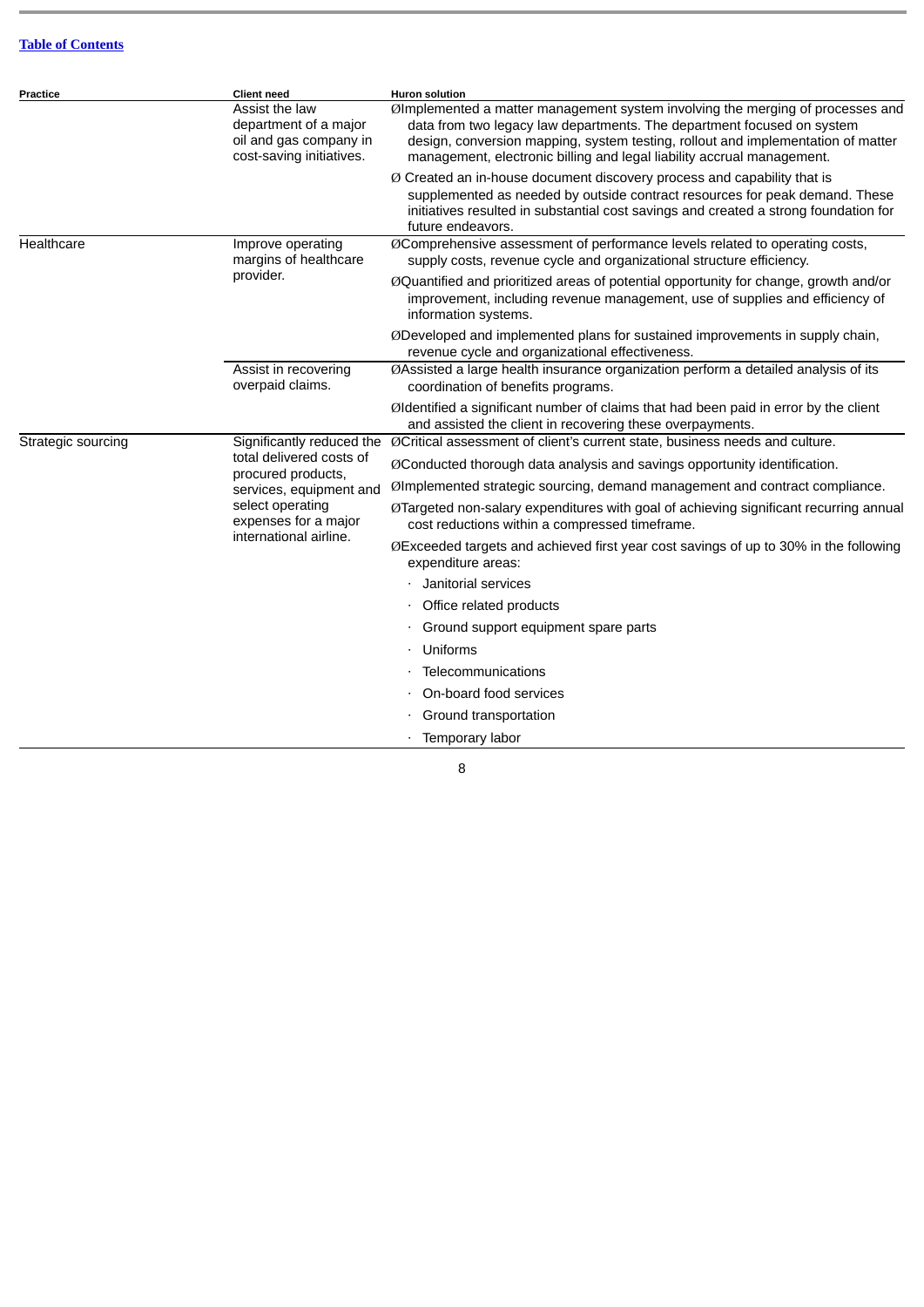[Table of Contents](#)

| Practice | Client need | Huron solution |
| --- | --- | --- |
| | Assist the law department of a major oil and gas company in cost-saving initiatives. | Ø Implemented a matter management system involving the merging of processes and data from two legacy law departments. The department focused on system design, conversion mapping, system testing, rollout and implementation of matter management, electronic billing and legal liability accrual management.<br><br>Ø Created an in-house document discovery process and capability that is supplemented as needed by outside contract resources for peak demand. These initiatives resulted in substantial cost savings and created a strong foundation for future endeavors. |
| Healthcare | Improve operating margins of healthcare provider. | Ø Comprehensive assessment of performance levels related to operating costs, supply costs, revenue cycle and organizational structure efficiency.<br><br>Ø Quantified and prioritized areas of potential opportunity for change, growth and/or improvement, including revenue management, use of supplies and efficiency of information systems.<br><br>Ø Developed and implemented plans for sustained improvements in supply chain, revenue cycle and organizational effectiveness. |
| | Assist in recovering overpaid claims. | Ø Assisted a large health insurance organization perform a detailed analysis of its coordination of benefits programs.<br><br>Ø Identified a significant number of claims that had been paid in error by the client and assisted the client in recovering these overpayments. |
| Strategic sourcing | Significantly reduced the total delivered costs of procured products, services, equipment and select operating expenses for a major international airline. | Ø Critical assessment of client's current state, business needs and culture.<br><br>Ø Conducted thorough data analysis and savings opportunity identification.<br><br>Ø Implemented strategic sourcing, demand management and contract compliance.<br><br>Ø Targeted non-salary expenditures with goal of achieving significant recurring annual cost reductions within a compressed timeframe.<br><br>Ø Exceeded targets and achieved first year cost savings of up to 30% in the following expenditure areas:<br>· Janitorial services<br>· Office related products<br>· Ground support equipment spare parts<br>· Uniforms<br>· Telecommunications<br>· On-board food services<br>· Ground transportation<br>· Temporary labor |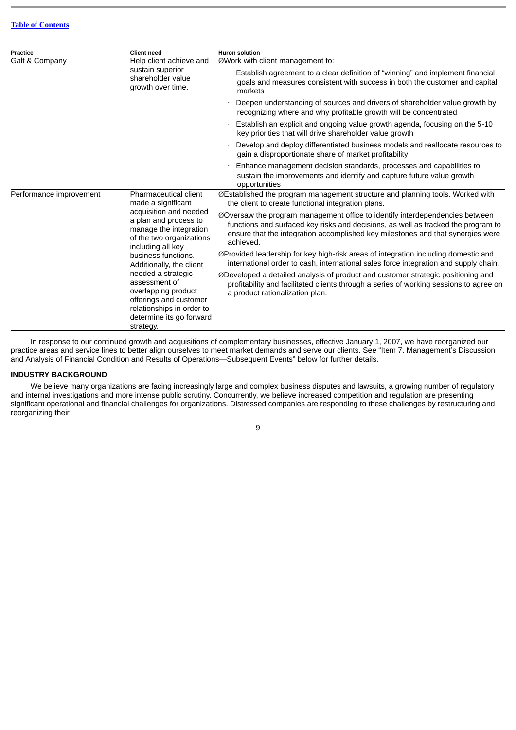| Practice | Client need | Huron solution |
| --- | --- | --- |
| Galt & Company | Help client achieve and sustain superior shareholder value growth over time. | Ø Work with client management to:<br>· Establish agreement to a clear definition of "winning" and implement financial goals and measures consistent with success in both the customer and capital markets<br>· Deepen understanding of sources and drivers of shareholder value growth by recognizing where and why profitable growth will be concentrated<br>· Establish an explicit and ongoing value growth agenda, focusing on the 5-10 key priorities that will drive shareholder value growth<br>· Develop and deploy differentiated business models and reallocate resources to gain a disproportionate share of market profitability<br>· Enhance management decision standards, processes and capabilities to sustain the improvements and identify and capture future value growth opportunities |
| Performance improvement | Pharmaceutical client made a significant acquisition and needed a plan and process to manage the integration of the two organizations including all key business functions. Additionally, the client needed a strategic assessment of overlapping product offerings and customer relationships in order to determine its go forward strategy. | Ø Established the program management structure and planning tools. Worked with the client to create functional integration plans.<br>Ø Oversaw the program management office to identify interdependencies between functions and surfaced key risks and decisions, as well as tracked the program to ensure that the integration accomplished key milestones and that synergies were achieved.<br>Ø Provided leadership for key high-risk areas of integration including domestic and international order to cash, international sales force integration and supply chain.<br>Ø Developed a detailed analysis of product and customer strategic positioning and profitability and facilitated clients through a series of working sessions to agree on a product rationalization plan. |

In response to our continued growth and acquisitions of complementary businesses, effective January 1, 2007, we have reorganized our practice areas and service lines to better align ourselves to meet market demands and serve our clients. See "Item 7. Management's Discussion and Analysis of Financial Condition and Results of Operations—Subsequent Events" below for further details.

## INDUSTRY BACKGROUND

We believe many organizations are facing increasingly large and complex business disputes and lawsuits, a growing number of regulatory and internal investigations and more intense public scrutiny. Concurrently, we believe increased competition and regulation are presenting significant operational and financial challenges for organizations. Distressed companies are responding to these challenges by restructuring and reorganizing their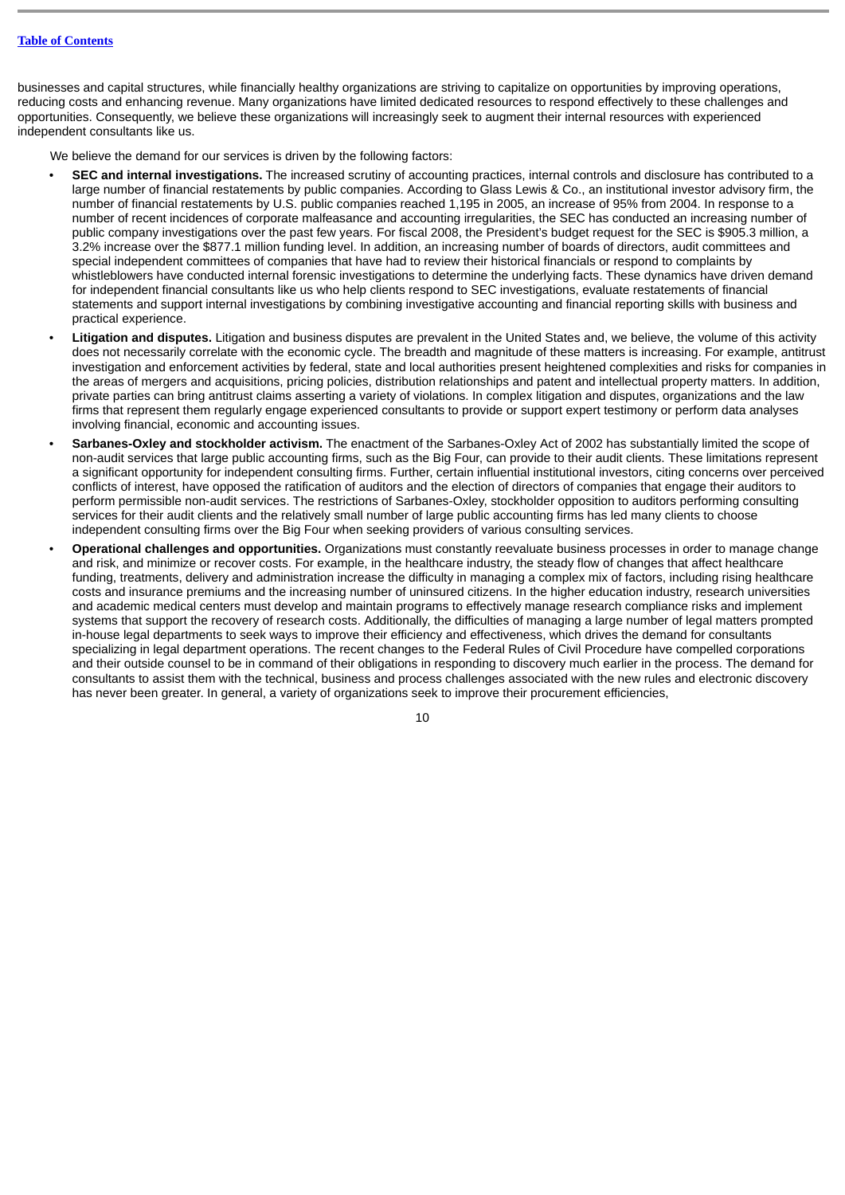businesses and capital structures, while financially healthy organizations are striving to capitalize on opportunities by improving operations, reducing costs and enhancing revenue. Many organizations have limited dedicated resources to respond effectively to these challenges and opportunities. Consequently, we believe these organizations will increasingly seek to augment their internal resources with experienced independent consultants like us.

We believe the demand for our services is driven by the following factors:

- **SEC and internal investigations.** The increased scrutiny of accounting practices, internal controls and disclosure has contributed to a large number of financial restatements by public companies. According to Glass Lewis & Co., an institutional investor advisory firm, the number of financial restatements by U.S. public companies reached 1,195 in 2005, an increase of 95% from 2004. In response to a number of recent incidences of corporate malfeasance and accounting irregularities, the SEC has conducted an increasing number of public company investigations over the past few years. For fiscal 2008, the President's budget request for the SEC is $905.3 million, a 3.2% increase over the $877.1 million funding level. In addition, an increasing number of boards of directors, audit committees and special independent committees of companies that have had to review their historical financials or respond to complaints by whistleblowers have conducted internal forensic investigations to determine the underlying facts. These dynamics have driven demand for independent financial consultants like us who help clients respond to SEC investigations, evaluate restatements of financial statements and support internal investigations by combining investigative accounting and financial reporting skills with business and practical experience.
- **Litigation and disputes.** Litigation and business disputes are prevalent in the United States and, we believe, the volume of this activity does not necessarily correlate with the economic cycle. The breadth and magnitude of these matters is increasing. For example, antitrust investigation and enforcement activities by federal, state and local authorities present heightened complexities and risks for companies in the areas of mergers and acquisitions, pricing policies, distribution relationships and patent and intellectual property matters. In addition, private parties can bring antitrust claims asserting a variety of violations. In complex litigation and disputes, organizations and the law firms that represent them regularly engage experienced consultants to provide or support expert testimony or perform data analyses involving financial, economic and accounting issues.
- **Sarbanes-Oxley and stockholder activism.** The enactment of the Sarbanes-Oxley Act of 2002 has substantially limited the scope of non-audit services that large public accounting firms, such as the Big Four, can provide to their audit clients. These limitations represent a significant opportunity for independent consulting firms. Further, certain influential institutional investors, citing concerns over perceived conflicts of interest, have opposed the ratification of auditors and the election of directors of companies that engage their auditors to perform permissible non-audit services. The restrictions of Sarbanes-Oxley, stockholder opposition to auditors performing consulting services for their audit clients and the relatively small number of large public accounting firms has led many clients to choose independent consulting firms over the Big Four when seeking providers of various consulting services.
- **Operational challenges and opportunities.** Organizations must constantly reevaluate business processes in order to manage change and risk, and minimize or recover costs. For example, in the healthcare industry, the steady flow of changes that affect healthcare funding, treatments, delivery and administration increase the difficulty in managing a complex mix of factors, including rising healthcare costs and insurance premiums and the increasing number of uninsured citizens. In the higher education industry, research universities and academic medical centers must develop and maintain programs to effectively manage research compliance risks and implement systems that support the recovery of research costs. Additionally, the difficulties of managing a large number of legal matters prompted in-house legal departments to seek ways to improve their efficiency and effectiveness, which drives the demand for consultants specializing in legal department operations. The recent changes to the Federal Rules of Civil Procedure have compelled corporations and their outside counsel to be in command of their obligations in responding to discovery much earlier in the process. The demand for consultants to assist them with the technical, business and process challenges associated with the new rules and electronic discovery has never been greater. In general, a variety of organizations seek to improve their procurement efficiencies,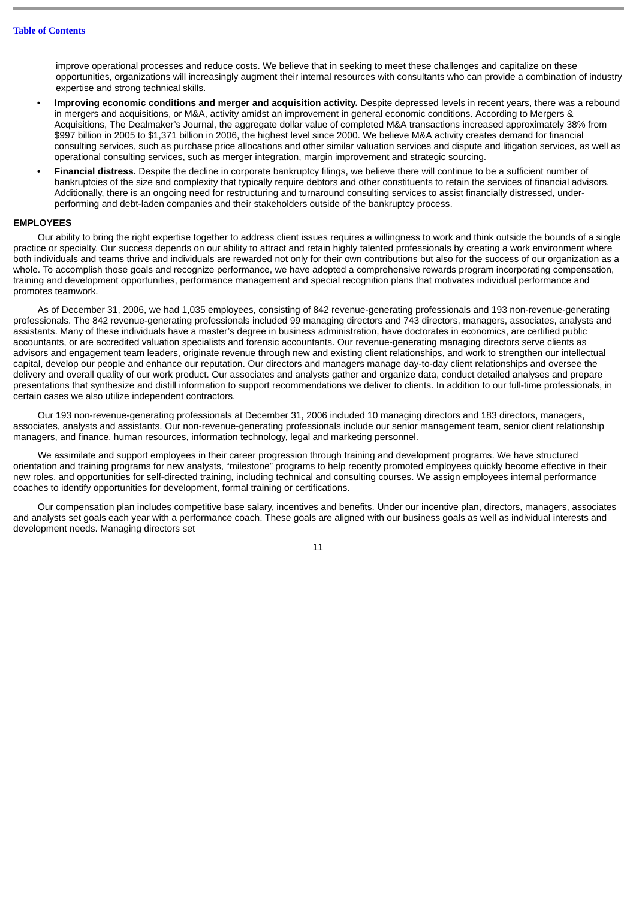improve operational processes and reduce costs. We believe that in seeking to meet these challenges and capitalize on these opportunities, organizations will increasingly augment their internal resources with consultants who can provide a combination of industry expertise and strong technical skills.

- **Improving economic conditions and merger and acquisition activity.** Despite depressed levels in recent years, there was a rebound in mergers and acquisitions, or M&A, activity amidst an improvement in general economic conditions. According to Mergers & Acquisitions, The Dealmaker's Journal, the aggregate dollar value of completed M&A transactions increased approximately 38% from $997 billion in 2005 to $1,371 billion in 2006, the highest level since 2000. We believe M&A activity creates demand for financial consulting services, such as purchase price allocations and other similar valuation services and dispute and litigation services, as well as operational consulting services, such as merger integration, margin improvement and strategic sourcing.
- **Financial distress.** Despite the decline in corporate bankruptcy filings, we believe there will continue to be a sufficient number of bankruptcies of the size and complexity that typically require debtors and other constituents to retain the services of financial advisors. Additionally, there is an ongoing need for restructuring and turnaround consulting services to assist financially distressed, under-performing and debt-laden companies and their stakeholders outside of the bankruptcy process.

## EMPLOYEES

Our ability to bring the right expertise together to address client issues requires a willingness to work and think outside the bounds of a single practice or specialty. Our success depends on our ability to attract and retain highly talented professionals by creating a work environment where both individuals and teams thrive and individuals are rewarded not only for their own contributions but also for the success of our organization as a whole. To accomplish those goals and recognize performance, we have adopted a comprehensive rewards program incorporating compensation, training and development opportunities, performance management and special recognition plans that motivates individual performance and promotes teamwork.

As of December 31, 2006, we had 1,035 employees, consisting of 842 revenue-generating professionals and 193 non-revenue-generating professionals. The 842 revenue-generating professionals included 99 managing directors and 743 directors, managers, associates, analysts and assistants. Many of these individuals have a master's degree in business administration, have doctorates in economics, are certified public accountants, or are accredited valuation specialists and forensic accountants. Our revenue-generating managing directors serve clients as advisors and engagement team leaders, originate revenue through new and existing client relationships, and work to strengthen our intellectual capital, develop our people and enhance our reputation. Our directors and managers manage day-to-day client relationships and oversee the delivery and overall quality of our work product. Our associates and analysts gather and organize data, conduct detailed analyses and prepare presentations that synthesize and distill information to support recommendations we deliver to clients. In addition to our full-time professionals, in certain cases we also utilize independent contractors.

Our 193 non-revenue-generating professionals at December 31, 2006 included 10 managing directors and 183 directors, managers, associates, analysts and assistants. Our non-revenue-generating professionals include our senior management team, senior client relationship managers, and finance, human resources, information technology, legal and marketing personnel.

We assimilate and support employees in their career progression through training and development programs. We have structured orientation and training programs for new analysts, "milestone" programs to help recently promoted employees quickly become effective in their new roles, and opportunities for self-directed training, including technical and consulting courses. We assign employees internal performance coaches to identify opportunities for development, formal training or certifications.

Our compensation plan includes competitive base salary, incentives and benefits. Under our incentive plan, directors, managers, associates and analysts set goals each year with a performance coach. These goals are aligned with our business goals as well as individual interests and development needs. Managing directors set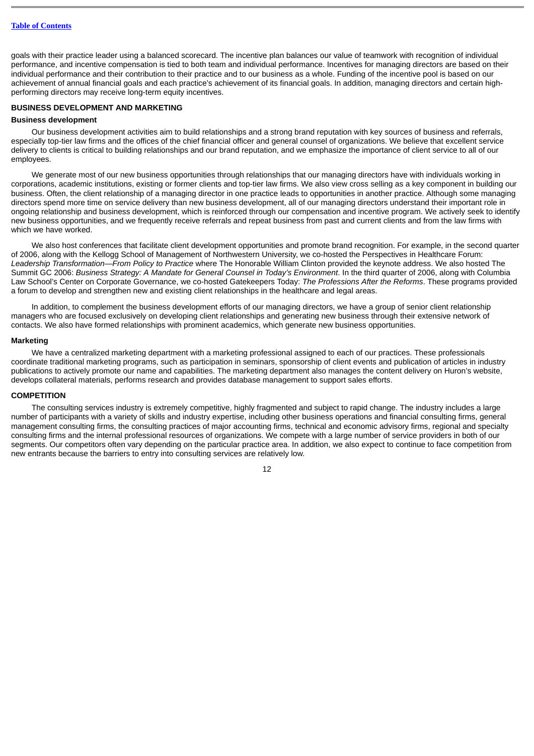goals with their practice leader using a balanced scorecard. The incentive plan balances our value of teamwork with recognition of individual performance, and incentive compensation is tied to both team and individual performance. Incentives for managing directors are based on their individual performance and their contribution to their practice and to our business as a whole. Funding of the incentive pool is based on our achievement of annual financial goals and each practice's achievement of its financial goals. In addition, managing directors and certain high-performing directors may receive long-term equity incentives.

## BUSINESS DEVELOPMENT AND MARKETING

### Business development

Our business development activities aim to build relationships and a strong brand reputation with key sources of business and referrals, especially top-tier law firms and the offices of the chief financial officer and general counsel of organizations. We believe that excellent service delivery to clients is critical to building relationships and our brand reputation, and we emphasize the importance of client service to all of our employees.

We generate most of our new business opportunities through relationships that our managing directors have with individuals working in corporations, academic institutions, existing or former clients and top-tier law firms. We also view cross selling as a key component in building our business. Often, the client relationship of a managing director in one practice leads to opportunities in another practice. Although some managing directors spend more time on service delivery than new business development, all of our managing directors understand their important role in ongoing relationship and business development, which is reinforced through our compensation and incentive program. We actively seek to identify new business opportunities, and we frequently receive referrals and repeat business from past and current clients and from the law firms with which we have worked.

We also host conferences that facilitate client development opportunities and promote brand recognition. For example, in the second quarter of 2006, along with the Kellogg School of Management of Northwestern University, we co-hosted the Perspectives in Healthcare Forum: *Leadership Transformation—From Policy to Practice* where The Honorable William Clinton provided the keynote address. We also hosted The Summit GC 2006: *Business Strategy: A Mandate for General Counsel in Today's Environment*. In the third quarter of 2006, along with Columbia Law School's Center on Corporate Governance, we co-hosted Gatekeepers Today: *The Professions After the Reforms*. These programs provided a forum to develop and strengthen new and existing client relationships in the healthcare and legal areas.

In addition, to complement the business development efforts of our managing directors, we have a group of senior client relationship managers who are focused exclusively on developing client relationships and generating new business through their extensive network of contacts. We also have formed relationships with prominent academics, which generate new business opportunities.

### Marketing

We have a centralized marketing department with a marketing professional assigned to each of our practices. These professionals coordinate traditional marketing programs, such as participation in seminars, sponsorship of client events and publication of articles in industry publications to actively promote our name and capabilities. The marketing department also manages the content delivery on Huron's website, develops collateral materials, performs research and provides database management to support sales efforts.

## COMPETITION

The consulting services industry is extremely competitive, highly fragmented and subject to rapid change. The industry includes a large number of participants with a variety of skills and industry expertise, including other business operations and financial consulting firms, general management consulting firms, the consulting practices of major accounting firms, technical and economic advisory firms, regional and specialty consulting firms and the internal professional resources of organizations. We compete with a large number of service providers in both of our segments. Our competitors often vary depending on the particular practice area. In addition, we also expect to continue to face competition from new entrants because the barriers to entry into consulting services are relatively low.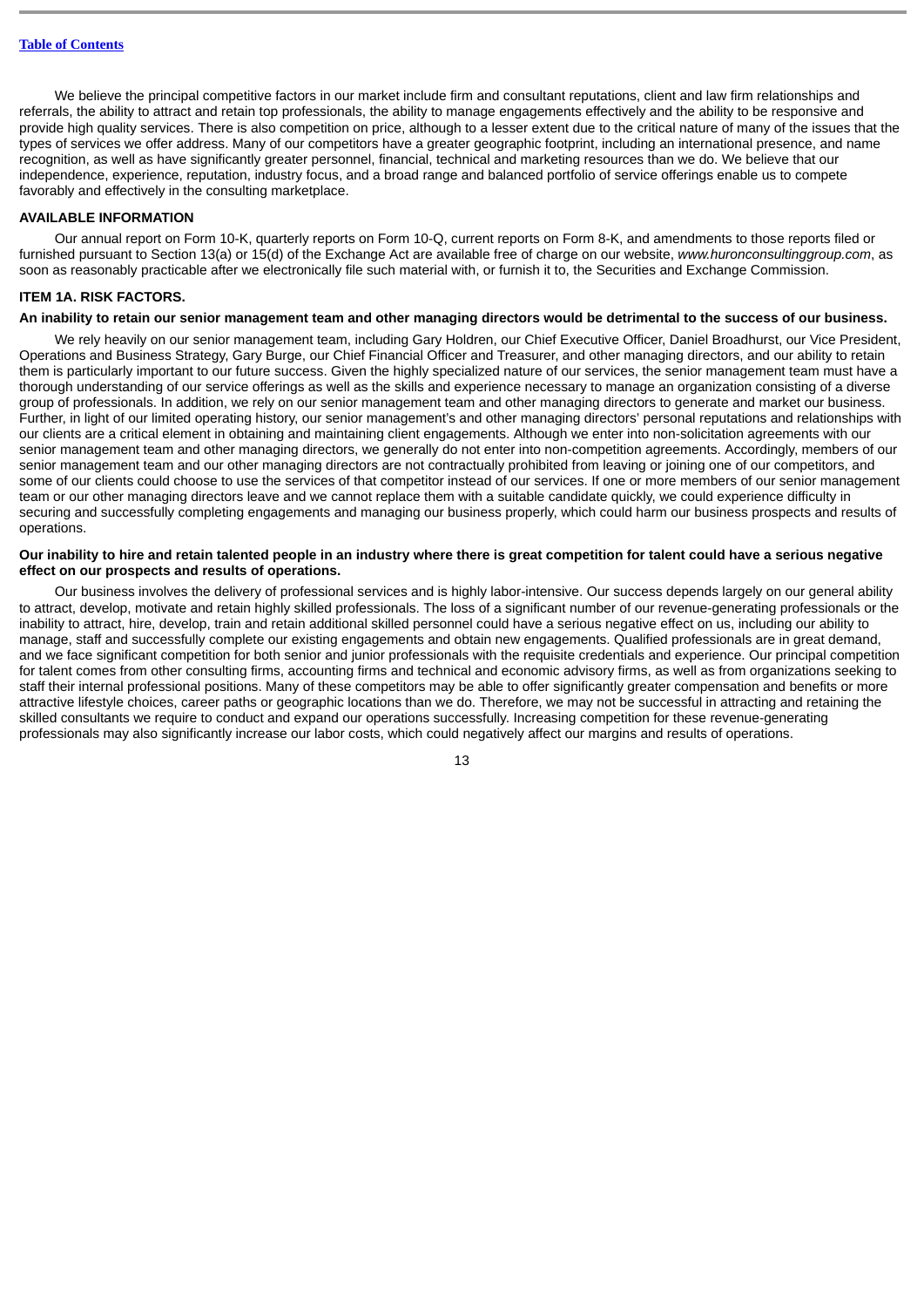We believe the principal competitive factors in our market include firm and consultant reputations, client and law firm relationships and referrals, the ability to attract and retain top professionals, the ability to manage engagements effectively and the ability to be responsive and provide high quality services. There is also competition on price, although to a lesser extent due to the critical nature of many of the issues that the types of services we offer address. Many of our competitors have a greater geographic footprint, including an international presence, and name recognition, as well as have significantly greater personnel, financial, technical and marketing resources than we do. We believe that our independence, experience, reputation, industry focus, and a broad range and balanced portfolio of service offerings enable us to compete favorably and effectively in the consulting marketplace.

## AVAILABLE INFORMATION

Our annual report on Form 10-K, quarterly reports on Form 10-Q, current reports on Form 8-K, and amendments to those reports filed or furnished pursuant to Section 13(a) or 15(d) of the Exchange Act are available free of charge on our website, *www.huronconsultinggroup.com*, as soon as reasonably practicable after we electronically file such material with, or furnish it to, the Securities and Exchange Commission.

## ITEM 1A. RISK FACTORS.

**An inability to retain our senior management team and other managing directors would be detrimental to the success of our business.**

We rely heavily on our senior management team, including Gary Holdren, our Chief Executive Officer, Daniel Broadhurst, our Vice President, Operations and Business Strategy, Gary Burge, our Chief Financial Officer and Treasurer, and other managing directors, and our ability to retain them is particularly important to our future success. Given the highly specialized nature of our services, the senior management team must have a thorough understanding of our service offerings as well as the skills and experience necessary to manage an organization consisting of a diverse group of professionals. In addition, we rely on our senior management team and other managing directors to generate and market our business. Further, in light of our limited operating history, our senior management's and other managing directors' personal reputations and relationships with our clients are a critical element in obtaining and maintaining client engagements. Although we enter into non-solicitation agreements with our senior management team and other managing directors, we generally do not enter into non-competition agreements. Accordingly, members of our senior management team and our other managing directors are not contractually prohibited from leaving or joining one of our competitors, and some of our clients could choose to use the services of that competitor instead of our services. If one or more members of our senior management team or our other managing directors leave and we cannot replace them with a suitable candidate quickly, we could experience difficulty in securing and successfully completing engagements and managing our business properly, which could harm our business prospects and results of operations.

**Our inability to hire and retain talented people in an industry where there is great competition for talent could have a serious negative effect on our prospects and results of operations.**

Our business involves the delivery of professional services and is highly labor-intensive. Our success depends largely on our general ability to attract, develop, motivate and retain highly skilled professionals. The loss of a significant number of our revenue-generating professionals or the inability to attract, hire, develop, train and retain additional skilled personnel could have a serious negative effect on us, including our ability to manage, staff and successfully complete our existing engagements and obtain new engagements. Qualified professionals are in great demand, and we face significant competition for both senior and junior professionals with the requisite credentials and experience. Our principal competition for talent comes from other consulting firms, accounting firms and technical and economic advisory firms, as well as from organizations seeking to staff their internal professional positions. Many of these competitors may be able to offer significantly greater compensation and benefits or more attractive lifestyle choices, career paths or geographic locations than we do. Therefore, we may not be successful in attracting and retaining the skilled consultants we require to conduct and expand our operations successfully. Increasing competition for these revenue-generating professionals may also significantly increase our labor costs, which could negatively affect our margins and results of operations.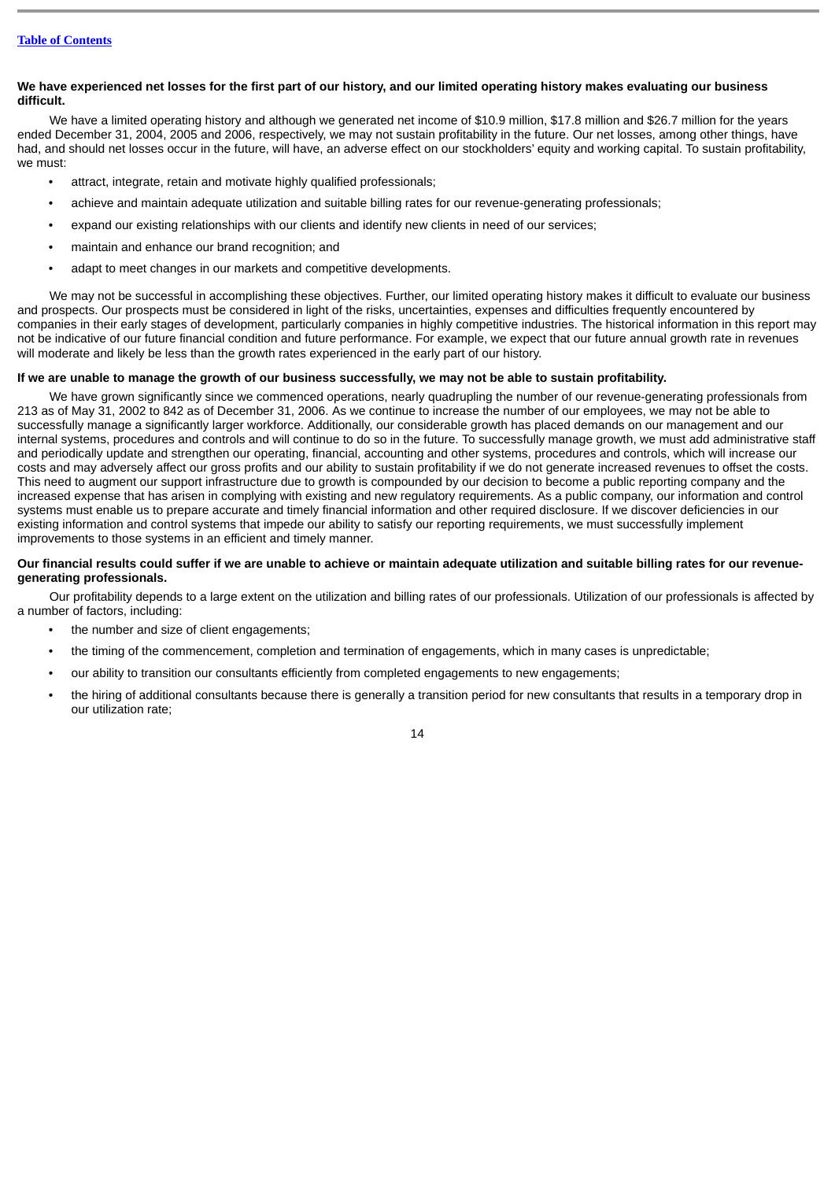**We have experienced net losses for the first part of our history, and our limited operating history makes evaluating our business difficult.**

We have a limited operating history and although we generated net income of $10.9 million, $17.8 million and $26.7 million for the years ended December 31, 2004, 2005 and 2006, respectively, we may not sustain profitability in the future. Our net losses, among other things, have had, and should net losses occur in the future, will have, an adverse effect on our stockholders' equity and working capital. To sustain profitability, we must:

- attract, integrate, retain and motivate highly qualified professionals;
- achieve and maintain adequate utilization and suitable billing rates for our revenue-generating professionals;
- expand our existing relationships with our clients and identify new clients in need of our services;
- maintain and enhance our brand recognition; and
- adapt to meet changes in our markets and competitive developments.

We may not be successful in accomplishing these objectives. Further, our limited operating history makes it difficult to evaluate our business and prospects. Our prospects must be considered in light of the risks, uncertainties, expenses and difficulties frequently encountered by companies in their early stages of development, particularly companies in highly competitive industries. The historical information in this report may not be indicative of our future financial condition and future performance. For example, we expect that our future annual growth rate in revenues will moderate and likely be less than the growth rates experienced in the early part of our history.

**If we are unable to manage the growth of our business successfully, we may not be able to sustain profitability.**

We have grown significantly since we commenced operations, nearly quadrupling the number of our revenue-generating professionals from 213 as of May 31, 2002 to 842 as of December 31, 2006. As we continue to increase the number of our employees, we may not be able to successfully manage a significantly larger workforce. Additionally, our considerable growth has placed demands on our management and our internal systems, procedures and controls and will continue to do so in the future. To successfully manage growth, we must add administrative staff and periodically update and strengthen our operating, financial, accounting and other systems, procedures and controls, which will increase our costs and may adversely affect our gross profits and our ability to sustain profitability if we do not generate increased revenues to offset the costs. This need to augment our support infrastructure due to growth is compounded by our decision to become a public reporting company and the increased expense that has arisen in complying with existing and new regulatory requirements. As a public company, our information and control systems must enable us to prepare accurate and timely financial information and other required disclosure. If we discover deficiencies in our existing information and control systems that impede our ability to satisfy our reporting requirements, we must successfully implement improvements to those systems in an efficient and timely manner.

**Our financial results could suffer if we are unable to achieve or maintain adequate utilization and suitable billing rates for our revenue-generating professionals.**

Our profitability depends to a large extent on the utilization and billing rates of our professionals. Utilization of our professionals is affected by a number of factors, including:

- the number and size of client engagements;
- the timing of the commencement, completion and termination of engagements, which in many cases is unpredictable;
- our ability to transition our consultants efficiently from completed engagements to new engagements;
- the hiring of additional consultants because there is generally a transition period for new consultants that results in a temporary drop in our utilization rate;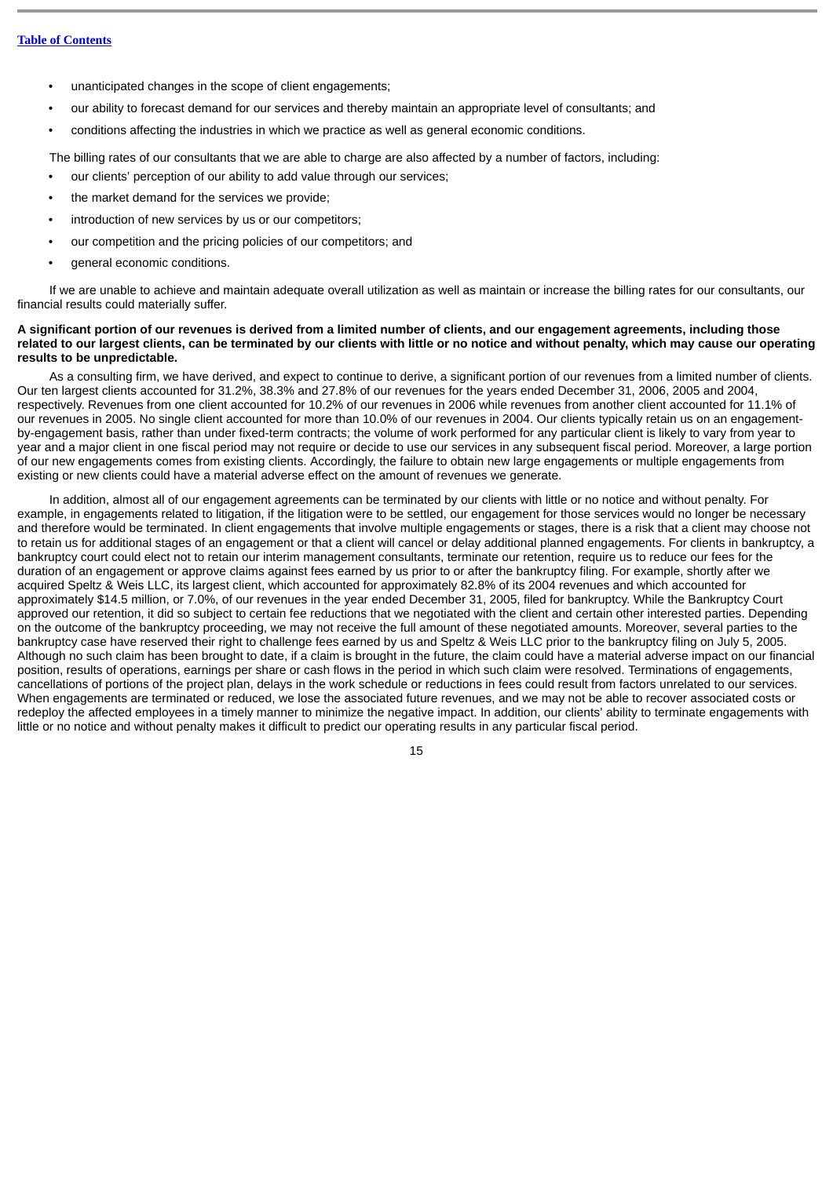- unanticipated changes in the scope of client engagements;
- our ability to forecast demand for our services and thereby maintain an appropriate level of consultants; and
- conditions affecting the industries in which we practice as well as general economic conditions.

The billing rates of our consultants that we are able to charge are also affected by a number of factors, including:

- our clients' perception of our ability to add value through our services;
- the market demand for the services we provide;
- introduction of new services by us or our competitors;
- our competition and the pricing policies of our competitors; and
- general economic conditions.

If we are unable to achieve and maintain adequate overall utilization as well as maintain or increase the billing rates for our consultants, our financial results could materially suffer.

**A significant portion of our revenues is derived from a limited number of clients, and our engagement agreements, including those related to our largest clients, can be terminated by our clients with little or no notice and without penalty, which may cause our operating results to be unpredictable.**

As a consulting firm, we have derived, and expect to continue to derive, a significant portion of our revenues from a limited number of clients. Our ten largest clients accounted for 31.2%, 38.3% and 27.8% of our revenues for the years ended December 31, 2006, 2005 and 2004, respectively. Revenues from one client accounted for 10.2% of our revenues in 2006 while revenues from another client accounted for 11.1% of our revenues in 2005. No single client accounted for more than 10.0% of our revenues in 2004. Our clients typically retain us on an engagement-by-engagement basis, rather than under fixed-term contracts; the volume of work performed for any particular client is likely to vary from year to year and a major client in one fiscal period may not require or decide to use our services in any subsequent fiscal period. Moreover, a large portion of our new engagements comes from existing clients. Accordingly, the failure to obtain new large engagements or multiple engagements from existing or new clients could have a material adverse effect on the amount of revenues we generate.

In addition, almost all of our engagement agreements can be terminated by our clients with little or no notice and without penalty. For example, in engagements related to litigation, if the litigation were to be settled, our engagement for those services would no longer be necessary and therefore would be terminated. In client engagements that involve multiple engagements or stages, there is a risk that a client may choose not to retain us for additional stages of an engagement or that a client will cancel or delay additional planned engagements. For clients in bankruptcy, a bankruptcy court could elect not to retain our interim management consultants, terminate our retention, require us to reduce our fees for the duration of an engagement or approve claims against fees earned by us prior to or after the bankruptcy filing. For example, shortly after we acquired Speltz & Weis LLC, its largest client, which accounted for approximately 82.8% of its 2004 revenues and which accounted for approximately $14.5 million, or 7.0%, of our revenues in the year ended December 31, 2005, filed for bankruptcy. While the Bankruptcy Court approved our retention, it did so subject to certain fee reductions that we negotiated with the client and certain other interested parties. Depending on the outcome of the bankruptcy proceeding, we may not receive the full amount of these negotiated amounts. Moreover, several parties to the bankruptcy case have reserved their right to challenge fees earned by us and Speltz & Weis LLC prior to the bankruptcy filing on July 5, 2005. Although no such claim has been brought to date, if a claim is brought in the future, the claim could have a material adverse impact on our financial position, results of operations, earnings per share or cash flows in the period in which such claim were resolved. Terminations of engagements, cancellations of portions of the project plan, delays in the work schedule or reductions in fees could result from factors unrelated to our services. When engagements are terminated or reduced, we lose the associated future revenues, and we may not be able to recover associated costs or redeploy the affected employees in a timely manner to minimize the negative impact. In addition, our clients' ability to terminate engagements with little or no notice and without penalty makes it difficult to predict our operating results in any particular fiscal period.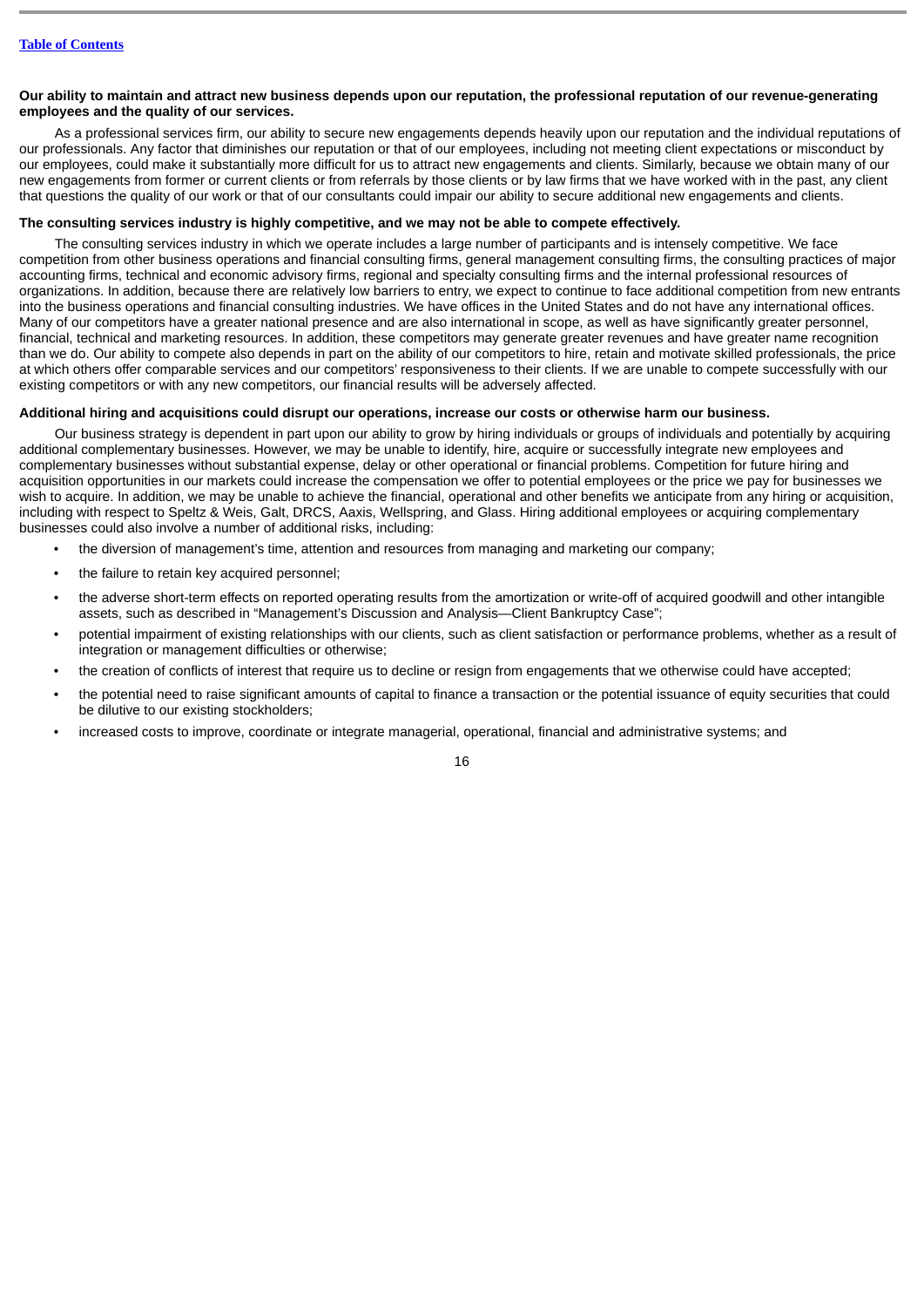**Our ability to maintain and attract new business depends upon our reputation, the professional reputation of our revenue-generating employees and the quality of our services.**

As a professional services firm, our ability to secure new engagements depends heavily upon our reputation and the individual reputations of our professionals. Any factor that diminishes our reputation or that of our employees, including not meeting client expectations or misconduct by our employees, could make it substantially more difficult for us to attract new engagements and clients. Similarly, because we obtain many of our new engagements from former or current clients or from referrals by those clients or by law firms that we have worked with in the past, any client that questions the quality of our work or that of our consultants could impair our ability to secure additional new engagements and clients.

**The consulting services industry is highly competitive, and we may not be able to compete effectively.**

The consulting services industry in which we operate includes a large number of participants and is intensely competitive. We face competition from other business operations and financial consulting firms, general management consulting firms, the consulting practices of major accounting firms, technical and economic advisory firms, regional and specialty consulting firms and the internal professional resources of organizations. In addition, because there are relatively low barriers to entry, we expect to continue to face additional competition from new entrants into the business operations and financial consulting industries. We have offices in the United States and do not have any international offices. Many of our competitors have a greater national presence and are also international in scope, as well as have significantly greater personnel, financial, technical and marketing resources. In addition, these competitors may generate greater revenues and have greater name recognition than we do. Our ability to compete also depends in part on the ability of our competitors to hire, retain and motivate skilled professionals, the price at which others offer comparable services and our competitors' responsiveness to their clients. If we are unable to compete successfully with our existing competitors or with any new competitors, our financial results will be adversely affected.

**Additional hiring and acquisitions could disrupt our operations, increase our costs or otherwise harm our business.**

Our business strategy is dependent in part upon our ability to grow by hiring individuals or groups of individuals and potentially by acquiring additional complementary businesses. However, we may be unable to identify, hire, acquire or successfully integrate new employees and complementary businesses without substantial expense, delay or other operational or financial problems. Competition for future hiring and acquisition opportunities in our markets could increase the compensation we offer to potential employees or the price we pay for businesses we wish to acquire. In addition, we may be unable to achieve the financial, operational and other benefits we anticipate from any hiring or acquisition, including with respect to Speltz & Weis, Galt, DRCS, Aaxis, Wellspring, and Glass. Hiring additional employees or acquiring complementary businesses could also involve a number of additional risks, including:

- the diversion of management's time, attention and resources from managing and marketing our company;
- the failure to retain key acquired personnel;
- the adverse short-term effects on reported operating results from the amortization or write-off of acquired goodwill and other intangible assets, such as described in "Management's Discussion and Analysis—Client Bankruptcy Case";
- potential impairment of existing relationships with our clients, such as client satisfaction or performance problems, whether as a result of integration or management difficulties or otherwise;
- the creation of conflicts of interest that require us to decline or resign from engagements that we otherwise could have accepted;
- the potential need to raise significant amounts of capital to finance a transaction or the potential issuance of equity securities that could be dilutive to our existing stockholders;
- increased costs to improve, coordinate or integrate managerial, operational, financial and administrative systems; and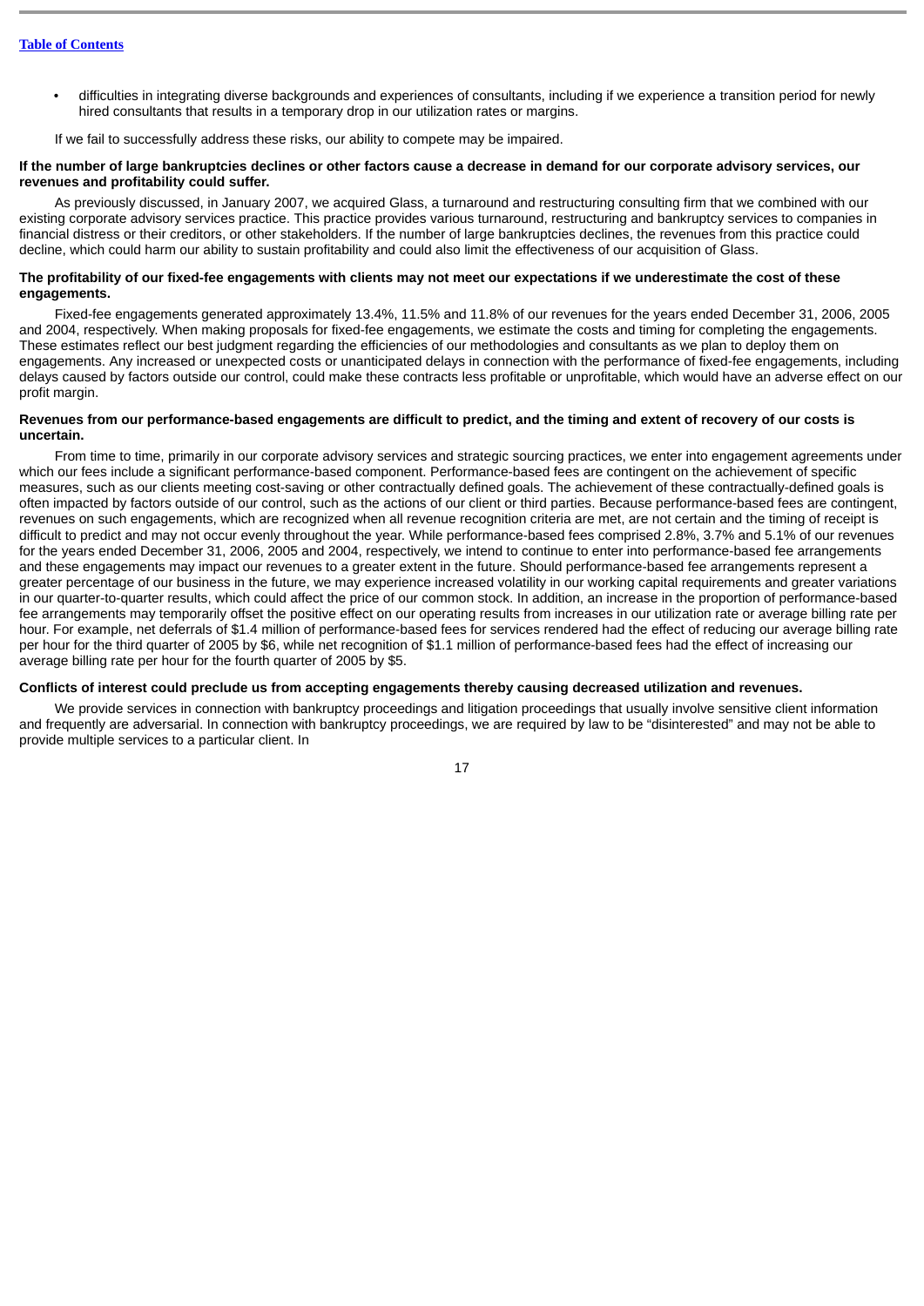- difficulties in integrating diverse backgrounds and experiences of consultants, including if we experience a transition period for newly hired consultants that results in a temporary drop in our utilization rates or margins.

If we fail to successfully address these risks, our ability to compete may be impaired.

**If the number of large bankruptcies declines or other factors cause a decrease in demand for our corporate advisory services, our revenues and profitability could suffer.**

As previously discussed, in January 2007, we acquired Glass, a turnaround and restructuring consulting firm that we combined with our existing corporate advisory services practice. This practice provides various turnaround, restructuring and bankruptcy services to companies in financial distress or their creditors, or other stakeholders. If the number of large bankruptcies declines, the revenues from this practice could decline, which could harm our ability to sustain profitability and could also limit the effectiveness of our acquisition of Glass.

**The profitability of our fixed-fee engagements with clients may not meet our expectations if we underestimate the cost of these engagements.**

Fixed-fee engagements generated approximately 13.4%, 11.5% and 11.8% of our revenues for the years ended December 31, 2006, 2005 and 2004, respectively. When making proposals for fixed-fee engagements, we estimate the costs and timing for completing the engagements. These estimates reflect our best judgment regarding the efficiencies of our methodologies and consultants as we plan to deploy them on engagements. Any increased or unexpected costs or unanticipated delays in connection with the performance of fixed-fee engagements, including delays caused by factors outside our control, could make these contracts less profitable or unprofitable, which would have an adverse effect on our profit margin.

**Revenues from our performance-based engagements are difficult to predict, and the timing and extent of recovery of our costs is uncertain.**

From time to time, primarily in our corporate advisory services and strategic sourcing practices, we enter into engagement agreements under which our fees include a significant performance-based component. Performance-based fees are contingent on the achievement of specific measures, such as our clients meeting cost-saving or other contractually defined goals. The achievement of these contractually-defined goals is often impacted by factors outside of our control, such as the actions of our client or third parties. Because performance-based fees are contingent, revenues on such engagements, which are recognized when all revenue recognition criteria are met, are not certain and the timing of receipt is difficult to predict and may not occur evenly throughout the year. While performance-based fees comprised 2.8%, 3.7% and 5.1% of our revenues for the years ended December 31, 2006, 2005 and 2004, respectively, we intend to continue to enter into performance-based fee arrangements and these engagements may impact our revenues to a greater extent in the future. Should performance-based fee arrangements represent a greater percentage of our business in the future, we may experience increased volatility in our working capital requirements and greater variations in our quarter-to-quarter results, which could affect the price of our common stock. In addition, an increase in the proportion of performance-based fee arrangements may temporarily offset the positive effect on our operating results from increases in our utilization rate or average billing rate per hour. For example, net deferrals of $1.4 million of performance-based fees for services rendered had the effect of reducing our average billing rate per hour for the third quarter of 2005 by $6, while net recognition of $1.1 million of performance-based fees had the effect of increasing our average billing rate per hour for the fourth quarter of 2005 by $5.

**Conflicts of interest could preclude us from accepting engagements thereby causing decreased utilization and revenues.**

We provide services in connection with bankruptcy proceedings and litigation proceedings that usually involve sensitive client information and frequently are adversarial. In connection with bankruptcy proceedings, we are required by law to be "disinterested" and may not be able to provide multiple services to a particular client. In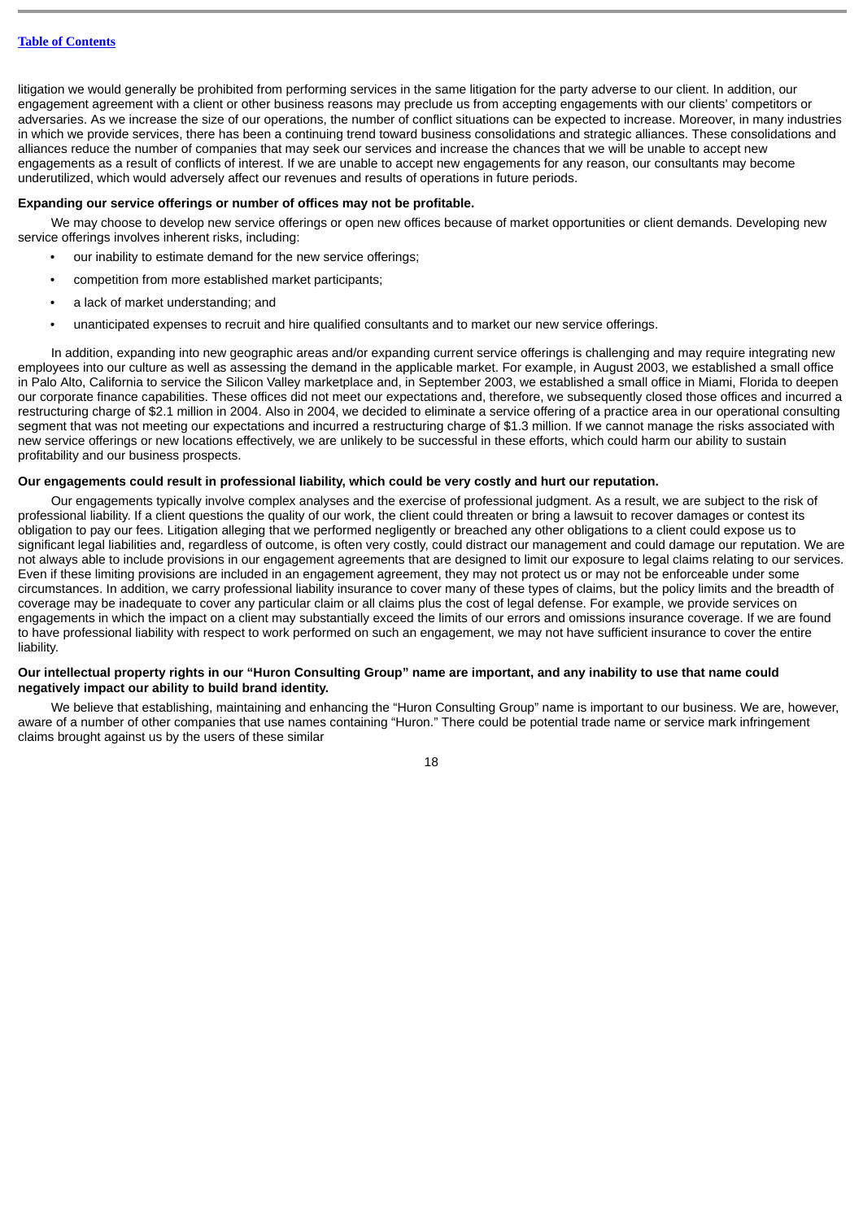litigation we would generally be prohibited from performing services in the same litigation for the party adverse to our client. In addition, our engagement agreement with a client or other business reasons may preclude us from accepting engagements with our clients' competitors or adversaries. As we increase the size of our operations, the number of conflict situations can be expected to increase. Moreover, in many industries in which we provide services, there has been a continuing trend toward business consolidations and strategic alliances. These consolidations and alliances reduce the number of companies that may seek our services and increase the chances that we will be unable to accept new engagements as a result of conflicts of interest. If we are unable to accept new engagements for any reason, our consultants may become underutilized, which would adversely affect our revenues and results of operations in future periods.

**Expanding our service offerings or number of offices may not be profitable.**

We may choose to develop new service offerings or open new offices because of market opportunities or client demands. Developing new service offerings involves inherent risks, including:

- our inability to estimate demand for the new service offerings;
- competition from more established market participants;
- a lack of market understanding; and
- unanticipated expenses to recruit and hire qualified consultants and to market our new service offerings.

In addition, expanding into new geographic areas and/or expanding current service offerings is challenging and may require integrating new employees into our culture as well as assessing the demand in the applicable market. For example, in August 2003, we established a small office in Palo Alto, California to service the Silicon Valley marketplace and, in September 2003, we established a small office in Miami, Florida to deepen our corporate finance capabilities. These offices did not meet our expectations and, therefore, we subsequently closed those offices and incurred a restructuring charge of $2.1 million in 2004. Also in 2004, we decided to eliminate a service offering of a practice area in our operational consulting segment that was not meeting our expectations and incurred a restructuring charge of $1.3 million. If we cannot manage the risks associated with new service offerings or new locations effectively, we are unlikely to be successful in these efforts, which could harm our ability to sustain profitability and our business prospects.

**Our engagements could result in professional liability, which could be very costly and hurt our reputation.**

Our engagements typically involve complex analyses and the exercise of professional judgment. As a result, we are subject to the risk of professional liability. If a client questions the quality of our work, the client could threaten or bring a lawsuit to recover damages or contest its obligation to pay our fees. Litigation alleging that we performed negligently or breached any other obligations to a client could expose us to significant legal liabilities and, regardless of outcome, is often very costly, could distract our management and could damage our reputation. We are not always able to include provisions in our engagement agreements that are designed to limit our exposure to legal claims relating to our services. Even if these limiting provisions are included in an engagement agreement, they may not protect us or may not be enforceable under some circumstances. In addition, we carry professional liability insurance to cover many of these types of claims, but the policy limits and the breadth of coverage may be inadequate to cover any particular claim or all claims plus the cost of legal defense. For example, we provide services on engagements in which the impact on a client may substantially exceed the limits of our errors and omissions insurance coverage. If we are found to have professional liability with respect to work performed on such an engagement, we may not have sufficient insurance to cover the entire liability.

**Our intellectual property rights in our "Huron Consulting Group" name are important, and any inability to use that name could negatively impact our ability to build brand identity.**

We believe that establishing, maintaining and enhancing the "Huron Consulting Group" name is important to our business. We are, however, aware of a number of other companies that use names containing "Huron." There could be potential trade name or service mark infringement claims brought against us by the users of these similar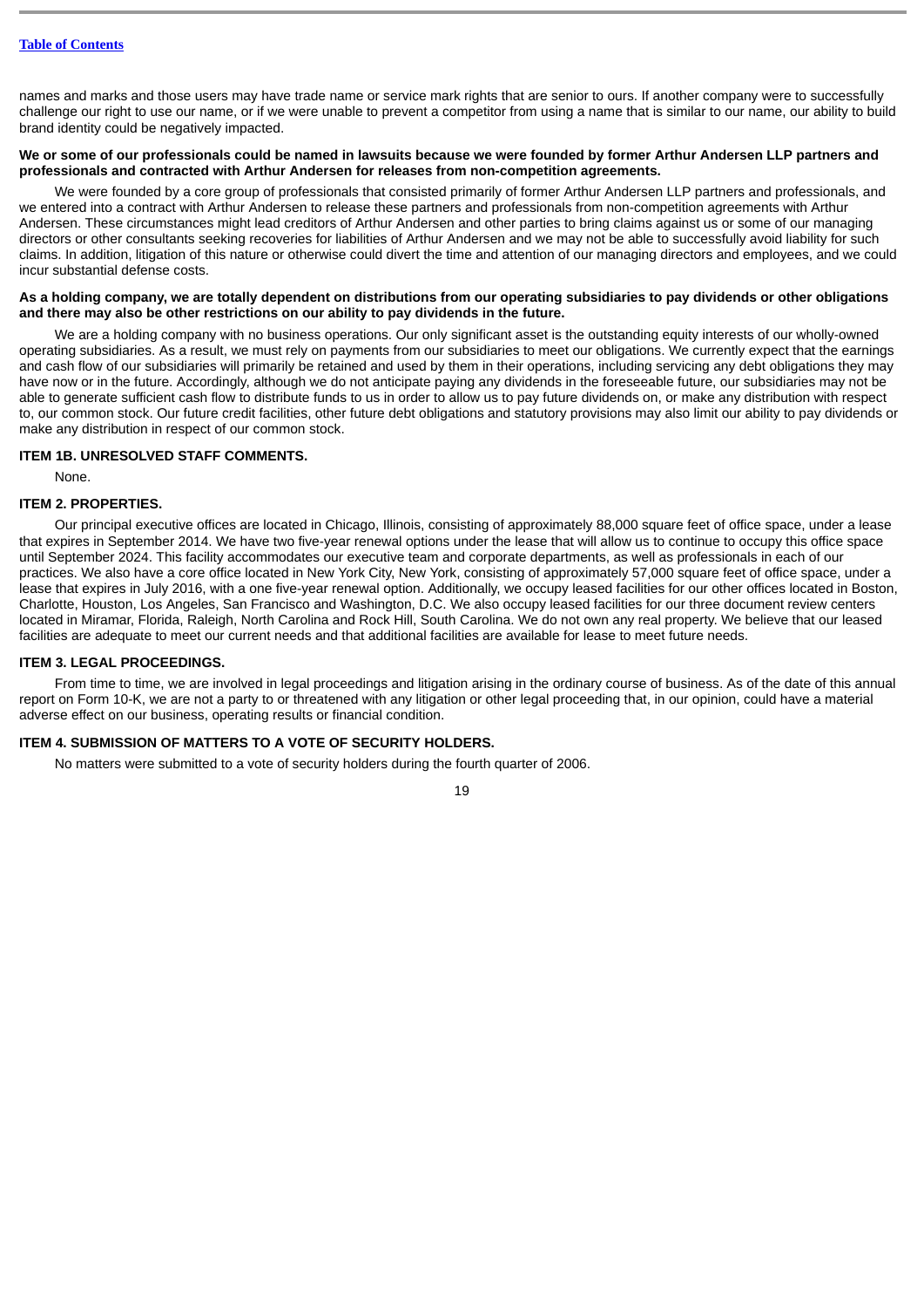names and marks and those users may have trade name or service mark rights that are senior to ours. If another company were to successfully challenge our right to use our name, or if we were unable to prevent a competitor from using a name that is similar to our name, our ability to build brand identity could be negatively impacted.

**We or some of our professionals could be named in lawsuits because we were founded by former Arthur Andersen LLP partners and professionals and contracted with Arthur Andersen for releases from non-competition agreements.**

We were founded by a core group of professionals that consisted primarily of former Arthur Andersen LLP partners and professionals, and we entered into a contract with Arthur Andersen to release these partners and professionals from non-competition agreements with Arthur Andersen. These circumstances might lead creditors of Arthur Andersen and other parties to bring claims against us or some of our managing directors or other consultants seeking recoveries for liabilities of Arthur Andersen and we may not be able to successfully avoid liability for such claims. In addition, litigation of this nature or otherwise could divert the time and attention of our managing directors and employees, and we could incur substantial defense costs.

**As a holding company, we are totally dependent on distributions from our operating subsidiaries to pay dividends or other obligations and there may also be other restrictions on our ability to pay dividends in the future.**

We are a holding company with no business operations. Our only significant asset is the outstanding equity interests of our wholly-owned operating subsidiaries. As a result, we must rely on payments from our subsidiaries to meet our obligations. We currently expect that the earnings and cash flow of our subsidiaries will primarily be retained and used by them in their operations, including servicing any debt obligations they may have now or in the future. Accordingly, although we do not anticipate paying any dividends in the foreseeable future, our subsidiaries may not be able to generate sufficient cash flow to distribute funds to us in order to allow us to pay future dividends on, or make any distribution with respect to, our common stock. Our future credit facilities, other future debt obligations and statutory provisions may also limit our ability to pay dividends or make any distribution in respect of our common stock.

## ITEM 1B. UNRESOLVED STAFF COMMENTS.

None.

## ITEM 2. PROPERTIES.

Our principal executive offices are located in Chicago, Illinois, consisting of approximately 88,000 square feet of office space, under a lease that expires in September 2014. We have two five-year renewal options under the lease that will allow us to continue to occupy this office space until September 2024. This facility accommodates our executive team and corporate departments, as well as professionals in each of our practices. We also have a core office located in New York City, New York, consisting of approximately 57,000 square feet of office space, under a lease that expires in July 2016, with a one five-year renewal option. Additionally, we occupy leased facilities for our other offices located in Boston, Charlotte, Houston, Los Angeles, San Francisco and Washington, D.C. We also occupy leased facilities for our three document review centers located in Miramar, Florida, Raleigh, North Carolina and Rock Hill, South Carolina. We do not own any real property. We believe that our leased facilities are adequate to meet our current needs and that additional facilities are available for lease to meet future needs.

## ITEM 3. LEGAL PROCEEDINGS.

From time to time, we are involved in legal proceedings and litigation arising in the ordinary course of business. As of the date of this annual report on Form 10-K, we are not a party to or threatened with any litigation or other legal proceeding that, in our opinion, could have a material adverse effect on our business, operating results or financial condition.

## ITEM 4. SUBMISSION OF MATTERS TO A VOTE OF SECURITY HOLDERS.

No matters were submitted to a vote of security holders during the fourth quarter of 2006.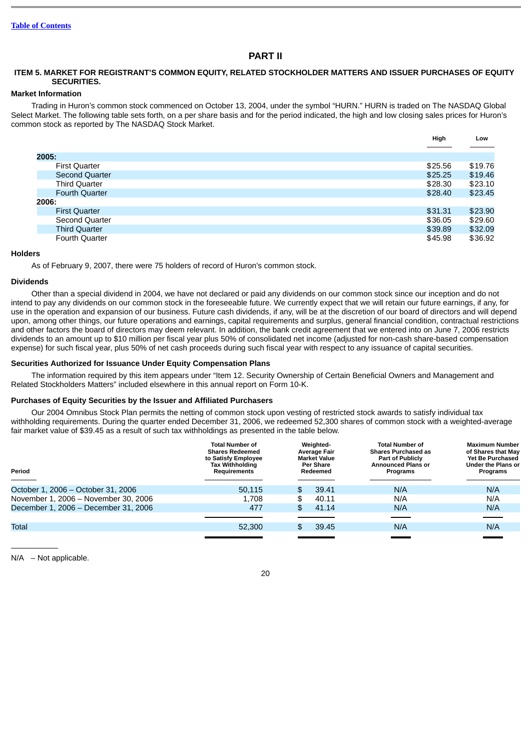# PART II

## ITEM 5. MARKET FOR REGISTRANT'S COMMON EQUITY, RELATED STOCKHOLDER MATTERS AND ISSUER PURCHASES OF EQUITY SECURITIES.

### Market Information

Trading in Huron's common stock commenced on October 13, 2004, under the symbol "HURN." HURN is traded on The NASDAQ Global Select Market. The following table sets forth, on a per share basis and for the period indicated, the high and low closing sales prices for Huron's common stock as reported by The NASDAQ Stock Market.

| | High | Low |
|---|---|---|
| **2005:** | | |
| First Quarter | $25.56 | $19.76 |
| Second Quarter | $25.25 | $19.46 |
| Third Quarter | $28.30 | $23.10 |
| Fourth Quarter | $28.40 | $23.45 |
| **2006:** | | |
| First Quarter | $31.31 | $23.90 |
| Second Quarter | $36.05 | $29.60 |
| Third Quarter | $39.89 | $32.09 |
| Fourth Quarter | $45.98 | $36.92 |

### Holders

As of February 9, 2007, there were 75 holders of record of Huron's common stock.

### Dividends

Other than a special dividend in 2004, we have not declared or paid any dividends on our common stock since our inception and do not intend to pay any dividends on our common stock in the foreseeable future. We currently expect that we will retain our future earnings, if any, for use in the operation and expansion of our business. Future cash dividends, if any, will be at the discretion of our board of directors and will depend upon, among other things, our future operations and earnings, capital requirements and surplus, general financial condition, contractual restrictions and other factors the board of directors may deem relevant. In addition, the bank credit agreement that we entered into on June 7, 2006 restricts dividends to an amount up to $10 million per fiscal year plus 50% of consolidated net income (adjusted for non-cash share-based compensation expense) for such fiscal year, plus 50% of net cash proceeds during such fiscal year with respect to any issuance of capital securities.

### Securities Authorized for Issuance Under Equity Compensation Plans

The information required by this item appears under "Item 12. Security Ownership of Certain Beneficial Owners and Management and Related Stockholders Matters" included elsewhere in this annual report on Form 10-K.

### Purchases of Equity Securities by the Issuer and Affiliated Purchasers

Our 2004 Omnibus Stock Plan permits the netting of common stock upon vesting of restricted stock awards to satisfy individual tax withholding requirements. During the quarter ended December 31, 2006, we redeemed 52,300 shares of common stock with a weighted-average fair market value of $39.45 as a result of such tax withholdings as presented in the table below.

| Period | Total Number of Shares Redeemed to Satisfy Employee Tax Withholding Requirements | Weighted-Average Fair Market Value Per Share Redeemed | Total Number of Shares Purchased as Part of Publicly Announced Plans or Programs | Maximum Number of Shares that May Yet Be Purchased Under the Plans or Programs |
|---|---|---|---|---|
| October 1, 2006 – October 31, 2006 | 50,115 | $ 39.41 | N/A | N/A |
| November 1, 2006 – November 30, 2006 | 1,708 | $ 40.11 | N/A | N/A |
| December 1, 2006 – December 31, 2006 | 477 | $ 41.14 | N/A | N/A |
| Total | 52,300 | $ 39.45 | N/A | N/A |

N/A – Not applicable.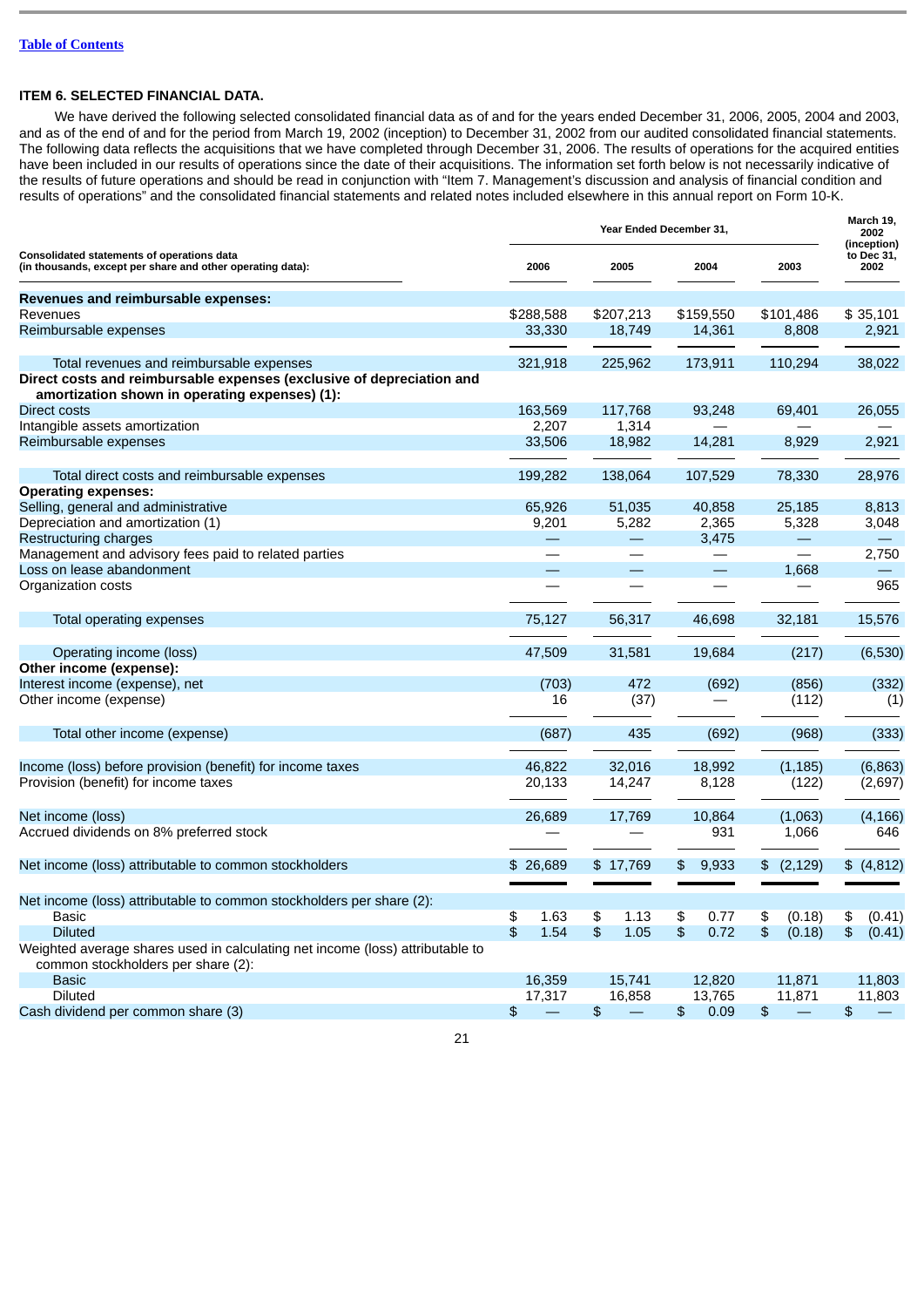[Table of Contents](#)

## ITEM 6. SELECTED FINANCIAL DATA.

We have derived the following selected consolidated financial data as of and for the years ended December 31, 2006, 2005, 2004 and 2003, and as of the end of and for the period from March 19, 2002 (inception) to December 31, 2002 from our audited consolidated financial statements. The following data reflects the acquisitions that we have completed through December 31, 2006. The results of operations for the acquired entities have been included in our results of operations since the date of their acquisitions. The information set forth below is not necessarily indicative of the results of future operations and should be read in conjunction with "Item 7. Management's discussion and analysis of financial condition and results of operations" and the consolidated financial statements and related notes included elsewhere in this annual report on Form 10-K.

| Consolidated statements of operations data (in thousands, except per share and other operating data): | Year Ended December 31, | | | | March 19, 2002 (inception) to Dec 31, 2002 |
|---|---|---|---|---|---|
| | 2006 | 2005 | 2004 | 2003 | |
| **Revenues and reimbursable expenses:** | | | | | |
| Revenues | $288,588 | $207,213 | $159,550 | $101,486 | $ 35,101 |
| Reimbursable expenses | 33,330 | 18,749 | 14,361 | 8,808 | 2,921 |
| Total revenues and reimbursable expenses | 321,918 | 225,962 | 173,911 | 110,294 | 38,022 |
| **Direct costs and reimbursable expenses (exclusive of depreciation and amortization shown in operating expenses) (1):** | | | | | |
| Direct costs | 163,569 | 117,768 | 93,248 | 69,401 | 26,055 |
| Intangible assets amortization | 2,207 | 1,314 | — | — | — |
| Reimbursable expenses | 33,506 | 18,982 | 14,281 | 8,929 | 2,921 |
| Total direct costs and reimbursable expenses | 199,282 | 138,064 | 107,529 | 78,330 | 28,976 |
| **Operating expenses:** | | | | | |
| Selling, general and administrative | 65,926 | 51,035 | 40,858 | 25,185 | 8,813 |
| Depreciation and amortization (1) | 9,201 | 5,282 | 2,365 | 5,328 | 3,048 |
| Restructuring charges | — | — | 3,475 | — | — |
| Management and advisory fees paid to related parties | — | — | — | — | 2,750 |
| Loss on lease abandonment | — | — | — | 1,668 | — |
| Organization costs | — | — | — | — | 965 |
| Total operating expenses | 75,127 | 56,317 | 46,698 | 32,181 | 15,576 |
| Operating income (loss) | 47,509 | 31,581 | 19,684 | (217) | (6,530) |
| **Other income (expense):** | | | | | |
| Interest income (expense), net | (703) | 472 | (692) | (856) | (332) |
| Other income (expense) | 16 | (37) | — | (112) | (1) |
| Total other income (expense) | (687) | 435 | (692) | (968) | (333) |
| Income (loss) before provision (benefit) for income taxes | 46,822 | 32,016 | 18,992 | (1,185) | (6,863) |
| Provision (benefit) for income taxes | 20,133 | 14,247 | 8,128 | (122) | (2,697) |
| Net income (loss) | 26,689 | 17,769 | 10,864 | (1,063) | (4,166) |
| Accrued dividends on 8% preferred stock | — | — | 931 | 1,066 | 646 |
| Net income (loss) attributable to common stockholders | $ 26,689 | $ 17,769 | $ 9,933 | $ (2,129) | $ (4,812) |
| Net income (loss) attributable to common stockholders per share (2): | | | | | |
| Basic | $ 1.63 | $ 1.13 | $ 0.77 | $ (0.18) | $ (0.41) |
| Diluted | $ 1.54 | $ 1.05 | $ 0.72 | $ (0.18) | $ (0.41) |
| Weighted average shares used in calculating net income (loss) attributable to common stockholders per share (2): | | | | | |
| Basic | 16,359 | 15,741 | 12,820 | 11,871 | 11,803 |
| Diluted | 17,317 | 16,858 | 13,765 | 11,871 | 11,803 |
| Cash dividend per common share (3) | $ — | $ — | $ 0.09 | $ — | $ — |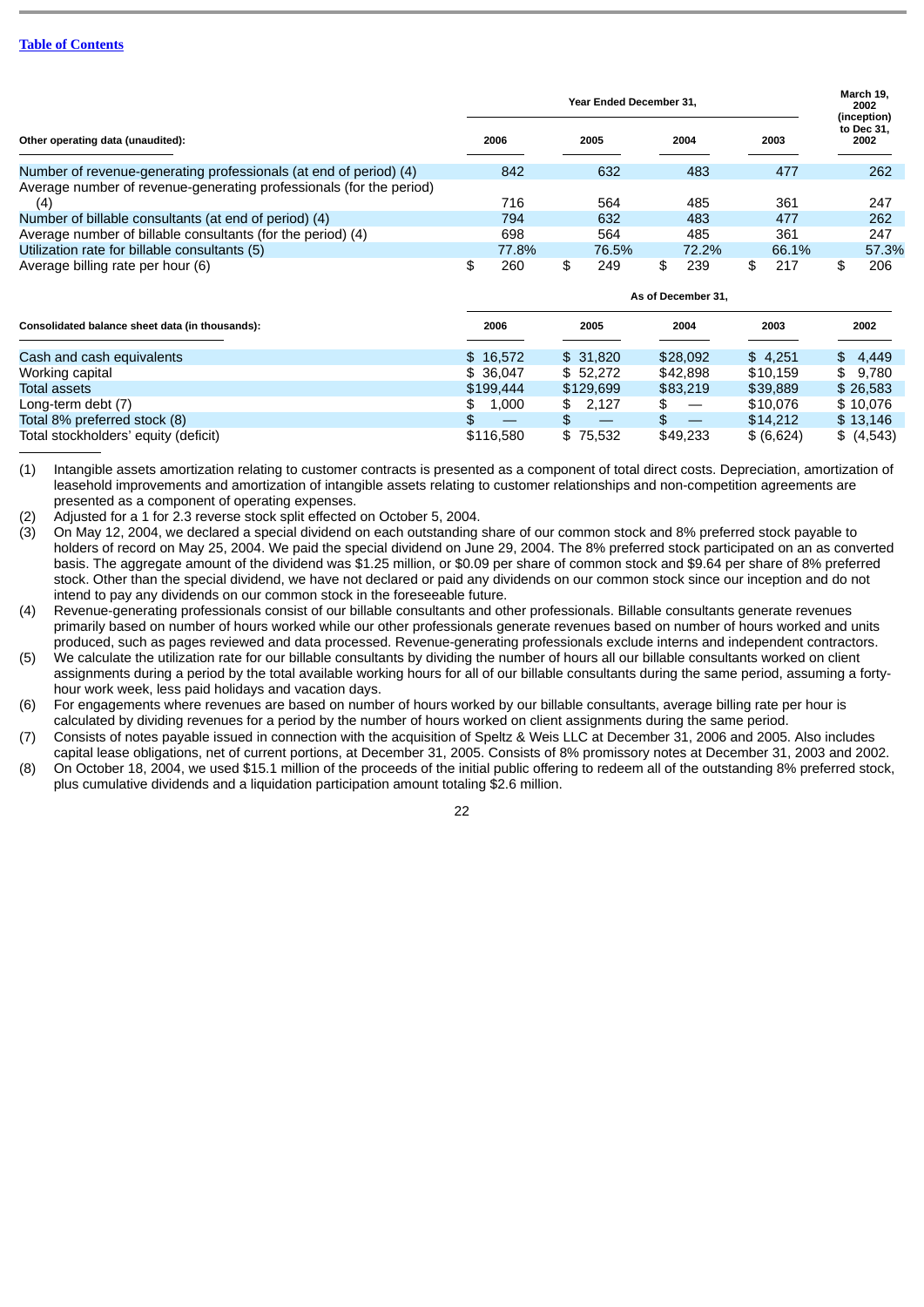[Table of Contents](#)

| Other operating data (unaudited): | Year Ended December 31, 2006 | 2005 | 2004 | 2003 | March 19, 2002 (inception) to Dec 31, 2002 |
|---|---|---|---|---|---|
| Number of revenue-generating professionals (at end of period) (4) | 842 | 632 | 483 | 477 | 262 |
| Average number of revenue-generating professionals (for the period) (4) | 716 | 564 | 485 | 361 | 247 |
| Number of billable consultants (at end of period) (4) | 794 | 632 | 483 | 477 | 262 |
| Average number of billable consultants (for the period) (4) | 698 | 564 | 485 | 361 | 247 |
| Utilization rate for billable consultants (5) | 77.8% | 76.5% | 72.2% | 66.1% | 57.3% |
| Average billing rate per hour (6) | $ 260 | $ 249 | $ 239 | $ 217 | $ 206 |

| Consolidated balance sheet data (in thousands): | As of December 31, 2006 | 2005 | 2004 | 2003 | 2002 |
|---|---|---|---|---|---|
| Cash and cash equivalents | $ 16,572 | $ 31,820 | $28,092 | $ 4,251 | $ 4,449 |
| Working capital | $ 36,047 | $ 52,272 | $42,898 | $10,159 | $ 9,780 |
| Total assets | $199,444 | $129,699 | $83,219 | $39,889 | $ 26,583 |
| Long-term debt (7) | $ 1,000 | $ 2,127 | $ — | $10,076 | $ 10,076 |
| Total 8% preferred stock (8) | $ — | $ — | $ — | $14,212 | $ 13,146 |
| Total stockholders' equity (deficit) | $116,580 | $ 75,532 | $49,233 | $ (6,624) | $ (4,543) |

(1) Intangible assets amortization relating to customer contracts is presented as a component of total direct costs. Depreciation, amortization of leasehold improvements and amortization of intangible assets relating to customer relationships and non-competition agreements are presented as a component of operating expenses.

(2) Adjusted for a 1 for 2.3 reverse stock split effected on October 5, 2004.

(3) On May 12, 2004, we declared a special dividend on each outstanding share of our common stock and 8% preferred stock payable to holders of record on May 25, 2004. We paid the special dividend on June 29, 2004. The 8% preferred stock participated on an as converted basis. The aggregate amount of the dividend was $1.25 million, or $0.09 per share of common stock and $9.64 per share of 8% preferred stock. Other than the special dividend, we have not declared or paid any dividends on our common stock since our inception and do not intend to pay any dividends on our common stock in the foreseeable future.

(4) Revenue-generating professionals consist of our billable consultants and other professionals. Billable consultants generate revenues primarily based on number of hours worked while our other professionals generate revenues based on number of hours worked and units produced, such as pages reviewed and data processed. Revenue-generating professionals exclude interns and independent contractors.

(5) We calculate the utilization rate for our billable consultants by dividing the number of hours all our billable consultants worked on client assignments during a period by the total available working hours for all of our billable consultants during the same period, assuming a forty-hour work week, less paid holidays and vacation days.

(6) For engagements where revenues are based on number of hours worked by our billable consultants, average billing rate per hour is calculated by dividing revenues for a period by the number of hours worked on client assignments during the same period.

(7) Consists of notes payable issued in connection with the acquisition of Speltz & Weis LLC at December 31, 2006 and 2005. Also includes capital lease obligations, net of current portions, at December 31, 2005. Consists of 8% promissory notes at December 31, 2003 and 2002.

(8) On October 18, 2004, we used $15.1 million of the proceeds of the initial public offering to redeem all of the outstanding 8% preferred stock, plus cumulative dividends and a liquidation participation amount totaling $2.6 million.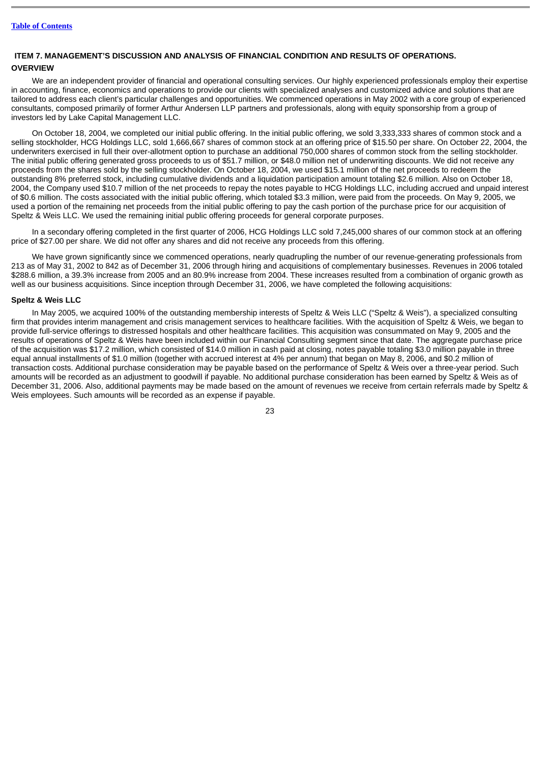## ITEM 7. MANAGEMENT'S DISCUSSION AND ANALYSIS OF FINANCIAL CONDITION AND RESULTS OF OPERATIONS.

### OVERVIEW

We are an independent provider of financial and operational consulting services. Our highly experienced professionals employ their expertise in accounting, finance, economics and operations to provide our clients with specialized analyses and customized advice and solutions that are tailored to address each client's particular challenges and opportunities. We commenced operations in May 2002 with a core group of experienced consultants, composed primarily of former Arthur Andersen LLP partners and professionals, along with equity sponsorship from a group of investors led by Lake Capital Management LLC.

On October 18, 2004, we completed our initial public offering. In the initial public offering, we sold 3,333,333 shares of common stock and a selling stockholder, HCG Holdings LLC, sold 1,666,667 shares of common stock at an offering price of $15.50 per share. On October 22, 2004, the underwriters exercised in full their over-allotment option to purchase an additional 750,000 shares of common stock from the selling stockholder. The initial public offering generated gross proceeds to us of $51.7 million, or $48.0 million net of underwriting discounts. We did not receive any proceeds from the shares sold by the selling stockholder. On October 18, 2004, we used $15.1 million of the net proceeds to redeem the outstanding 8% preferred stock, including cumulative dividends and a liquidation participation amount totaling $2.6 million. Also on October 18, 2004, the Company used $10.7 million of the net proceeds to repay the notes payable to HCG Holdings LLC, including accrued and unpaid interest of $0.6 million. The costs associated with the initial public offering, which totaled $3.3 million, were paid from the proceeds. On May 9, 2005, we used a portion of the remaining net proceeds from the initial public offering to pay the cash portion of the purchase price for our acquisition of Speltz & Weis LLC. We used the remaining initial public offering proceeds for general corporate purposes.

In a secondary offering completed in the first quarter of 2006, HCG Holdings LLC sold 7,245,000 shares of our common stock at an offering price of $27.00 per share. We did not offer any shares and did not receive any proceeds from this offering.

We have grown significantly since we commenced operations, nearly quadrupling the number of our revenue-generating professionals from 213 as of May 31, 2002 to 842 as of December 31, 2006 through hiring and acquisitions of complementary businesses. Revenues in 2006 totaled $288.6 million, a 39.3% increase from 2005 and an 80.9% increase from 2004. These increases resulted from a combination of organic growth as well as our business acquisitions. Since inception through December 31, 2006, we have completed the following acquisitions:

#### Speltz & Weis LLC

In May 2005, we acquired 100% of the outstanding membership interests of Speltz & Weis LLC ("Speltz & Weis"), a specialized consulting firm that provides interim management and crisis management services to healthcare facilities. With the acquisition of Speltz & Weis, we began to provide full-service offerings to distressed hospitals and other healthcare facilities. This acquisition was consummated on May 9, 2005 and the results of operations of Speltz & Weis have been included within our Financial Consulting segment since that date. The aggregate purchase price of the acquisition was $17.2 million, which consisted of $14.0 million in cash paid at closing, notes payable totaling $3.0 million payable in three equal annual installments of $1.0 million (together with accrued interest at 4% per annum) that began on May 8, 2006, and $0.2 million of transaction costs. Additional purchase consideration may be payable based on the performance of Speltz & Weis over a three-year period. Such amounts will be recorded as an adjustment to goodwill if payable. No additional purchase consideration has been earned by Speltz & Weis as of December 31, 2006. Also, additional payments may be made based on the amount of revenues we receive from certain referrals made by Speltz & Weis employees. Such amounts will be recorded as an expense if payable.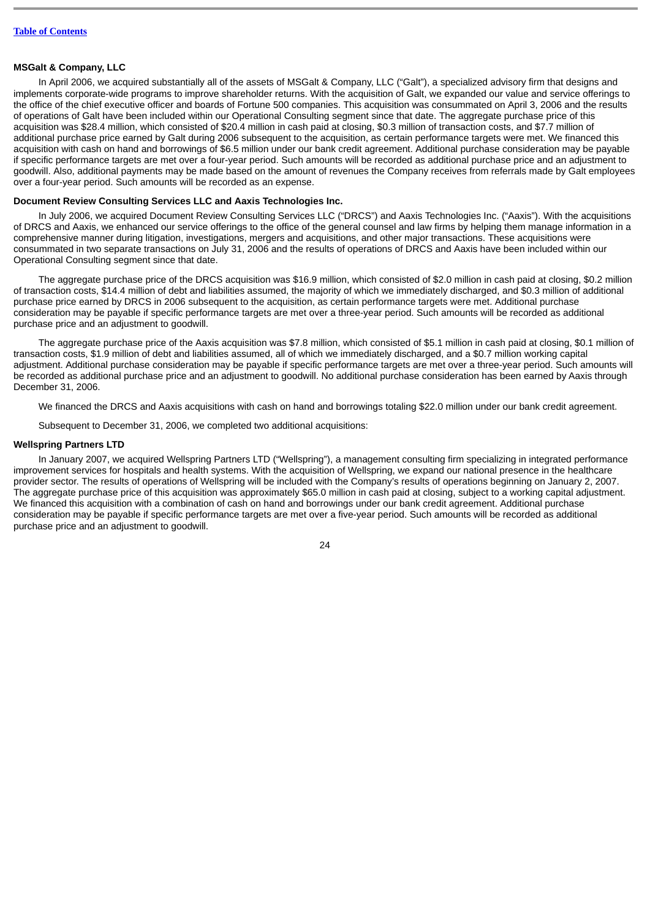### MSGalt & Company, LLC

In April 2006, we acquired substantially all of the assets of MSGalt & Company, LLC (“Galt”), a specialized advisory firm that designs and implements corporate-wide programs to improve shareholder returns. With the acquisition of Galt, we expanded our value and service offerings to the office of the chief executive officer and boards of Fortune 500 companies. This acquisition was consummated on April 3, 2006 and the results of operations of Galt have been included within our Operational Consulting segment since that date. The aggregate purchase price of this acquisition was $28.4 million, which consisted of $20.4 million in cash paid at closing, $0.3 million of transaction costs, and $7.7 million of additional purchase price earned by Galt during 2006 subsequent to the acquisition, as certain performance targets were met. We financed this acquisition with cash on hand and borrowings of $6.5 million under our bank credit agreement. Additional purchase consideration may be payable if specific performance targets are met over a four-year period. Such amounts will be recorded as additional purchase price and an adjustment to goodwill. Also, additional payments may be made based on the amount of revenues the Company receives from referrals made by Galt employees over a four-year period. Such amounts will be recorded as an expense.

### Document Review Consulting Services LLC and Aaxis Technologies Inc.

In July 2006, we acquired Document Review Consulting Services LLC (“DRCS”) and Aaxis Technologies Inc. (“Aaxis”). With the acquisitions of DRCS and Aaxis, we enhanced our service offerings to the office of the general counsel and law firms by helping them manage information in a comprehensive manner during litigation, investigations, mergers and acquisitions, and other major transactions. These acquisitions were consummated in two separate transactions on July 31, 2006 and the results of operations of DRCS and Aaxis have been included within our Operational Consulting segment since that date.

The aggregate purchase price of the DRCS acquisition was $16.9 million, which consisted of $2.0 million in cash paid at closing, $0.2 million of transaction costs, $14.4 million of debt and liabilities assumed, the majority of which we immediately discharged, and $0.3 million of additional purchase price earned by DRCS in 2006 subsequent to the acquisition, as certain performance targets were met. Additional purchase consideration may be payable if specific performance targets are met over a three-year period. Such amounts will be recorded as additional purchase price and an adjustment to goodwill.

The aggregate purchase price of the Aaxis acquisition was $7.8 million, which consisted of $5.1 million in cash paid at closing, $0.1 million of transaction costs, $1.9 million of debt and liabilities assumed, all of which we immediately discharged, and a $0.7 million working capital adjustment. Additional purchase consideration may be payable if specific performance targets are met over a three-year period. Such amounts will be recorded as additional purchase price and an adjustment to goodwill. No additional purchase consideration has been earned by Aaxis through December 31, 2006.

We financed the DRCS and Aaxis acquisitions with cash on hand and borrowings totaling $22.0 million under our bank credit agreement.

Subsequent to December 31, 2006, we completed two additional acquisitions:

### Wellspring Partners LTD

In January 2007, we acquired Wellspring Partners LTD (“Wellspring”), a management consulting firm specializing in integrated performance improvement services for hospitals and health systems. With the acquisition of Wellspring, we expand our national presence in the healthcare provider sector. The results of operations of Wellspring will be included with the Company’s results of operations beginning on January 2, 2007. The aggregate purchase price of this acquisition was approximately $65.0 million in cash paid at closing, subject to a working capital adjustment. We financed this acquisition with a combination of cash on hand and borrowings under our bank credit agreement. Additional purchase consideration may be payable if specific performance targets are met over a five-year period. Such amounts will be recorded as additional purchase price and an adjustment to goodwill.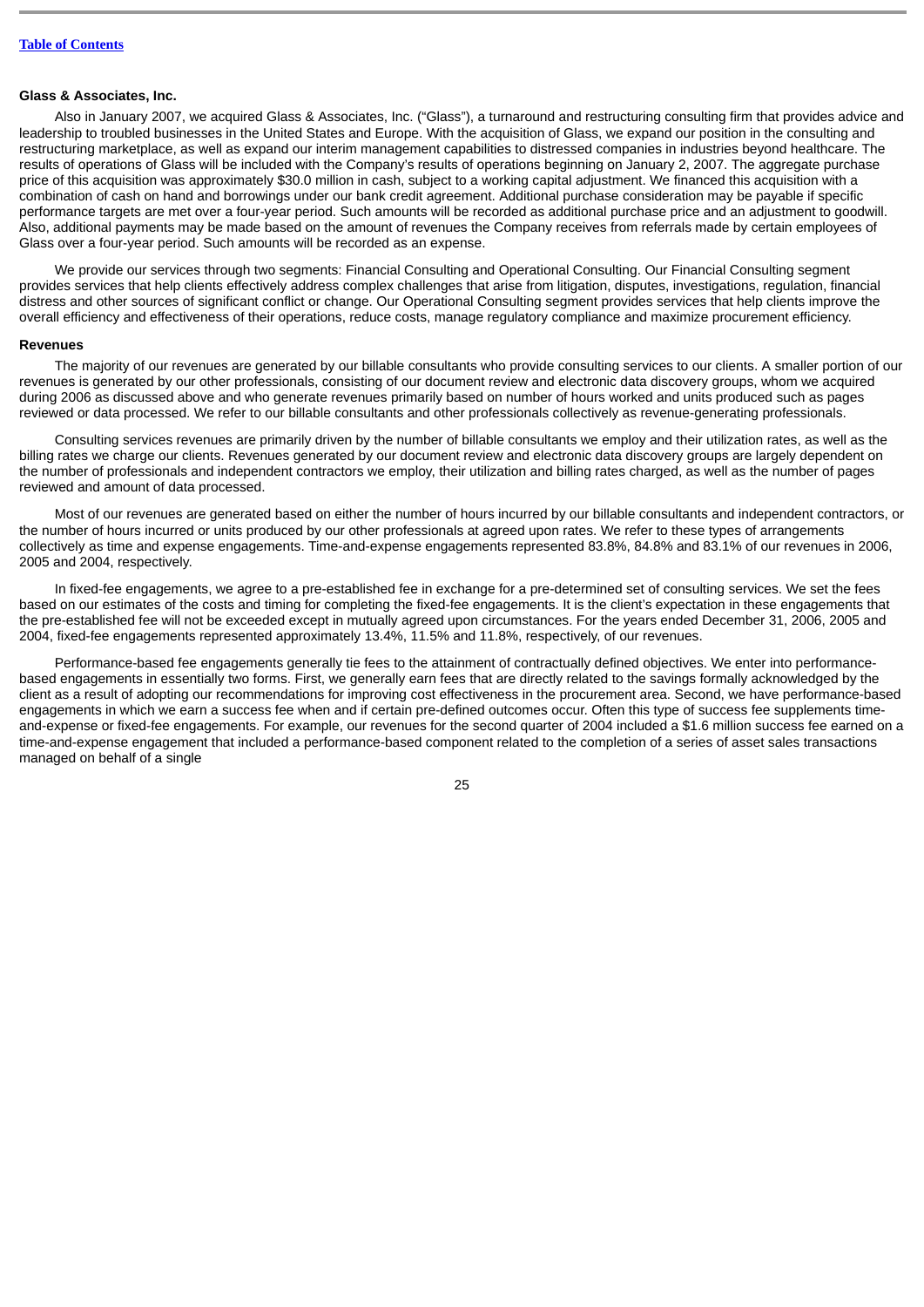### Glass & Associates, Inc.

Also in January 2007, we acquired Glass & Associates, Inc. ("Glass"), a turnaround and restructuring consulting firm that provides advice and leadership to troubled businesses in the United States and Europe. With the acquisition of Glass, we expand our position in the consulting and restructuring marketplace, as well as expand our interim management capabilities to distressed companies in industries beyond healthcare. The results of operations of Glass will be included with the Company's results of operations beginning on January 2, 2007. The aggregate purchase price of this acquisition was approximately $30.0 million in cash, subject to a working capital adjustment. We financed this acquisition with a combination of cash on hand and borrowings under our bank credit agreement. Additional purchase consideration may be payable if specific performance targets are met over a four-year period. Such amounts will be recorded as additional purchase price and an adjustment to goodwill. Also, additional payments may be made based on the amount of revenues the Company receives from referrals made by certain employees of Glass over a four-year period. Such amounts will be recorded as an expense.

We provide our services through two segments: Financial Consulting and Operational Consulting. Our Financial Consulting segment provides services that help clients effectively address complex challenges that arise from litigation, disputes, investigations, regulation, financial distress and other sources of significant conflict or change. Our Operational Consulting segment provides services that help clients improve the overall efficiency and effectiveness of their operations, reduce costs, manage regulatory compliance and maximize procurement efficiency.

### Revenues

The majority of our revenues are generated by our billable consultants who provide consulting services to our clients. A smaller portion of our revenues is generated by our other professionals, consisting of our document review and electronic data discovery groups, whom we acquired during 2006 as discussed above and who generate revenues primarily based on number of hours worked and units produced such as pages reviewed or data processed. We refer to our billable consultants and other professionals collectively as revenue-generating professionals.

Consulting services revenues are primarily driven by the number of billable consultants we employ and their utilization rates, as well as the billing rates we charge our clients. Revenues generated by our document review and electronic data discovery groups are largely dependent on the number of professionals and independent contractors we employ, their utilization and billing rates charged, as well as the number of pages reviewed and amount of data processed.

Most of our revenues are generated based on either the number of hours incurred by our billable consultants and independent contractors, or the number of hours incurred or units produced by our other professionals at agreed upon rates. We refer to these types of arrangements collectively as time and expense engagements. Time-and-expense engagements represented 83.8%, 84.8% and 83.1% of our revenues in 2006, 2005 and 2004, respectively.

In fixed-fee engagements, we agree to a pre-established fee in exchange for a pre-determined set of consulting services. We set the fees based on our estimates of the costs and timing for completing the fixed-fee engagements. It is the client's expectation in these engagements that the pre-established fee will not be exceeded except in mutually agreed upon circumstances. For the years ended December 31, 2006, 2005 and 2004, fixed-fee engagements represented approximately 13.4%, 11.5% and 11.8%, respectively, of our revenues.

Performance-based fee engagements generally tie fees to the attainment of contractually defined objectives. We enter into performance-based engagements in essentially two forms. First, we generally earn fees that are directly related to the savings formally acknowledged by the client as a result of adopting our recommendations for improving cost effectiveness in the procurement area. Second, we have performance-based engagements in which we earn a success fee when and if certain pre-defined outcomes occur. Often this type of success fee supplements time-and-expense or fixed-fee engagements. For example, our revenues for the second quarter of 2004 included a $1.6 million success fee earned on a time-and-expense engagement that included a performance-based component related to the completion of a series of asset sales transactions managed on behalf of a single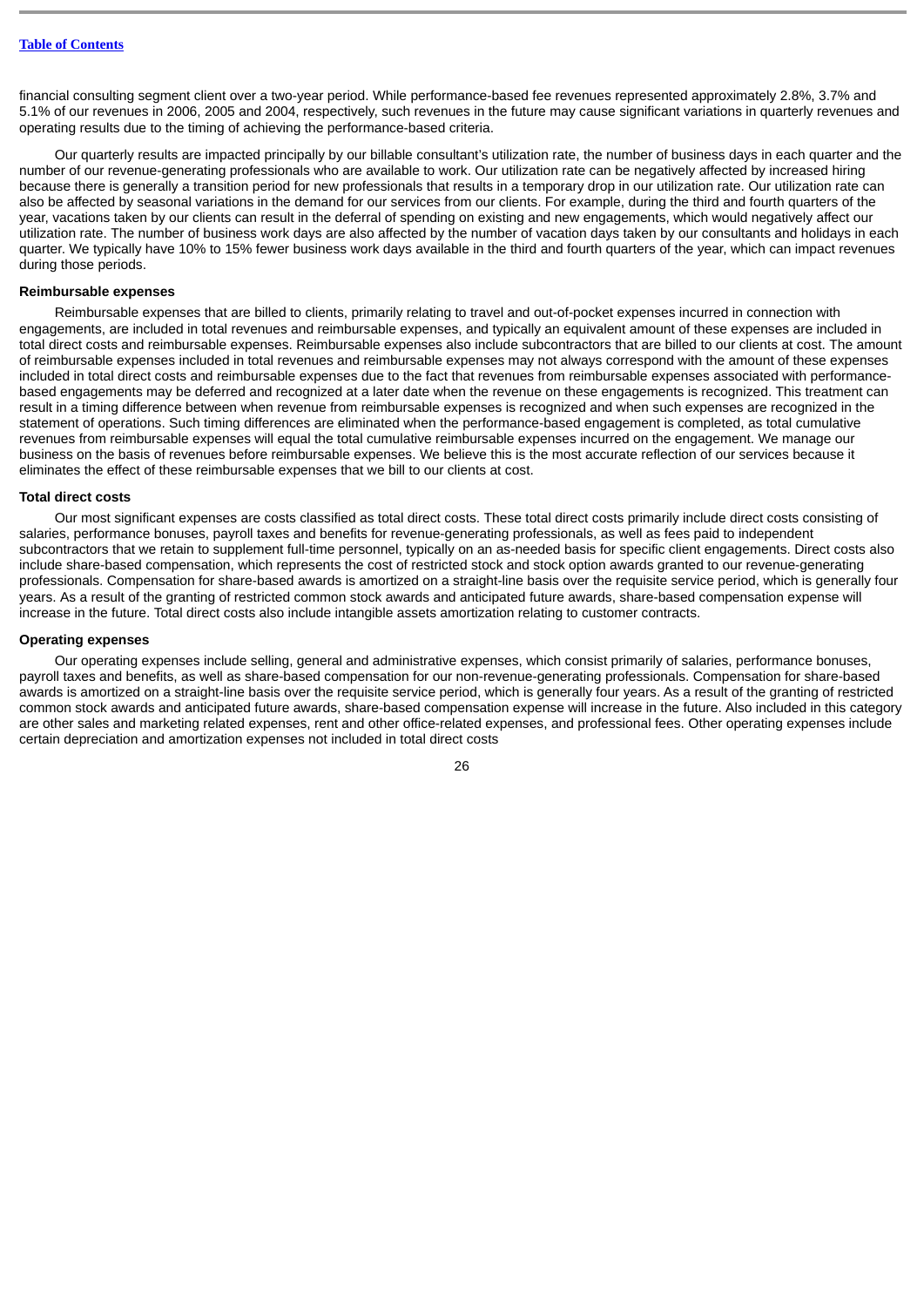financial consulting segment client over a two-year period. While performance-based fee revenues represented approximately 2.8%, 3.7% and 5.1% of our revenues in 2006, 2005 and 2004, respectively, such revenues in the future may cause significant variations in quarterly revenues and operating results due to the timing of achieving the performance-based criteria.

Our quarterly results are impacted principally by our billable consultant's utilization rate, the number of business days in each quarter and the number of our revenue-generating professionals who are available to work. Our utilization rate can be negatively affected by increased hiring because there is generally a transition period for new professionals that results in a temporary drop in our utilization rate. Our utilization rate can also be affected by seasonal variations in the demand for our services from our clients. For example, during the third and fourth quarters of the year, vacations taken by our clients can result in the deferral of spending on existing and new engagements, which would negatively affect our utilization rate. The number of business work days are also affected by the number of vacation days taken by our consultants and holidays in each quarter. We typically have 10% to 15% fewer business work days available in the third and fourth quarters of the year, which can impact revenues during those periods.

**Reimbursable expenses**

Reimbursable expenses that are billed to clients, primarily relating to travel and out-of-pocket expenses incurred in connection with engagements, are included in total revenues and reimbursable expenses, and typically an equivalent amount of these expenses are included in total direct costs and reimbursable expenses. Reimbursable expenses also include subcontractors that are billed to our clients at cost. The amount of reimbursable expenses included in total revenues and reimbursable expenses may not always correspond with the amount of these expenses included in total direct costs and reimbursable expenses due to the fact that revenues from reimbursable expenses associated with performance-based engagements may be deferred and recognized at a later date when the revenue on these engagements is recognized. This treatment can result in a timing difference between when revenue from reimbursable expenses is recognized and when such expenses are recognized in the statement of operations. Such timing differences are eliminated when the performance-based engagement is completed, as total cumulative revenues from reimbursable expenses will equal the total cumulative reimbursable expenses incurred on the engagement. We manage our business on the basis of revenues before reimbursable expenses. We believe this is the most accurate reflection of our services because it eliminates the effect of these reimbursable expenses that we bill to our clients at cost.

**Total direct costs**

Our most significant expenses are costs classified as total direct costs. These total direct costs primarily include direct costs consisting of salaries, performance bonuses, payroll taxes and benefits for revenue-generating professionals, as well as fees paid to independent subcontractors that we retain to supplement full-time personnel, typically on an as-needed basis for specific client engagements. Direct costs also include share-based compensation, which represents the cost of restricted stock and stock option awards granted to our revenue-generating professionals. Compensation for share-based awards is amortized on a straight-line basis over the requisite service period, which is generally four years. As a result of the granting of restricted common stock awards and anticipated future awards, share-based compensation expense will increase in the future. Total direct costs also include intangible assets amortization relating to customer contracts.

**Operating expenses**

Our operating expenses include selling, general and administrative expenses, which consist primarily of salaries, performance bonuses, payroll taxes and benefits, as well as share-based compensation for our non-revenue-generating professionals. Compensation for share-based awards is amortized on a straight-line basis over the requisite service period, which is generally four years. As a result of the granting of restricted common stock awards and anticipated future awards, share-based compensation expense will increase in the future. Also included in this category are other sales and marketing related expenses, rent and other office-related expenses, and professional fees. Other operating expenses include certain depreciation and amortization expenses not included in total direct costs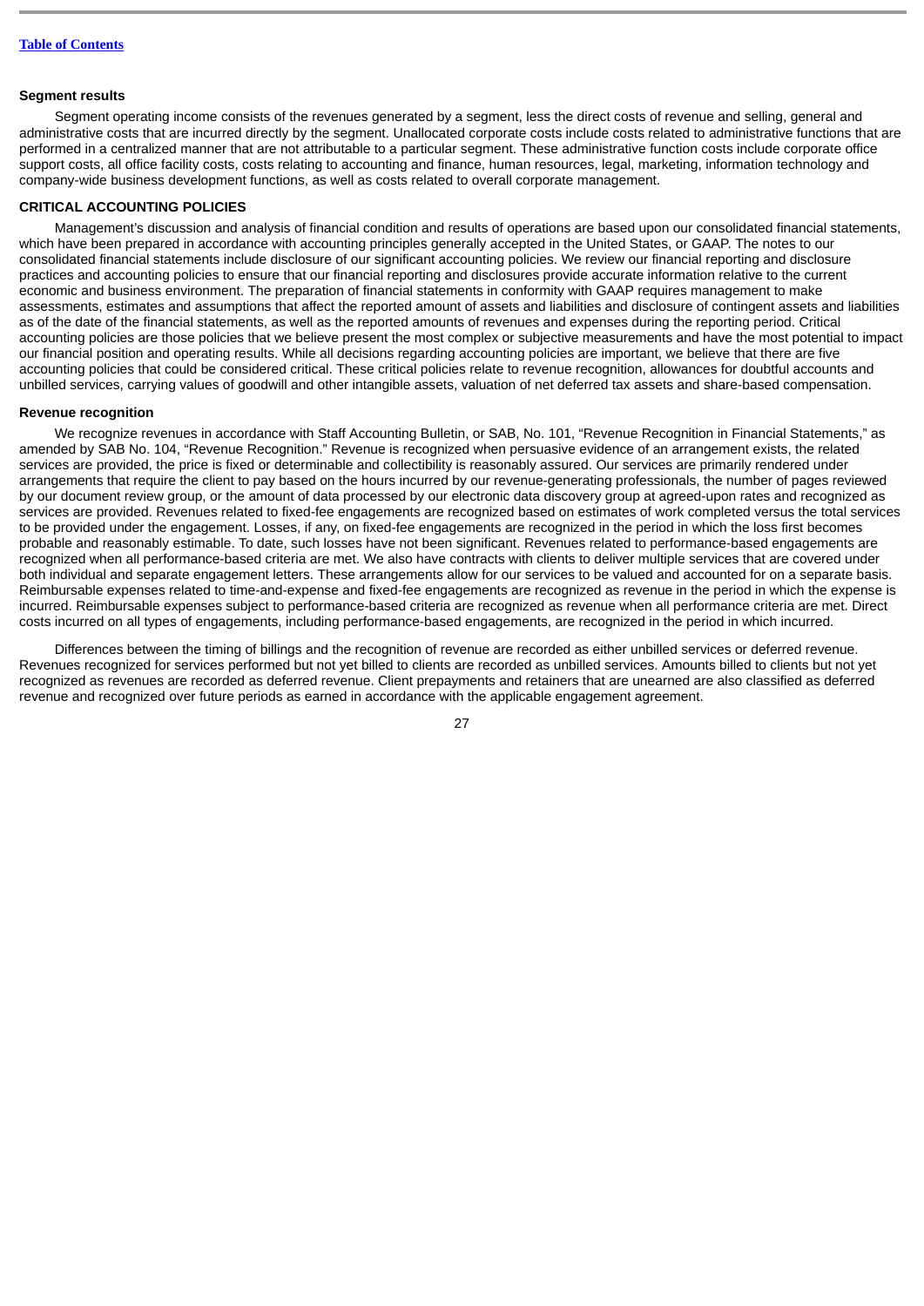### Segment results

Segment operating income consists of the revenues generated by a segment, less the direct costs of revenue and selling, general and administrative costs that are incurred directly by the segment. Unallocated corporate costs include costs related to administrative functions that are performed in a centralized manner that are not attributable to a particular segment. These administrative function costs include corporate office support costs, all office facility costs, costs relating to accounting and finance, human resources, legal, marketing, information technology and company-wide business development functions, as well as costs related to overall corporate management.

## CRITICAL ACCOUNTING POLICIES

Management's discussion and analysis of financial condition and results of operations are based upon our consolidated financial statements, which have been prepared in accordance with accounting principles generally accepted in the United States, or GAAP. The notes to our consolidated financial statements include disclosure of our significant accounting policies. We review our financial reporting and disclosure practices and accounting policies to ensure that our financial reporting and disclosures provide accurate information relative to the current economic and business environment. The preparation of financial statements in conformity with GAAP requires management to make assessments, estimates and assumptions that affect the reported amount of assets and liabilities and disclosure of contingent assets and liabilities as of the date of the financial statements, as well as the reported amounts of revenues and expenses during the reporting period. Critical accounting policies are those policies that we believe present the most complex or subjective measurements and have the most potential to impact our financial position and operating results. While all decisions regarding accounting policies are important, we believe that there are five accounting policies that could be considered critical. These critical policies relate to revenue recognition, allowances for doubtful accounts and unbilled services, carrying values of goodwill and other intangible assets, valuation of net deferred tax assets and share-based compensation.

### Revenue recognition

We recognize revenues in accordance with Staff Accounting Bulletin, or SAB, No. 101, "Revenue Recognition in Financial Statements," as amended by SAB No. 104, "Revenue Recognition." Revenue is recognized when persuasive evidence of an arrangement exists, the related services are provided, the price is fixed or determinable and collectibility is reasonably assured. Our services are primarily rendered under arrangements that require the client to pay based on the hours incurred by our revenue-generating professionals, the number of pages reviewed by our document review group, or the amount of data processed by our electronic data discovery group at agreed-upon rates and recognized as services are provided. Revenues related to fixed-fee engagements are recognized based on estimates of work completed versus the total services to be provided under the engagement. Losses, if any, on fixed-fee engagements are recognized in the period in which the loss first becomes probable and reasonably estimable. To date, such losses have not been significant. Revenues related to performance-based engagements are recognized when all performance-based criteria are met. We also have contracts with clients to deliver multiple services that are covered under both individual and separate engagement letters. These arrangements allow for our services to be valued and accounted for on a separate basis. Reimbursable expenses related to time-and-expense and fixed-fee engagements are recognized as revenue in the period in which the expense is incurred. Reimbursable expenses subject to performance-based criteria are recognized as revenue when all performance criteria are met. Direct costs incurred on all types of engagements, including performance-based engagements, are recognized in the period in which incurred.

Differences between the timing of billings and the recognition of revenue are recorded as either unbilled services or deferred revenue. Revenues recognized for services performed but not yet billed to clients are recorded as unbilled services. Amounts billed to clients but not yet recognized as revenues are recorded as deferred revenue. Client prepayments and retainers that are unearned are also classified as deferred revenue and recognized over future periods as earned in accordance with the applicable engagement agreement.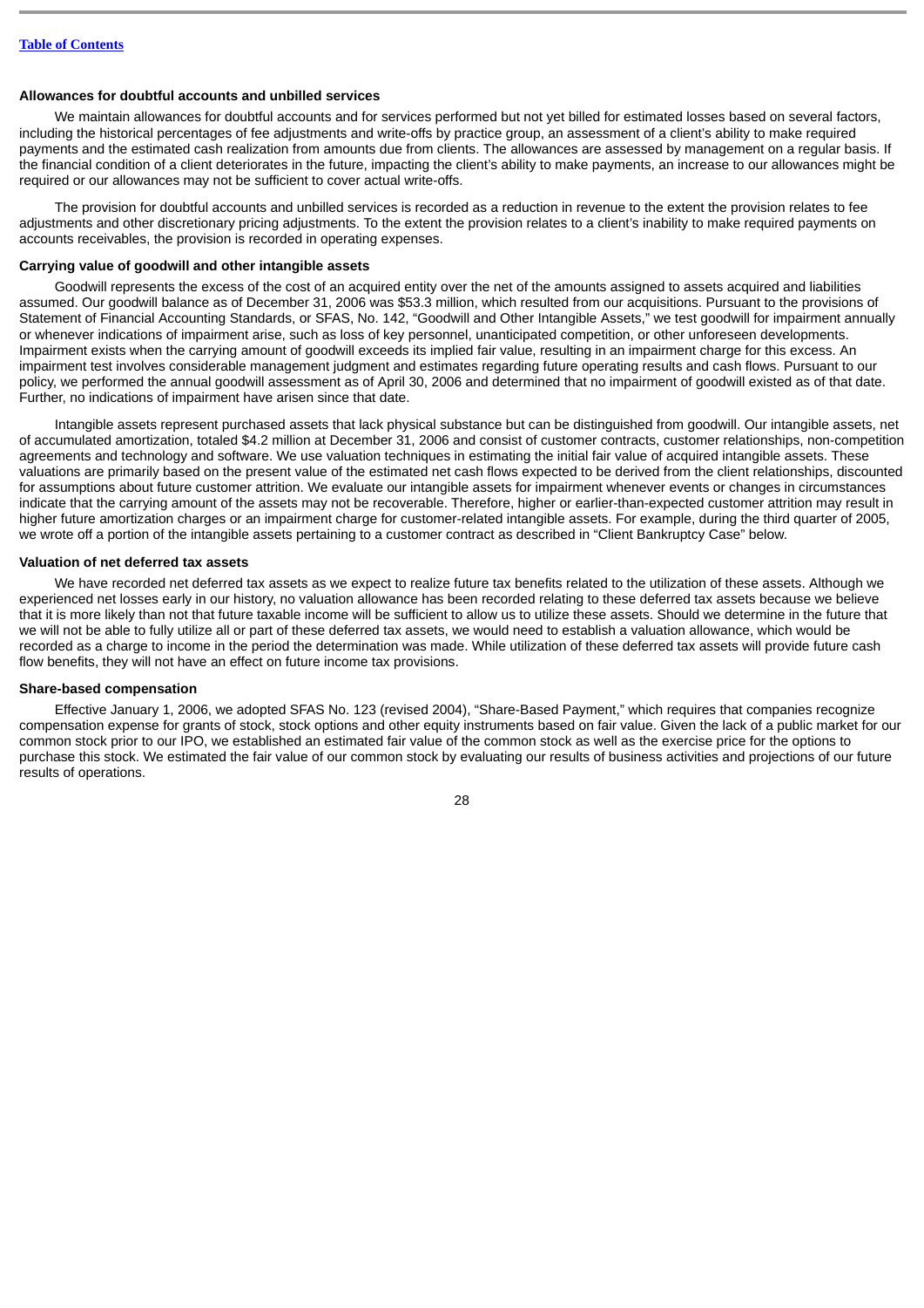### Allowances for doubtful accounts and unbilled services

We maintain allowances for doubtful accounts and for services performed but not yet billed for estimated losses based on several factors, including the historical percentages of fee adjustments and write-offs by practice group, an assessment of a client's ability to make required payments and the estimated cash realization from amounts due from clients. The allowances are assessed by management on a regular basis. If the financial condition of a client deteriorates in the future, impacting the client's ability to make payments, an increase to our allowances might be required or our allowances may not be sufficient to cover actual write-offs.

The provision for doubtful accounts and unbilled services is recorded as a reduction in revenue to the extent the provision relates to fee adjustments and other discretionary pricing adjustments. To the extent the provision relates to a client's inability to make required payments on accounts receivables, the provision is recorded in operating expenses.

### Carrying value of goodwill and other intangible assets

Goodwill represents the excess of the cost of an acquired entity over the net of the amounts assigned to assets acquired and liabilities assumed. Our goodwill balance as of December 31, 2006 was $53.3 million, which resulted from our acquisitions. Pursuant to the provisions of Statement of Financial Accounting Standards, or SFAS, No. 142, "Goodwill and Other Intangible Assets," we test goodwill for impairment annually or whenever indications of impairment arise, such as loss of key personnel, unanticipated competition, or other unforeseen developments. Impairment exists when the carrying amount of goodwill exceeds its implied fair value, resulting in an impairment charge for this excess. An impairment test involves considerable management judgment and estimates regarding future operating results and cash flows. Pursuant to our policy, we performed the annual goodwill assessment as of April 30, 2006 and determined that no impairment of goodwill existed as of that date. Further, no indications of impairment have arisen since that date.

Intangible assets represent purchased assets that lack physical substance but can be distinguished from goodwill. Our intangible assets, net of accumulated amortization, totaled $4.2 million at December 31, 2006 and consist of customer contracts, customer relationships, non-competition agreements and technology and software. We use valuation techniques in estimating the initial fair value of acquired intangible assets. These valuations are primarily based on the present value of the estimated net cash flows expected to be derived from the client relationships, discounted for assumptions about future customer attrition. We evaluate our intangible assets for impairment whenever events or changes in circumstances indicate that the carrying amount of the assets may not be recoverable. Therefore, higher or earlier-than-expected customer attrition may result in higher future amortization charges or an impairment charge for customer-related intangible assets. For example, during the third quarter of 2005, we wrote off a portion of the intangible assets pertaining to a customer contract as described in "Client Bankruptcy Case" below.

### Valuation of net deferred tax assets

We have recorded net deferred tax assets as we expect to realize future tax benefits related to the utilization of these assets. Although we experienced net losses early in our history, no valuation allowance has been recorded relating to these deferred tax assets because we believe that it is more likely than not that future taxable income will be sufficient to allow us to utilize these assets. Should we determine in the future that we will not be able to fully utilize all or part of these deferred tax assets, we would need to establish a valuation allowance, which would be recorded as a charge to income in the period the determination was made. While utilization of these deferred tax assets will provide future cash flow benefits, they will not have an effect on future income tax provisions.

### Share-based compensation

Effective January 1, 2006, we adopted SFAS No. 123 (revised 2004), "Share-Based Payment," which requires that companies recognize compensation expense for grants of stock, stock options and other equity instruments based on fair value. Given the lack of a public market for our common stock prior to our IPO, we established an estimated fair value of the common stock as well as the exercise price for the options to purchase this stock. We estimated the fair value of our common stock by evaluating our results of business activities and projections of our future results of operations.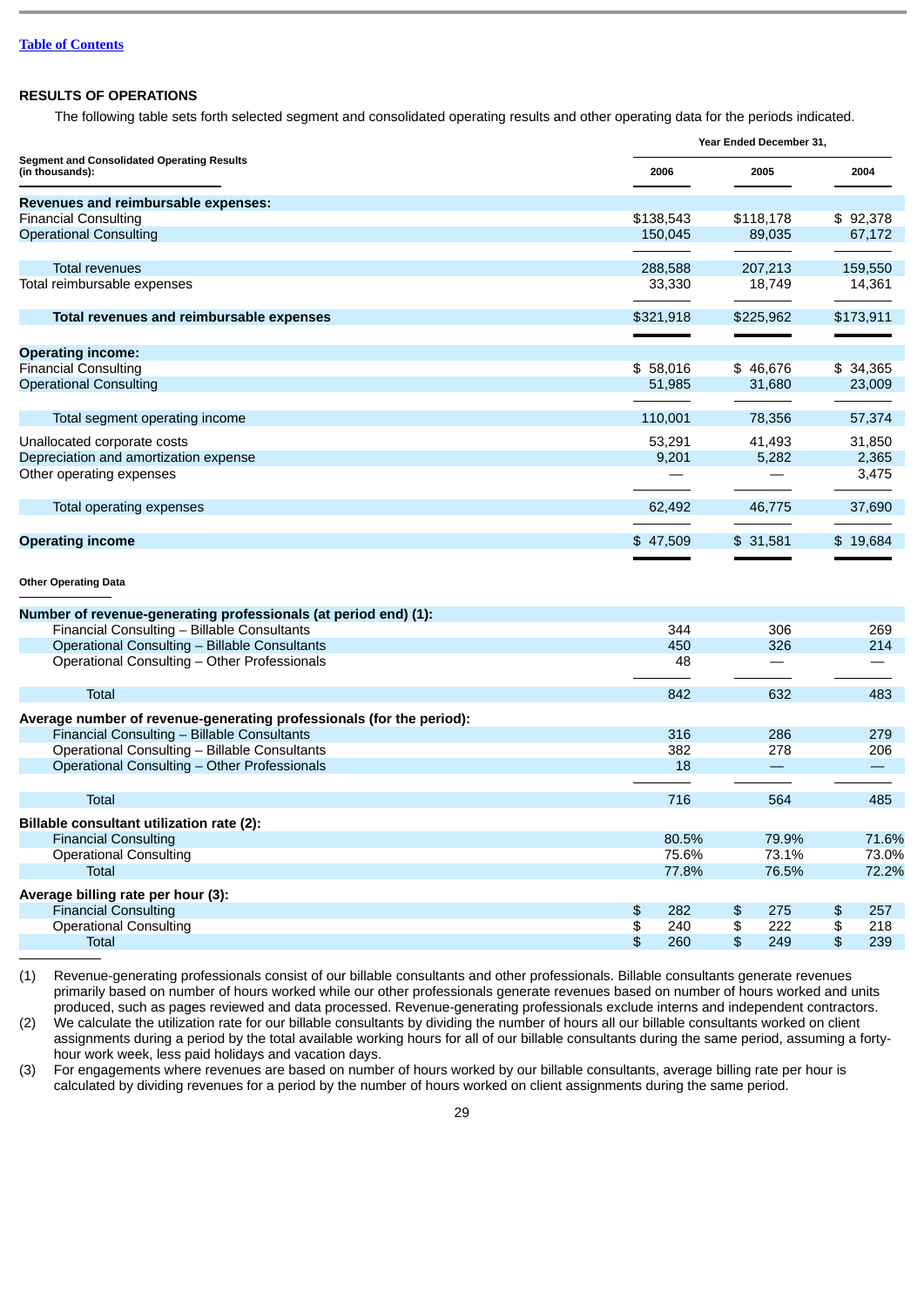## RESULTS OF OPERATIONS

The following table sets forth selected segment and consolidated operating results and other operating data for the periods indicated.

| Segment and Consolidated Operating Results (in thousands): | Year Ended December 31, | | |
|---|---|---|---|
| | 2006 | 2005 | 2004 |
| **Revenues and reimbursable expenses:** | | | |
| Financial Consulting | $138,543 | $118,178 | $ 92,378 |
| Operational Consulting | 150,045 | 89,035 | 67,172 |
| Total revenues | 288,588 | 207,213 | 159,550 |
| Total reimbursable expenses | 33,330 | 18,749 | 14,361 |
| **Total revenues and reimbursable expenses** | $321,918 | $225,962 | $173,911 |
| **Operating income:** | | | |
| Financial Consulting | $ 58,016 | $ 46,676 | $ 34,365 |
| Operational Consulting | 51,985 | 31,680 | 23,009 |
| Total segment operating income | 110,001 | 78,356 | 57,374 |
| Unallocated corporate costs | 53,291 | 41,493 | 31,850 |
| Depreciation and amortization expense | 9,201 | 5,282 | 2,365 |
| Other operating expenses | — | — | 3,475 |
| Total operating expenses | 62,492 | 46,775 | 37,690 |
| **Operating income** | $ 47,509 | $ 31,581 | $ 19,684 |

| Other Operating Data | 2006 | 2005 | 2004 |
|---|---|---|---|
| **Number of revenue-generating professionals (at period end) (1):** | | | |
| Financial Consulting – Billable Consultants | 344 | 306 | 269 |
| Operational Consulting – Billable Consultants | 450 | 326 | 214 |
| Operational Consulting – Other Professionals | 48 | — | — |
| Total | 842 | 632 | 483 |
| **Average number of revenue-generating professionals (for the period):** | | | |
| Financial Consulting – Billable Consultants | 316 | 286 | 279 |
| Operational Consulting – Billable Consultants | 382 | 278 | 206 |
| Operational Consulting – Other Professionals | 18 | — | — |
| Total | 716 | 564 | 485 |
| **Billable consultant utilization rate (2):** | | | |
| Financial Consulting | 80.5% | 79.9% | 71.6% |
| Operational Consulting | 75.6% | 73.1% | 73.0% |
| Total | 77.8% | 76.5% | 72.2% |
| **Average billing rate per hour (3):** | | | |
| Financial Consulting | $ 282 | $ 275 | $ 257 |
| Operational Consulting | $ 240 | $ 222 | $ 218 |
| Total | $ 260 | $ 249 | $ 239 |

(1) Revenue-generating professionals consist of our billable consultants and other professionals. Billable consultants generate revenues primarily based on number of hours worked while our other professionals generate revenues based on number of hours worked and units produced, such as pages reviewed and data processed. Revenue-generating professionals exclude interns and independent contractors.

(2) We calculate the utilization rate for our billable consultants by dividing the number of hours all our billable consultants worked on client assignments during a period by the total available working hours for all of our billable consultants during the same period, assuming a forty-hour work week, less paid holidays and vacation days.

(3) For engagements where revenues are based on number of hours worked by our billable consultants, average billing rate per hour is calculated by dividing revenues for a period by the number of hours worked on client assignments during the same period.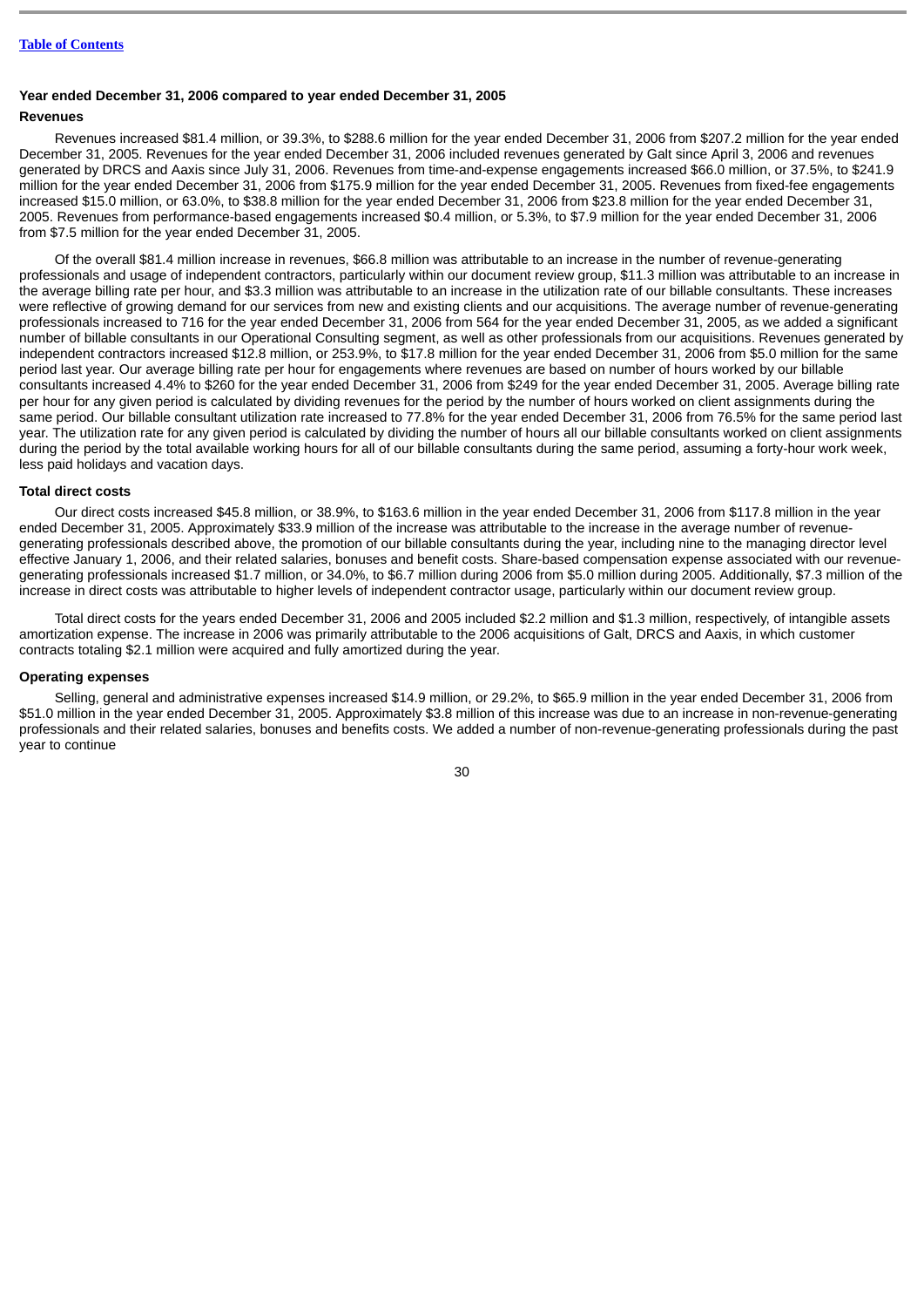### Year ended December 31, 2006 compared to year ended December 31, 2005

#### Revenues

Revenues increased $81.4 million, or 39.3%, to $288.6 million for the year ended December 31, 2006 from $207.2 million for the year ended December 31, 2005. Revenues for the year ended December 31, 2006 included revenues generated by Galt since April 3, 2006 and revenues generated by DRCS and Aaxis since July 31, 2006. Revenues from time-and-expense engagements increased $66.0 million, or 37.5%, to $241.9 million for the year ended December 31, 2006 from $175.9 million for the year ended December 31, 2005. Revenues from fixed-fee engagements increased $15.0 million, or 63.0%, to $38.8 million for the year ended December 31, 2006 from $23.8 million for the year ended December 31, 2005. Revenues from performance-based engagements increased $0.4 million, or 5.3%, to $7.9 million for the year ended December 31, 2006 from $7.5 million for the year ended December 31, 2005.

Of the overall $81.4 million increase in revenues, $66.8 million was attributable to an increase in the number of revenue-generating professionals and usage of independent contractors, particularly within our document review group, $11.3 million was attributable to an increase in the average billing rate per hour, and $3.3 million was attributable to an increase in the utilization rate of our billable consultants. These increases were reflective of growing demand for our services from new and existing clients and our acquisitions. The average number of revenue-generating professionals increased to 716 for the year ended December 31, 2006 from 564 for the year ended December 31, 2005, as we added a significant number of billable consultants in our Operational Consulting segment, as well as other professionals from our acquisitions. Revenues generated by independent contractors increased $12.8 million, or 253.9%, to $17.8 million for the year ended December 31, 2006 from $5.0 million for the same period last year. Our average billing rate per hour for engagements where revenues are based on number of hours worked by our billable consultants increased 4.4% to $260 for the year ended December 31, 2006 from $249 for the year ended December 31, 2005. Average billing rate per hour for any given period is calculated by dividing revenues for the period by the number of hours worked on client assignments during the same period. Our billable consultant utilization rate increased to 77.8% for the year ended December 31, 2006 from 76.5% for the same period last year. The utilization rate for any given period is calculated by dividing the number of hours all our billable consultants worked on client assignments during the period by the total available working hours for all of our billable consultants during the same period, assuming a forty-hour work week, less paid holidays and vacation days.

#### Total direct costs

Our direct costs increased $45.8 million, or 38.9%, to $163.6 million in the year ended December 31, 2006 from $117.8 million in the year ended December 31, 2005. Approximately $33.9 million of the increase was attributable to the increase in the average number of revenue-generating professionals described above, the promotion of our billable consultants during the year, including nine to the managing director level effective January 1, 2006, and their related salaries, bonuses and benefit costs. Share-based compensation expense associated with our revenue-generating professionals increased $1.7 million, or 34.0%, to $6.7 million during 2006 from $5.0 million during 2005. Additionally, $7.3 million of the increase in direct costs was attributable to higher levels of independent contractor usage, particularly within our document review group.

Total direct costs for the years ended December 31, 2006 and 2005 included $2.2 million and $1.3 million, respectively, of intangible assets amortization expense. The increase in 2006 was primarily attributable to the 2006 acquisitions of Galt, DRCS and Aaxis, in which customer contracts totaling $2.1 million were acquired and fully amortized during the year.

#### Operating expenses

Selling, general and administrative expenses increased $14.9 million, or 29.2%, to $65.9 million in the year ended December 31, 2006 from $51.0 million in the year ended December 31, 2005. Approximately $3.8 million of this increase was due to an increase in non-revenue-generating professionals and their related salaries, bonuses and benefits costs. We added a number of non-revenue-generating professionals during the past year to continue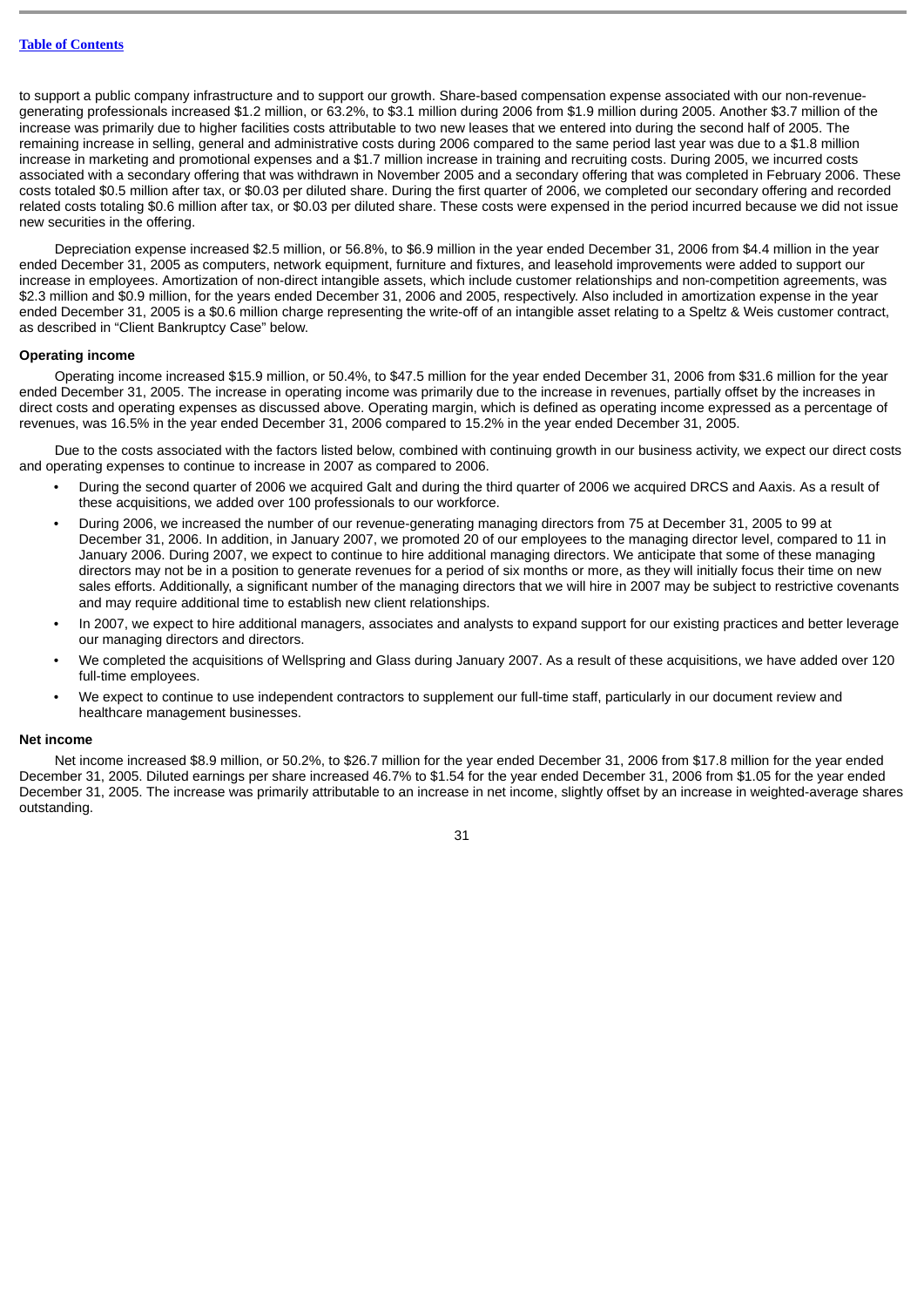to support a public company infrastructure and to support our growth. Share-based compensation expense associated with our non-revenue-generating professionals increased $1.2 million, or 63.2%, to $3.1 million during 2006 from $1.9 million during 2005. Another $3.7 million of the increase was primarily due to higher facilities costs attributable to two new leases that we entered into during the second half of 2005. The remaining increase in selling, general and administrative costs during 2006 compared to the same period last year was due to a $1.8 million increase in marketing and promotional expenses and a $1.7 million increase in training and recruiting costs. During 2005, we incurred costs associated with a secondary offering that was withdrawn in November 2005 and a secondary offering that was completed in February 2006. These costs totaled $0.5 million after tax, or $0.03 per diluted share. During the first quarter of 2006, we completed our secondary offering and recorded related costs totaling $0.6 million after tax, or $0.03 per diluted share. These costs were expensed in the period incurred because we did not issue new securities in the offering.

Depreciation expense increased $2.5 million, or 56.8%, to $6.9 million in the year ended December 31, 2006 from $4.4 million in the year ended December 31, 2005 as computers, network equipment, furniture and fixtures, and leasehold improvements were added to support our increase in employees. Amortization of non-direct intangible assets, which include customer relationships and non-competition agreements, was $2.3 million and $0.9 million, for the years ended December 31, 2006 and 2005, respectively. Also included in amortization expense in the year ended December 31, 2005 is a $0.6 million charge representing the write-off of an intangible asset relating to a Speltz & Weis customer contract, as described in "Client Bankruptcy Case" below.

**Operating income**

Operating income increased $15.9 million, or 50.4%, to $47.5 million for the year ended December 31, 2006 from $31.6 million for the year ended December 31, 2005. The increase in operating income was primarily due to the increase in revenues, partially offset by the increases in direct costs and operating expenses as discussed above. Operating margin, which is defined as operating income expressed as a percentage of revenues, was 16.5% in the year ended December 31, 2006 compared to 15.2% in the year ended December 31, 2005.

Due to the costs associated with the factors listed below, combined with continuing growth in our business activity, we expect our direct costs and operating expenses to continue to increase in 2007 as compared to 2006.

- During the second quarter of 2006 we acquired Galt and during the third quarter of 2006 we acquired DRCS and Aaxis. As a result of these acquisitions, we added over 100 professionals to our workforce.
- During 2006, we increased the number of our revenue-generating managing directors from 75 at December 31, 2005 to 99 at December 31, 2006. In addition, in January 2007, we promoted 20 of our employees to the managing director level, compared to 11 in January 2006. During 2007, we expect to continue to hire additional managing directors. We anticipate that some of these managing directors may not be in a position to generate revenues for a period of six months or more, as they will initially focus their time on new sales efforts. Additionally, a significant number of the managing directors that we will hire in 2007 may be subject to restrictive covenants and may require additional time to establish new client relationships.
- In 2007, we expect to hire additional managers, associates and analysts to expand support for our existing practices and better leverage our managing directors and directors.
- We completed the acquisitions of Wellspring and Glass during January 2007. As a result of these acquisitions, we have added over 120 full-time employees.
- We expect to continue to use independent contractors to supplement our full-time staff, particularly in our document review and healthcare management businesses.

**Net income**

Net income increased $8.9 million, or 50.2%, to $26.7 million for the year ended December 31, 2006 from $17.8 million for the year ended December 31, 2005. Diluted earnings per share increased 46.7% to $1.54 for the year ended December 31, 2006 from $1.05 for the year ended December 31, 2005. The increase was primarily attributable to an increase in net income, slightly offset by an increase in weighted-average shares outstanding.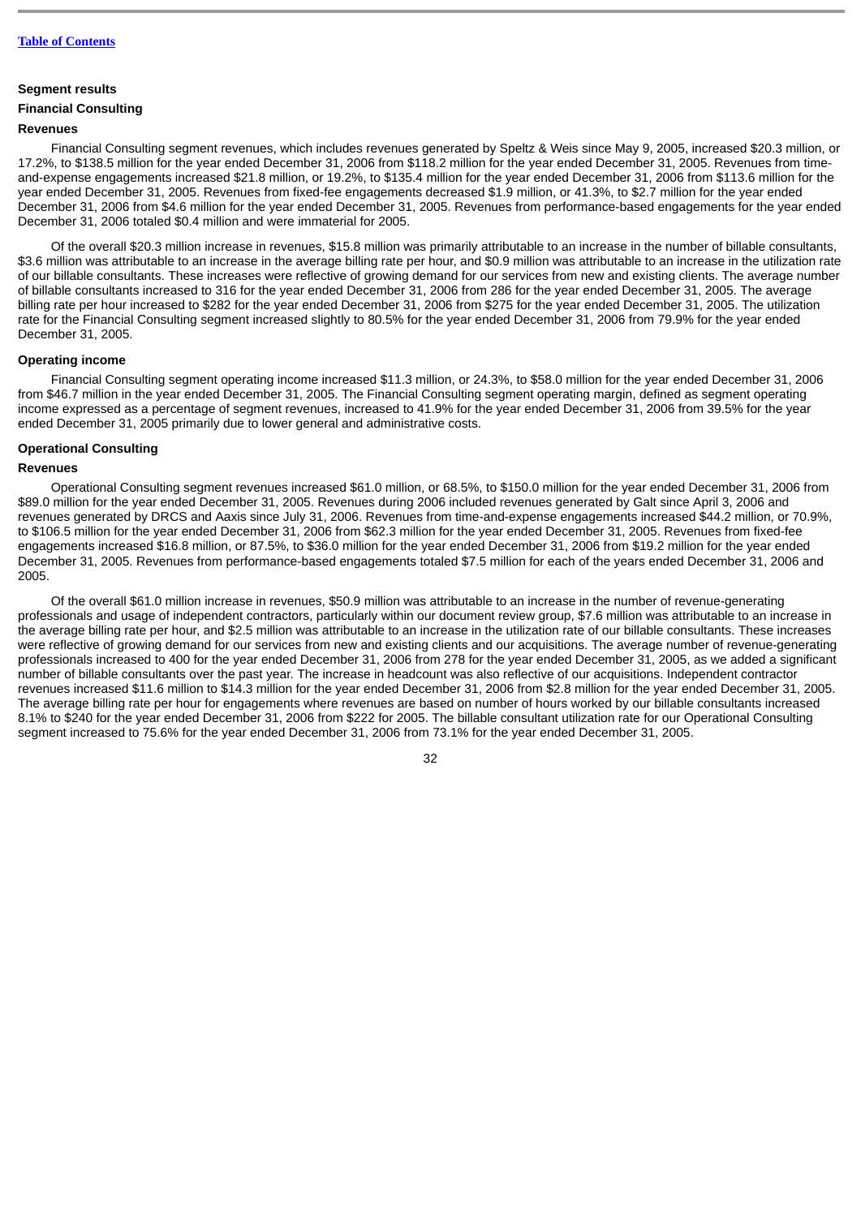[Table of Contents](#)

### Segment results

#### Financial Consulting

##### Revenues

Financial Consulting segment revenues, which includes revenues generated by Speltz & Weis since May 9, 2005, increased $20.3 million, or 17.2%, to $138.5 million for the year ended December 31, 2006 from $118.2 million for the year ended December 31, 2005. Revenues from time-and-expense engagements increased $21.8 million, or 19.2%, to $135.4 million for the year ended December 31, 2006 from $113.6 million for the year ended December 31, 2005. Revenues from fixed-fee engagements decreased $1.9 million, or 41.3%, to $2.7 million for the year ended December 31, 2006 from $4.6 million for the year ended December 31, 2005. Revenues from performance-based engagements for the year ended December 31, 2006 totaled $0.4 million and were immaterial for 2005.

Of the overall $20.3 million increase in revenues, $15.8 million was primarily attributable to an increase in the number of billable consultants, $3.6 million was attributable to an increase in the average billing rate per hour, and $0.9 million was attributable to an increase in the utilization rate of our billable consultants. These increases were reflective of growing demand for our services from new and existing clients. The average number of billable consultants increased to 316 for the year ended December 31, 2006 from 286 for the year ended December 31, 2005. The average billing rate per hour increased to $282 for the year ended December 31, 2006 from $275 for the year ended December 31, 2005. The utilization rate for the Financial Consulting segment increased slightly to 80.5% for the year ended December 31, 2006 from 79.9% for the year ended December 31, 2005.

##### Operating income

Financial Consulting segment operating income increased $11.3 million, or 24.3%, to $58.0 million for the year ended December 31, 2006 from $46.7 million in the year ended December 31, 2005. The Financial Consulting segment operating margin, defined as segment operating income expressed as a percentage of segment revenues, increased to 41.9% for the year ended December 31, 2006 from 39.5% for the year ended December 31, 2005 primarily due to lower general and administrative costs.

#### Operational Consulting

##### Revenues

Operational Consulting segment revenues increased $61.0 million, or 68.5%, to $150.0 million for the year ended December 31, 2006 from $89.0 million for the year ended December 31, 2005. Revenues during 2006 included revenues generated by Galt since April 3, 2006 and revenues generated by DRCS and Aaxis since July 31, 2006. Revenues from time-and-expense engagements increased $44.2 million, or 70.9%, to $106.5 million for the year ended December 31, 2006 from $62.3 million for the year ended December 31, 2005. Revenues from fixed-fee engagements increased $16.8 million, or 87.5%, to $36.0 million for the year ended December 31, 2006 from $19.2 million for the year ended December 31, 2005. Revenues from performance-based engagements totaled $7.5 million for each of the years ended December 31, 2006 and 2005.

Of the overall $61.0 million increase in revenues, $50.9 million was attributable to an increase in the number of revenue-generating professionals and usage of independent contractors, particularly within our document review group, $7.6 million was attributable to an increase in the average billing rate per hour, and $2.5 million was attributable to an increase in the utilization rate of our billable consultants. These increases were reflective of growing demand for our services from new and existing clients and our acquisitions. The average number of revenue-generating professionals increased to 400 for the year ended December 31, 2006 from 278 for the year ended December 31, 2005, as we added a significant number of billable consultants over the past year. The increase in headcount was also reflective of our acquisitions. Independent contractor revenues increased $11.6 million to $14.3 million for the year ended December 31, 2006 from $2.8 million for the year ended December 31, 2005. The average billing rate per hour for engagements where revenues are based on number of hours worked by our billable consultants increased 8.1% to $240 for the year ended December 31, 2006 from $222 for 2005. The billable consultant utilization rate for our Operational Consulting segment increased to 75.6% for the year ended December 31, 2006 from 73.1% for the year ended December 31, 2005.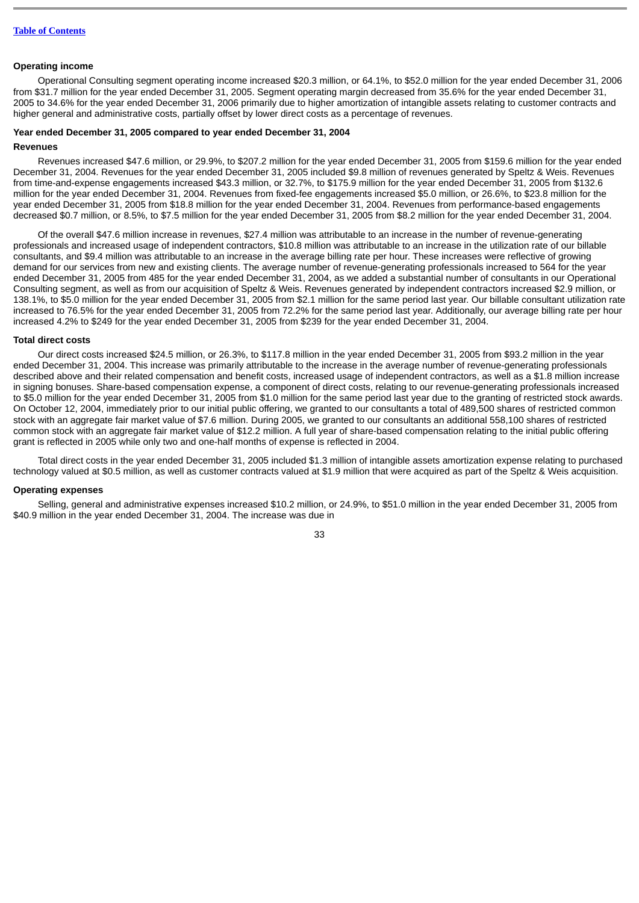### Operating income

Operational Consulting segment operating income increased $20.3 million, or 64.1%, to $52.0 million for the year ended December 31, 2006 from $31.7 million for the year ended December 31, 2005. Segment operating margin decreased from 35.6% for the year ended December 31, 2005 to 34.6% for the year ended December 31, 2006 primarily due to higher amortization of intangible assets relating to customer contracts and higher general and administrative costs, partially offset by lower direct costs as a percentage of revenues.

### Year ended December 31, 2005 compared to year ended December 31, 2004

### Revenues

Revenues increased $47.6 million, or 29.9%, to $207.2 million for the year ended December 31, 2005 from $159.6 million for the year ended December 31, 2004. Revenues for the year ended December 31, 2005 included $9.8 million of revenues generated by Speltz & Weis. Revenues from time-and-expense engagements increased $43.3 million, or 32.7%, to $175.9 million for the year ended December 31, 2005 from $132.6 million for the year ended December 31, 2004. Revenues from fixed-fee engagements increased $5.0 million, or 26.6%, to $23.8 million for the year ended December 31, 2005 from $18.8 million for the year ended December 31, 2004. Revenues from performance-based engagements decreased $0.7 million, or 8.5%, to $7.5 million for the year ended December 31, 2005 from $8.2 million for the year ended December 31, 2004.

Of the overall $47.6 million increase in revenues, $27.4 million was attributable to an increase in the number of revenue-generating professionals and increased usage of independent contractors, $10.8 million was attributable to an increase in the utilization rate of our billable consultants, and $9.4 million was attributable to an increase in the average billing rate per hour. These increases were reflective of growing demand for our services from new and existing clients. The average number of revenue-generating professionals increased to 564 for the year ended December 31, 2005 from 485 for the year ended December 31, 2004, as we added a substantial number of consultants in our Operational Consulting segment, as well as from our acquisition of Speltz & Weis. Revenues generated by independent contractors increased $2.9 million, or 138.1%, to $5.0 million for the year ended December 31, 2005 from $2.1 million for the same period last year. Our billable consultant utilization rate increased to 76.5% for the year ended December 31, 2005 from 72.2% for the same period last year. Additionally, our average billing rate per hour increased 4.2% to $249 for the year ended December 31, 2005 from $239 for the year ended December 31, 2004.

### Total direct costs

Our direct costs increased $24.5 million, or 26.3%, to $117.8 million in the year ended December 31, 2005 from $93.2 million in the year ended December 31, 2004. This increase was primarily attributable to the increase in the average number of revenue-generating professionals described above and their related compensation and benefit costs, increased usage of independent contractors, as well as a $1.8 million increase in signing bonuses. Share-based compensation expense, a component of direct costs, relating to our revenue-generating professionals increased to $5.0 million for the year ended December 31, 2005 from $1.0 million for the same period last year due to the granting of restricted stock awards. On October 12, 2004, immediately prior to our initial public offering, we granted to our consultants a total of 489,500 shares of restricted common stock with an aggregate fair market value of $7.6 million. During 2005, we granted to our consultants an additional 558,100 shares of restricted common stock with an aggregate fair market value of $12.2 million. A full year of share-based compensation relating to the initial public offering grant is reflected in 2005 while only two and one-half months of expense is reflected in 2004.

Total direct costs in the year ended December 31, 2005 included $1.3 million of intangible assets amortization expense relating to purchased technology valued at $0.5 million, as well as customer contracts valued at $1.9 million that were acquired as part of the Speltz & Weis acquisition.

### Operating expenses

Selling, general and administrative expenses increased $10.2 million, or 24.9%, to $51.0 million in the year ended December 31, 2005 from $40.9 million in the year ended December 31, 2004. The increase was due in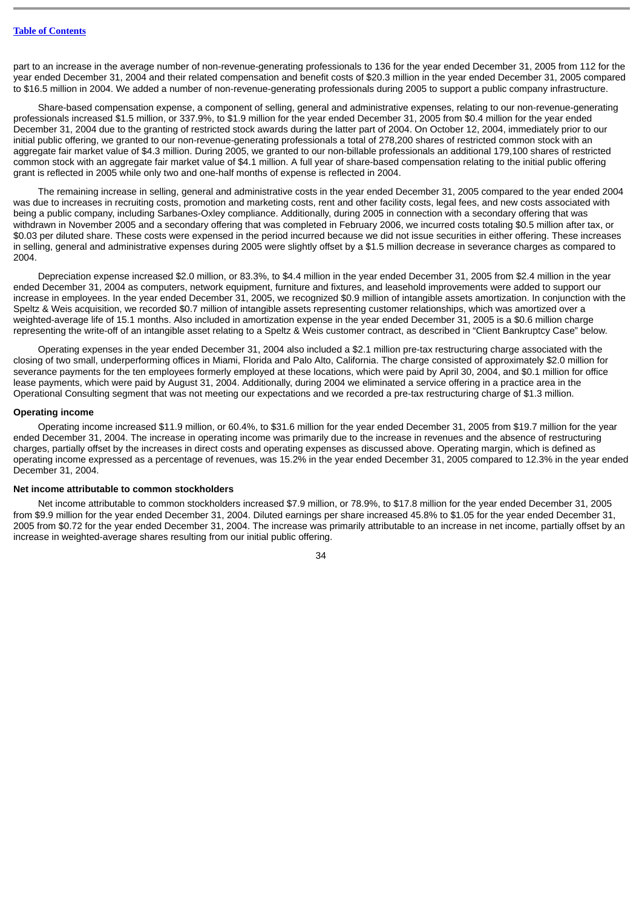part to an increase in the average number of non-revenue-generating professionals to 136 for the year ended December 31, 2005 from 112 for the year ended December 31, 2004 and their related compensation and benefit costs of $20.3 million in the year ended December 31, 2005 compared to $16.5 million in 2004. We added a number of non-revenue-generating professionals during 2005 to support a public company infrastructure.

Share-based compensation expense, a component of selling, general and administrative expenses, relating to our non-revenue-generating professionals increased $1.5 million, or 337.9%, to $1.9 million for the year ended December 31, 2005 from $0.4 million for the year ended December 31, 2004 due to the granting of restricted stock awards during the latter part of 2004. On October 12, 2004, immediately prior to our initial public offering, we granted to our non-revenue-generating professionals a total of 278,200 shares of restricted common stock with an aggregate fair market value of $4.3 million. During 2005, we granted to our non-billable professionals an additional 179,100 shares of restricted common stock with an aggregate fair market value of $4.1 million. A full year of share-based compensation relating to the initial public offering grant is reflected in 2005 while only two and one-half months of expense is reflected in 2004.

The remaining increase in selling, general and administrative costs in the year ended December 31, 2005 compared to the year ended 2004 was due to increases in recruiting costs, promotion and marketing costs, rent and other facility costs, legal fees, and new costs associated with being a public company, including Sarbanes-Oxley compliance. Additionally, during 2005 in connection with a secondary offering that was withdrawn in November 2005 and a secondary offering that was completed in February 2006, we incurred costs totaling $0.5 million after tax, or $0.03 per diluted share. These costs were expensed in the period incurred because we did not issue securities in either offering. These increases in selling, general and administrative expenses during 2005 were slightly offset by a $1.5 million decrease in severance charges as compared to 2004.

Depreciation expense increased $2.0 million, or 83.3%, to $4.4 million in the year ended December 31, 2005 from $2.4 million in the year ended December 31, 2004 as computers, network equipment, furniture and fixtures, and leasehold improvements were added to support our increase in employees. In the year ended December 31, 2005, we recognized $0.9 million of intangible assets amortization. In conjunction with the Speltz & Weis acquisition, we recorded $0.7 million of intangible assets representing customer relationships, which was amortized over a weighted-average life of 15.1 months. Also included in amortization expense in the year ended December 31, 2005 is a $0.6 million charge representing the write-off of an intangible asset relating to a Speltz & Weis customer contract, as described in "Client Bankruptcy Case" below.

Operating expenses in the year ended December 31, 2004 also included a $2.1 million pre-tax restructuring charge associated with the closing of two small, underperforming offices in Miami, Florida and Palo Alto, California. The charge consisted of approximately $2.0 million for severance payments for the ten employees formerly employed at these locations, which were paid by April 30, 2004, and $0.1 million for office lease payments, which were paid by August 31, 2004. Additionally, during 2004 we eliminated a service offering in a practice area in the Operational Consulting segment that was not meeting our expectations and we recorded a pre-tax restructuring charge of $1.3 million.

**Operating income**

Operating income increased $11.9 million, or 60.4%, to $31.6 million for the year ended December 31, 2005 from $19.7 million for the year ended December 31, 2004. The increase in operating income was primarily due to the increase in revenues and the absence of restructuring charges, partially offset by the increases in direct costs and operating expenses as discussed above. Operating margin, which is defined as operating income expressed as a percentage of revenues, was 15.2% in the year ended December 31, 2005 compared to 12.3% in the year ended December 31, 2004.

**Net income attributable to common stockholders**

Net income attributable to common stockholders increased $7.9 million, or 78.9%, to $17.8 million for the year ended December 31, 2005 from $9.9 million for the year ended December 31, 2004. Diluted earnings per share increased 45.8% to $1.05 for the year ended December 31, 2005 from $0.72 for the year ended December 31, 2004. The increase was primarily attributable to an increase in net income, partially offset by an increase in weighted-average shares resulting from our initial public offering.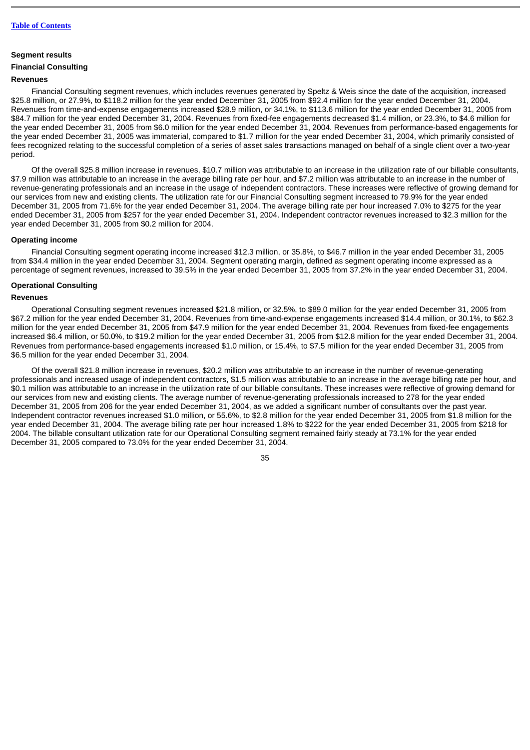### Segment results

### Financial Consulting

#### Revenues

Financial Consulting segment revenues, which includes revenues generated by Speltz & Weis since the date of the acquisition, increased $25.8 million, or 27.9%, to $118.2 million for the year ended December 31, 2005 from $92.4 million for the year ended December 31, 2004. Revenues from time-and-expense engagements increased $28.9 million, or 34.1%, to $113.6 million for the year ended December 31, 2005 from $84.7 million for the year ended December 31, 2004. Revenues from fixed-fee engagements decreased $1.4 million, or 23.3%, to $4.6 million for the year ended December 31, 2005 from $6.0 million for the year ended December 31, 2004. Revenues from performance-based engagements for the year ended December 31, 2005 was immaterial, compared to $1.7 million for the year ended December 31, 2004, which primarily consisted of fees recognized relating to the successful completion of a series of asset sales transactions managed on behalf of a single client over a two-year period.

Of the overall $25.8 million increase in revenues, $10.7 million was attributable to an increase in the utilization rate of our billable consultants, $7.9 million was attributable to an increase in the average billing rate per hour, and $7.2 million was attributable to an increase in the number of revenue-generating professionals and an increase in the usage of independent contractors. These increases were reflective of growing demand for our services from new and existing clients. The utilization rate for our Financial Consulting segment increased to 79.9% for the year ended December 31, 2005 from 71.6% for the year ended December 31, 2004. The average billing rate per hour increased 7.0% to $275 for the year ended December 31, 2005 from $257 for the year ended December 31, 2004. Independent contractor revenues increased to $2.3 million for the year ended December 31, 2005 from $0.2 million for 2004.

#### Operating income

Financial Consulting segment operating income increased $12.3 million, or 35.8%, to $46.7 million in the year ended December 31, 2005 from $34.4 million in the year ended December 31, 2004. Segment operating margin, defined as segment operating income expressed as a percentage of segment revenues, increased to 39.5% in the year ended December 31, 2005 from 37.2% in the year ended December 31, 2004.

### Operational Consulting

#### Revenues

Operational Consulting segment revenues increased $21.8 million, or 32.5%, to $89.0 million for the year ended December 31, 2005 from $67.2 million for the year ended December 31, 2004. Revenues from time-and-expense engagements increased $14.4 million, or 30.1%, to $62.3 million for the year ended December 31, 2005 from $47.9 million for the year ended December 31, 2004. Revenues from fixed-fee engagements increased $6.4 million, or 50.0%, to $19.2 million for the year ended December 31, 2005 from $12.8 million for the year ended December 31, 2004. Revenues from performance-based engagements increased $1.0 million, or 15.4%, to $7.5 million for the year ended December 31, 2005 from $6.5 million for the year ended December 31, 2004.

Of the overall $21.8 million increase in revenues, $20.2 million was attributable to an increase in the number of revenue-generating professionals and increased usage of independent contractors, $1.5 million was attributable to an increase in the average billing rate per hour, and $0.1 million was attributable to an increase in the utilization rate of our billable consultants. These increases were reflective of growing demand for our services from new and existing clients. The average number of revenue-generating professionals increased to 278 for the year ended December 31, 2005 from 206 for the year ended December 31, 2004, as we added a significant number of consultants over the past year. Independent contractor revenues increased $1.0 million, or 55.6%, to $2.8 million for the year ended December 31, 2005 from $1.8 million for the year ended December 31, 2004. The average billing rate per hour increased 1.8% to $222 for the year ended December 31, 2005 from $218 for 2004. The billable consultant utilization rate for our Operational Consulting segment remained fairly steady at 73.1% for the year ended December 31, 2005 compared to 73.0% for the year ended December 31, 2004.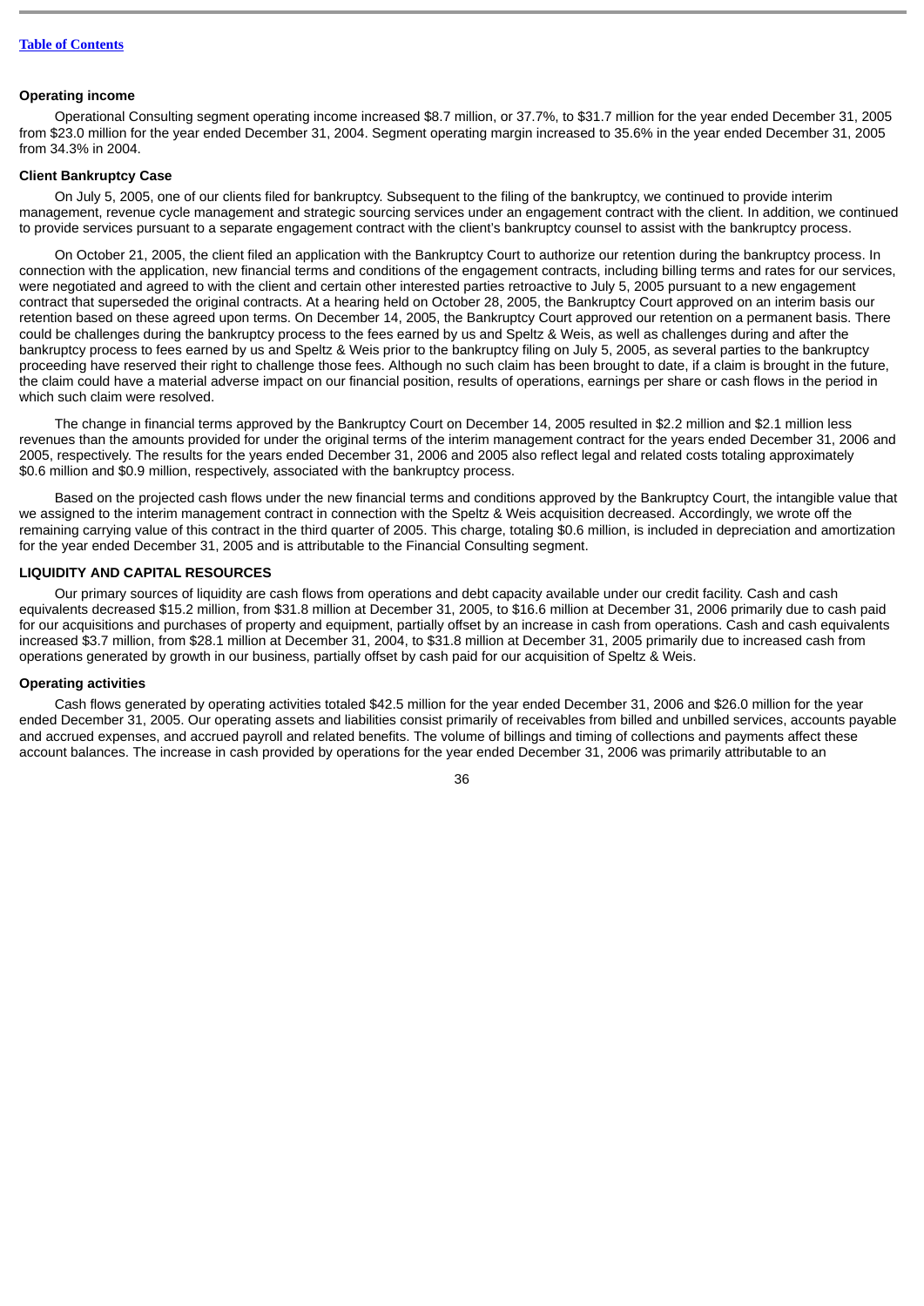**Operating income**

Operational Consulting segment operating income increased $8.7 million, or 37.7%, to $31.7 million for the year ended December 31, 2005 from $23.0 million for the year ended December 31, 2004. Segment operating margin increased to 35.6% in the year ended December 31, 2005 from 34.3% in 2004.

**Client Bankruptcy Case**

On July 5, 2005, one of our clients filed for bankruptcy. Subsequent to the filing of the bankruptcy, we continued to provide interim management, revenue cycle management and strategic sourcing services under an engagement contract with the client. In addition, we continued to provide services pursuant to a separate engagement contract with the client's bankruptcy counsel to assist with the bankruptcy process.

On October 21, 2005, the client filed an application with the Bankruptcy Court to authorize our retention during the bankruptcy process. In connection with the application, new financial terms and conditions of the engagement contracts, including billing terms and rates for our services, were negotiated and agreed to with the client and certain other interested parties retroactive to July 5, 2005 pursuant to a new engagement contract that superseded the original contracts. At a hearing held on October 28, 2005, the Bankruptcy Court approved on an interim basis our retention based on these agreed upon terms. On December 14, 2005, the Bankruptcy Court approved our retention on a permanent basis. There could be challenges during the bankruptcy process to the fees earned by us and Speltz & Weis, as well as challenges during and after the bankruptcy process to fees earned by us and Speltz & Weis prior to the bankruptcy filing on July 5, 2005, as several parties to the bankruptcy proceeding have reserved their right to challenge those fees. Although no such claim has been brought to date, if a claim is brought in the future, the claim could have a material adverse impact on our financial position, results of operations, earnings per share or cash flows in the period in which such claim were resolved.

The change in financial terms approved by the Bankruptcy Court on December 14, 2005 resulted in $2.2 million and $2.1 million less revenues than the amounts provided for under the original terms of the interim management contract for the years ended December 31, 2006 and 2005, respectively. The results for the years ended December 31, 2006 and 2005 also reflect legal and related costs totaling approximately $0.6 million and $0.9 million, respectively, associated with the bankruptcy process.

Based on the projected cash flows under the new financial terms and conditions approved by the Bankruptcy Court, the intangible value that we assigned to the interim management contract in connection with the Speltz & Weis acquisition decreased. Accordingly, we wrote off the remaining carrying value of this contract in the third quarter of 2005. This charge, totaling $0.6 million, is included in depreciation and amortization for the year ended December 31, 2005 and is attributable to the Financial Consulting segment.

**LIQUIDITY AND CAPITAL RESOURCES**

Our primary sources of liquidity are cash flows from operations and debt capacity available under our credit facility. Cash and cash equivalents decreased $15.2 million, from $31.8 million at December 31, 2005, to $16.6 million at December 31, 2006 primarily due to cash paid for our acquisitions and purchases of property and equipment, partially offset by an increase in cash from operations. Cash and cash equivalents increased $3.7 million, from $28.1 million at December 31, 2004, to $31.8 million at December 31, 2005 primarily due to increased cash from operations generated by growth in our business, partially offset by cash paid for our acquisition of Speltz & Weis.

**Operating activities**

Cash flows generated by operating activities totaled $42.5 million for the year ended December 31, 2006 and $26.0 million for the year ended December 31, 2005. Our operating assets and liabilities consist primarily of receivables from billed and unbilled services, accounts payable and accrued expenses, and accrued payroll and related benefits. The volume of billings and timing of collections and payments affect these account balances. The increase in cash provided by operations for the year ended December 31, 2006 was primarily attributable to an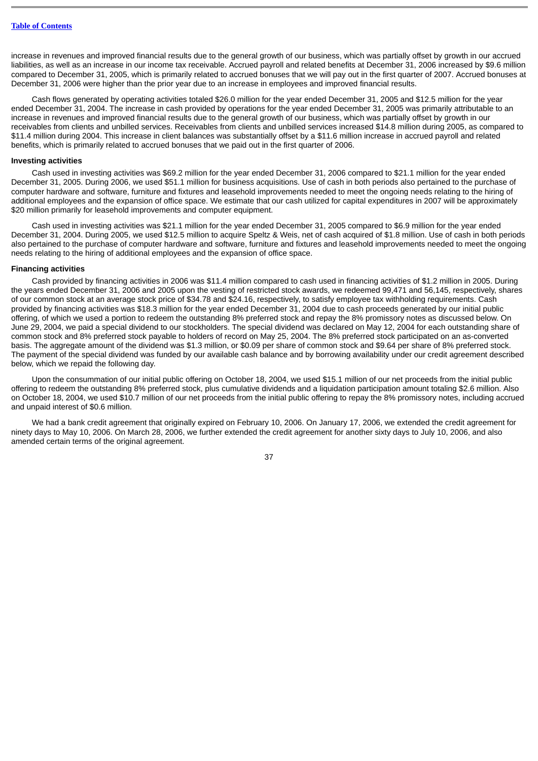increase in revenues and improved financial results due to the general growth of our business, which was partially offset by growth in our accrued liabilities, as well as an increase in our income tax receivable. Accrued payroll and related benefits at December 31, 2006 increased by $9.6 million compared to December 31, 2005, which is primarily related to accrued bonuses that we will pay out in the first quarter of 2007. Accrued bonuses at December 31, 2006 were higher than the prior year due to an increase in employees and improved financial results.

Cash flows generated by operating activities totaled $26.0 million for the year ended December 31, 2005 and $12.5 million for the year ended December 31, 2004. The increase in cash provided by operations for the year ended December 31, 2005 was primarily attributable to an increase in revenues and improved financial results due to the general growth of our business, which was partially offset by growth in our receivables from clients and unbilled services. Receivables from clients and unbilled services increased $14.8 million during 2005, as compared to $11.4 million during 2004. This increase in client balances was substantially offset by a $11.6 million increase in accrued payroll and related benefits, which is primarily related to accrued bonuses that we paid out in the first quarter of 2006.

**Investing activities**

Cash used in investing activities was $69.2 million for the year ended December 31, 2006 compared to $21.1 million for the year ended December 31, 2005. During 2006, we used $51.1 million for business acquisitions. Use of cash in both periods also pertained to the purchase of computer hardware and software, furniture and fixtures and leasehold improvements needed to meet the ongoing needs relating to the hiring of additional employees and the expansion of office space. We estimate that our cash utilized for capital expenditures in 2007 will be approximately $20 million primarily for leasehold improvements and computer equipment.

Cash used in investing activities was $21.1 million for the year ended December 31, 2005 compared to $6.9 million for the year ended December 31, 2004. During 2005, we used $12.5 million to acquire Speltz & Weis, net of cash acquired of $1.8 million. Use of cash in both periods also pertained to the purchase of computer hardware and software, furniture and fixtures and leasehold improvements needed to meet the ongoing needs relating to the hiring of additional employees and the expansion of office space.

**Financing activities**

Cash provided by financing activities in 2006 was $11.4 million compared to cash used in financing activities of $1.2 million in 2005. During the years ended December 31, 2006 and 2005 upon the vesting of restricted stock awards, we redeemed 99,471 and 56,145, respectively, shares of our common stock at an average stock price of $34.78 and $24.16, respectively, to satisfy employee tax withholding requirements. Cash provided by financing activities was $18.3 million for the year ended December 31, 2004 due to cash proceeds generated by our initial public offering, of which we used a portion to redeem the outstanding 8% preferred stock and repay the 8% promissory notes as discussed below. On June 29, 2004, we paid a special dividend to our stockholders. The special dividend was declared on May 12, 2004 for each outstanding share of common stock and 8% preferred stock payable to holders of record on May 25, 2004. The 8% preferred stock participated on an as-converted basis. The aggregate amount of the dividend was $1.3 million, or $0.09 per share of common stock and $9.64 per share of 8% preferred stock. The payment of the special dividend was funded by our available cash balance and by borrowing availability under our credit agreement described below, which we repaid the following day.

Upon the consummation of our initial public offering on October 18, 2004, we used $15.1 million of our net proceeds from the initial public offering to redeem the outstanding 8% preferred stock, plus cumulative dividends and a liquidation participation amount totaling $2.6 million. Also on October 18, 2004, we used $10.7 million of our net proceeds from the initial public offering to repay the 8% promissory notes, including accrued and unpaid interest of $0.6 million.

We had a bank credit agreement that originally expired on February 10, 2006. On January 17, 2006, we extended the credit agreement for ninety days to May 10, 2006. On March 28, 2006, we further extended the credit agreement for another sixty days to July 10, 2006, and also amended certain terms of the original agreement.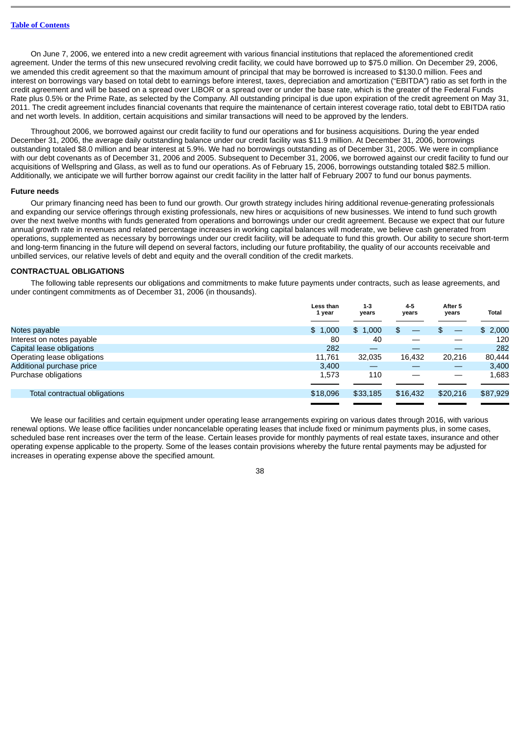On June 7, 2006, we entered into a new credit agreement with various financial institutions that replaced the aforementioned credit agreement. Under the terms of this new unsecured revolving credit facility, we could have borrowed up to $75.0 million. On December 29, 2006, we amended this credit agreement so that the maximum amount of principal that may be borrowed is increased to $130.0 million. Fees and interest on borrowings vary based on total debt to earnings before interest, taxes, depreciation and amortization ("EBITDA") ratio as set forth in the credit agreement and will be based on a spread over LIBOR or a spread over or under the base rate, which is the greater of the Federal Funds Rate plus 0.5% or the Prime Rate, as selected by the Company. All outstanding principal is due upon expiration of the credit agreement on May 31, 2011. The credit agreement includes financial covenants that require the maintenance of certain interest coverage ratio, total debt to EBITDA ratio and net worth levels. In addition, certain acquisitions and similar transactions will need to be approved by the lenders.

Throughout 2006, we borrowed against our credit facility to fund our operations and for business acquisitions. During the year ended December 31, 2006, the average daily outstanding balance under our credit facility was $11.9 million. At December 31, 2006, borrowings outstanding totaled $8.0 million and bear interest at 5.9%. We had no borrowings outstanding as of December 31, 2005. We were in compliance with our debt covenants as of December 31, 2006 and 2005. Subsequent to December 31, 2006, we borrowed against our credit facility to fund our acquisitions of Wellspring and Glass, as well as to fund our operations. As of February 15, 2006, borrowings outstanding totaled $82.5 million. Additionally, we anticipate we will further borrow against our credit facility in the latter half of February 2007 to fund our bonus payments.

### Future needs

Our primary financing need has been to fund our growth. Our growth strategy includes hiring additional revenue-generating professionals and expanding our service offerings through existing professionals, new hires or acquisitions of new businesses. We intend to fund such growth over the next twelve months with funds generated from operations and borrowings under our credit agreement. Because we expect that our future annual growth rate in revenues and related percentage increases in working capital balances will moderate, we believe cash generated from operations, supplemented as necessary by borrowings under our credit facility, will be adequate to fund this growth. Our ability to secure short-term and long-term financing in the future will depend on several factors, including our future profitability, the quality of our accounts receivable and unbilled services, our relative levels of debt and equity and the overall condition of the credit markets.

## CONTRACTUAL OBLIGATIONS

The following table represents our obligations and commitments to make future payments under contracts, such as lease agreements, and under contingent commitments as of December 31, 2006 (in thousands).

| | Less than 1 year | 1-3 years | 4-5 years | After 5 years | Total |
|---|---|---|---|---|---|
| Notes payable | $ 1,000 | $ 1,000 | $ — | $ — | $ 2,000 |
| Interest on notes payable | 80 | 40 | — | — | 120 |
| Capital lease obligations | 282 | — | — | — | 282 |
| Operating lease obligations | 11,761 | 32,035 | 16,432 | 20,216 | 80,444 |
| Additional purchase price | 3,400 | — | — | — | 3,400 |
| Purchase obligations | 1,573 | 110 | — | — | 1,683 |
| Total contractual obligations | $18,096 | $33,185 | $16,432 | $20,216 | $87,929 |

We lease our facilities and certain equipment under operating lease arrangements expiring on various dates through 2016, with various renewal options. We lease office facilities under noncancelable operating leases that include fixed or minimum payments plus, in some cases, scheduled base rent increases over the term of the lease. Certain leases provide for monthly payments of real estate taxes, insurance and other operating expense applicable to the property. Some of the leases contain provisions whereby the future rental payments may be adjusted for increases in operating expense above the specified amount.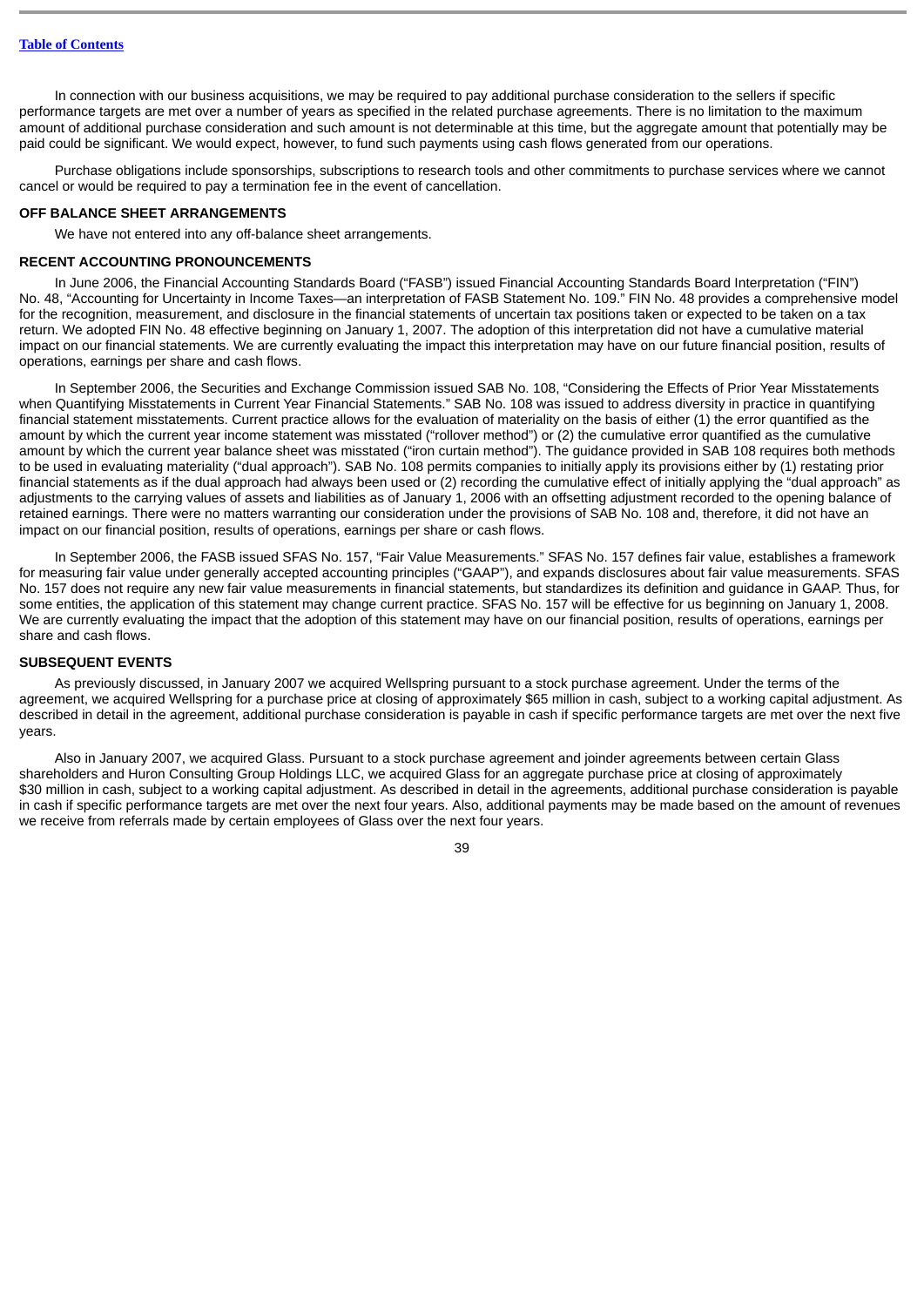In connection with our business acquisitions, we may be required to pay additional purchase consideration to the sellers if specific performance targets are met over a number of years as specified in the related purchase agreements. There is no limitation to the maximum amount of additional purchase consideration and such amount is not determinable at this time, but the aggregate amount that potentially may be paid could be significant. We would expect, however, to fund such payments using cash flows generated from our operations.

Purchase obligations include sponsorships, subscriptions to research tools and other commitments to purchase services where we cannot cancel or would be required to pay a termination fee in the event of cancellation.

**OFF BALANCE SHEET ARRANGEMENTS**

We have not entered into any off-balance sheet arrangements.

**RECENT ACCOUNTING PRONOUNCEMENTS**

In June 2006, the Financial Accounting Standards Board ("FASB") issued Financial Accounting Standards Board Interpretation ("FIN") No. 48, "Accounting for Uncertainty in Income Taxes—an interpretation of FASB Statement No. 109." FIN No. 48 provides a comprehensive model for the recognition, measurement, and disclosure in the financial statements of uncertain tax positions taken or expected to be taken on a tax return. We adopted FIN No. 48 effective beginning on January 1, 2007. The adoption of this interpretation did not have a cumulative material impact on our financial statements. We are currently evaluating the impact this interpretation may have on our future financial position, results of operations, earnings per share and cash flows.

In September 2006, the Securities and Exchange Commission issued SAB No. 108, "Considering the Effects of Prior Year Misstatements when Quantifying Misstatements in Current Year Financial Statements." SAB No. 108 was issued to address diversity in practice in quantifying financial statement misstatements. Current practice allows for the evaluation of materiality on the basis of either (1) the error quantified as the amount by which the current year income statement was misstated ("rollover method") or (2) the cumulative error quantified as the cumulative amount by which the current year balance sheet was misstated ("iron curtain method"). The guidance provided in SAB 108 requires both methods to be used in evaluating materiality ("dual approach"). SAB No. 108 permits companies to initially apply its provisions either by (1) restating prior financial statements as if the dual approach had always been used or (2) recording the cumulative effect of initially applying the "dual approach" as adjustments to the carrying values of assets and liabilities as of January 1, 2006 with an offsetting adjustment recorded to the opening balance of retained earnings. There were no matters warranting our consideration under the provisions of SAB No. 108 and, therefore, it did not have an impact on our financial position, results of operations, earnings per share or cash flows.

In September 2006, the FASB issued SFAS No. 157, "Fair Value Measurements." SFAS No. 157 defines fair value, establishes a framework for measuring fair value under generally accepted accounting principles ("GAAP"), and expands disclosures about fair value measurements. SFAS No. 157 does not require any new fair value measurements in financial statements, but standardizes its definition and guidance in GAAP. Thus, for some entities, the application of this statement may change current practice. SFAS No. 157 will be effective for us beginning on January 1, 2008. We are currently evaluating the impact that the adoption of this statement may have on our financial position, results of operations, earnings per share and cash flows.

**SUBSEQUENT EVENTS**

As previously discussed, in January 2007 we acquired Wellspring pursuant to a stock purchase agreement. Under the terms of the agreement, we acquired Wellspring for a purchase price at closing of approximately $65 million in cash, subject to a working capital adjustment. As described in detail in the agreement, additional purchase consideration is payable in cash if specific performance targets are met over the next five years.

Also in January 2007, we acquired Glass. Pursuant to a stock purchase agreement and joinder agreements between certain Glass shareholders and Huron Consulting Group Holdings LLC, we acquired Glass for an aggregate purchase price at closing of approximately $30 million in cash, subject to a working capital adjustment. As described in detail in the agreements, additional purchase consideration is payable in cash if specific performance targets are met over the next four years. Also, additional payments may be made based on the amount of revenues we receive from referrals made by certain employees of Glass over the next four years.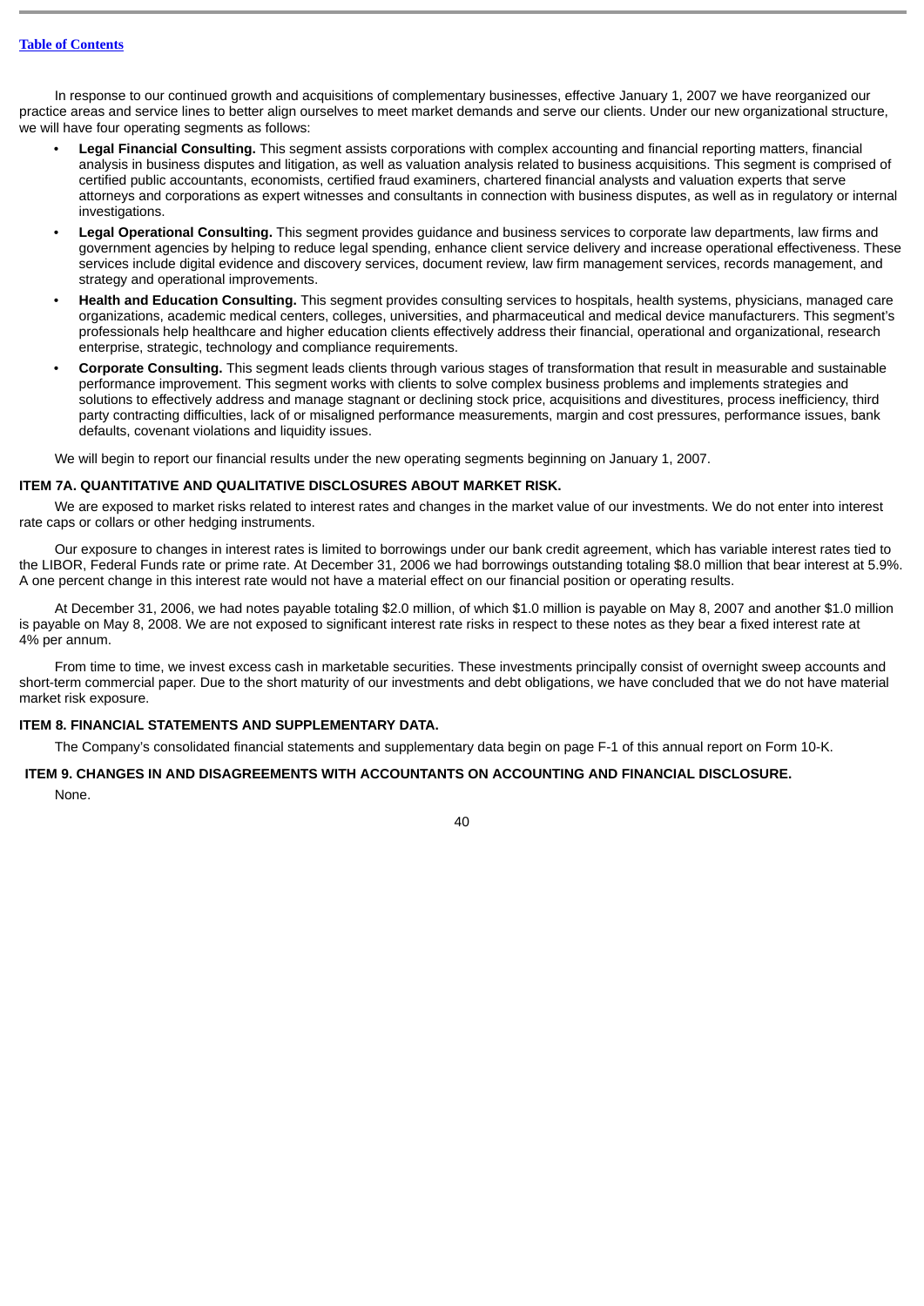In response to our continued growth and acquisitions of complementary businesses, effective January 1, 2007 we have reorganized our practice areas and service lines to better align ourselves to meet market demands and serve our clients. Under our new organizational structure, we will have four operating segments as follows:

- **Legal Financial Consulting.** This segment assists corporations with complex accounting and financial reporting matters, financial analysis in business disputes and litigation, as well as valuation analysis related to business acquisitions. This segment is comprised of certified public accountants, economists, certified fraud examiners, chartered financial analysts and valuation experts that serve attorneys and corporations as expert witnesses and consultants in connection with business disputes, as well as in regulatory or internal investigations.
- **Legal Operational Consulting.** This segment provides guidance and business services to corporate law departments, law firms and government agencies by helping to reduce legal spending, enhance client service delivery and increase operational effectiveness. These services include digital evidence and discovery services, document review, law firm management services, records management, and strategy and operational improvements.
- **Health and Education Consulting.** This segment provides consulting services to hospitals, health systems, physicians, managed care organizations, academic medical centers, colleges, universities, and pharmaceutical and medical device manufacturers. This segment's professionals help healthcare and higher education clients effectively address their financial, operational and organizational, research enterprise, strategic, technology and compliance requirements.
- **Corporate Consulting.** This segment leads clients through various stages of transformation that result in measurable and sustainable performance improvement. This segment works with clients to solve complex business problems and implements strategies and solutions to effectively address and manage stagnant or declining stock price, acquisitions and divestitures, process inefficiency, third party contracting difficulties, lack of or misaligned performance measurements, margin and cost pressures, performance issues, bank defaults, covenant violations and liquidity issues.

We will begin to report our financial results under the new operating segments beginning on January 1, 2007.

## ITEM 7A. QUANTITATIVE AND QUALITATIVE DISCLOSURES ABOUT MARKET RISK.

We are exposed to market risks related to interest rates and changes in the market value of our investments. We do not enter into interest rate caps or collars or other hedging instruments.

Our exposure to changes in interest rates is limited to borrowings under our bank credit agreement, which has variable interest rates tied to the LIBOR, Federal Funds rate or prime rate. At December 31, 2006 we had borrowings outstanding totaling $8.0 million that bear interest at 5.9%. A one percent change in this interest rate would not have a material effect on our financial position or operating results.

At December 31, 2006, we had notes payable totaling $2.0 million, of which $1.0 million is payable on May 8, 2007 and another $1.0 million is payable on May 8, 2008. We are not exposed to significant interest rate risks in respect to these notes as they bear a fixed interest rate at 4% per annum.

From time to time, we invest excess cash in marketable securities. These investments principally consist of overnight sweep accounts and short-term commercial paper. Due to the short maturity of our investments and debt obligations, we have concluded that we do not have material market risk exposure.

## ITEM 8. FINANCIAL STATEMENTS AND SUPPLEMENTARY DATA.

The Company's consolidated financial statements and supplementary data begin on page F-1 of this annual report on Form 10-K.

## ITEM 9. CHANGES IN AND DISAGREEMENTS WITH ACCOUNTANTS ON ACCOUNTING AND FINANCIAL DISCLOSURE.

None.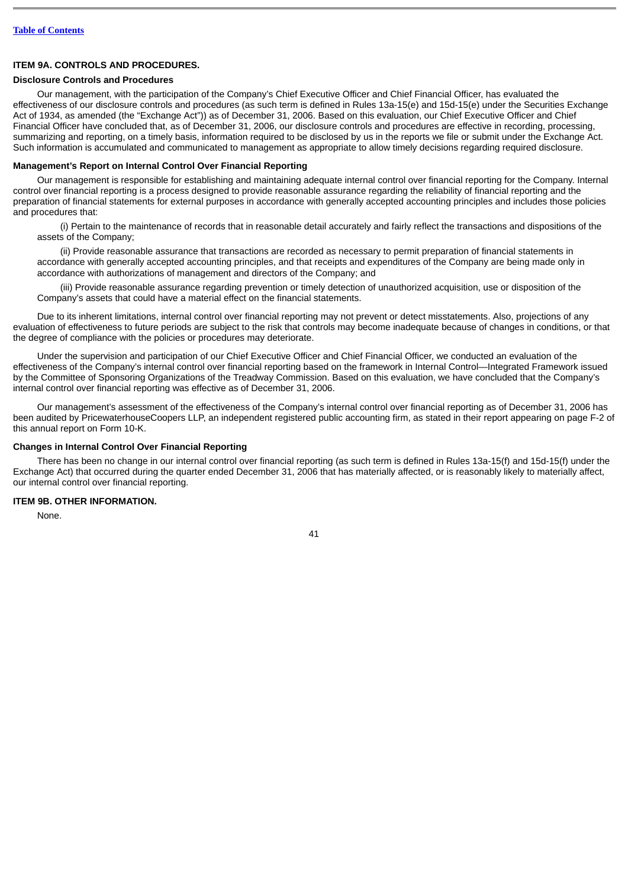## ITEM 9A. CONTROLS AND PROCEDURES.

### Disclosure Controls and Procedures

Our management, with the participation of the Company's Chief Executive Officer and Chief Financial Officer, has evaluated the effectiveness of our disclosure controls and procedures (as such term is defined in Rules 13a-15(e) and 15d-15(e) under the Securities Exchange Act of 1934, as amended (the "Exchange Act")) as of December 31, 2006. Based on this evaluation, our Chief Executive Officer and Chief Financial Officer have concluded that, as of December 31, 2006, our disclosure controls and procedures are effective in recording, processing, summarizing and reporting, on a timely basis, information required to be disclosed by us in the reports we file or submit under the Exchange Act. Such information is accumulated and communicated to management as appropriate to allow timely decisions regarding required disclosure.

### Management's Report on Internal Control Over Financial Reporting

Our management is responsible for establishing and maintaining adequate internal control over financial reporting for the Company. Internal control over financial reporting is a process designed to provide reasonable assurance regarding the reliability of financial reporting and the preparation of financial statements for external purposes in accordance with generally accepted accounting principles and includes those policies and procedures that:

(i) Pertain to the maintenance of records that in reasonable detail accurately and fairly reflect the transactions and dispositions of the assets of the Company;

(ii) Provide reasonable assurance that transactions are recorded as necessary to permit preparation of financial statements in accordance with generally accepted accounting principles, and that receipts and expenditures of the Company are being made only in accordance with authorizations of management and directors of the Company; and

(iii) Provide reasonable assurance regarding prevention or timely detection of unauthorized acquisition, use or disposition of the Company's assets that could have a material effect on the financial statements.

Due to its inherent limitations, internal control over financial reporting may not prevent or detect misstatements. Also, projections of any evaluation of effectiveness to future periods are subject to the risk that controls may become inadequate because of changes in conditions, or that the degree of compliance with the policies or procedures may deteriorate.

Under the supervision and participation of our Chief Executive Officer and Chief Financial Officer, we conducted an evaluation of the effectiveness of the Company's internal control over financial reporting based on the framework in Internal Control—Integrated Framework issued by the Committee of Sponsoring Organizations of the Treadway Commission. Based on this evaluation, we have concluded that the Company's internal control over financial reporting was effective as of December 31, 2006.

Our management's assessment of the effectiveness of the Company's internal control over financial reporting as of December 31, 2006 has been audited by PricewaterhouseCoopers LLP, an independent registered public accounting firm, as stated in their report appearing on page F-2 of this annual report on Form 10-K.

### Changes in Internal Control Over Financial Reporting

There has been no change in our internal control over financial reporting (as such term is defined in Rules 13a-15(f) and 15d-15(f) under the Exchange Act) that occurred during the quarter ended December 31, 2006 that has materially affected, or is reasonably likely to materially affect, our internal control over financial reporting.

## ITEM 9B. OTHER INFORMATION.

None.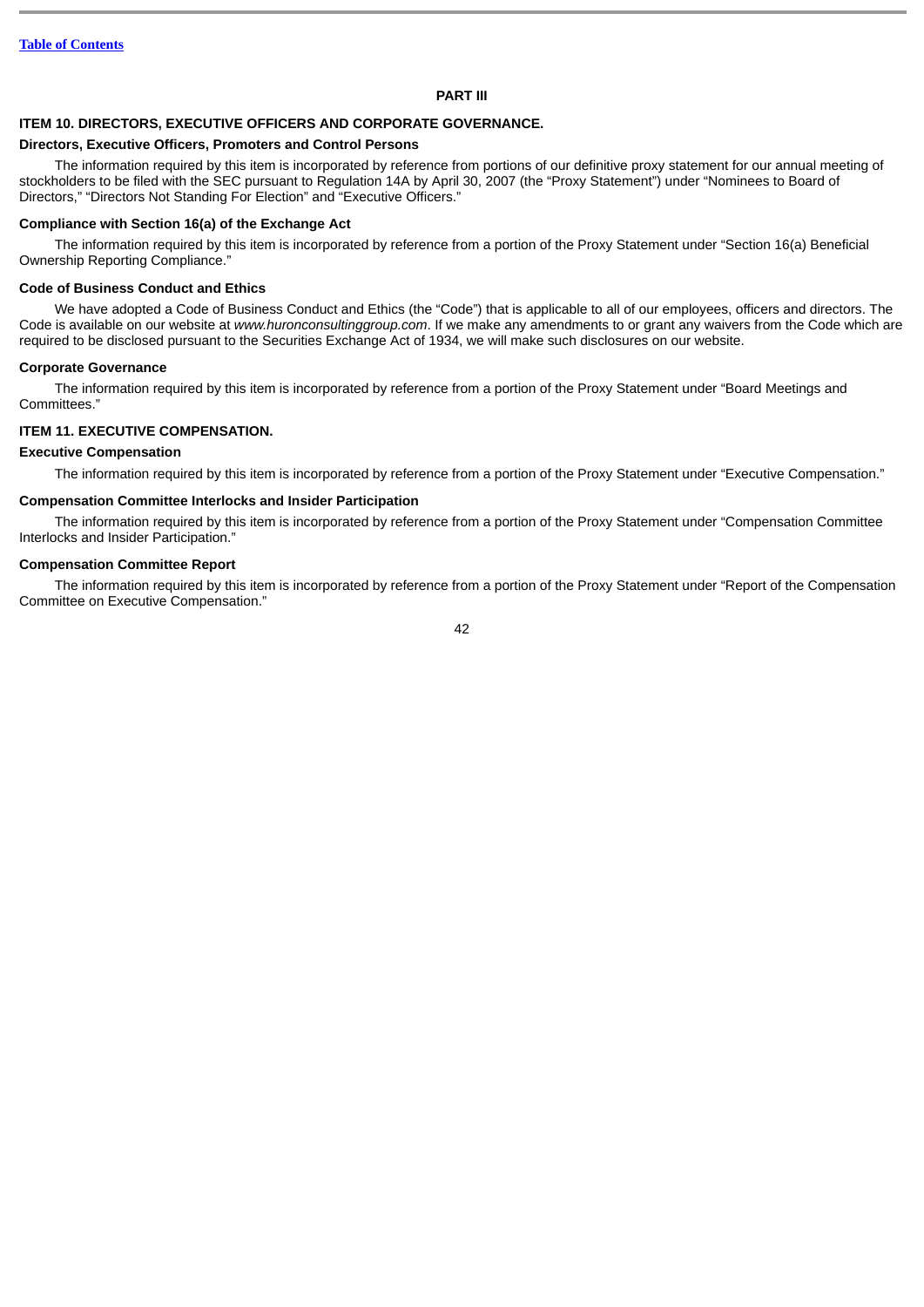## PART III

### ITEM 10. DIRECTORS, EXECUTIVE OFFICERS AND CORPORATE GOVERNANCE.

**Directors, Executive Officers, Promoters and Control Persons**

The information required by this item is incorporated by reference from portions of our definitive proxy statement for our annual meeting of stockholders to be filed with the SEC pursuant to Regulation 14A by April 30, 2007 (the "Proxy Statement") under "Nominees to Board of Directors," "Directors Not Standing For Election" and "Executive Officers."

**Compliance with Section 16(a) of the Exchange Act**

The information required by this item is incorporated by reference from a portion of the Proxy Statement under "Section 16(a) Beneficial Ownership Reporting Compliance."

**Code of Business Conduct and Ethics**

We have adopted a Code of Business Conduct and Ethics (the "Code") that is applicable to all of our employees, officers and directors. The Code is available on our website at *www.huronconsultinggroup.com*. If we make any amendments to or grant any waivers from the Code which are required to be disclosed pursuant to the Securities Exchange Act of 1934, we will make such disclosures on our website.

**Corporate Governance**

The information required by this item is incorporated by reference from a portion of the Proxy Statement under "Board Meetings and Committees."

### ITEM 11. EXECUTIVE COMPENSATION.

**Executive Compensation**

The information required by this item is incorporated by reference from a portion of the Proxy Statement under "Executive Compensation."

**Compensation Committee Interlocks and Insider Participation**

The information required by this item is incorporated by reference from a portion of the Proxy Statement under "Compensation Committee Interlocks and Insider Participation."

**Compensation Committee Report**

The information required by this item is incorporated by reference from a portion of the Proxy Statement under "Report of the Compensation Committee on Executive Compensation."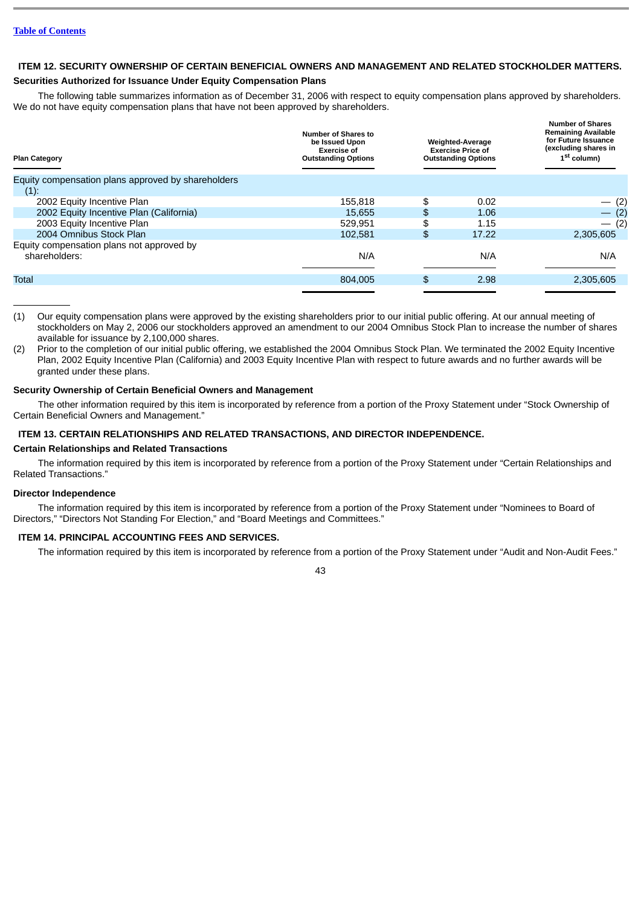[Table of Contents](#)

## ITEM 12. SECURITY OWNERSHIP OF CERTAIN BENEFICIAL OWNERS AND MANAGEMENT AND RELATED STOCKHOLDER MATTERS.

### Securities Authorized for Issuance Under Equity Compensation Plans

The following table summarizes information as of December 31, 2006 with respect to equity compensation plans approved by shareholders. We do not have equity compensation plans that have not been approved by shareholders.

| Plan Category | Number of Shares to be Issued Upon Exercise of Outstanding Options | Weighted-Average Exercise Price of Outstanding Options | Number of Shares Remaining Available for Future Issuance (excluding shares in 1st column) |
|---|---|---|---|
| Equity compensation plans approved by shareholders (1): | | | |
| 2002 Equity Incentive Plan | 155,818 | $ 0.02 | — (2) |
| 2002 Equity Incentive Plan (California) | 15,655 | $ 1.06 | — (2) |
| 2003 Equity Incentive Plan | 529,951 | $ 1.15 | — (2) |
| 2004 Omnibus Stock Plan | 102,581 | $ 17.22 | 2,305,605 |
| Equity compensation plans not approved by shareholders: | N/A | N/A | N/A |
| Total | 804,005 | $ 2.98 | 2,305,605 |

(1) Our equity compensation plans were approved by the existing shareholders prior to our initial public offering. At our annual meeting of stockholders on May 2, 2006 our stockholders approved an amendment to our 2004 Omnibus Stock Plan to increase the number of shares available for issuance by 2,100,000 shares.

(2) Prior to the completion of our initial public offering, we established the 2004 Omnibus Stock Plan. We terminated the 2002 Equity Incentive Plan, 2002 Equity Incentive Plan (California) and 2003 Equity Incentive Plan with respect to future awards and no further awards will be granted under these plans.

### Security Ownership of Certain Beneficial Owners and Management

The other information required by this item is incorporated by reference from a portion of the Proxy Statement under "Stock Ownership of Certain Beneficial Owners and Management."

## ITEM 13. CERTAIN RELATIONSHIPS AND RELATED TRANSACTIONS, AND DIRECTOR INDEPENDENCE.

### Certain Relationships and Related Transactions

The information required by this item is incorporated by reference from a portion of the Proxy Statement under "Certain Relationships and Related Transactions."

### Director Independence

The information required by this item is incorporated by reference from a portion of the Proxy Statement under "Nominees to Board of Directors," "Directors Not Standing For Election," and "Board Meetings and Committees."

## ITEM 14. PRINCIPAL ACCOUNTING FEES AND SERVICES.

The information required by this item is incorporated by reference from a portion of the Proxy Statement under "Audit and Non-Audit Fees."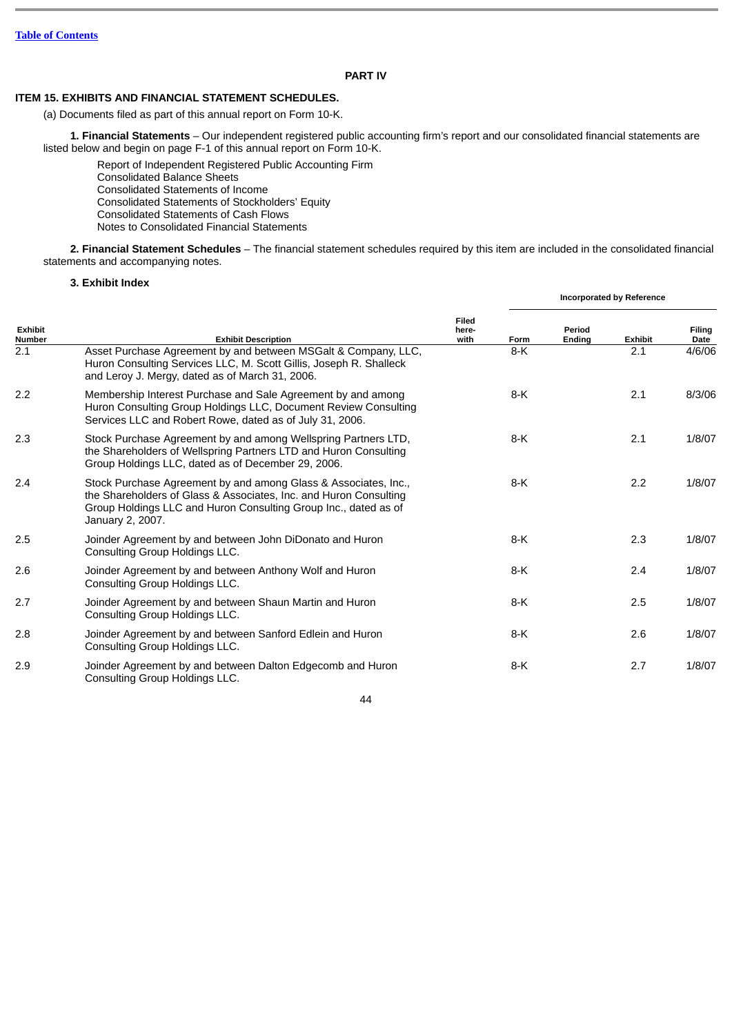[Table of Contents](#)

# PART IV

## ITEM 15. EXHIBITS AND FINANCIAL STATEMENT SCHEDULES.

(a) Documents filed as part of this annual report on Form 10-K.

**1. Financial Statements** – Our independent registered public accounting firm's report and our consolidated financial statements are listed below and begin on page F-1 of this annual report on Form 10-K.

Report of Independent Registered Public Accounting Firm
Consolidated Balance Sheets
Consolidated Statements of Income
Consolidated Statements of Stockholders' Equity
Consolidated Statements of Cash Flows
Notes to Consolidated Financial Statements

**2. Financial Statement Schedules** – The financial statement schedules required by this item are included in the consolidated financial statements and accompanying notes.

**3. Exhibit Index**

| | | | Incorporated by Reference | | | |
|---|---|---|---|---|---|---|
| Exhibit Number | Exhibit Description | Filed here-with | Form | Period Ending | Exhibit | Filing Date |
| 2.1 | Asset Purchase Agreement by and between MSGalt & Company, LLC, Huron Consulting Services LLC, M. Scott Gillis, Joseph R. Shalleck and Leroy J. Mergy, dated as of March 31, 2006. | | 8-K | | 2.1 | 4/6/06 |
| 2.2 | Membership Interest Purchase and Sale Agreement by and among Huron Consulting Group Holdings LLC, Document Review Consulting Services LLC and Robert Rowe, dated as of July 31, 2006. | | 8-K | | 2.1 | 8/3/06 |
| 2.3 | Stock Purchase Agreement by and among Wellspring Partners LTD, the Shareholders of Wellspring Partners LTD and Huron Consulting Group Holdings LLC, dated as of December 29, 2006. | | 8-K | | 2.1 | 1/8/07 |
| 2.4 | Stock Purchase Agreement by and among Glass & Associates, Inc., the Shareholders of Glass & Associates, Inc. and Huron Consulting Group Holdings LLC and Huron Consulting Group Inc., dated as of January 2, 2007. | | 8-K | | 2.2 | 1/8/07 |
| 2.5 | Joinder Agreement by and between John DiDonato and Huron Consulting Group Holdings LLC. | | 8-K | | 2.3 | 1/8/07 |
| 2.6 | Joinder Agreement by and between Anthony Wolf and Huron Consulting Group Holdings LLC. | | 8-K | | 2.4 | 1/8/07 |
| 2.7 | Joinder Agreement by and between Shaun Martin and Huron Consulting Group Holdings LLC. | | 8-K | | 2.5 | 1/8/07 |
| 2.8 | Joinder Agreement by and between Sanford Edlein and Huron Consulting Group Holdings LLC. | | 8-K | | 2.6 | 1/8/07 |
| 2.9 | Joinder Agreement by and between Dalton Edgecomb and Huron Consulting Group Holdings LLC. | | 8-K | | 2.7 | 1/8/07 |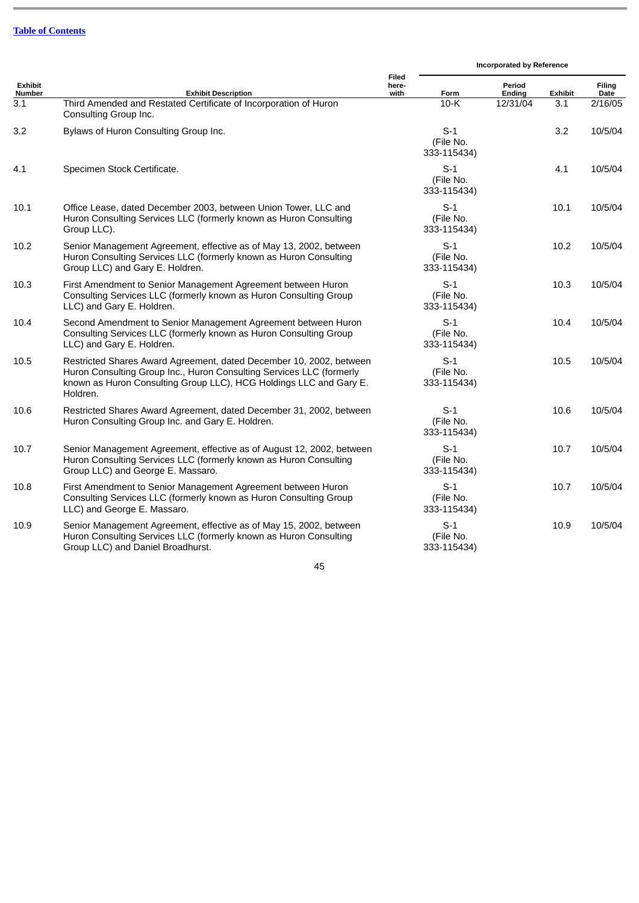[Table of Contents](#)

| Exhibit Number | Exhibit Description | Filed here-with | Incorporated by Reference | | | |
|---|---|---|---|---|---|---|
| | | | Form | Period Ending | Exhibit | Filing Date |
| 3.1 | Third Amended and Restated Certificate of Incorporation of Huron Consulting Group Inc. | | 10-K | 12/31/04 | 3.1 | 2/16/05 |
| 3.2 | Bylaws of Huron Consulting Group Inc. | | S-1 (File No. 333-115434) | | 3.2 | 10/5/04 |
| 4.1 | Specimen Stock Certificate. | | S-1 (File No. 333-115434) | | 4.1 | 10/5/04 |
| 10.1 | Office Lease, dated December 2003, between Union Tower, LLC and Huron Consulting Services LLC (formerly known as Huron Consulting Group LLC). | | S-1 (File No. 333-115434) | | 10.1 | 10/5/04 |
| 10.2 | Senior Management Agreement, effective as of May 13, 2002, between Huron Consulting Services LLC (formerly known as Huron Consulting Group LLC) and Gary E. Holdren. | | S-1 (File No. 333-115434) | | 10.2 | 10/5/04 |
| 10.3 | First Amendment to Senior Management Agreement between Huron Consulting Services LLC (formerly known as Huron Consulting Group LLC) and Gary E. Holdren. | | S-1 (File No. 333-115434) | | 10.3 | 10/5/04 |
| 10.4 | Second Amendment to Senior Management Agreement between Huron Consulting Services LLC (formerly known as Huron Consulting Group LLC) and Gary E. Holdren. | | S-1 (File No. 333-115434) | | 10.4 | 10/5/04 |
| 10.5 | Restricted Shares Award Agreement, dated December 10, 2002, between Huron Consulting Group Inc., Huron Consulting Services LLC (formerly known as Huron Consulting Group LLC), HCG Holdings LLC and Gary E. Holdren. | | S-1 (File No. 333-115434) | | 10.5 | 10/5/04 |
| 10.6 | Restricted Shares Award Agreement, dated December 31, 2002, between Huron Consulting Group Inc. and Gary E. Holdren. | | S-1 (File No. 333-115434) | | 10.6 | 10/5/04 |
| 10.7 | Senior Management Agreement, effective as of August 12, 2002, between Huron Consulting Services LLC (formerly known as Huron Consulting Group LLC) and George E. Massaro. | | S-1 (File No. 333-115434) | | 10.7 | 10/5/04 |
| 10.8 | First Amendment to Senior Management Agreement between Huron Consulting Services LLC (formerly known as Huron Consulting Group LLC) and George E. Massaro. | | S-1 (File No. 333-115434) | | 10.7 | 10/5/04 |
| 10.9 | Senior Management Agreement, effective as of May 15, 2002, between Huron Consulting Services LLC (formerly known as Huron Consulting Group LLC) and Daniel Broadhurst. | | S-1 (File No. 333-115434) | | 10.9 | 10/5/04 |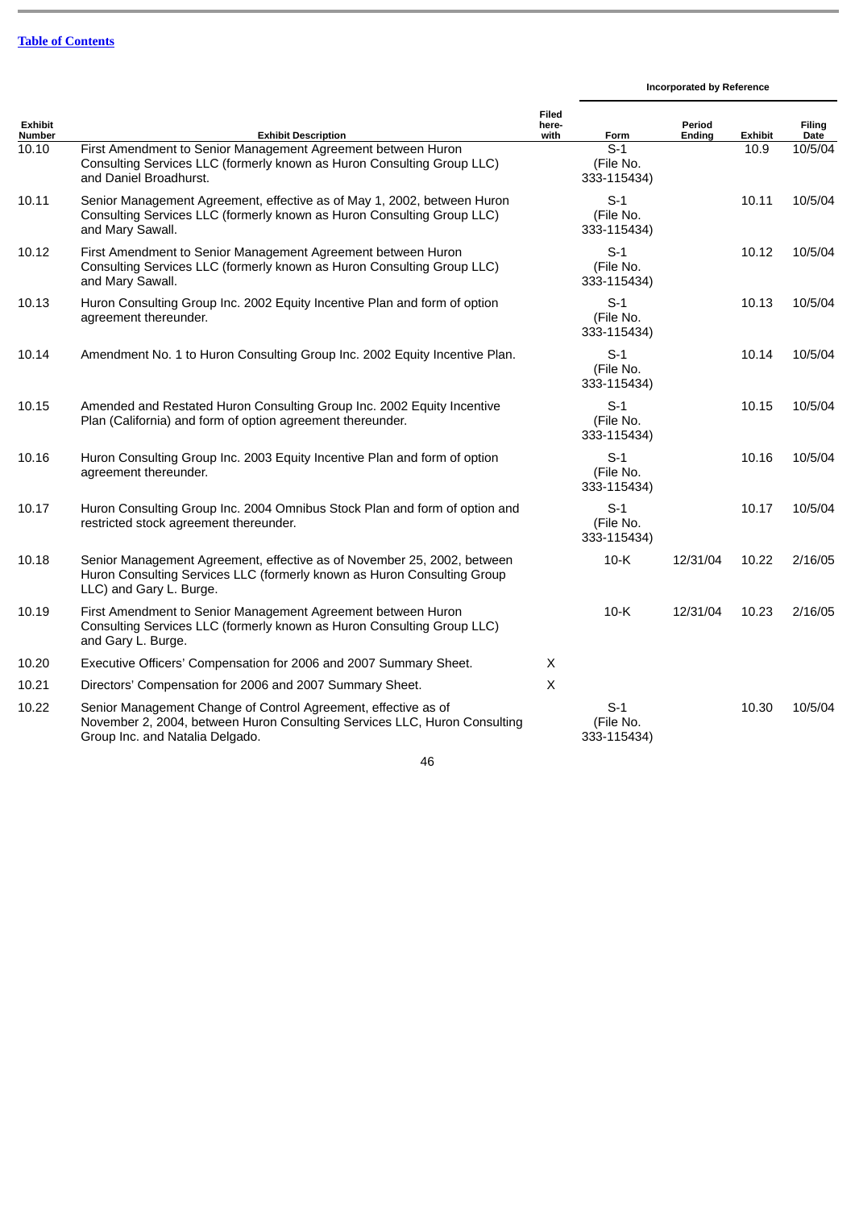[Table of Contents](#)

| Exhibit Number | Exhibit Description | Filed herewith | Incorporated by Reference | | | |
|---|---|---|---|---|---|---|
| | | | Form | Period Ending | Exhibit | Filing Date |
| 10.10 | First Amendment to Senior Management Agreement between Huron Consulting Services LLC (formerly known as Huron Consulting Group LLC) and Daniel Broadhurst. | | S-1 (File No. 333-115434) | | 10.9 | 10/5/04 |
| 10.11 | Senior Management Agreement, effective as of May 1, 2002, between Huron Consulting Services LLC (formerly known as Huron Consulting Group LLC) and Mary Sawall. | | S-1 (File No. 333-115434) | | 10.11 | 10/5/04 |
| 10.12 | First Amendment to Senior Management Agreement between Huron Consulting Services LLC (formerly known as Huron Consulting Group LLC) and Mary Sawall. | | S-1 (File No. 333-115434) | | 10.12 | 10/5/04 |
| 10.13 | Huron Consulting Group Inc. 2002 Equity Incentive Plan and form of option agreement thereunder. | | S-1 (File No. 333-115434) | | 10.13 | 10/5/04 |
| 10.14 | Amendment No. 1 to Huron Consulting Group Inc. 2002 Equity Incentive Plan. | | S-1 (File No. 333-115434) | | 10.14 | 10/5/04 |
| 10.15 | Amended and Restated Huron Consulting Group Inc. 2002 Equity Incentive Plan (California) and form of option agreement thereunder. | | S-1 (File No. 333-115434) | | 10.15 | 10/5/04 |
| 10.16 | Huron Consulting Group Inc. 2003 Equity Incentive Plan and form of option agreement thereunder. | | S-1 (File No. 333-115434) | | 10.16 | 10/5/04 |
| 10.17 | Huron Consulting Group Inc. 2004 Omnibus Stock Plan and form of option and restricted stock agreement thereunder. | | S-1 (File No. 333-115434) | | 10.17 | 10/5/04 |
| 10.18 | Senior Management Agreement, effective as of November 25, 2002, between Huron Consulting Services LLC (formerly known as Huron Consulting Group LLC) and Gary L. Burge. | | 10-K | 12/31/04 | 10.22 | 2/16/05 |
| 10.19 | First Amendment to Senior Management Agreement between Huron Consulting Services LLC (formerly known as Huron Consulting Group LLC) and Gary L. Burge. | | 10-K | 12/31/04 | 10.23 | 2/16/05 |
| 10.20 | Executive Officers' Compensation for 2006 and 2007 Summary Sheet. | X | | | | |
| 10.21 | Directors' Compensation for 2006 and 2007 Summary Sheet. | X | | | | |
| 10.22 | Senior Management Change of Control Agreement, effective as of November 2, 2004, between Huron Consulting Services LLC, Huron Consulting Group Inc. and Natalia Delgado. | | S-1 (File No. 333-115434) | | 10.30 | 10/5/04 |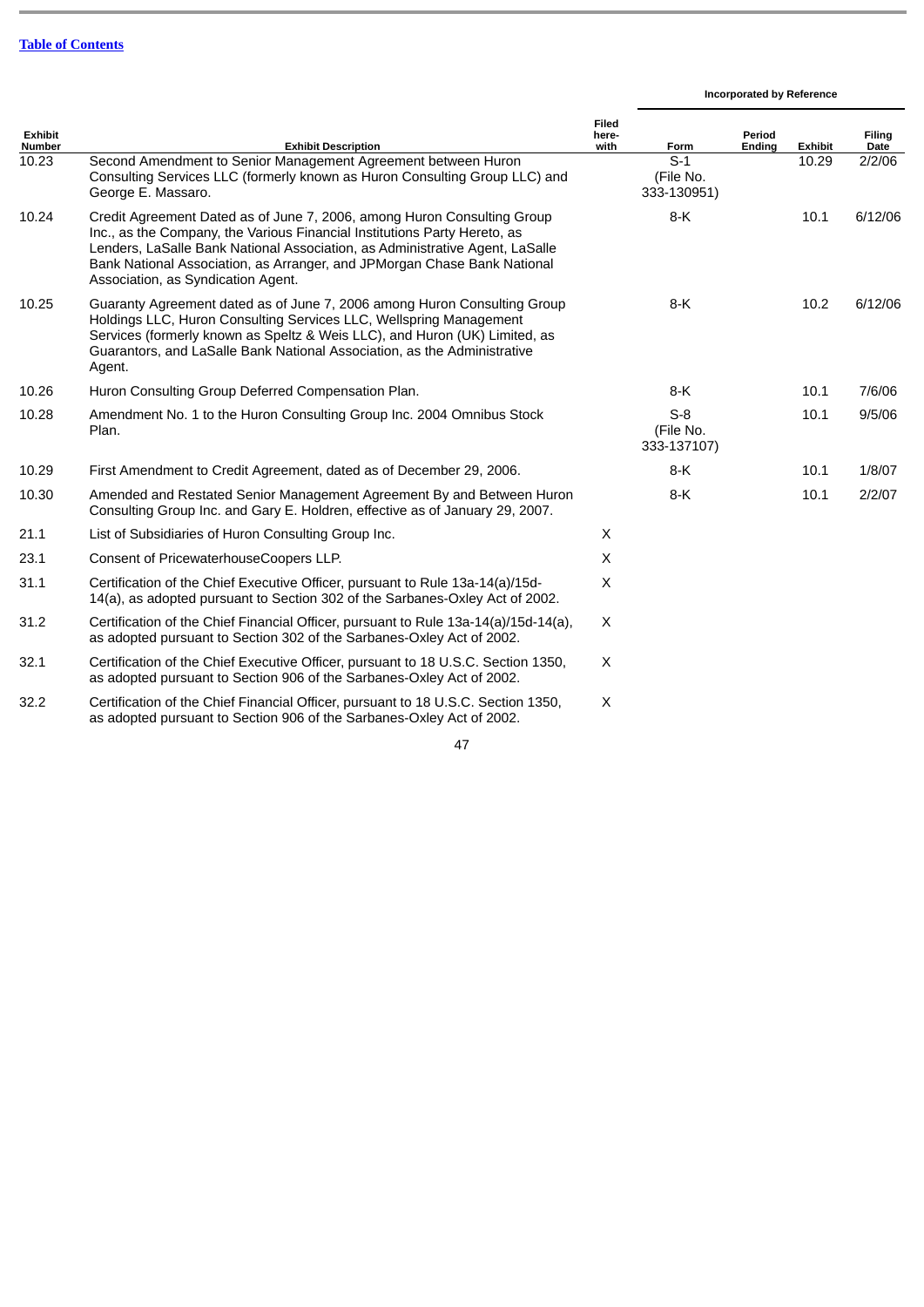[Table of Contents](#)

| Exhibit Number | Exhibit Description | Filed here-with | Incorporated by Reference | | | |
|---|---|---|---|---|---|---|
| | | | Form | Period Ending | Exhibit | Filing Date |
| 10.23 | Second Amendment to Senior Management Agreement between Huron Consulting Services LLC (formerly known as Huron Consulting Group LLC) and George E. Massaro. | | S-1 (File No. 333-130951) | | 10.29 | 2/2/06 |
| 10.24 | Credit Agreement Dated as of June 7, 2006, among Huron Consulting Group Inc., as the Company, the Various Financial Institutions Party Hereto, as Lenders, LaSalle Bank National Association, as Administrative Agent, LaSalle Bank National Association, as Arranger, and JPMorgan Chase Bank National Association, as Syndication Agent. | | 8-K | | 10.1 | 6/12/06 |
| 10.25 | Guaranty Agreement dated as of June 7, 2006 among Huron Consulting Group Holdings LLC, Huron Consulting Services LLC, Wellspring Management Services (formerly known as Speltz & Weis LLC), and Huron (UK) Limited, as Guarantors, and LaSalle Bank National Association, as the Administrative Agent. | | 8-K | | 10.2 | 6/12/06 |
| 10.26 | Huron Consulting Group Deferred Compensation Plan. | | 8-K | | 10.1 | 7/6/06 |
| 10.28 | Amendment No. 1 to the Huron Consulting Group Inc. 2004 Omnibus Stock Plan. | | S-8 (File No. 333-137107) | | 10.1 | 9/5/06 |
| 10.29 | First Amendment to Credit Agreement, dated as of December 29, 2006. | | 8-K | | 10.1 | 1/8/07 |
| 10.30 | Amended and Restated Senior Management Agreement By and Between Huron Consulting Group Inc. and Gary E. Holdren, effective as of January 29, 2007. | | 8-K | | 10.1 | 2/2/07 |
| 21.1 | List of Subsidiaries of Huron Consulting Group Inc. | X | | | | |
| 23.1 | Consent of PricewaterhouseCoopers LLP. | X | | | | |
| 31.1 | Certification of the Chief Executive Officer, pursuant to Rule 13a-14(a)/15d-14(a), as adopted pursuant to Section 302 of the Sarbanes-Oxley Act of 2002. | X | | | | |
| 31.2 | Certification of the Chief Financial Officer, pursuant to Rule 13a-14(a)/15d-14(a), as adopted pursuant to Section 302 of the Sarbanes-Oxley Act of 2002. | X | | | | |
| 32.1 | Certification of the Chief Executive Officer, pursuant to 18 U.S.C. Section 1350, as adopted pursuant to Section 906 of the Sarbanes-Oxley Act of 2002. | X | | | | |
| 32.2 | Certification of the Chief Financial Officer, pursuant to 18 U.S.C. Section 1350, as adopted pursuant to Section 906 of the Sarbanes-Oxley Act of 2002. | X | | | | |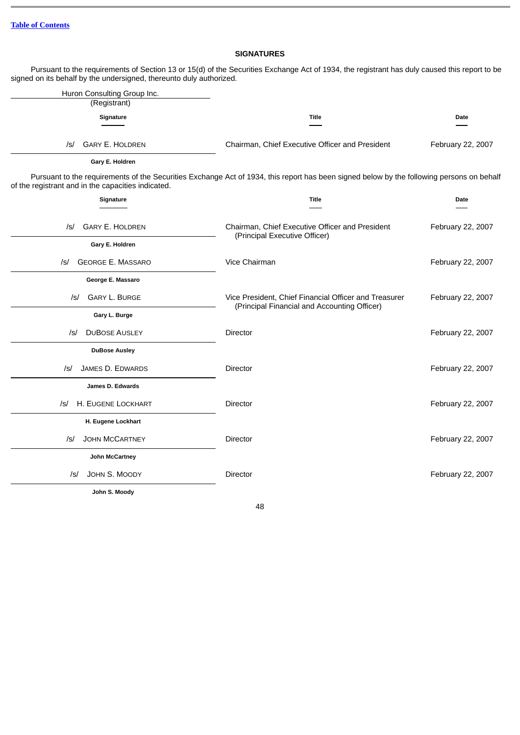[Table of Contents](#)

## SIGNATURES

Pursuant to the requirements of Section 13 or 15(d) of the Securities Exchange Act of 1934, the registrant has duly caused this report to be signed on its behalf by the undersigned, thereunto duly authorized.

Huron Consulting Group Inc.
(Registrant)

| Signature | Title | Date |
|---|---|---|
| /s/ GARY E. HOLDREN<br>Gary E. Holdren | Chairman, Chief Executive Officer and President | February 22, 2007 |

Pursuant to the requirements of the Securities Exchange Act of 1934, this report has been signed below by the following persons on behalf of the registrant and in the capacities indicated.

| Signature | Title | Date |
|---|---|---|
| /s/ GARY E. HOLDREN<br>Gary E. Holdren | Chairman, Chief Executive Officer and President (Principal Executive Officer) | February 22, 2007 |
| /s/ GEORGE E. MASSARO<br>George E. Massaro | Vice Chairman | February 22, 2007 |
| /s/ GARY L. BURGE<br>Gary L. Burge | Vice President, Chief Financial Officer and Treasurer (Principal Financial and Accounting Officer) | February 22, 2007 |
| /s/ DUBOSE AUSLEY<br>DuBose Ausley | Director | February 22, 2007 |
| /s/ JAMES D. EDWARDS<br>James D. Edwards | Director | February 22, 2007 |
| /s/ H. EUGENE LOCKHART<br>H. Eugene Lockhart | Director | February 22, 2007 |
| /s/ JOHN MCCARTNEY<br>John McCartney | Director | February 22, 2007 |
| /s/ JOHN S. MOODY<br>John S. Moody | Director | February 22, 2007 |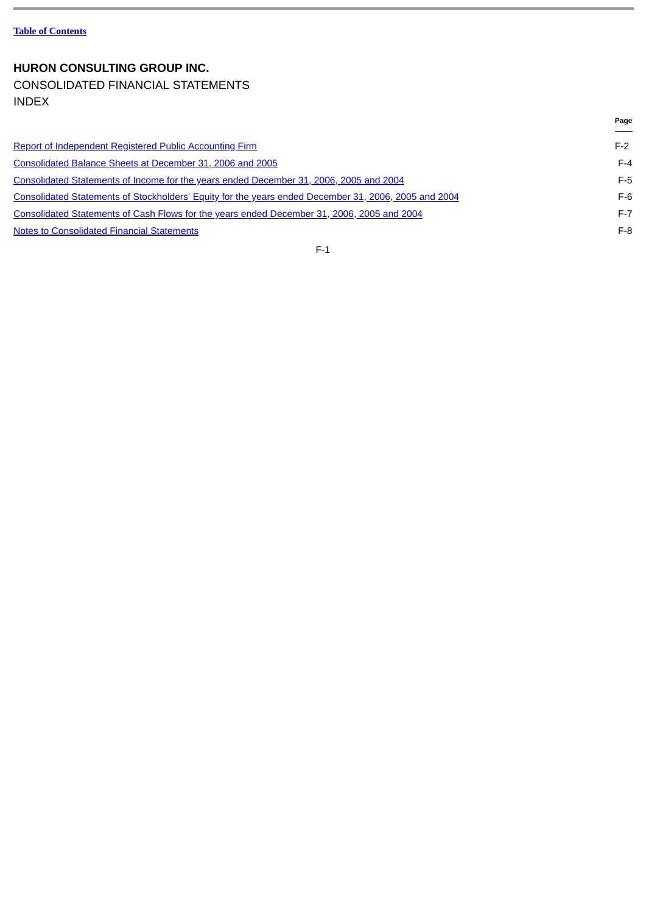[Table of Contents](#)

# HURON CONSULTING GROUP INC.

CONSOLIDATED FINANCIAL STATEMENTS
INDEX

| | Page |
|---|---|
| [Report of Independent Registered Public Accounting Firm](#) | F-2 |
| [Consolidated Balance Sheets at December 31, 2006 and 2005](#) | F-4 |
| [Consolidated Statements of Income for the years ended December 31, 2006, 2005 and 2004](#) | F-5 |
| [Consolidated Statements of Stockholders' Equity for the years ended December 31, 2006, 2005 and 2004](#) | F-6 |
| [Consolidated Statements of Cash Flows for the years ended December 31, 2006, 2005 and 2004](#) | F-7 |
| [Notes to Consolidated Financial Statements](#) | F-8 |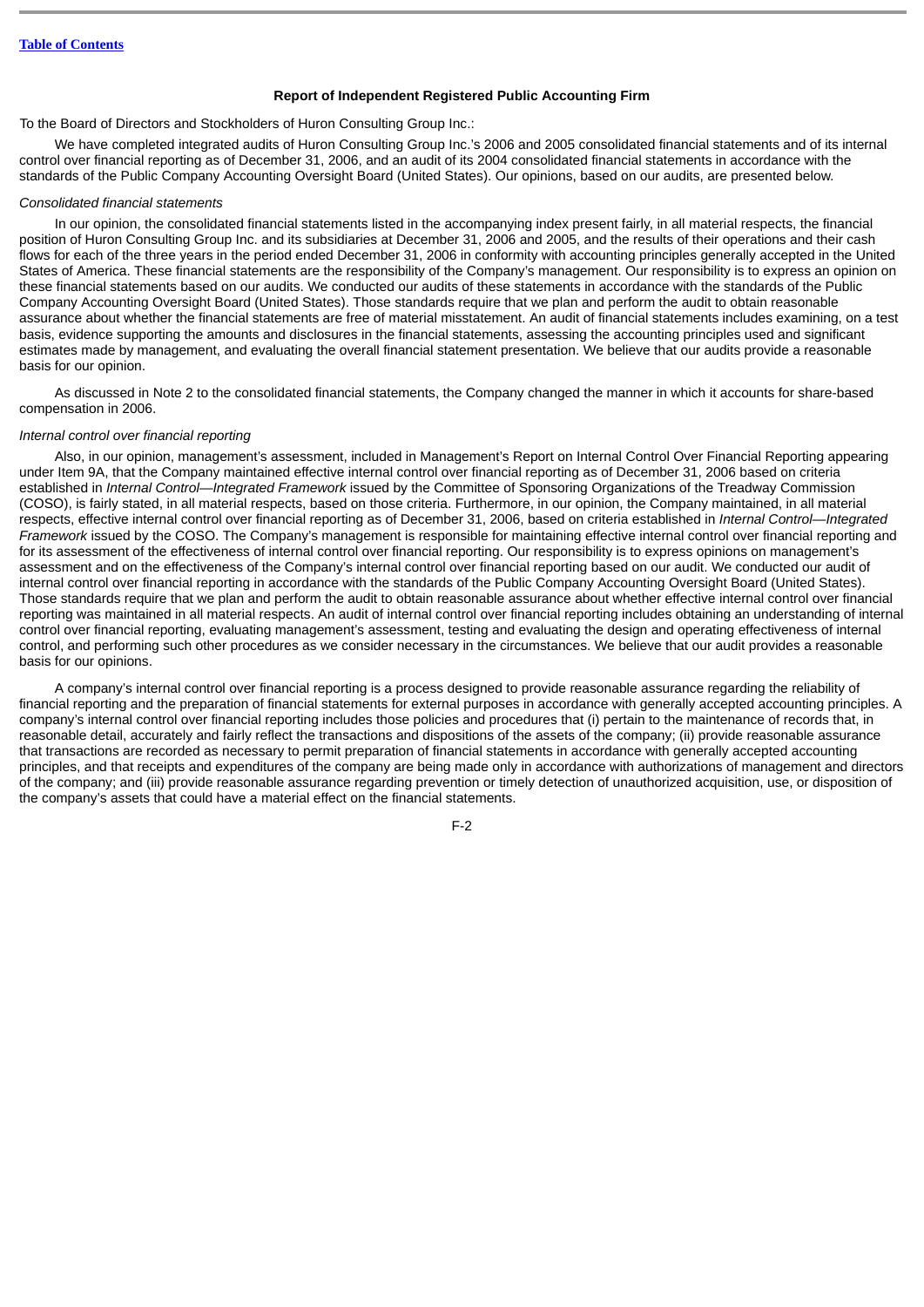## Report of Independent Registered Public Accounting Firm

To the Board of Directors and Stockholders of Huron Consulting Group Inc.:

We have completed integrated audits of Huron Consulting Group Inc.'s 2006 and 2005 consolidated financial statements and of its internal control over financial reporting as of December 31, 2006, and an audit of its 2004 consolidated financial statements in accordance with the standards of the Public Company Accounting Oversight Board (United States). Our opinions, based on our audits, are presented below.

*Consolidated financial statements*

In our opinion, the consolidated financial statements listed in the accompanying index present fairly, in all material respects, the financial position of Huron Consulting Group Inc. and its subsidiaries at December 31, 2006 and 2005, and the results of their operations and their cash flows for each of the three years in the period ended December 31, 2006 in conformity with accounting principles generally accepted in the United States of America. These financial statements are the responsibility of the Company's management. Our responsibility is to express an opinion on these financial statements based on our audits. We conducted our audits of these statements in accordance with the standards of the Public Company Accounting Oversight Board (United States). Those standards require that we plan and perform the audit to obtain reasonable assurance about whether the financial statements are free of material misstatement. An audit of financial statements includes examining, on a test basis, evidence supporting the amounts and disclosures in the financial statements, assessing the accounting principles used and significant estimates made by management, and evaluating the overall financial statement presentation. We believe that our audits provide a reasonable basis for our opinion.

As discussed in Note 2 to the consolidated financial statements, the Company changed the manner in which it accounts for share-based compensation in 2006.

*Internal control over financial reporting*

Also, in our opinion, management's assessment, included in Management's Report on Internal Control Over Financial Reporting appearing under Item 9A, that the Company maintained effective internal control over financial reporting as of December 31, 2006 based on criteria established in *Internal Control—Integrated Framework* issued by the Committee of Sponsoring Organizations of the Treadway Commission (COSO), is fairly stated, in all material respects, based on those criteria. Furthermore, in our opinion, the Company maintained, in all material respects, effective internal control over financial reporting as of December 31, 2006, based on criteria established in *Internal Control—Integrated Framework* issued by the COSO. The Company's management is responsible for maintaining effective internal control over financial reporting and for its assessment of the effectiveness of internal control over financial reporting. Our responsibility is to express opinions on management's assessment and on the effectiveness of the Company's internal control over financial reporting based on our audit. We conducted our audit of internal control over financial reporting in accordance with the standards of the Public Company Accounting Oversight Board (United States). Those standards require that we plan and perform the audit to obtain reasonable assurance about whether effective internal control over financial reporting was maintained in all material respects. An audit of internal control over financial reporting includes obtaining an understanding of internal control over financial reporting, evaluating management's assessment, testing and evaluating the design and operating effectiveness of internal control, and performing such other procedures as we consider necessary in the circumstances. We believe that our audit provides a reasonable basis for our opinions.

A company's internal control over financial reporting is a process designed to provide reasonable assurance regarding the reliability of financial reporting and the preparation of financial statements for external purposes in accordance with generally accepted accounting principles. A company's internal control over financial reporting includes those policies and procedures that (i) pertain to the maintenance of records that, in reasonable detail, accurately and fairly reflect the transactions and dispositions of the assets of the company; (ii) provide reasonable assurance that transactions are recorded as necessary to permit preparation of financial statements in accordance with generally accepted accounting principles, and that receipts and expenditures of the company are being made only in accordance with authorizations of management and directors of the company; and (iii) provide reasonable assurance regarding prevention or timely detection of unauthorized acquisition, use, or disposition of the company's assets that could have a material effect on the financial statements.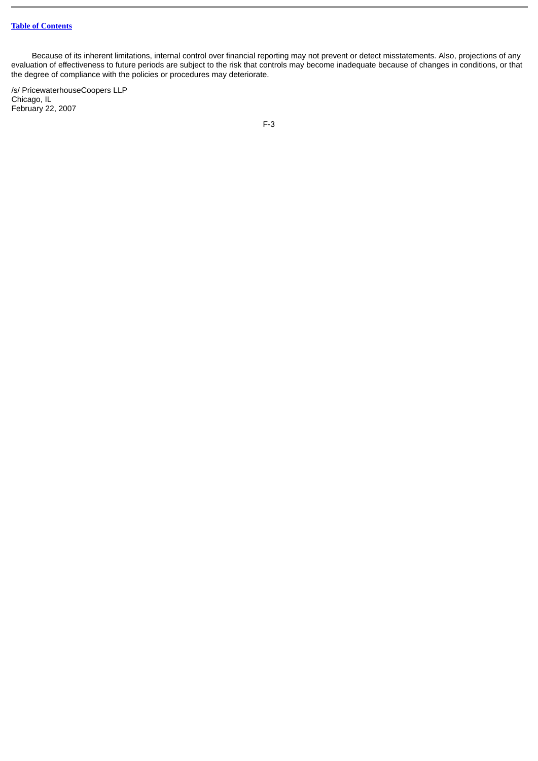Because of its inherent limitations, internal control over financial reporting may not prevent or detect misstatements. Also, projections of any evaluation of effectiveness to future periods are subject to the risk that controls may become inadequate because of changes in conditions, or that the degree of compliance with the policies or procedures may deteriorate.

/s/ PricewaterhouseCoopers LLP
Chicago, IL
February 22, 2007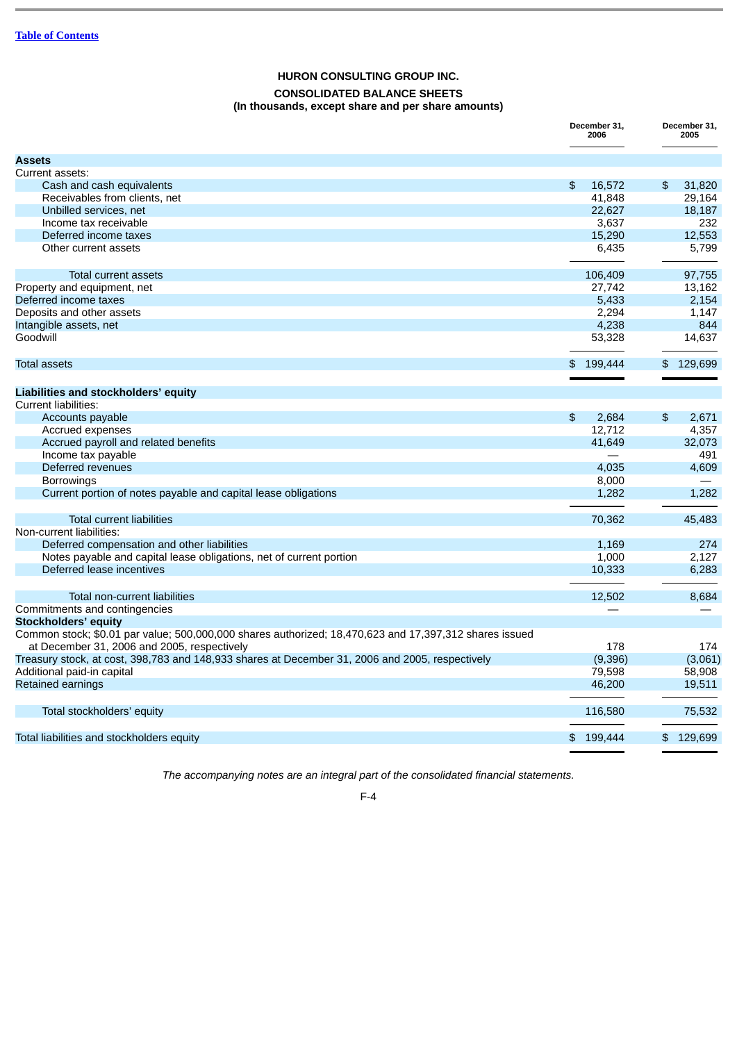**HURON CONSULTING GROUP INC.**

**CONSOLIDATED BALANCE SHEETS**
**(In thousands, except share and per share amounts)**

| | December 31, 2006 | December 31, 2005 |
|---|---|---|
| **Assets** | | |
| Current assets: | | |
| Cash and cash equivalents | $ 16,572 | $ 31,820 |
| Receivables from clients, net | 41,848 | 29,164 |
| Unbilled services, net | 22,627 | 18,187 |
| Income tax receivable | 3,637 | 232 |
| Deferred income taxes | 15,290 | 12,553 |
| Other current assets | 6,435 | 5,799 |
| Total current assets | 106,409 | 97,755 |
| Property and equipment, net | 27,742 | 13,162 |
| Deferred income taxes | 5,433 | 2,154 |
| Deposits and other assets | 2,294 | 1,147 |
| Intangible assets, net | 4,238 | 844 |
| Goodwill | 53,328 | 14,637 |
| Total assets | $ 199,444 | $ 129,699 |
| **Liabilities and stockholders' equity** | | |
| Current liabilities: | | |
| Accounts payable | $ 2,684 | $ 2,671 |
| Accrued expenses | 12,712 | 4,357 |
| Accrued payroll and related benefits | 41,649 | 32,073 |
| Income tax payable | — | 491 |
| Deferred revenues | 4,035 | 4,609 |
| Borrowings | 8,000 | — |
| Current portion of notes payable and capital lease obligations | 1,282 | 1,282 |
| Total current liabilities | 70,362 | 45,483 |
| Non-current liabilities: | | |
| Deferred compensation and other liabilities | 1,169 | 274 |
| Notes payable and capital lease obligations, net of current portion | 1,000 | 2,127 |
| Deferred lease incentives | 10,333 | 6,283 |
| Total non-current liabilities | 12,502 | 8,684 |
| Commitments and contingencies | — | — |
| **Stockholders' equity** | | |
| Common stock; $0.01 par value; 500,000,000 shares authorized; 18,470,623 and 17,397,312 shares issued at December 31, 2006 and 2005, respectively | 178 | 174 |
| Treasury stock, at cost, 398,783 and 148,933 shares at December 31, 2006 and 2005, respectively | (9,396) | (3,061) |
| Additional paid-in capital | 79,598 | 58,908 |
| Retained earnings | 46,200 | 19,511 |
| Total stockholders' equity | 116,580 | 75,532 |
| Total liabilities and stockholders equity | $ 199,444 | $ 129,699 |

*The accompanying notes are an integral part of the consolidated financial statements.*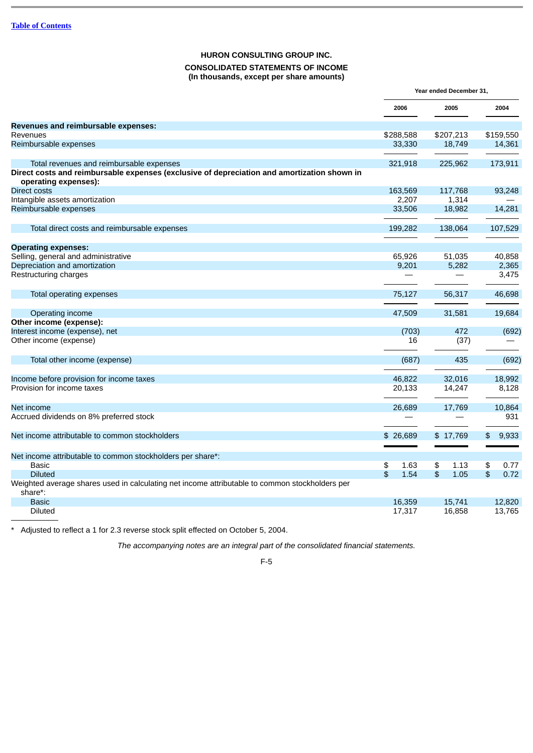[Table of Contents](#)

## HURON CONSULTING GROUP INC.

## CONSOLIDATED STATEMENTS OF INCOME

**(In thousands, except per share amounts)**

| | Year ended December 31, | | |
|---|---|---|---|
| | 2006 | 2005 | 2004 |
| **Revenues and reimbursable expenses:** | | | |
| Revenues | $288,588 | $207,213 | $159,550 |
| Reimbursable expenses | 33,330 | 18,749 | 14,361 |
| Total revenues and reimbursable expenses | 321,918 | 225,962 | 173,911 |
| **Direct costs and reimbursable expenses (exclusive of depreciation and amortization shown in operating expenses):** | | | |
| Direct costs | 163,569 | 117,768 | 93,248 |
| Intangible assets amortization | 2,207 | 1,314 | — |
| Reimbursable expenses | 33,506 | 18,982 | 14,281 |
| Total direct costs and reimbursable expenses | 199,282 | 138,064 | 107,529 |
| **Operating expenses:** | | | |
| Selling, general and administrative | 65,926 | 51,035 | 40,858 |
| Depreciation and amortization | 9,201 | 5,282 | 2,365 |
| Restructuring charges | — | — | 3,475 |
| Total operating expenses | 75,127 | 56,317 | 46,698 |
| Operating income | 47,509 | 31,581 | 19,684 |
| **Other income (expense):** | | | |
| Interest income (expense), net | (703) | 472 | (692) |
| Other income (expense) | 16 | (37) | — |
| Total other income (expense) | (687) | 435 | (692) |
| Income before provision for income taxes | 46,822 | 32,016 | 18,992 |
| Provision for income taxes | 20,133 | 14,247 | 8,128 |
| Net income | 26,689 | 17,769 | 10,864 |
| Accrued dividends on 8% preferred stock | — | — | 931 |
| Net income attributable to common stockholders | $ 26,689 | $ 17,769 | $ 9,933 |
| Net income attributable to common stockholders per share*: | | | |
| Basic | $ 1.63 | $ 1.13 | $ 0.77 |
| Diluted | $ 1.54 | $ 1.05 | $ 0.72 |
| Weighted average shares used in calculating net income attributable to common stockholders per share*: | | | |
| Basic | 16,359 | 15,741 | 12,820 |
| Diluted | 17,317 | 16,858 | 13,765 |

\* Adjusted to reflect a 1 for 2.3 reverse stock split effected on October 5, 2004.

*The accompanying notes are an integral part of the consolidated financial statements.*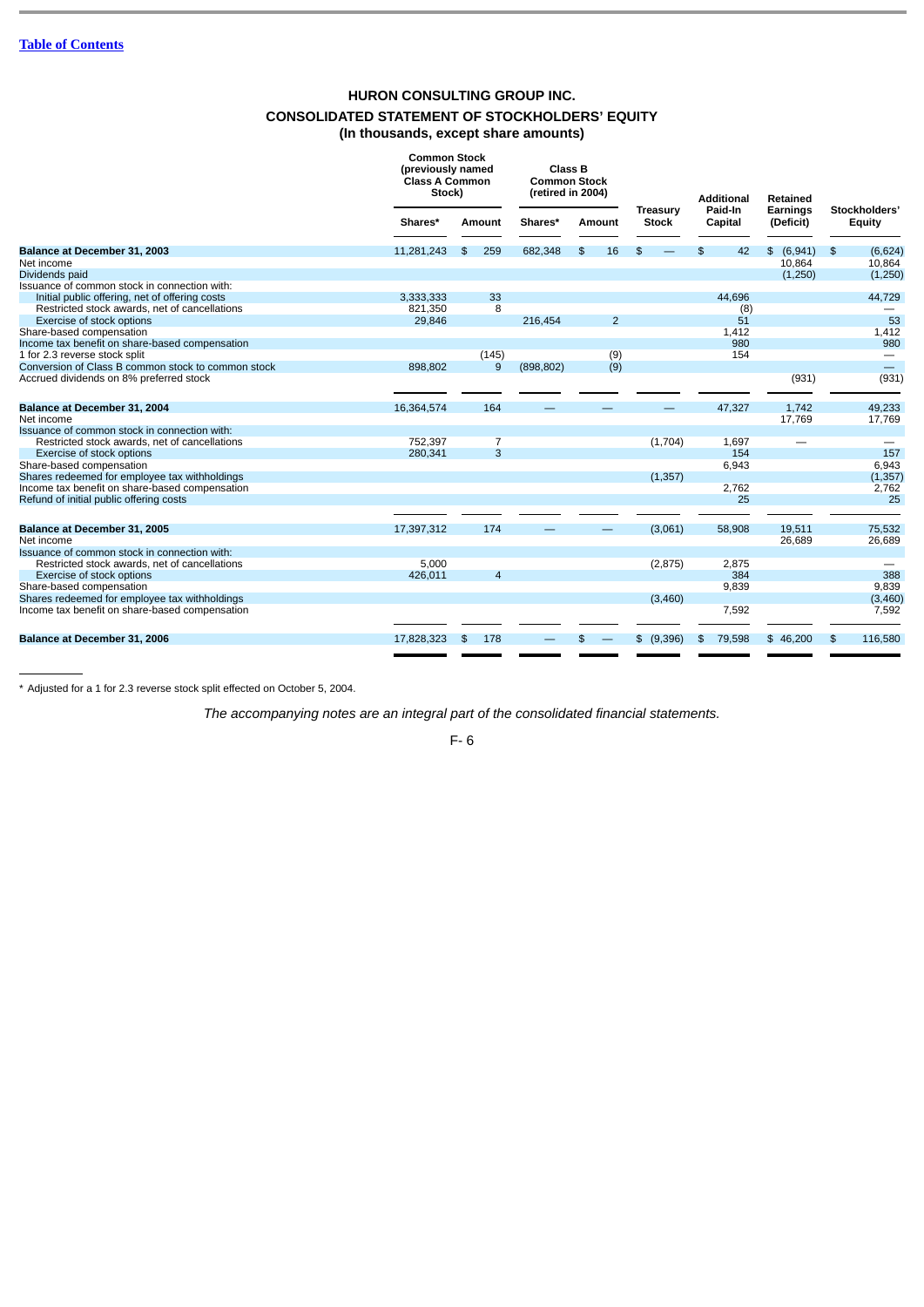[Table of Contents](#)

## HURON CONSULTING GROUP INC.

## CONSOLIDATED STATEMENT OF STOCKHOLDERS' EQUITY

## (In thousands, except share amounts)

| | Common Stock (previously named Class A Common Stock) | | Class B Common Stock (retired in 2004) | | Treasury Stock | Additional Paid-In Capital | Retained Earnings (Deficit) | Stockholders' Equity |
|---|---|---|---|---|---|---|---|---|
| | Shares* | Amount | Shares* | Amount | | | | |
| **Balance at December 31, 2003** | 11,281,243 | $ 259 | 682,348 | $ 16 | $ — | $ 42 | $ (6,941) | $ (6,624) |
| Net income | | | | | | | 10,864 | 10,864 |
| Dividends paid | | | | | | | (1,250) | (1,250) |
| Issuance of common stock in connection with: | | | | | | | | |
| Initial public offering, net of offering costs | 3,333,333 | 33 | | | | 44,696 | | 44,729 |
| Restricted stock awards, net of cancellations | 821,350 | 8 | | | | (8) | | — |
| Exercise of stock options | 29,846 | | 216,454 | 2 | | 51 | | 53 |
| Share-based compensation | | | | | | 1,412 | | 1,412 |
| Income tax benefit on share-based compensation | | | | | | 980 | | 980 |
| 1 for 2.3 reverse stock split | | (145) | | (9) | | 154 | | — |
| Conversion of Class B common stock to common stock | 898,802 | 9 | (898,802) | (9) | | | | — |
| Accrued dividends on 8% preferred stock | | | | | | | (931) | (931) |
| **Balance at December 31, 2004** | 16,364,574 | 164 | — | — | — | 47,327 | 1,742 | 49,233 |
| Net income | | | | | | | 17,769 | 17,769 |
| Issuance of common stock in connection with: | | | | | | | | |
| Restricted stock awards, net of cancellations | 752,397 | 7 | | | (1,704) | 1,697 | — | — |
| Exercise of stock options | 280,341 | 3 | | | | 154 | | 157 |
| Share-based compensation | | | | | | 6,943 | | 6,943 |
| Shares redeemed for employee tax withholdings | | | | | (1,357) | | | (1,357) |
| Income tax benefit on share-based compensation | | | | | | 2,762 | | 2,762 |
| Refund of initial public offering costs | | | | | | 25 | | 25 |
| **Balance at December 31, 2005** | 17,397,312 | 174 | — | — | (3,061) | 58,908 | 19,511 | 75,532 |
| Net income | | | | | | | 26,689 | 26,689 |
| Issuance of common stock in connection with: | | | | | | | | |
| Restricted stock awards, net of cancellations | 5,000 | | | | (2,875) | 2,875 | | — |
| Exercise of stock options | 426,011 | 4 | | | | 384 | | 388 |
| Share-based compensation | | | | | | 9,839 | | 9,839 |
| Shares redeemed for employee tax withholdings | | | | | (3,460) | | | (3,460) |
| Income tax benefit on share-based compensation | | | | | | 7,592 | | 7,592 |
| **Balance at December 31, 2006** | 17,828,323 | $ 178 | — | $ — | $ (9,396) | $ 79,598 | $ 46,200 | $ 116,580 |

* Adjusted for a 1 for 2.3 reverse stock split effected on October 5, 2004.

*The accompanying notes are an integral part of the consolidated financial statements.*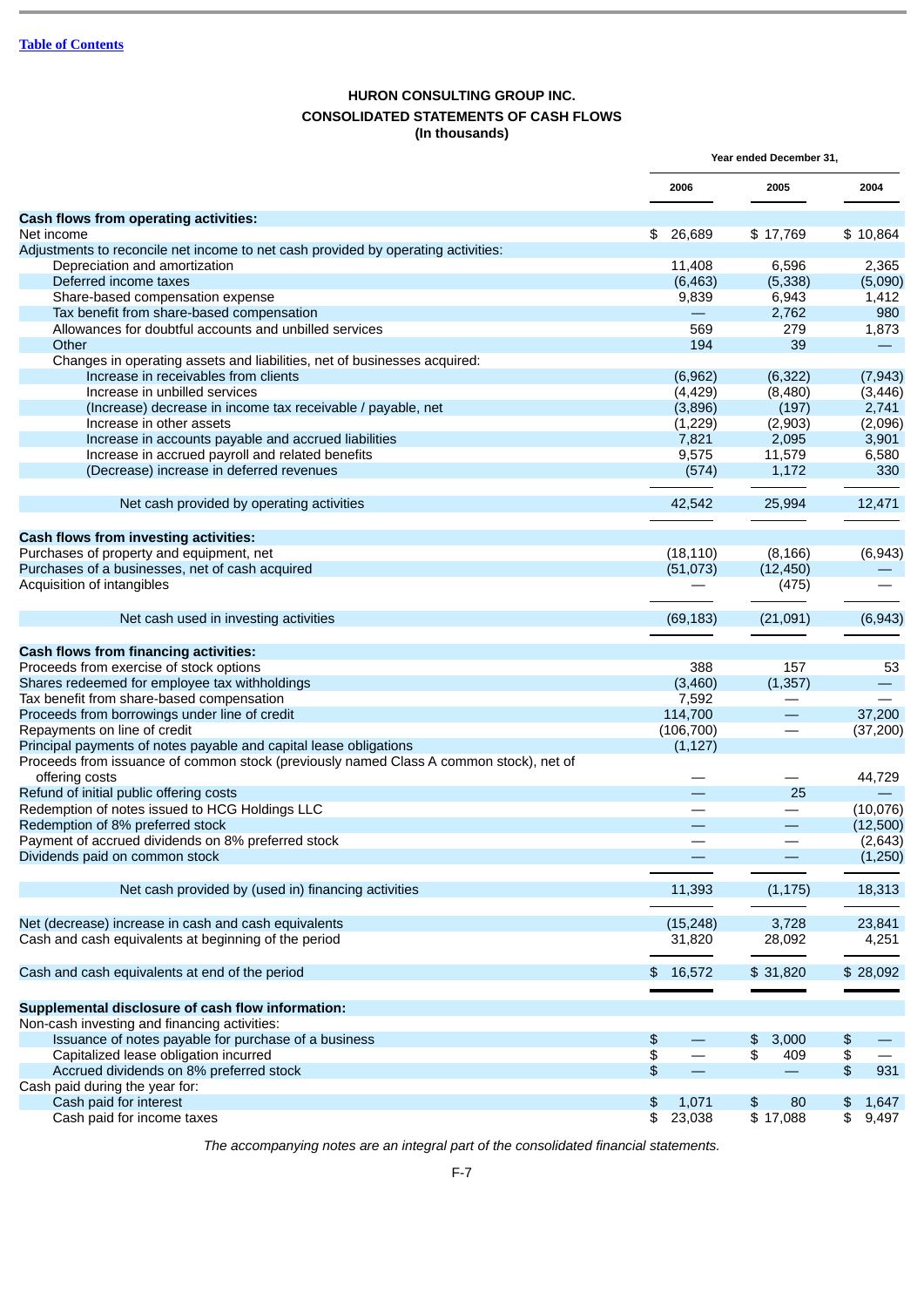[Table of Contents](#)

# HURON CONSULTING GROUP INC.
## CONSOLIDATED STATEMENTS OF CASH FLOWS
### (In thousands)

| | Year ended December 31, | | |
|---|---|---|---|
| | 2006 | 2005 | 2004 |
| **Cash flows from operating activities:** | | | |
| Net income | $ 26,689 | $ 17,769 | $ 10,864 |
| Adjustments to reconcile net income to net cash provided by operating activities: | | | |
| Depreciation and amortization | 11,408 | 6,596 | 2,365 |
| Deferred income taxes | (6,463) | (5,338) | (5,090) |
| Share-based compensation expense | 9,839 | 6,943 | 1,412 |
| Tax benefit from share-based compensation | — | 2,762 | 980 |
| Allowances for doubtful accounts and unbilled services | 569 | 279 | 1,873 |
| Other | 194 | 39 | — |
| Changes in operating assets and liabilities, net of businesses acquired: | | | |
| Increase in receivables from clients | (6,962) | (6,322) | (7,943) |
| Increase in unbilled services | (4,429) | (8,480) | (3,446) |
| (Increase) decrease in income tax receivable / payable, net | (3,896) | (197) | 2,741 |
| Increase in other assets | (1,229) | (2,903) | (2,096) |
| Increase in accounts payable and accrued liabilities | 7,821 | 2,095 | 3,901 |
| Increase in accrued payroll and related benefits | 9,575 | 11,579 | 6,580 |
| (Decrease) increase in deferred revenues | (574) | 1,172 | 330 |
| Net cash provided by operating activities | 42,542 | 25,994 | 12,471 |
| **Cash flows from investing activities:** | | | |
| Purchases of property and equipment, net | (18,110) | (8,166) | (6,943) |
| Purchases of a businesses, net of cash acquired | (51,073) | (12,450) | — |
| Acquisition of intangibles | — | (475) | — |
| Net cash used in investing activities | (69,183) | (21,091) | (6,943) |
| **Cash flows from financing activities:** | | | |
| Proceeds from exercise of stock options | 388 | 157 | 53 |
| Shares redeemed for employee tax withholdings | (3,460) | (1,357) | — |
| Tax benefit from share-based compensation | 7,592 | — | — |
| Proceeds from borrowings under line of credit | 114,700 | — | 37,200 |
| Repayments on line of credit | (106,700) | — | (37,200) |
| Principal payments of notes payable and capital lease obligations | (1,127) | | |
| Proceeds from issuance of common stock (previously named Class A common stock), net of offering costs | — | — | 44,729 |
| Refund of initial public offering costs | — | 25 | — |
| Redemption of notes issued to HCG Holdings LLC | — | — | (10,076) |
| Redemption of 8% preferred stock | — | — | (12,500) |
| Payment of accrued dividends on 8% preferred stock | — | — | (2,643) |
| Dividends paid on common stock | — | — | (1,250) |
| Net cash provided by (used in) financing activities | 11,393 | (1,175) | 18,313 |
| Net (decrease) increase in cash and cash equivalents | (15,248) | 3,728 | 23,841 |
| Cash and cash equivalents at beginning of the period | 31,820 | 28,092 | 4,251 |
| Cash and cash equivalents at end of the period | $ 16,572 | $ 31,820 | $ 28,092 |
| **Supplemental disclosure of cash flow information:** | | | |
| Non-cash investing and financing activities: | | | |
| Issuance of notes payable for purchase of a business | $ — | $ 3,000 | $ — |
| Capitalized lease obligation incurred | $ — | $ 409 | $ — |
| Accrued dividends on 8% preferred stock | $ — | — | $ 931 |
| Cash paid during the year for: | | | |
| Cash paid for interest | $ 1,071 | $ 80 | $ 1,647 |
| Cash paid for income taxes | $ 23,038 | $ 17,088 | $ 9,497 |

*The accompanying notes are an integral part of the consolidated financial statements.*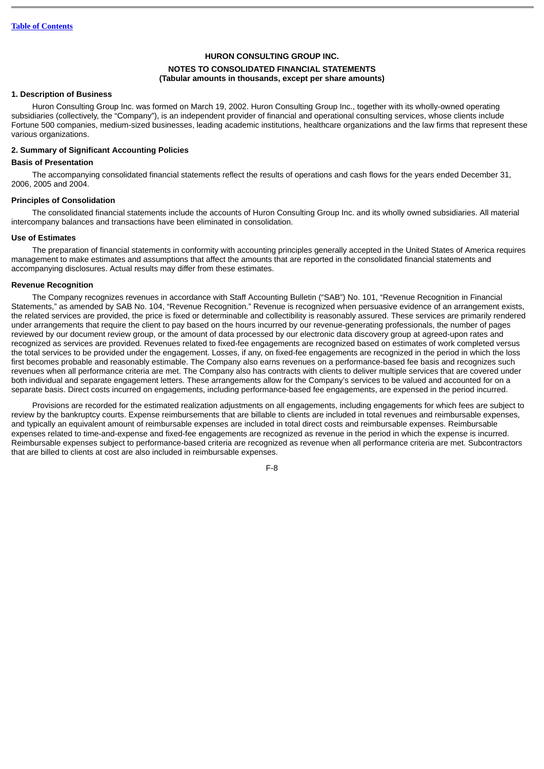[Table of Contents](#)

**HURON CONSULTING GROUP INC.**

**NOTES TO CONSOLIDATED FINANCIAL STATEMENTS**
**(Tabular amounts in thousands, except per share amounts)**

### 1. Description of Business

Huron Consulting Group Inc. was formed on March 19, 2002. Huron Consulting Group Inc., together with its wholly-owned operating subsidiaries (collectively, the "Company"), is an independent provider of financial and operational consulting services, whose clients include Fortune 500 companies, medium-sized businesses, leading academic institutions, healthcare organizations and the law firms that represent these various organizations.

### 2. Summary of Significant Accounting Policies

#### Basis of Presentation

The accompanying consolidated financial statements reflect the results of operations and cash flows for the years ended December 31, 2006, 2005 and 2004.

#### Principles of Consolidation

The consolidated financial statements include the accounts of Huron Consulting Group Inc. and its wholly owned subsidiaries. All material intercompany balances and transactions have been eliminated in consolidation.

#### Use of Estimates

The preparation of financial statements in conformity with accounting principles generally accepted in the United States of America requires management to make estimates and assumptions that affect the amounts that are reported in the consolidated financial statements and accompanying disclosures. Actual results may differ from these estimates.

#### Revenue Recognition

The Company recognizes revenues in accordance with Staff Accounting Bulletin ("SAB") No. 101, "Revenue Recognition in Financial Statements," as amended by SAB No. 104, "Revenue Recognition." Revenue is recognized when persuasive evidence of an arrangement exists, the related services are provided, the price is fixed or determinable and collectibility is reasonably assured. These services are primarily rendered under arrangements that require the client to pay based on the hours incurred by our revenue-generating professionals, the number of pages reviewed by our document review group, or the amount of data processed by our electronic data discovery group at agreed-upon rates and recognized as services are provided. Revenues related to fixed-fee engagements are recognized based on estimates of work completed versus the total services to be provided under the engagement. Losses, if any, on fixed-fee engagements are recognized in the period in which the loss first becomes probable and reasonably estimable. The Company also earns revenues on a performance-based fee basis and recognizes such revenues when all performance criteria are met. The Company also has contracts with clients to deliver multiple services that are covered under both individual and separate engagement letters. These arrangements allow for the Company's services to be valued and accounted for on a separate basis. Direct costs incurred on engagements, including performance-based fee engagements, are expensed in the period incurred.

Provisions are recorded for the estimated realization adjustments on all engagements, including engagements for which fees are subject to review by the bankruptcy courts. Expense reimbursements that are billable to clients are included in total revenues and reimbursable expenses, and typically an equivalent amount of reimbursable expenses are included in total direct costs and reimbursable expenses. Reimbursable expenses related to time-and-expense and fixed-fee engagements are recognized as revenue in the period in which the expense is incurred. Reimbursable expenses subject to performance-based criteria are recognized as revenue when all performance criteria are met. Subcontractors that are billed to clients at cost are also included in reimbursable expenses.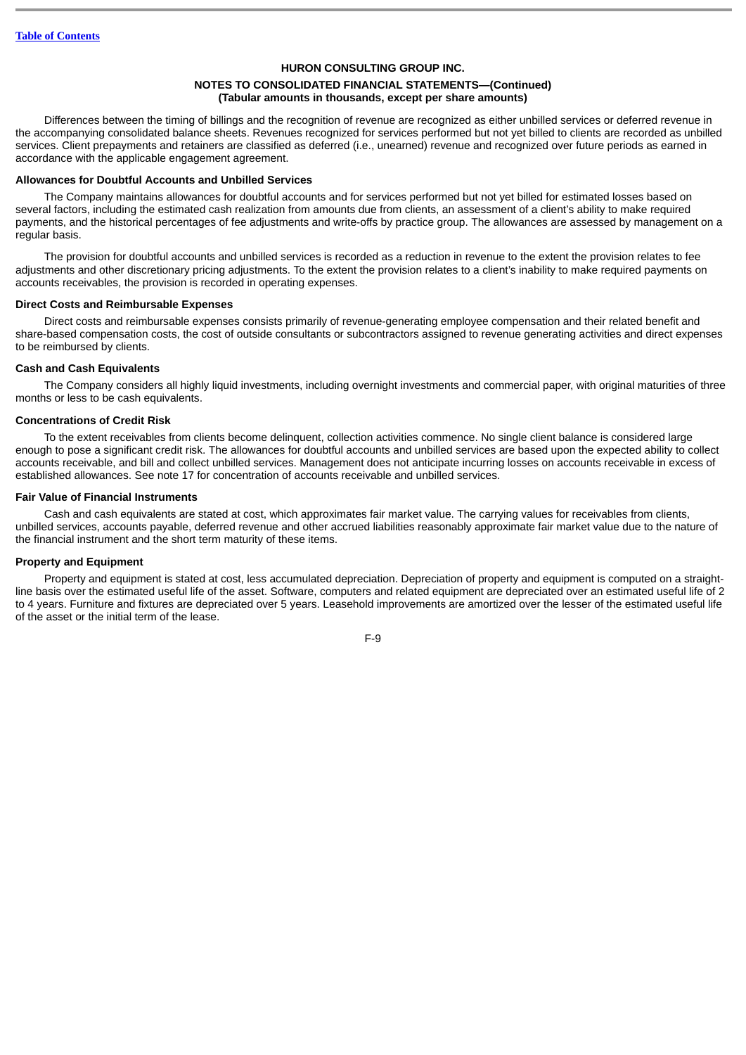Differences between the timing of billings and the recognition of revenue are recognized as either unbilled services or deferred revenue in the accompanying consolidated balance sheets. Revenues recognized for services performed but not yet billed to clients are recorded as unbilled services. Client prepayments and retainers are classified as deferred (i.e., unearned) revenue and recognized over future periods as earned in accordance with the applicable engagement agreement.

**Allowances for Doubtful Accounts and Unbilled Services**

The Company maintains allowances for doubtful accounts and for services performed but not yet billed for estimated losses based on several factors, including the estimated cash realization from amounts due from clients, an assessment of a client's ability to make required payments, and the historical percentages of fee adjustments and write-offs by practice group. The allowances are assessed by management on a regular basis.

The provision for doubtful accounts and unbilled services is recorded as a reduction in revenue to the extent the provision relates to fee adjustments and other discretionary pricing adjustments. To the extent the provision relates to a client's inability to make required payments on accounts receivables, the provision is recorded in operating expenses.

**Direct Costs and Reimbursable Expenses**

Direct costs and reimbursable expenses consists primarily of revenue-generating employee compensation and their related benefit and share-based compensation costs, the cost of outside consultants or subcontractors assigned to revenue generating activities and direct expenses to be reimbursed by clients.

**Cash and Cash Equivalents**

The Company considers all highly liquid investments, including overnight investments and commercial paper, with original maturities of three months or less to be cash equivalents.

**Concentrations of Credit Risk**

To the extent receivables from clients become delinquent, collection activities commence. No single client balance is considered large enough to pose a significant credit risk. The allowances for doubtful accounts and unbilled services are based upon the expected ability to collect accounts receivable, and bill and collect unbilled services. Management does not anticipate incurring losses on accounts receivable in excess of established allowances. See note 17 for concentration of accounts receivable and unbilled services.

**Fair Value of Financial Instruments**

Cash and cash equivalents are stated at cost, which approximates fair market value. The carrying values for receivables from clients, unbilled services, accounts payable, deferred revenue and other accrued liabilities reasonably approximate fair market value due to the nature of the financial instrument and the short term maturity of these items.

**Property and Equipment**

Property and equipment is stated at cost, less accumulated depreciation. Depreciation of property and equipment is computed on a straight-line basis over the estimated useful life of the asset. Software, computers and related equipment are depreciated over an estimated useful life of 2 to 4 years. Furniture and fixtures are depreciated over 5 years. Leasehold improvements are amortized over the lesser of the estimated useful life of the asset or the initial term of the lease.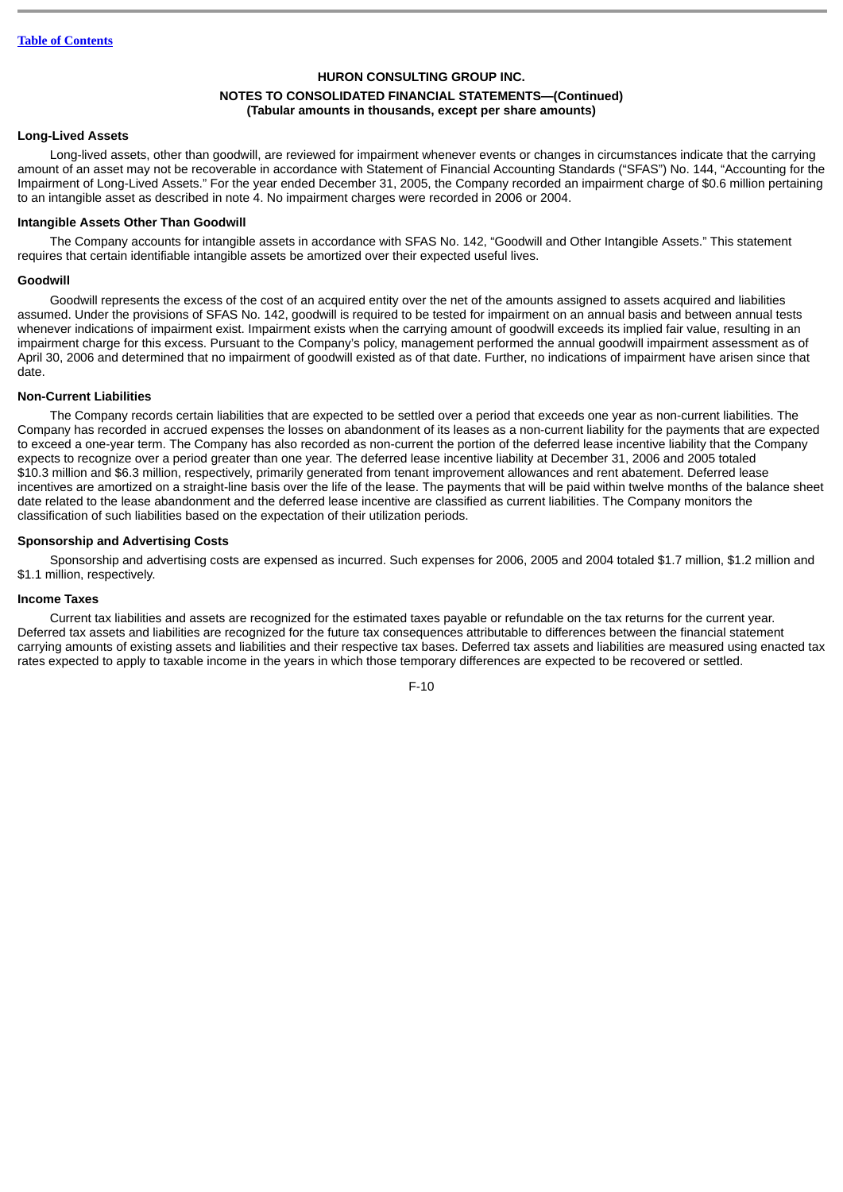**HURON CONSULTING GROUP INC.**

**NOTES TO CONSOLIDATED FINANCIAL STATEMENTS—(Continued)**
**(Tabular amounts in thousands, except per share amounts)**

**Long-Lived Assets**

Long-lived assets, other than goodwill, are reviewed for impairment whenever events or changes in circumstances indicate that the carrying amount of an asset may not be recoverable in accordance with Statement of Financial Accounting Standards ("SFAS") No. 144, "Accounting for the Impairment of Long-Lived Assets." For the year ended December 31, 2005, the Company recorded an impairment charge of $0.6 million pertaining to an intangible asset as described in note 4. No impairment charges were recorded in 2006 or 2004.

**Intangible Assets Other Than Goodwill**

The Company accounts for intangible assets in accordance with SFAS No. 142, "Goodwill and Other Intangible Assets." This statement requires that certain identifiable intangible assets be amortized over their expected useful lives.

**Goodwill**

Goodwill represents the excess of the cost of an acquired entity over the net of the amounts assigned to assets acquired and liabilities assumed. Under the provisions of SFAS No. 142, goodwill is required to be tested for impairment on an annual basis and between annual tests whenever indications of impairment exist. Impairment exists when the carrying amount of goodwill exceeds its implied fair value, resulting in an impairment charge for this excess. Pursuant to the Company's policy, management performed the annual goodwill impairment assessment as of April 30, 2006 and determined that no impairment of goodwill existed as of that date. Further, no indications of impairment have arisen since that date.

**Non-Current Liabilities**

The Company records certain liabilities that are expected to be settled over a period that exceeds one year as non-current liabilities. The Company has recorded in accrued expenses the losses on abandonment of its leases as a non-current liability for the payments that are expected to exceed a one-year term. The Company has also recorded as non-current the portion of the deferred lease incentive liability that the Company expects to recognize over a period greater than one year. The deferred lease incentive liability at December 31, 2006 and 2005 totaled $10.3 million and $6.3 million, respectively, primarily generated from tenant improvement allowances and rent abatement. Deferred lease incentives are amortized on a straight-line basis over the life of the lease. The payments that will be paid within twelve months of the balance sheet date related to the lease abandonment and the deferred lease incentive are classified as current liabilities. The Company monitors the classification of such liabilities based on the expectation of their utilization periods.

**Sponsorship and Advertising Costs**

Sponsorship and advertising costs are expensed as incurred. Such expenses for 2006, 2005 and 2004 totaled $1.7 million, $1.2 million and $1.1 million, respectively.

**Income Taxes**

Current tax liabilities and assets are recognized for the estimated taxes payable or refundable on the tax returns for the current year. Deferred tax assets and liabilities are recognized for the future tax consequences attributable to differences between the financial statement carrying amounts of existing assets and liabilities and their respective tax bases. Deferred tax assets and liabilities are measured using enacted tax rates expected to apply to taxable income in the years in which those temporary differences are expected to be recovered or settled.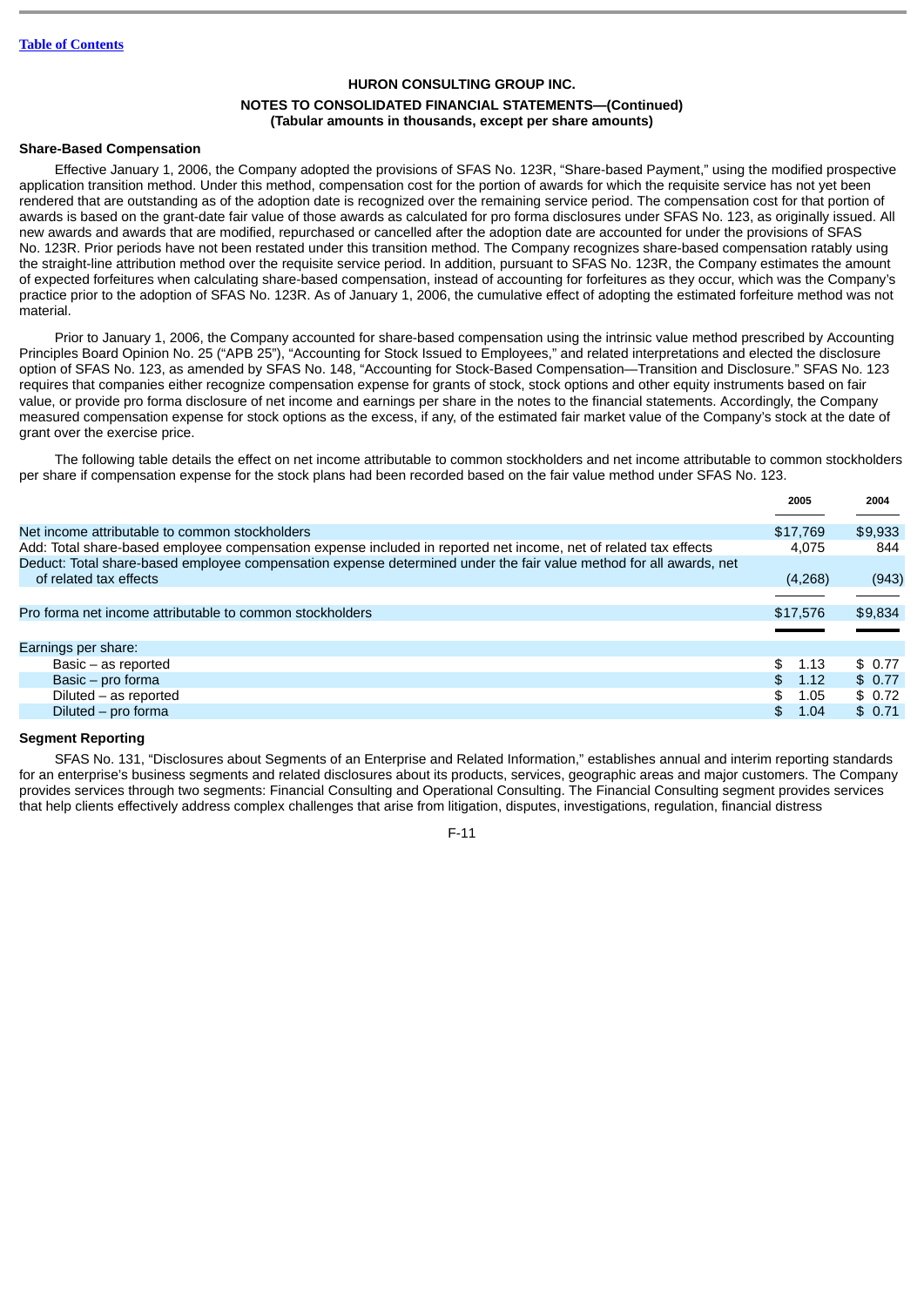HURON CONSULTING GROUP INC.

NOTES TO CONSOLIDATED FINANCIAL STATEMENTS—(Continued)
(Tabular amounts in thousands, except per share amounts)

**Share-Based Compensation**

Effective January 1, 2006, the Company adopted the provisions of SFAS No. 123R, "Share-based Payment," using the modified prospective application transition method. Under this method, compensation cost for the portion of awards for which the requisite service has not yet been rendered that are outstanding as of the adoption date is recognized over the remaining service period. The compensation cost for that portion of awards is based on the grant-date fair value of those awards as calculated for pro forma disclosures under SFAS No. 123, as originally issued. All new awards and awards that are modified, repurchased or cancelled after the adoption date are accounted for under the provisions of SFAS No. 123R. Prior periods have not been restated under this transition method. The Company recognizes share-based compensation ratably using the straight-line attribution method over the requisite service period. In addition, pursuant to SFAS No. 123R, the Company estimates the amount of expected forfeitures when calculating share-based compensation, instead of accounting for forfeitures as they occur, which was the Company's practice prior to the adoption of SFAS No. 123R. As of January 1, 2006, the cumulative effect of adopting the estimated forfeiture method was not material.

Prior to January 1, 2006, the Company accounted for share-based compensation using the intrinsic value method prescribed by Accounting Principles Board Opinion No. 25 ("APB 25"), "Accounting for Stock Issued to Employees," and related interpretations and elected the disclosure option of SFAS No. 123, as amended by SFAS No. 148, "Accounting for Stock-Based Compensation—Transition and Disclosure." SFAS No. 123 requires that companies either recognize compensation expense for grants of stock, stock options and other equity instruments based on fair value, or provide pro forma disclosure of net income and earnings per share in the notes to the financial statements. Accordingly, the Company measured compensation expense for stock options as the excess, if any, of the estimated fair market value of the Company's stock at the date of grant over the exercise price.

The following table details the effect on net income attributable to common stockholders and net income attributable to common stockholders per share if compensation expense for the stock plans had been recorded based on the fair value method under SFAS No. 123.

| | 2005 | 2004 |
|---|---|---|
| Net income attributable to common stockholders | $17,769 | $9,933 |
| Add: Total share-based employee compensation expense included in reported net income, net of related tax effects | 4,075 | 844 |
| Deduct: Total share-based employee compensation expense determined under the fair value method for all awards, net of related tax effects | (4,268) | (943) |
| Pro forma net income attributable to common stockholders | $17,576 | $9,834 |
| Earnings per share: | | |
| Basic – as reported | $ 1.13 | $ 0.77 |
| Basic – pro forma | $ 1.12 | $ 0.77 |
| Diluted – as reported | $ 1.05 | $ 0.72 |
| Diluted – pro forma | $ 1.04 | $ 0.71 |

**Segment Reporting**

SFAS No. 131, "Disclosures about Segments of an Enterprise and Related Information," establishes annual and interim reporting standards for an enterprise's business segments and related disclosures about its products, services, geographic areas and major customers. The Company provides services through two segments: Financial Consulting and Operational Consulting. The Financial Consulting segment provides services that help clients effectively address complex challenges that arise from litigation, disputes, investigations, regulation, financial distress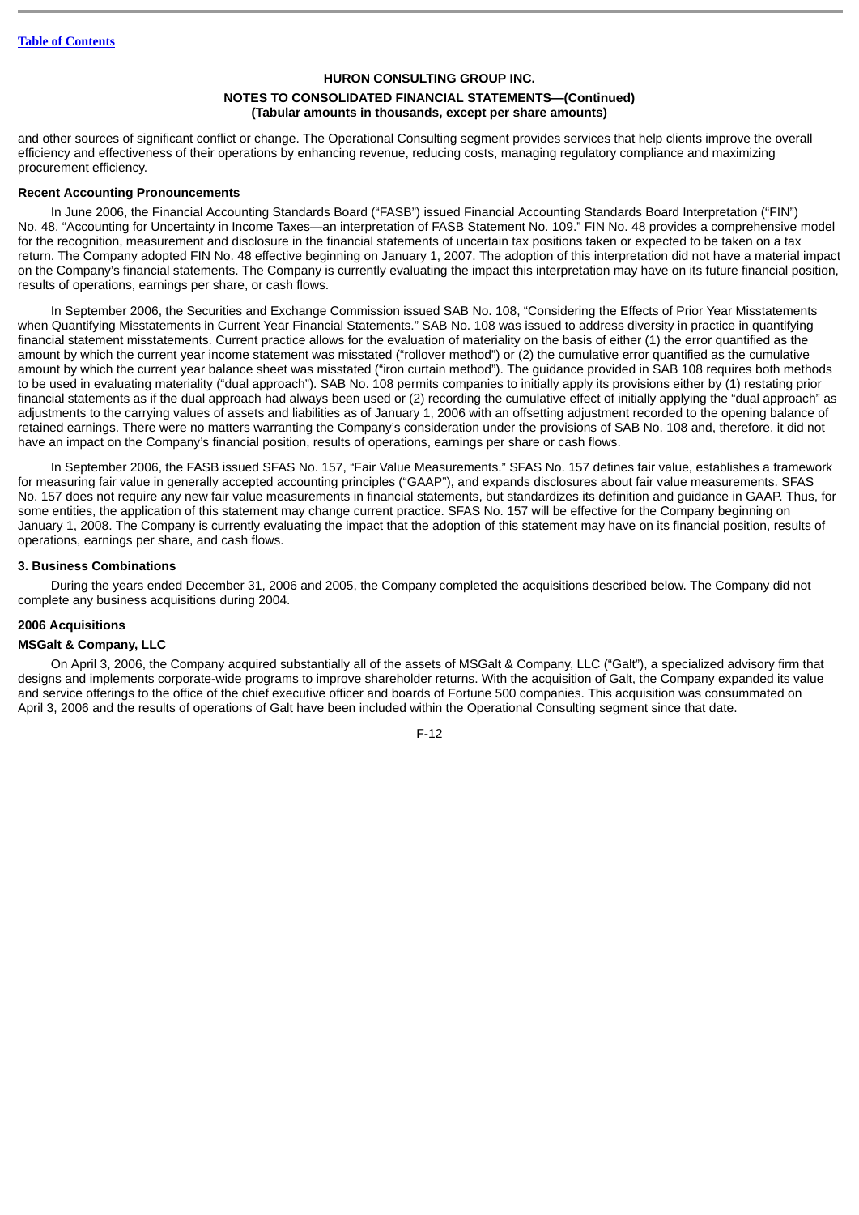and other sources of significant conflict or change. The Operational Consulting segment provides services that help clients improve the overall efficiency and effectiveness of their operations by enhancing revenue, reducing costs, managing regulatory compliance and maximizing procurement efficiency.

**Recent Accounting Pronouncements**

In June 2006, the Financial Accounting Standards Board ("FASB") issued Financial Accounting Standards Board Interpretation ("FIN") No. 48, "Accounting for Uncertainty in Income Taxes—an interpretation of FASB Statement No. 109." FIN No. 48 provides a comprehensive model for the recognition, measurement and disclosure in the financial statements of uncertain tax positions taken or expected to be taken on a tax return. The Company adopted FIN No. 48 effective beginning on January 1, 2007. The adoption of this interpretation did not have a material impact on the Company's financial statements. The Company is currently evaluating the impact this interpretation may have on its future financial position, results of operations, earnings per share, or cash flows.

In September 2006, the Securities and Exchange Commission issued SAB No. 108, "Considering the Effects of Prior Year Misstatements when Quantifying Misstatements in Current Year Financial Statements." SAB No. 108 was issued to address diversity in practice in quantifying financial statement misstatements. Current practice allows for the evaluation of materiality on the basis of either (1) the error quantified as the amount by which the current year income statement was misstated ("rollover method") or (2) the cumulative error quantified as the cumulative amount by which the current year balance sheet was misstated ("iron curtain method"). The guidance provided in SAB 108 requires both methods to be used in evaluating materiality ("dual approach"). SAB No. 108 permits companies to initially apply its provisions either by (1) restating prior financial statements as if the dual approach had always been used or (2) recording the cumulative effect of initially applying the "dual approach" as adjustments to the carrying values of assets and liabilities as of January 1, 2006 with an offsetting adjustment recorded to the opening balance of retained earnings. There were no matters warranting the Company's consideration under the provisions of SAB No. 108 and, therefore, it did not have an impact on the Company's financial position, results of operations, earnings per share or cash flows.

In September 2006, the FASB issued SFAS No. 157, "Fair Value Measurements." SFAS No. 157 defines fair value, establishes a framework for measuring fair value in generally accepted accounting principles ("GAAP"), and expands disclosures about fair value measurements. SFAS No. 157 does not require any new fair value measurements in financial statements, but standardizes its definition and guidance in GAAP. Thus, for some entities, the application of this statement may change current practice. SFAS No. 157 will be effective for the Company beginning on January 1, 2008. The Company is currently evaluating the impact that the adoption of this statement may have on its financial position, results of operations, earnings per share, and cash flows.

**3. Business Combinations**

During the years ended December 31, 2006 and 2005, the Company completed the acquisitions described below. The Company did not complete any business acquisitions during 2004.

**2006 Acquisitions**

**MSGalt & Company, LLC**

On April 3, 2006, the Company acquired substantially all of the assets of MSGalt & Company, LLC ("Galt"), a specialized advisory firm that designs and implements corporate-wide programs to improve shareholder returns. With the acquisition of Galt, the Company expanded its value and service offerings to the office of the chief executive officer and boards of Fortune 500 companies. This acquisition was consummated on April 3, 2006 and the results of operations of Galt have been included within the Operational Consulting segment since that date.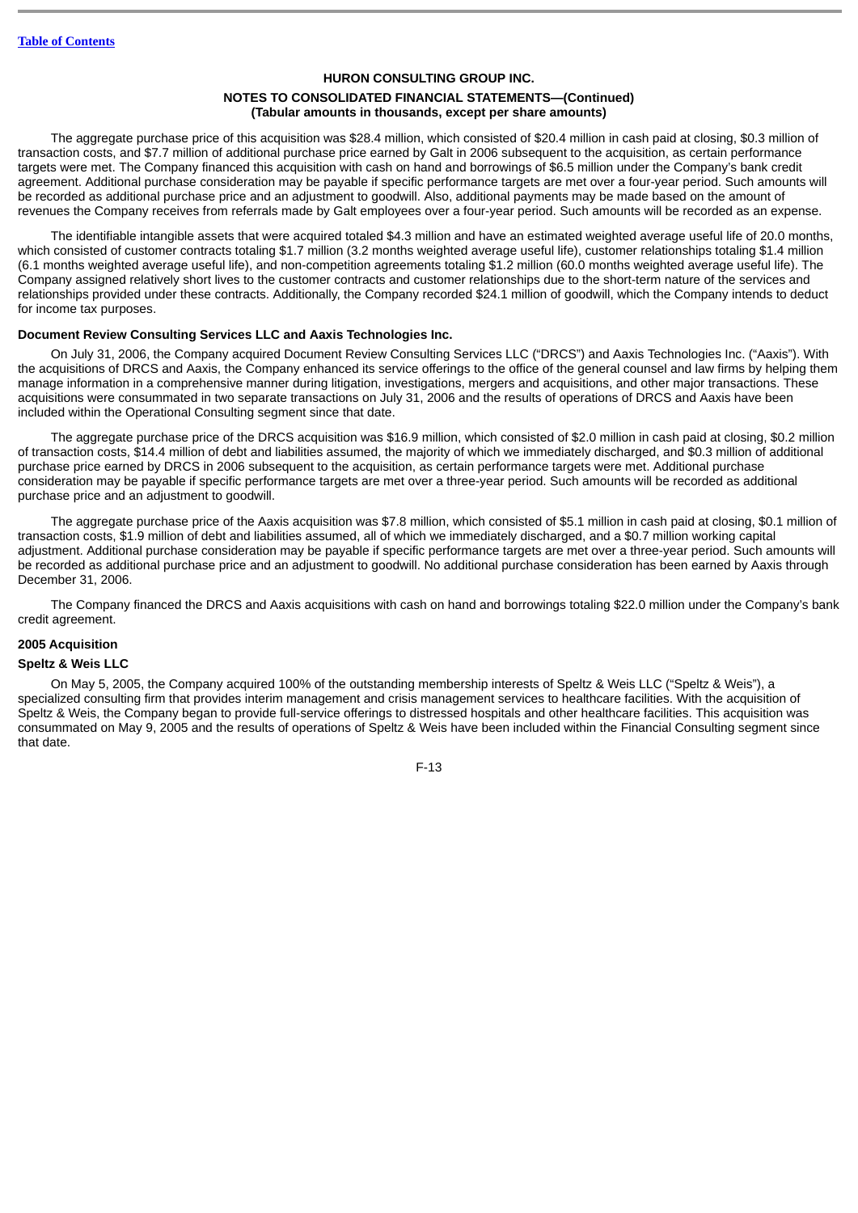The aggregate purchase price of this acquisition was $28.4 million, which consisted of $20.4 million in cash paid at closing, $0.3 million of transaction costs, and $7.7 million of additional purchase price earned by Galt in 2006 subsequent to the acquisition, as certain performance targets were met. The Company financed this acquisition with cash on hand and borrowings of $6.5 million under the Company's bank credit agreement. Additional purchase consideration may be payable if specific performance targets are met over a four-year period. Such amounts will be recorded as additional purchase price and an adjustment to goodwill. Also, additional payments may be made based on the amount of revenues the Company receives from referrals made by Galt employees over a four-year period. Such amounts will be recorded as an expense.

The identifiable intangible assets that were acquired totaled $4.3 million and have an estimated weighted average useful life of 20.0 months, which consisted of customer contracts totaling $1.7 million (3.2 months weighted average useful life), customer relationships totaling $1.4 million (6.1 months weighted average useful life), and non-competition agreements totaling $1.2 million (60.0 months weighted average useful life). The Company assigned relatively short lives to the customer contracts and customer relationships due to the short-term nature of the services and relationships provided under these contracts. Additionally, the Company recorded $24.1 million of goodwill, which the Company intends to deduct for income tax purposes.

**Document Review Consulting Services LLC and Aaxis Technologies Inc.**

On July 31, 2006, the Company acquired Document Review Consulting Services LLC ("DRCS") and Aaxis Technologies Inc. ("Aaxis"). With the acquisitions of DRCS and Aaxis, the Company enhanced its service offerings to the office of the general counsel and law firms by helping them manage information in a comprehensive manner during litigation, investigations, mergers and acquisitions, and other major transactions. These acquisitions were consummated in two separate transactions on July 31, 2006 and the results of operations of DRCS and Aaxis have been included within the Operational Consulting segment since that date.

The aggregate purchase price of the DRCS acquisition was $16.9 million, which consisted of $2.0 million in cash paid at closing, $0.2 million of transaction costs, $14.4 million of debt and liabilities assumed, the majority of which we immediately discharged, and $0.3 million of additional purchase price earned by DRCS in 2006 subsequent to the acquisition, as certain performance targets were met. Additional purchase consideration may be payable if specific performance targets are met over a three-year period. Such amounts will be recorded as additional purchase price and an adjustment to goodwill.

The aggregate purchase price of the Aaxis acquisition was $7.8 million, which consisted of $5.1 million in cash paid at closing, $0.1 million of transaction costs, $1.9 million of debt and liabilities assumed, all of which we immediately discharged, and a $0.7 million working capital adjustment. Additional purchase consideration may be payable if specific performance targets are met over a three-year period. Such amounts will be recorded as additional purchase price and an adjustment to goodwill. No additional purchase consideration has been earned by Aaxis through December 31, 2006.

The Company financed the DRCS and Aaxis acquisitions with cash on hand and borrowings totaling $22.0 million under the Company's bank credit agreement.

**2005 Acquisition**

**Speltz & Weis LLC**

On May 5, 2005, the Company acquired 100% of the outstanding membership interests of Speltz & Weis LLC ("Speltz & Weis"), a specialized consulting firm that provides interim management and crisis management services to healthcare facilities. With the acquisition of Speltz & Weis, the Company began to provide full-service offerings to distressed hospitals and other healthcare facilities. This acquisition was consummated on May 9, 2005 and the results of operations of Speltz & Weis have been included within the Financial Consulting segment since that date.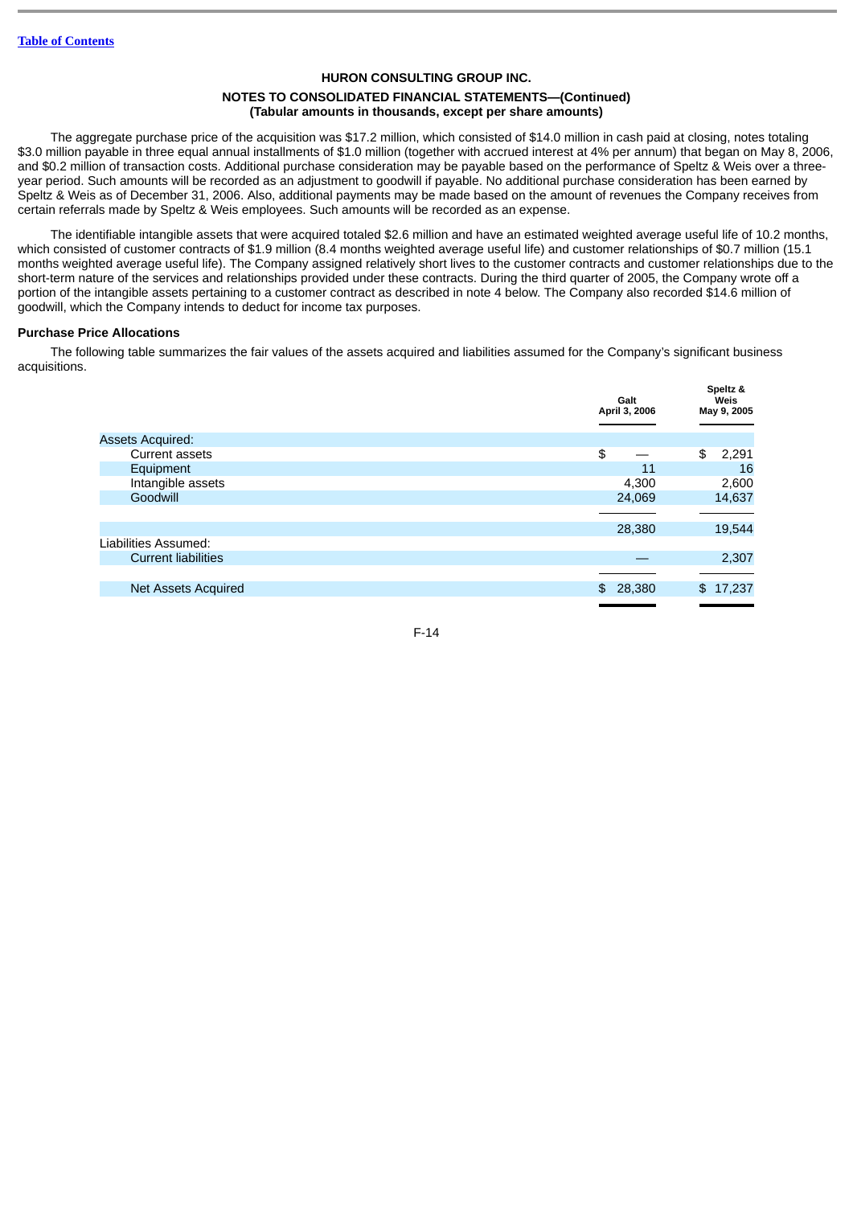HURON CONSULTING GROUP INC.

**NOTES TO CONSOLIDATED FINANCIAL STATEMENTS—(Continued)**
**(Tabular amounts in thousands, except per share amounts)**

The aggregate purchase price of the acquisition was $17.2 million, which consisted of $14.0 million in cash paid at closing, notes totaling $3.0 million payable in three equal annual installments of $1.0 million (together with accrued interest at 4% per annum) that began on May 8, 2006, and $0.2 million of transaction costs. Additional purchase consideration may be payable based on the performance of Speltz & Weis over a three-year period. Such amounts will be recorded as an adjustment to goodwill if payable. No additional purchase consideration has been earned by Speltz & Weis as of December 31, 2006. Also, additional payments may be made based on the amount of revenues the Company receives from certain referrals made by Speltz & Weis employees. Such amounts will be recorded as an expense.

The identifiable intangible assets that were acquired totaled $2.6 million and have an estimated weighted average useful life of 10.2 months, which consisted of customer contracts of $1.9 million (8.4 months weighted average useful life) and customer relationships of $0.7 million (15.1 months weighted average useful life). The Company assigned relatively short lives to the customer contracts and customer relationships due to the short-term nature of the services and relationships provided under these contracts. During the third quarter of 2005, the Company wrote off a portion of the intangible assets pertaining to a customer contract as described in note 4 below. The Company also recorded $14.6 million of goodwill, which the Company intends to deduct for income tax purposes.

**Purchase Price Allocations**

The following table summarizes the fair values of the assets acquired and liabilities assumed for the Company's significant business acquisitions.

| | Galt April 3, 2006 | Speltz & Weis May 9, 2005 |
|---|---|---|
| Assets Acquired: | | |
| Current assets | $ — | $ 2,291 |
| Equipment | 11 | 16 |
| Intangible assets | 4,300 | 2,600 |
| Goodwill | 24,069 | 14,637 |
| | 28,380 | 19,544 |
| Liabilities Assumed: | | |
| Current liabilities | — | 2,307 |
| Net Assets Acquired | $ 28,380 | $ 17,237 |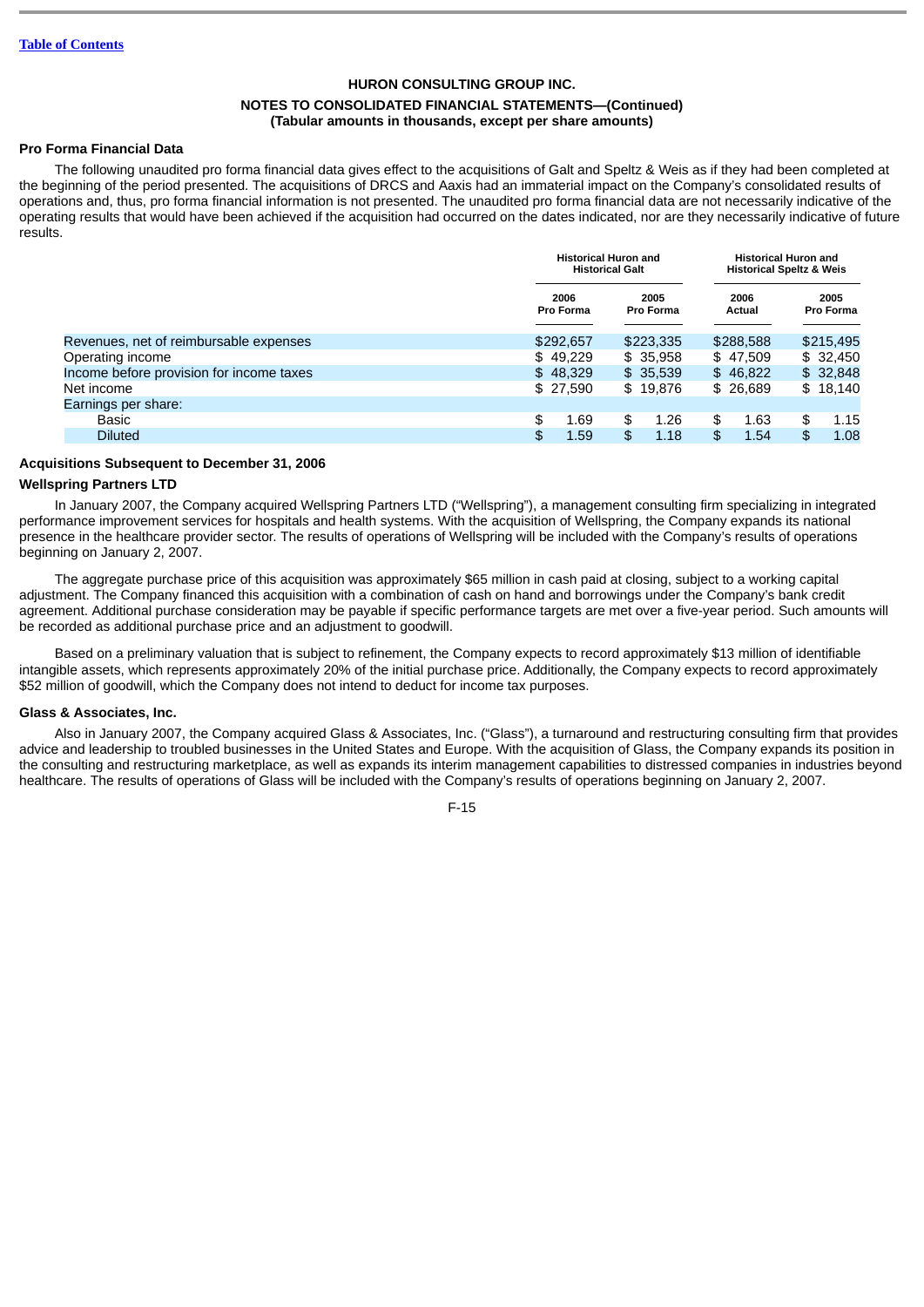HURON CONSULTING GROUP INC.

NOTES TO CONSOLIDATED FINANCIAL STATEMENTS—(Continued)
(Tabular amounts in thousands, except per share amounts)

**Pro Forma Financial Data**

The following unaudited pro forma financial data gives effect to the acquisitions of Galt and Speltz & Weis as if they had been completed at the beginning of the period presented. The acquisitions of DRCS and Aaxis had an immaterial impact on the Company's consolidated results of operations and, thus, pro forma financial information is not presented. The unaudited pro forma financial data are not necessarily indicative of the operating results that would have been achieved if the acquisition had occurred on the dates indicated, nor are they necessarily indicative of future results.

| | Historical Huron and Historical Galt | | Historical Huron and Historical Speltz & Weis | |
|---|---|---|---|---|
| | 2006 Pro Forma | 2005 Pro Forma | 2006 Actual | 2005 Pro Forma |
| Revenues, net of reimbursable expenses | $292,657 | $223,335 | $288,588 | $215,495 |
| Operating income | $ 49,229 | $ 35,958 | $ 47,509 | $ 32,450 |
| Income before provision for income taxes | $ 48,329 | $ 35,539 | $ 46,822 | $ 32,848 |
| Net income | $ 27,590 | $ 19,876 | $ 26,689 | $ 18,140 |
| Earnings per share: | | | | |
| Basic | $ 1.69 | $ 1.26 | $ 1.63 | $ 1.15 |
| Diluted | $ 1.59 | $ 1.18 | $ 1.54 | $ 1.08 |

**Acquisitions Subsequent to December 31, 2006**

**Wellspring Partners LTD**

In January 2007, the Company acquired Wellspring Partners LTD ("Wellspring"), a management consulting firm specializing in integrated performance improvement services for hospitals and health systems. With the acquisition of Wellspring, the Company expands its national presence in the healthcare provider sector. The results of operations of Wellspring will be included with the Company's results of operations beginning on January 2, 2007.

The aggregate purchase price of this acquisition was approximately $65 million in cash paid at closing, subject to a working capital adjustment. The Company financed this acquisition with a combination of cash on hand and borrowings under the Company's bank credit agreement. Additional purchase consideration may be payable if specific performance targets are met over a five-year period. Such amounts will be recorded as additional purchase price and an adjustment to goodwill.

Based on a preliminary valuation that is subject to refinement, the Company expects to record approximately $13 million of identifiable intangible assets, which represents approximately 20% of the initial purchase price. Additionally, the Company expects to record approximately $52 million of goodwill, which the Company does not intend to deduct for income tax purposes.

**Glass & Associates, Inc.**

Also in January 2007, the Company acquired Glass & Associates, Inc. ("Glass"), a turnaround and restructuring consulting firm that provides advice and leadership to troubled businesses in the United States and Europe. With the acquisition of Glass, the Company expands its position in the consulting and restructuring marketplace, as well as expands its interim management capabilities to distressed companies in industries beyond healthcare. The results of operations of Glass will be included with the Company's results of operations beginning on January 2, 2007.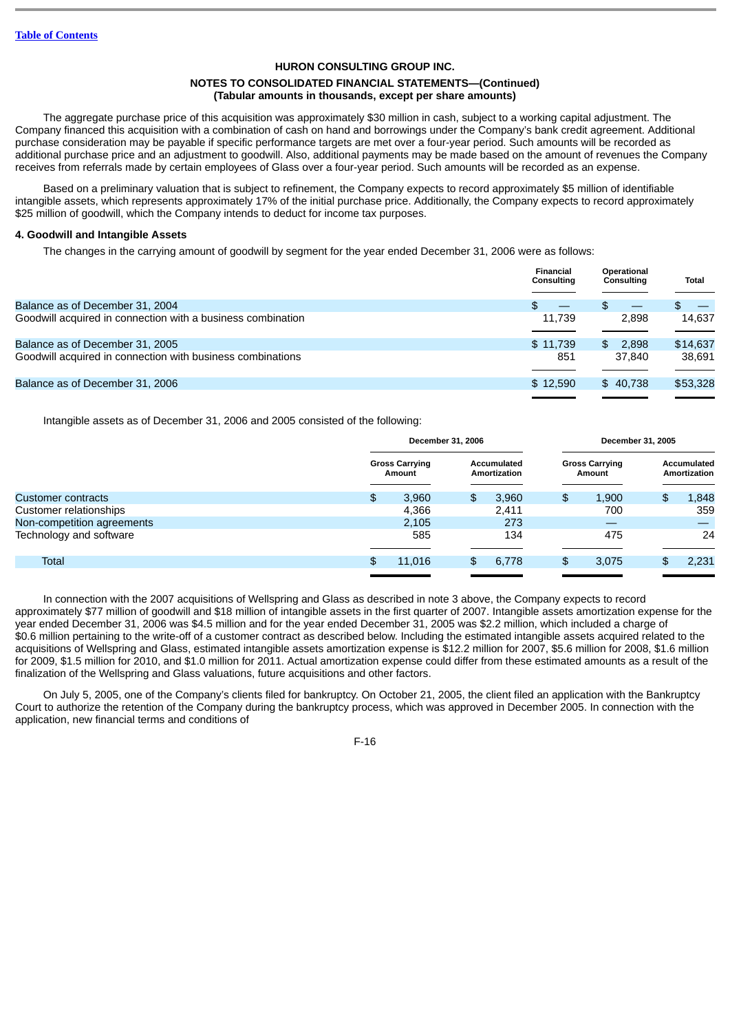HURON CONSULTING GROUP INC.

NOTES TO CONSOLIDATED FINANCIAL STATEMENTS—(Continued)
(Tabular amounts in thousands, except per share amounts)

The aggregate purchase price of this acquisition was approximately $30 million in cash, subject to a working capital adjustment. The Company financed this acquisition with a combination of cash on hand and borrowings under the Company's bank credit agreement. Additional purchase consideration may be payable if specific performance targets are met over a four-year period. Such amounts will be recorded as additional purchase price and an adjustment to goodwill. Also, additional payments may be made based on the amount of revenues the Company receives from referrals made by certain employees of Glass over a four-year period. Such amounts will be recorded as an expense.

Based on a preliminary valuation that is subject to refinement, the Company expects to record approximately $5 million of identifiable intangible assets, which represents approximately 17% of the initial purchase price. Additionally, the Company expects to record approximately $25 million of goodwill, which the Company intends to deduct for income tax purposes.

**4. Goodwill and Intangible Assets**

The changes in the carrying amount of goodwill by segment for the year ended December 31, 2006 were as follows:

| | Financial Consulting | Operational Consulting | Total |
|---|---|---|---|
| Balance as of December 31, 2004 | $ — | $ — | $ — |
| Goodwill acquired in connection with a business combination | 11,739 | 2,898 | 14,637 |
| Balance as of December 31, 2005 | $ 11,739 | $ 2,898 | $14,637 |
| Goodwill acquired in connection with business combinations | 851 | 37,840 | 38,691 |
| Balance as of December 31, 2006 | $ 12,590 | $ 40,738 | $53,328 |

Intangible assets as of December 31, 2006 and 2005 consisted of the following:

| | December 31, 2006 | | December 31, 2005 | |
|---|---|---|---|---|
| | Gross Carrying Amount | Accumulated Amortization | Gross Carrying Amount | Accumulated Amortization |
| Customer contracts | $ 3,960 | $ 3,960 | $ 1,900 | $ 1,848 |
| Customer relationships | 4,366 | 2,411 | 700 | 359 |
| Non-competition agreements | 2,105 | 273 | — | — |
| Technology and software | 585 | 134 | 475 | 24 |
| Total | $ 11,016 | $ 6,778 | $ 3,075 | $ 2,231 |

In connection with the 2007 acquisitions of Wellspring and Glass as described in note 3 above, the Company expects to record approximately $77 million of goodwill and $18 million of intangible assets in the first quarter of 2007. Intangible assets amortization expense for the year ended December 31, 2006 was $4.5 million and for the year ended December 31, 2005 was $2.2 million, which included a charge of $0.6 million pertaining to the write-off of a customer contract as described below. Including the estimated intangible assets acquired related to the acquisitions of Wellspring and Glass, estimated intangible assets amortization expense is $12.2 million for 2007, $5.6 million for 2008, $1.6 million for 2009, $1.5 million for 2010, and $1.0 million for 2011. Actual amortization expense could differ from these estimated amounts as a result of the finalization of the Wellspring and Glass valuations, future acquisitions and other factors.

On July 5, 2005, one of the Company's clients filed for bankruptcy. On October 21, 2005, the client filed an application with the Bankruptcy Court to authorize the retention of the Company during the bankruptcy process, which was approved in December 2005. In connection with the application, new financial terms and conditions of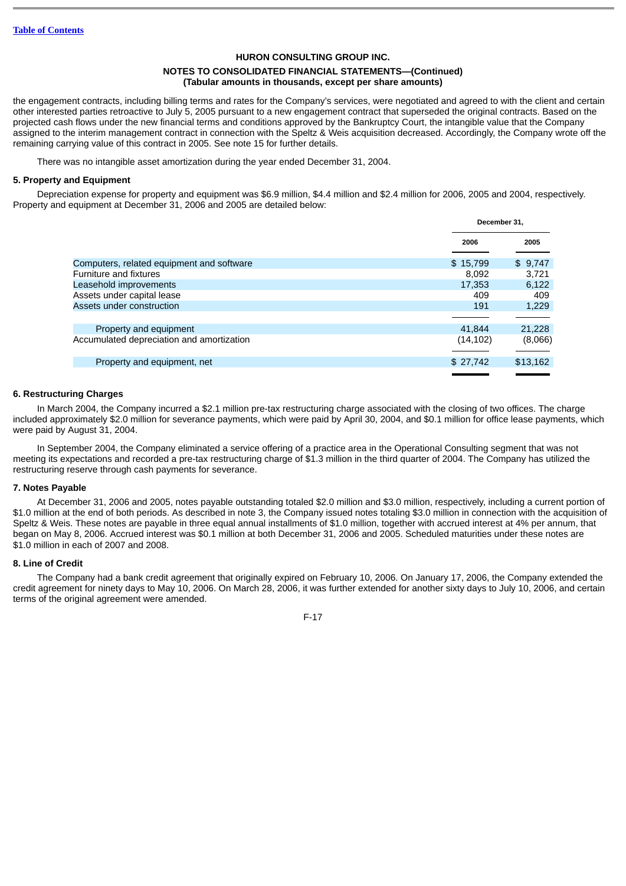HURON CONSULTING GROUP INC.

NOTES TO CONSOLIDATED FINANCIAL STATEMENTS—(Continued)
(Tabular amounts in thousands, except per share amounts)

the engagement contracts, including billing terms and rates for the Company's services, were negotiated and agreed to with the client and certain other interested parties retroactive to July 5, 2005 pursuant to a new engagement contract that superseded the original contracts. Based on the projected cash flows under the new financial terms and conditions approved by the Bankruptcy Court, the intangible value that the Company assigned to the interim management contract in connection with the Speltz & Weis acquisition decreased. Accordingly, the Company wrote off the remaining carrying value of this contract in 2005. See note 15 for further details.

There was no intangible asset amortization during the year ended December 31, 2004.

**5. Property and Equipment**

Depreciation expense for property and equipment was $6.9 million, $4.4 million and $2.4 million for 2006, 2005 and 2004, respectively. Property and equipment at December 31, 2006 and 2005 are detailed below:

| | December 31, | |
|---|---|---|
| | 2006 | 2005 |
| Computers, related equipment and software | $ 15,799 | $ 9,747 |
| Furniture and fixtures | 8,092 | 3,721 |
| Leasehold improvements | 17,353 | 6,122 |
| Assets under capital lease | 409 | 409 |
| Assets under construction | 191 | 1,229 |
| Property and equipment | 41,844 | 21,228 |
| Accumulated depreciation and amortization | (14,102) | (8,066) |
| Property and equipment, net | $ 27,742 | $13,162 |

**6. Restructuring Charges**

In March 2004, the Company incurred a $2.1 million pre-tax restructuring charge associated with the closing of two offices. The charge included approximately $2.0 million for severance payments, which were paid by April 30, 2004, and $0.1 million for office lease payments, which were paid by August 31, 2004.

In September 2004, the Company eliminated a service offering of a practice area in the Operational Consulting segment that was not meeting its expectations and recorded a pre-tax restructuring charge of $1.3 million in the third quarter of 2004. The Company has utilized the restructuring reserve through cash payments for severance.

**7. Notes Payable**

At December 31, 2006 and 2005, notes payable outstanding totaled $2.0 million and $3.0 million, respectively, including a current portion of $1.0 million at the end of both periods. As described in note 3, the Company issued notes totaling $3.0 million in connection with the acquisition of Speltz & Weis. These notes are payable in three equal annual installments of $1.0 million, together with accrued interest at 4% per annum, that began on May 8, 2006. Accrued interest was $0.1 million at both December 31, 2006 and 2005. Scheduled maturities under these notes are $1.0 million in each of 2007 and 2008.

**8. Line of Credit**

The Company had a bank credit agreement that originally expired on February 10, 2006. On January 17, 2006, the Company extended the credit agreement for ninety days to May 10, 2006. On March 28, 2006, it was further extended for another sixty days to July 10, 2006, and certain terms of the original agreement were amended.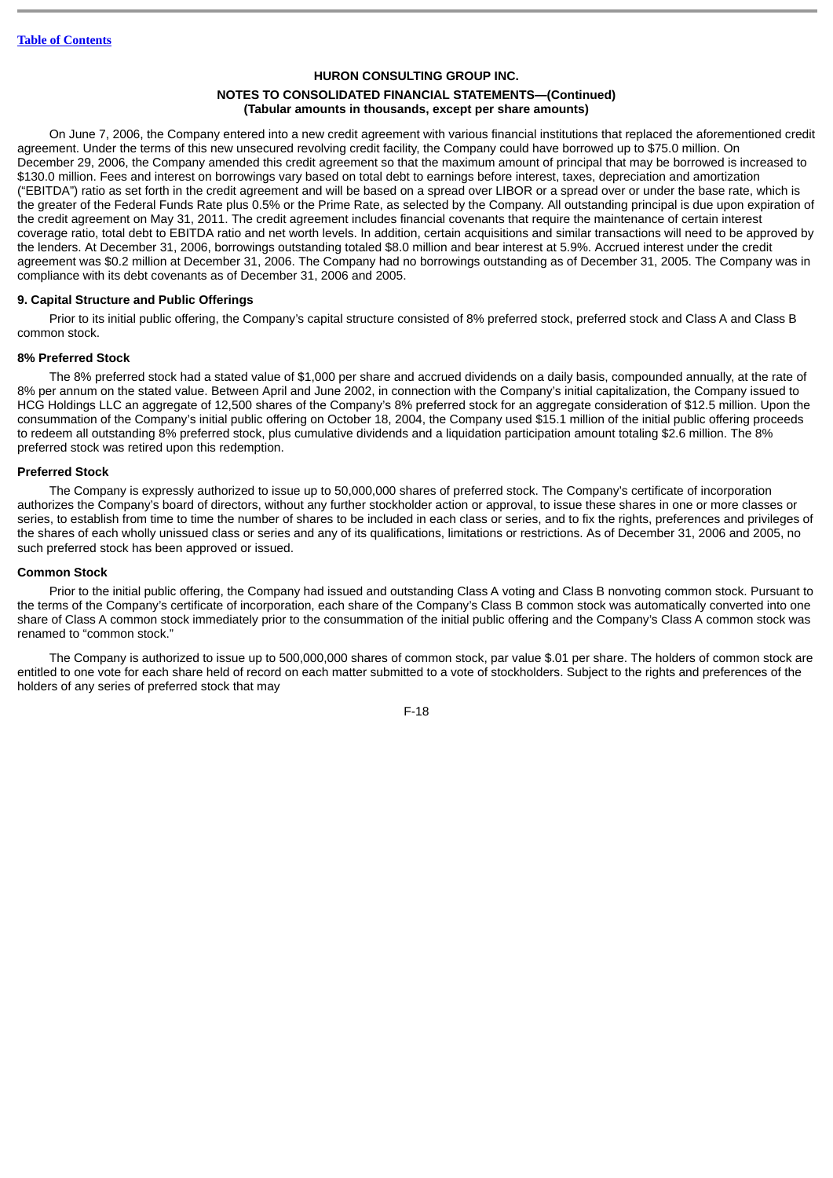HURON CONSULTING GROUP INC.

NOTES TO CONSOLIDATED FINANCIAL STATEMENTS—(Continued)
(Tabular amounts in thousands, except per share amounts)

On June 7, 2006, the Company entered into a new credit agreement with various financial institutions that replaced the aforementioned credit agreement. Under the terms of this new unsecured revolving credit facility, the Company could have borrowed up to $75.0 million. On December 29, 2006, the Company amended this credit agreement so that the maximum amount of principal that may be borrowed is increased to $130.0 million. Fees and interest on borrowings vary based on total debt to earnings before interest, taxes, depreciation and amortization ("EBITDA") ratio as set forth in the credit agreement and will be based on a spread over LIBOR or a spread over or under the base rate, which is the greater of the Federal Funds Rate plus 0.5% or the Prime Rate, as selected by the Company. All outstanding principal is due upon expiration of the credit agreement on May 31, 2011. The credit agreement includes financial covenants that require the maintenance of certain interest coverage ratio, total debt to EBITDA ratio and net worth levels. In addition, certain acquisitions and similar transactions will need to be approved by the lenders. At December 31, 2006, borrowings outstanding totaled $8.0 million and bear interest at 5.9%. Accrued interest under the credit agreement was $0.2 million at December 31, 2006. The Company had no borrowings outstanding as of December 31, 2005. The Company was in compliance with its debt covenants as of December 31, 2006 and 2005.

## 9. Capital Structure and Public Offerings

Prior to its initial public offering, the Company's capital structure consisted of 8% preferred stock, preferred stock and Class A and Class B common stock.

### 8% Preferred Stock

The 8% preferred stock had a stated value of $1,000 per share and accrued dividends on a daily basis, compounded annually, at the rate of 8% per annum on the stated value. Between April and June 2002, in connection with the Company's initial capitalization, the Company issued to HCG Holdings LLC an aggregate of 12,500 shares of the Company's 8% preferred stock for an aggregate consideration of $12.5 million. Upon the consummation of the Company's initial public offering on October 18, 2004, the Company used $15.1 million of the initial public offering proceeds to redeem all outstanding 8% preferred stock, plus cumulative dividends and a liquidation participation amount totaling $2.6 million. The 8% preferred stock was retired upon this redemption.

### Preferred Stock

The Company is expressly authorized to issue up to 50,000,000 shares of preferred stock. The Company's certificate of incorporation authorizes the Company's board of directors, without any further stockholder action or approval, to issue these shares in one or more classes or series, to establish from time to time the number of shares to be included in each class or series, and to fix the rights, preferences and privileges of the shares of each wholly unissued class or series and any of its qualifications, limitations or restrictions. As of December 31, 2006 and 2005, no such preferred stock has been approved or issued.

### Common Stock

Prior to the initial public offering, the Company had issued and outstanding Class A voting and Class B nonvoting common stock. Pursuant to the terms of the Company's certificate of incorporation, each share of the Company's Class B common stock was automatically converted into one share of Class A common stock immediately prior to the consummation of the initial public offering and the Company's Class A common stock was renamed to "common stock."

The Company is authorized to issue up to 500,000,000 shares of common stock, par value $.01 per share. The holders of common stock are entitled to one vote for each share held of record on each matter submitted to a vote of stockholders. Subject to the rights and preferences of the holders of any series of preferred stock that may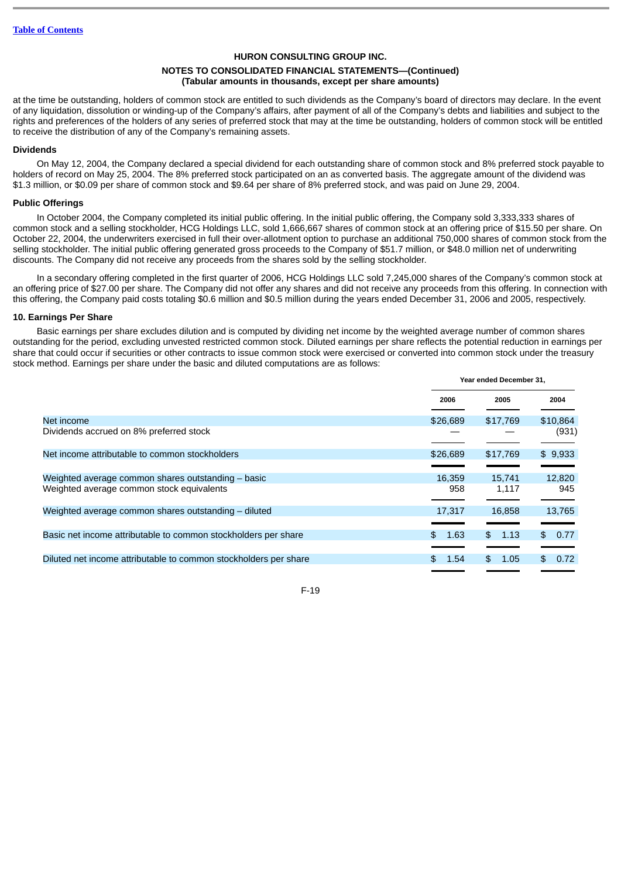**HURON CONSULTING GROUP INC.**

**NOTES TO CONSOLIDATED FINANCIAL STATEMENTS—(Continued)**
**(Tabular amounts in thousands, except per share amounts)**

at the time be outstanding, holders of common stock are entitled to such dividends as the Company's board of directors may declare. In the event of any liquidation, dissolution or winding-up of the Company's affairs, after payment of all of the Company's debts and liabilities and subject to the rights and preferences of the holders of any series of preferred stock that may at the time be outstanding, holders of common stock will be entitled to receive the distribution of any of the Company's remaining assets.

**Dividends**

On May 12, 2004, the Company declared a special dividend for each outstanding share of common stock and 8% preferred stock payable to holders of record on May 25, 2004. The 8% preferred stock participated on an as converted basis. The aggregate amount of the dividend was $1.3 million, or $0.09 per share of common stock and $9.64 per share of 8% preferred stock, and was paid on June 29, 2004.

**Public Offerings**

In October 2004, the Company completed its initial public offering. In the initial public offering, the Company sold 3,333,333 shares of common stock and a selling stockholder, HCG Holdings LLC, sold 1,666,667 shares of common stock at an offering price of $15.50 per share. On October 22, 2004, the underwriters exercised in full their over-allotment option to purchase an additional 750,000 shares of common stock from the selling stockholder. The initial public offering generated gross proceeds to the Company of $51.7 million, or $48.0 million net of underwriting discounts. The Company did not receive any proceeds from the shares sold by the selling stockholder.

In a secondary offering completed in the first quarter of 2006, HCG Holdings LLC sold 7,245,000 shares of the Company's common stock at an offering price of $27.00 per share. The Company did not offer any shares and did not receive any proceeds from this offering. In connection with this offering, the Company paid costs totaling $0.6 million and $0.5 million during the years ended December 31, 2006 and 2005, respectively.

**10. Earnings Per Share**

Basic earnings per share excludes dilution and is computed by dividing net income by the weighted average number of common shares outstanding for the period, excluding unvested restricted common stock. Diluted earnings per share reflects the potential reduction in earnings per share that could occur if securities or other contracts to issue common stock were exercised or converted into common stock under the treasury stock method. Earnings per share under the basic and diluted computations are as follows:

| | Year ended December 31, | | |
|---|---|---|---|
| | 2006 | 2005 | 2004 |
| Net income | $26,689 | $17,769 | $10,864 |
| Dividends accrued on 8% preferred stock | — | — | (931) |
| Net income attributable to common stockholders | $26,689 | $17,769 | $ 9,933 |
| Weighted average common shares outstanding – basic | 16,359 | 15,741 | 12,820 |
| Weighted average common stock equivalents | 958 | 1,117 | 945 |
| Weighted average common shares outstanding – diluted | 17,317 | 16,858 | 13,765 |
| Basic net income attributable to common stockholders per share | $ 1.63 | $ 1.13 | $ 0.77 |
| Diluted net income attributable to common stockholders per share | $ 1.54 | $ 1.05 | $ 0.72 |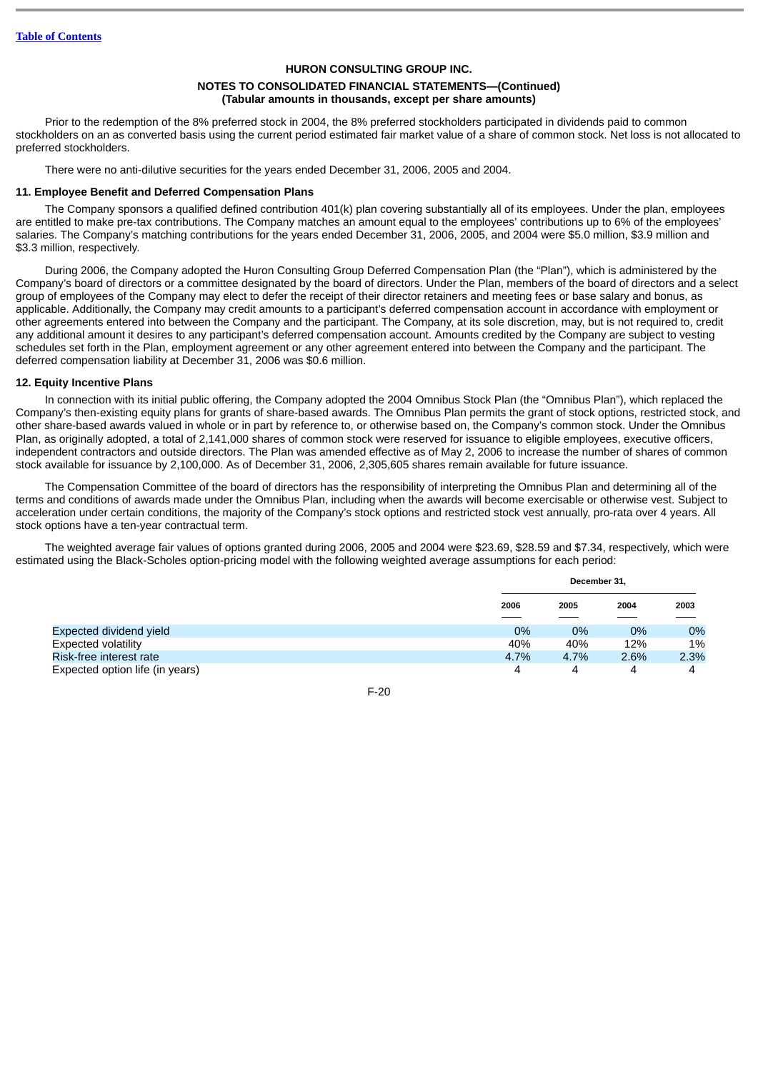Prior to the redemption of the 8% preferred stock in 2004, the 8% preferred stockholders participated in dividends paid to common stockholders on an as converted basis using the current period estimated fair market value of a share of common stock. Net loss is not allocated to preferred stockholders.

There were no anti-dilutive securities for the years ended December 31, 2006, 2005 and 2004.

### 11. Employee Benefit and Deferred Compensation Plans

The Company sponsors a qualified defined contribution 401(k) plan covering substantially all of its employees. Under the plan, employees are entitled to make pre-tax contributions. The Company matches an amount equal to the employees' contributions up to 6% of the employees' salaries. The Company's matching contributions for the years ended December 31, 2006, 2005, and 2004 were $5.0 million, $3.9 million and $3.3 million, respectively.

During 2006, the Company adopted the Huron Consulting Group Deferred Compensation Plan (the "Plan"), which is administered by the Company's board of directors or a committee designated by the board of directors. Under the Plan, members of the board of directors and a select group of employees of the Company may elect to defer the receipt of their director retainers and meeting fees or base salary and bonus, as applicable. Additionally, the Company may credit amounts to a participant's deferred compensation account in accordance with employment or other agreements entered into between the Company and the participant. The Company, at its sole discretion, may, but is not required to, credit any additional amount it desires to any participant's deferred compensation account. Amounts credited by the Company are subject to vesting schedules set forth in the Plan, employment agreement or any other agreement entered into between the Company and the participant. The deferred compensation liability at December 31, 2006 was $0.6 million.

### 12. Equity Incentive Plans

In connection with its initial public offering, the Company adopted the 2004 Omnibus Stock Plan (the "Omnibus Plan"), which replaced the Company's then-existing equity plans for grants of share-based awards. The Omnibus Plan permits the grant of stock options, restricted stock, and other share-based awards valued in whole or in part by reference to, or otherwise based on, the Company's common stock. Under the Omnibus Plan, as originally adopted, a total of 2,141,000 shares of common stock were reserved for issuance to eligible employees, executive officers, independent contractors and outside directors. The Plan was amended effective as of May 2, 2006 to increase the number of shares of common stock available for issuance by 2,100,000. As of December 31, 2006, 2,305,605 shares remain available for future issuance.

The Compensation Committee of the board of directors has the responsibility of interpreting the Omnibus Plan and determining all of the terms and conditions of awards made under the Omnibus Plan, including when the awards will become exercisable or otherwise vest. Subject to acceleration under certain conditions, the majority of the Company's stock options and restricted stock vest annually, pro-rata over 4 years. All stock options have a ten-year contractual term.

The weighted average fair values of options granted during 2006, 2005 and 2004 were $23.69, $28.59 and $7.34, respectively, which were estimated using the Black-Scholes option-pricing model with the following weighted average assumptions for each period:

| | December 31, | | | |
|---|---|---|---|---|
| | 2006 | 2005 | 2004 | 2003 |
| Expected dividend yield | 0% | 0% | 0% | 0% |
| Expected volatility | 40% | 40% | 12% | 1% |
| Risk-free interest rate | 4.7% | 4.7% | 2.6% | 2.3% |
| Expected option life (in years) | 4 | 4 | 4 | 4 |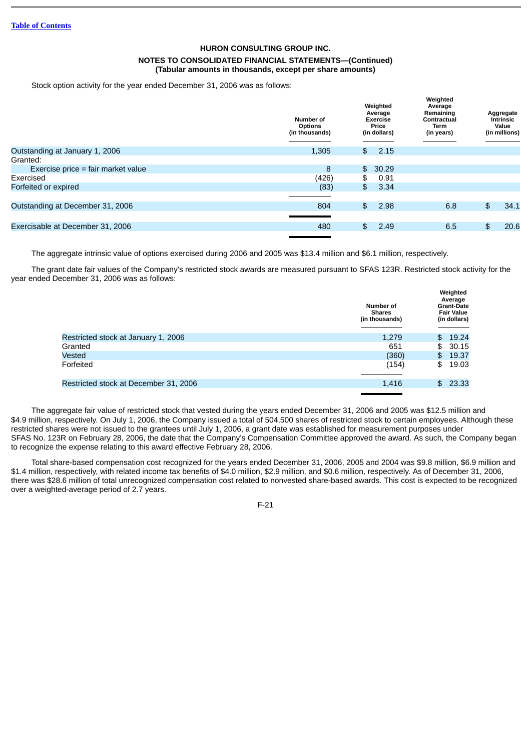HURON CONSULTING GROUP INC.

NOTES TO CONSOLIDATED FINANCIAL STATEMENTS—(Continued)
(Tabular amounts in thousands, except per share amounts)

Stock option activity for the year ended December 31, 2006 was as follows:

| | Number of Options (in thousands) | Weighted Average Exercise Price (in dollars) | Weighted Average Remaining Contractual Term (in years) | Aggregate Intrinsic Value (in millions) |
|---|---|---|---|---|
| Outstanding at January 1, 2006 | 1,305 | $ 2.15 | | |
| Granted: | | | | |
| Exercise price = fair market value | 8 | $ 30.29 | | |
| Exercised | (426) | $ 0.91 | | |
| Forfeited or expired | (83) | $ 3.34 | | |
| Outstanding at December 31, 2006 | 804 | $ 2.98 | 6.8 | $ 34.1 |
| Exercisable at December 31, 2006 | 480 | $ 2.49 | 6.5 | $ 20.6 |

The aggregate intrinsic value of options exercised during 2006 and 2005 was $13.4 million and $6.1 million, respectively.

The grant date fair values of the Company's restricted stock awards are measured pursuant to SFAS 123R. Restricted stock activity for the year ended December 31, 2006 was as follows:

| | Number of Shares (in thousands) | Weighted Average Grant-Date Fair Value (in dollars) |
|---|---|---|
| Restricted stock at January 1, 2006 | 1,279 | $ 19.24 |
| Granted | 651 | $ 30.15 |
| Vested | (360) | $ 19.37 |
| Forfeited | (154) | $ 19.03 |
| Restricted stock at December 31, 2006 | 1,416 | $ 23.33 |

The aggregate fair value of restricted stock that vested during the years ended December 31, 2006 and 2005 was $12.5 million and $4.9 million, respectively. On July 1, 2006, the Company issued a total of 504,500 shares of restricted stock to certain employees. Although these restricted shares were not issued to the grantees until July 1, 2006, a grant date was established for measurement purposes under SFAS No. 123R on February 28, 2006, the date that the Company's Compensation Committee approved the award. As such, the Company began to recognize the expense relating to this award effective February 28, 2006.

Total share-based compensation cost recognized for the years ended December 31, 2006, 2005 and 2004 was $9.8 million, $6.9 million and $1.4 million, respectively, with related income tax benefits of $4.0 million, $2.9 million, and $0.6 million, respectively. As of December 31, 2006, there was $28.6 million of total unrecognized compensation cost related to nonvested share-based awards. This cost is expected to be recognized over a weighted-average period of 2.7 years.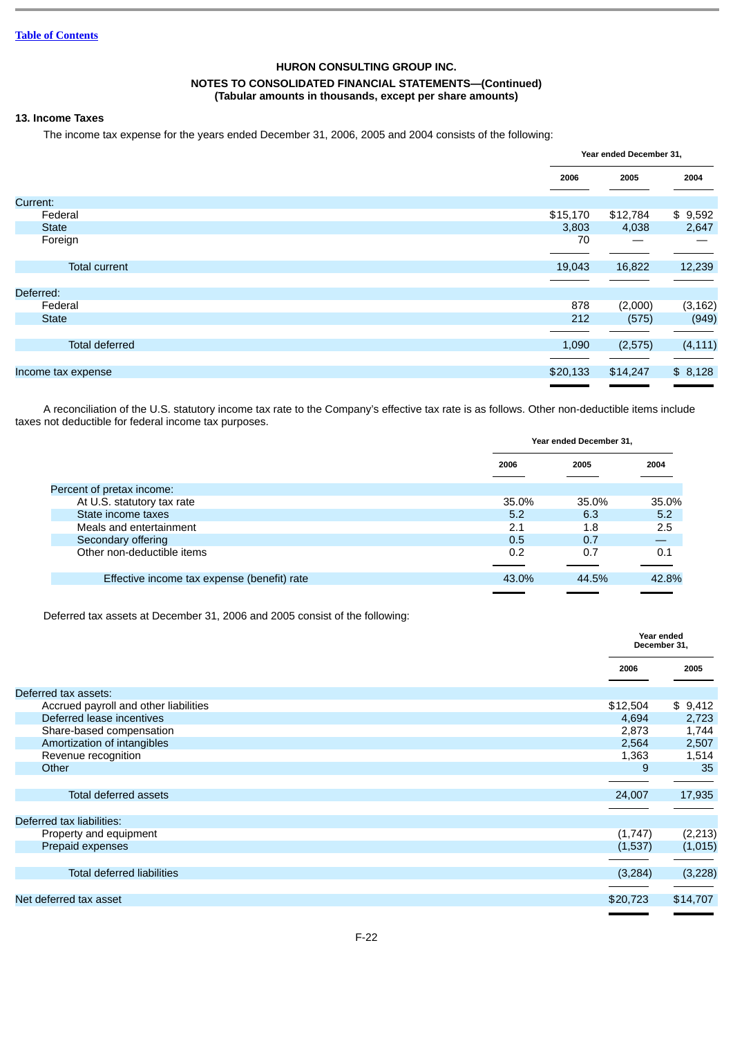[Table of Contents](#)

**HURON CONSULTING GROUP INC.**

**NOTES TO CONSOLIDATED FINANCIAL STATEMENTS—(Continued)**
**(Tabular amounts in thousands, except per share amounts)**

### 13. Income Taxes

The income tax expense for the years ended December 31, 2006, 2005 and 2004 consists of the following:

| | Year ended December 31, | | |
|---|---|---|---|
| | 2006 | 2005 | 2004 |
| Current: | | | |
| Federal | $15,170 | $12,784 | $ 9,592 |
| State | 3,803 | 4,038 | 2,647 |
| Foreign | 70 | — | — |
| Total current | 19,043 | 16,822 | 12,239 |
| Deferred: | | | |
| Federal | 878 | (2,000) | (3,162) |
| State | 212 | (575) | (949) |
| Total deferred | 1,090 | (2,575) | (4,111) |
| Income tax expense | $20,133 | $14,247 | $ 8,128 |

A reconciliation of the U.S. statutory income tax rate to the Company's effective tax rate is as follows. Other non-deductible items include taxes not deductible for federal income tax purposes.

| | Year ended December 31, | | |
|---|---|---|---|
| | 2006 | 2005 | 2004 |
| Percent of pretax income: | | | |
| At U.S. statutory tax rate | 35.0% | 35.0% | 35.0% |
| State income taxes | 5.2 | 6.3 | 5.2 |
| Meals and entertainment | 2.1 | 1.8 | 2.5 |
| Secondary offering | 0.5 | 0.7 | — |
| Other non-deductible items | 0.2 | 0.7 | 0.1 |
| Effective income tax expense (benefit) rate | 43.0% | 44.5% | 42.8% |

Deferred tax assets at December 31, 2006 and 2005 consist of the following:

| | Year ended December 31, | |
|---|---|---|
| | 2006 | 2005 |
| Deferred tax assets: | | |
| Accrued payroll and other liabilities | $12,504 | $ 9,412 |
| Deferred lease incentives | 4,694 | 2,723 |
| Share-based compensation | 2,873 | 1,744 |
| Amortization of intangibles | 2,564 | 2,507 |
| Revenue recognition | 1,363 | 1,514 |
| Other | 9 | 35 |
| Total deferred assets | 24,007 | 17,935 |
| Deferred tax liabilities: | | |
| Property and equipment | (1,747) | (2,213) |
| Prepaid expenses | (1,537) | (1,015) |
| Total deferred liabilities | (3,284) | (3,228) |
| Net deferred tax asset | $20,723 | $14,707 |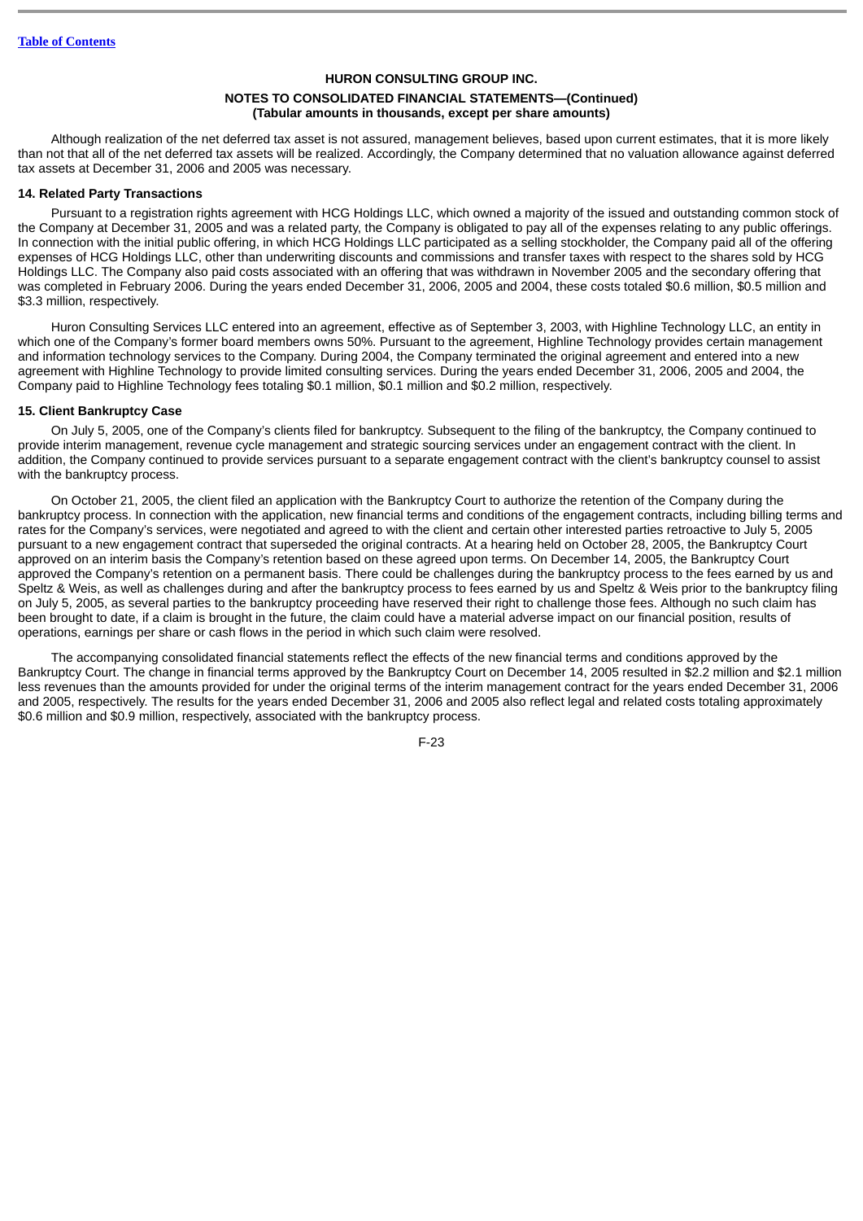**HURON CONSULTING GROUP INC.**

**NOTES TO CONSOLIDATED FINANCIAL STATEMENTS—(Continued)**
**(Tabular amounts in thousands, except per share amounts)**

Although realization of the net deferred tax asset is not assured, management believes, based upon current estimates, that it is more likely than not that all of the net deferred tax assets will be realized. Accordingly, the Company determined that no valuation allowance against deferred tax assets at December 31, 2006 and 2005 was necessary.

**14. Related Party Transactions**

Pursuant to a registration rights agreement with HCG Holdings LLC, which owned a majority of the issued and outstanding common stock of the Company at December 31, 2005 and was a related party, the Company is obligated to pay all of the expenses relating to any public offerings. In connection with the initial public offering, in which HCG Holdings LLC participated as a selling stockholder, the Company paid all of the offering expenses of HCG Holdings LLC, other than underwriting discounts and commissions and transfer taxes with respect to the shares sold by HCG Holdings LLC. The Company also paid costs associated with an offering that was withdrawn in November 2005 and the secondary offering that was completed in February 2006. During the years ended December 31, 2006, 2005 and 2004, these costs totaled $0.6 million, $0.5 million and $3.3 million, respectively.

Huron Consulting Services LLC entered into an agreement, effective as of September 3, 2003, with Highline Technology LLC, an entity in which one of the Company's former board members owns 50%. Pursuant to the agreement, Highline Technology provides certain management and information technology services to the Company. During 2004, the Company terminated the original agreement and entered into a new agreement with Highline Technology to provide limited consulting services. During the years ended December 31, 2006, 2005 and 2004, the Company paid to Highline Technology fees totaling $0.1 million, $0.1 million and $0.2 million, respectively.

**15. Client Bankruptcy Case**

On July 5, 2005, one of the Company's clients filed for bankruptcy. Subsequent to the filing of the bankruptcy, the Company continued to provide interim management, revenue cycle management and strategic sourcing services under an engagement contract with the client. In addition, the Company continued to provide services pursuant to a separate engagement contract with the client's bankruptcy counsel to assist with the bankruptcy process.

On October 21, 2005, the client filed an application with the Bankruptcy Court to authorize the retention of the Company during the bankruptcy process. In connection with the application, new financial terms and conditions of the engagement contracts, including billing terms and rates for the Company's services, were negotiated and agreed to with the client and certain other interested parties retroactive to July 5, 2005 pursuant to a new engagement contract that superseded the original contracts. At a hearing held on October 28, 2005, the Bankruptcy Court approved on an interim basis the Company's retention based on these agreed upon terms. On December 14, 2005, the Bankruptcy Court approved the Company's retention on a permanent basis. There could be challenges during the bankruptcy process to the fees earned by us and Speltz & Weis, as well as challenges during and after the bankruptcy process to fees earned by us and Speltz & Weis prior to the bankruptcy filing on July 5, 2005, as several parties to the bankruptcy proceeding have reserved their right to challenge those fees. Although no such claim has been brought to date, if a claim is brought in the future, the claim could have a material adverse impact on our financial position, results of operations, earnings per share or cash flows in the period in which such claim were resolved.

The accompanying consolidated financial statements reflect the effects of the new financial terms and conditions approved by the Bankruptcy Court. The change in financial terms approved by the Bankruptcy Court on December 14, 2005 resulted in $2.2 million and $2.1 million less revenues than the amounts provided for under the original terms of the interim management contract for the years ended December 31, 2006 and 2005, respectively. The results for the years ended December 31, 2006 and 2005 also reflect legal and related costs totaling approximately $0.6 million and $0.9 million, respectively, associated with the bankruptcy process.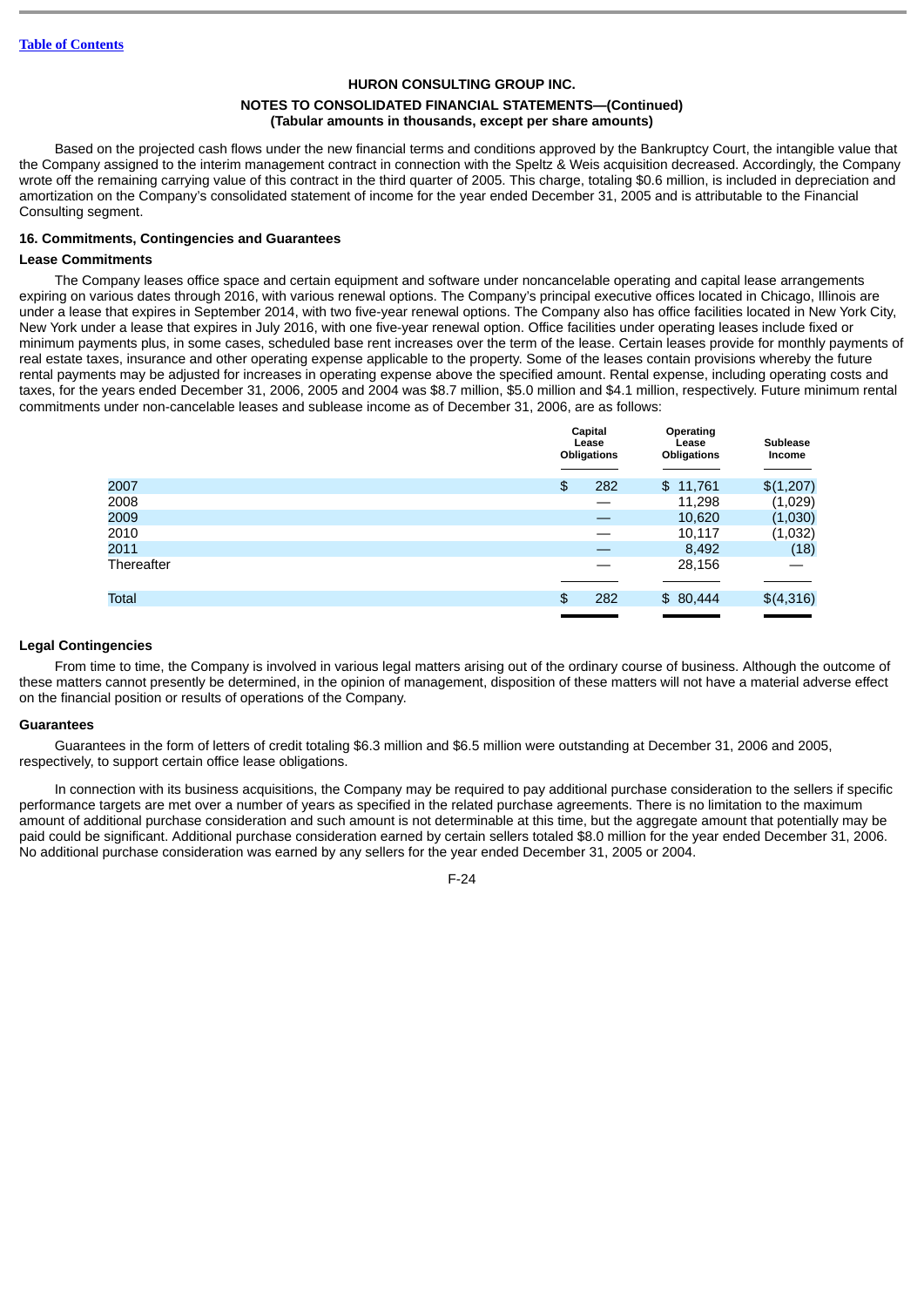HURON CONSULTING GROUP INC.

NOTES TO CONSOLIDATED FINANCIAL STATEMENTS—(Continued)
(Tabular amounts in thousands, except per share amounts)

Based on the projected cash flows under the new financial terms and conditions approved by the Bankruptcy Court, the intangible value that the Company assigned to the interim management contract in connection with the Speltz & Weis acquisition decreased. Accordingly, the Company wrote off the remaining carrying value of this contract in the third quarter of 2005. This charge, totaling $0.6 million, is included in depreciation and amortization on the Company's consolidated statement of income for the year ended December 31, 2005 and is attributable to the Financial Consulting segment.

## 16. Commitments, Contingencies and Guarantees

### Lease Commitments

The Company leases office space and certain equipment and software under noncancelable operating and capital lease arrangements expiring on various dates through 2016, with various renewal options. The Company's principal executive offices located in Chicago, Illinois are under a lease that expires in September 2014, with two five-year renewal options. The Company also has office facilities located in New York City, New York under a lease that expires in July 2016, with one five-year renewal option. Office facilities under operating leases include fixed or minimum payments plus, in some cases, scheduled base rent increases over the term of the lease. Certain leases provide for monthly payments of real estate taxes, insurance and other operating expense applicable to the property. Some of the leases contain provisions whereby the future rental payments may be adjusted for increases in operating expense above the specified amount. Rental expense, including operating costs and taxes, for the years ended December 31, 2006, 2005 and 2004 was $8.7 million, $5.0 million and $4.1 million, respectively. Future minimum rental commitments under non-cancelable leases and sublease income as of December 31, 2006, are as follows:

| | Capital Lease Obligations | Operating Lease Obligations | Sublease Income |
|---|---|---|---|
| 2007 | $ 282 | $ 11,761 | $(1,207) |
| 2008 | — | 11,298 | (1,029) |
| 2009 | — | 10,620 | (1,030) |
| 2010 | — | 10,117 | (1,032) |
| 2011 | — | 8,492 | (18) |
| Thereafter | — | 28,156 | — |
| Total | $ 282 | $ 80,444 | $(4,316) |

### Legal Contingencies

From time to time, the Company is involved in various legal matters arising out of the ordinary course of business. Although the outcome of these matters cannot presently be determined, in the opinion of management, disposition of these matters will not have a material adverse effect on the financial position or results of operations of the Company.

### Guarantees

Guarantees in the form of letters of credit totaling $6.3 million and $6.5 million were outstanding at December 31, 2006 and 2005, respectively, to support certain office lease obligations.

In connection with its business acquisitions, the Company may be required to pay additional purchase consideration to the sellers if specific performance targets are met over a number of years as specified in the related purchase agreements. There is no limitation to the maximum amount of additional purchase consideration and such amount is not determinable at this time, but the aggregate amount that potentially may be paid could be significant. Additional purchase consideration earned by certain sellers totaled $8.0 million for the year ended December 31, 2006. No additional purchase consideration was earned by any sellers for the year ended December 31, 2005 or 2004.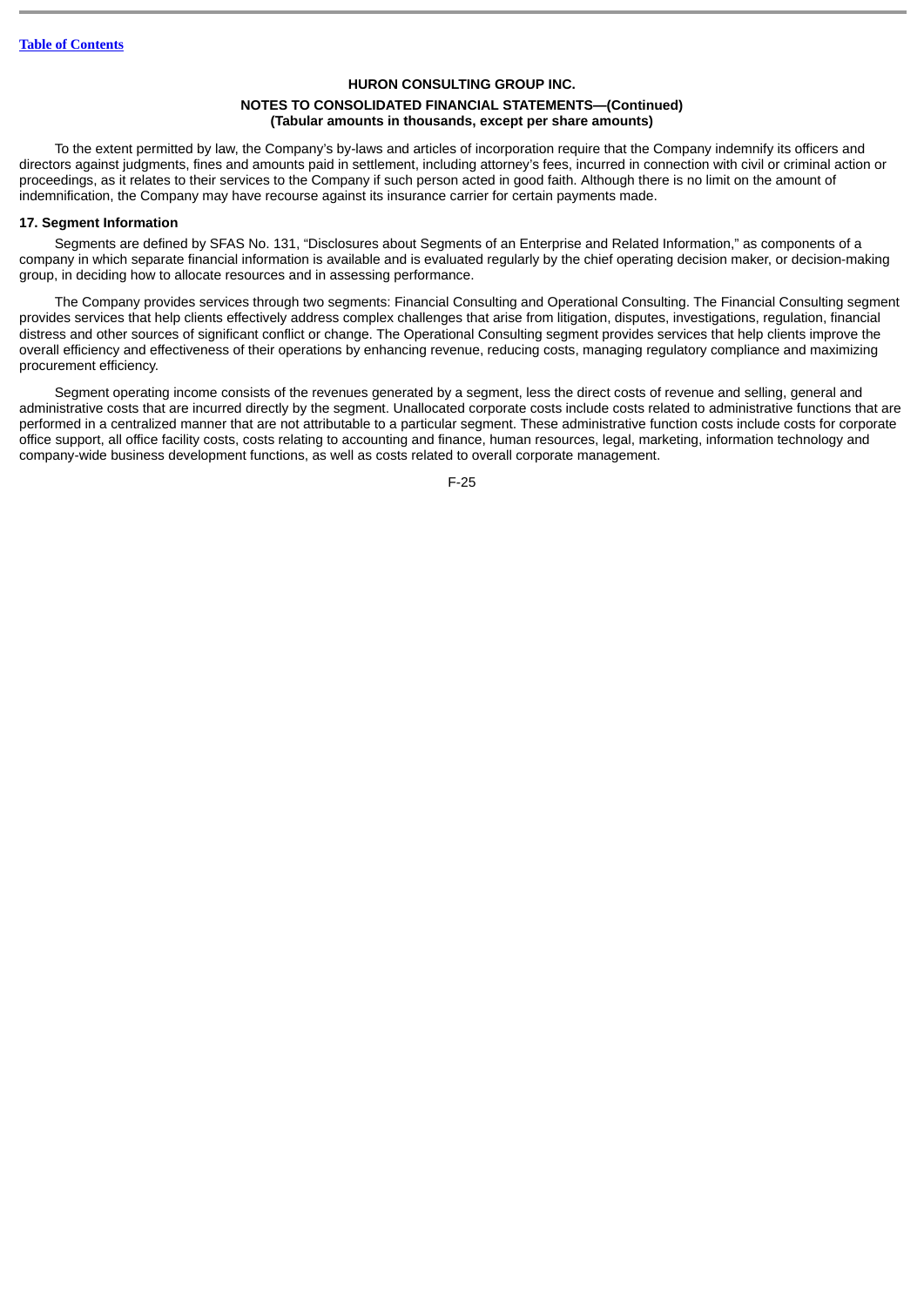To the extent permitted by law, the Company's by-laws and articles of incorporation require that the Company indemnify its officers and directors against judgments, fines and amounts paid in settlement, including attorney's fees, incurred in connection with civil or criminal action or proceedings, as it relates to their services to the Company if such person acted in good faith. Although there is no limit on the amount of indemnification, the Company may have recourse against its insurance carrier for certain payments made.

**17. Segment Information**

Segments are defined by SFAS No. 131, "Disclosures about Segments of an Enterprise and Related Information," as components of a company in which separate financial information is available and is evaluated regularly by the chief operating decision maker, or decision-making group, in deciding how to allocate resources and in assessing performance.

The Company provides services through two segments: Financial Consulting and Operational Consulting. The Financial Consulting segment provides services that help clients effectively address complex challenges that arise from litigation, disputes, investigations, regulation, financial distress and other sources of significant conflict or change. The Operational Consulting segment provides services that help clients improve the overall efficiency and effectiveness of their operations by enhancing revenue, reducing costs, managing regulatory compliance and maximizing procurement efficiency.

Segment operating income consists of the revenues generated by a segment, less the direct costs of revenue and selling, general and administrative costs that are incurred directly by the segment. Unallocated corporate costs include costs related to administrative functions that are performed in a centralized manner that are not attributable to a particular segment. These administrative function costs include costs for corporate office support, all office facility costs, costs relating to accounting and finance, human resources, legal, marketing, information technology and company-wide business development functions, as well as costs related to overall corporate management.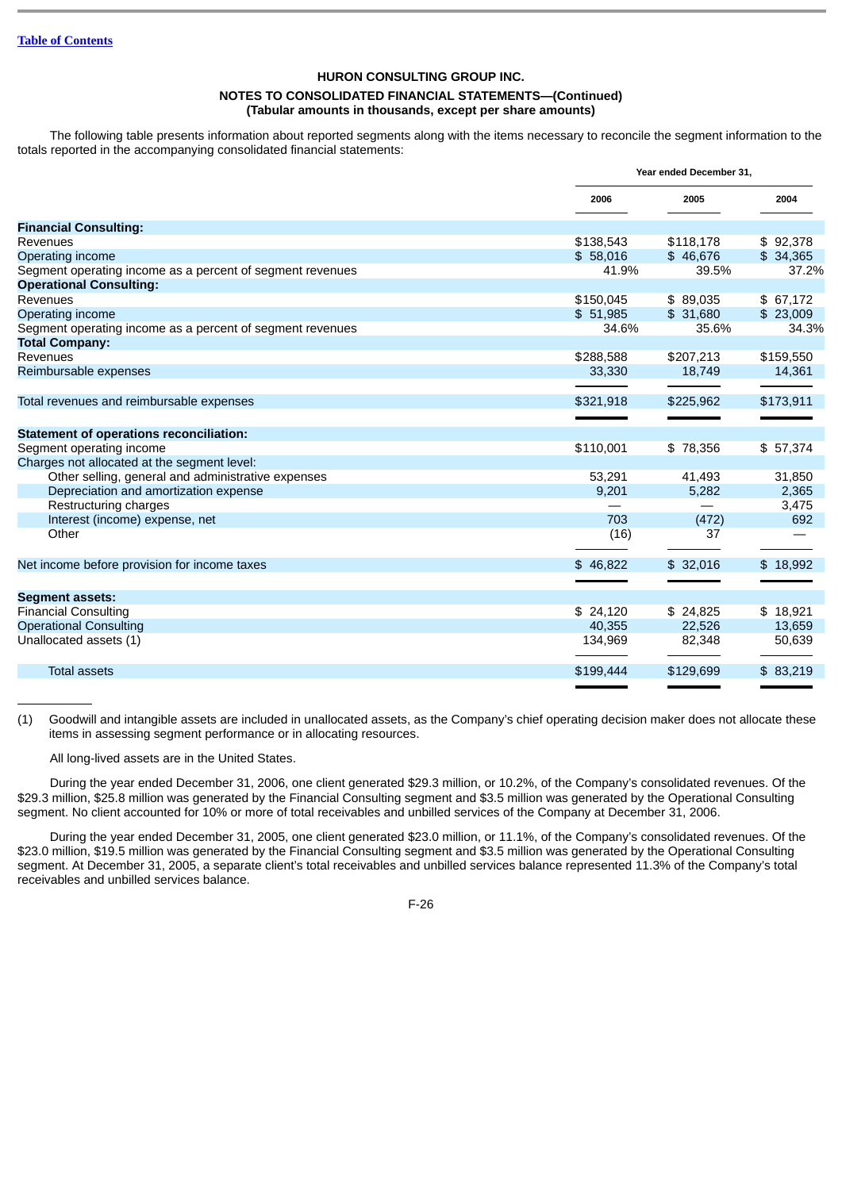**HURON CONSULTING GROUP INC.**

**NOTES TO CONSOLIDATED FINANCIAL STATEMENTS—(Continued)**
**(Tabular amounts in thousands, except per share amounts)**

The following table presents information about reported segments along with the items necessary to reconcile the segment information to the totals reported in the accompanying consolidated financial statements:

| | Year ended December 31, | | |
|---|---|---|---|
| | 2006 | 2005 | 2004 |
| **Financial Consulting:** | | | |
| Revenues | $138,543 | $118,178 | $ 92,378 |
| Operating income | $ 58,016 | $ 46,676 | $ 34,365 |
| Segment operating income as a percent of segment revenues | 41.9% | 39.5% | 37.2% |
| **Operational Consulting:** | | | |
| Revenues | $150,045 | $ 89,035 | $ 67,172 |
| Operating income | $ 51,985 | $ 31,680 | $ 23,009 |
| Segment operating income as a percent of segment revenues | 34.6% | 35.6% | 34.3% |
| **Total Company:** | | | |
| Revenues | $288,588 | $207,213 | $159,550 |
| Reimbursable expenses | 33,330 | 18,749 | 14,361 |
| Total revenues and reimbursable expenses | $321,918 | $225,962 | $173,911 |
| **Statement of operations reconciliation:** | | | |
| Segment operating income | $110,001 | $ 78,356 | $ 57,374 |
| Charges not allocated at the segment level: | | | |
| Other selling, general and administrative expenses | 53,291 | 41,493 | 31,850 |
| Depreciation and amortization expense | 9,201 | 5,282 | 2,365 |
| Restructuring charges | — | — | 3,475 |
| Interest (income) expense, net | 703 | (472) | 692 |
| Other | (16) | 37 | — |
| Net income before provision for income taxes | $ 46,822 | $ 32,016 | $ 18,992 |
| **Segment assets:** | | | |
| Financial Consulting | $ 24,120 | $ 24,825 | $ 18,921 |
| Operational Consulting | 40,355 | 22,526 | 13,659 |
| Unallocated assets (1) | 134,969 | 82,348 | 50,639 |
| Total assets | $199,444 | $129,699 | $ 83,219 |

(1) Goodwill and intangible assets are included in unallocated assets, as the Company's chief operating decision maker does not allocate these items in assessing segment performance or in allocating resources.

All long-lived assets are in the United States.

During the year ended December 31, 2006, one client generated $29.3 million, or 10.2%, of the Company's consolidated revenues. Of the $29.3 million, $25.8 million was generated by the Financial Consulting segment and $3.5 million was generated by the Operational Consulting segment. No client accounted for 10% or more of total receivables and unbilled services of the Company at December 31, 2006.

During the year ended December 31, 2005, one client generated $23.0 million, or 11.1%, of the Company's consolidated revenues. Of the $23.0 million, $19.5 million was generated by the Financial Consulting segment and $3.5 million was generated by the Operational Consulting segment. At December 31, 2005, a separate client's total receivables and unbilled services balance represented 11.3% of the Company's total receivables and unbilled services balance.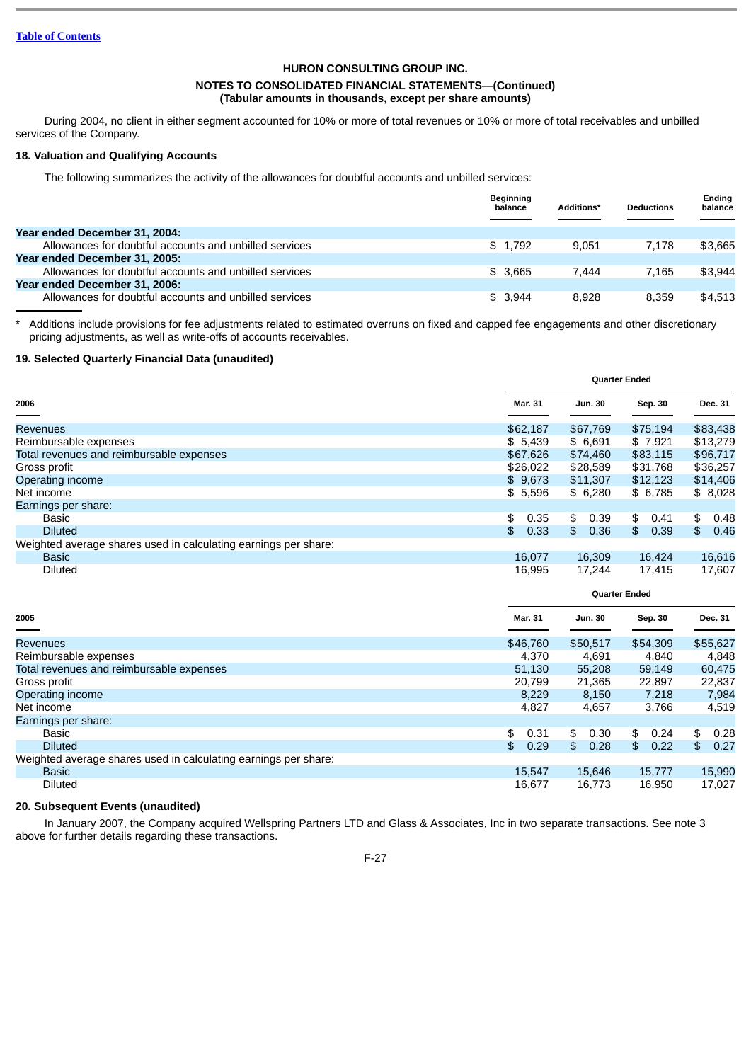HURON CONSULTING GROUP INC.

NOTES TO CONSOLIDATED FINANCIAL STATEMENTS—(Continued)
(Tabular amounts in thousands, except per share amounts)

During 2004, no client in either segment accounted for 10% or more of total revenues or 10% or more of total receivables and unbilled services of the Company.

**18. Valuation and Qualifying Accounts**

The following summarizes the activity of the allowances for doubtful accounts and unbilled services:

| | Beginning balance | Additions* | Deductions | Ending balance |
|---|---|---|---|---|
| **Year ended December 31, 2004:** | | | | |
| Allowances for doubtful accounts and unbilled services | $ 1,792 | 9,051 | 7,178 | $3,665 |
| **Year ended December 31, 2005:** | | | | |
| Allowances for doubtful accounts and unbilled services | $ 3,665 | 7,444 | 7,165 | $3,944 |
| **Year ended December 31, 2006:** | | | | |
| Allowances for doubtful accounts and unbilled services | $ 3,944 | 8,928 | 8,359 | $4,513 |

\* Additions include provisions for fee adjustments related to estimated overruns on fixed and capped fee engagements and other discretionary pricing adjustments, as well as write-offs of accounts receivables.

**19. Selected Quarterly Financial Data (unaudited)**

| | Quarter Ended | | | |
|---|---|---|---|---|
| **2006** | **Mar. 31** | **Jun. 30** | **Sep. 30** | **Dec. 31** |
| Revenues | $62,187 | $67,769 | $75,194 | $83,438 |
| Reimbursable expenses | $ 5,439 | $ 6,691 | $ 7,921 | $13,279 |
| Total revenues and reimbursable expenses | $67,626 | $74,460 | $83,115 | $96,717 |
| Gross profit | $26,022 | $28,589 | $31,768 | $36,257 |
| Operating income | $ 9,673 | $11,307 | $12,123 | $14,406 |
| Net income | $ 5,596 | $ 6,280 | $ 6,785 | $ 8,028 |
| Earnings per share: | | | | |
| Basic | $ 0.35 | $ 0.39 | $ 0.41 | $ 0.48 |
| Diluted | $ 0.33 | $ 0.36 | $ 0.39 | $ 0.46 |
| Weighted average shares used in calculating earnings per share: | | | | |
| Basic | 16,077 | 16,309 | 16,424 | 16,616 |
| Diluted | 16,995 | 17,244 | 17,415 | 17,607 |

| | Quarter Ended | | | |
|---|---|---|---|---|
| **2005** | **Mar. 31** | **Jun. 30** | **Sep. 30** | **Dec. 31** |
| Revenues | $46,760 | $50,517 | $54,309 | $55,627 |
| Reimbursable expenses | 4,370 | 4,691 | 4,840 | 4,848 |
| Total revenues and reimbursable expenses | 51,130 | 55,208 | 59,149 | 60,475 |
| Gross profit | 20,799 | 21,365 | 22,897 | 22,837 |
| Operating income | 8,229 | 8,150 | 7,218 | 7,984 |
| Net income | 4,827 | 4,657 | 3,766 | 4,519 |
| Earnings per share: | | | | |
| Basic | $ 0.31 | $ 0.30 | $ 0.24 | $ 0.28 |
| Diluted | $ 0.29 | $ 0.28 | $ 0.22 | $ 0.27 |
| Weighted average shares used in calculating earnings per share: | | | | |
| Basic | 15,547 | 15,646 | 15,777 | 15,990 |
| Diluted | 16,677 | 16,773 | 16,950 | 17,027 |

**20. Subsequent Events (unaudited)**

In January 2007, the Company acquired Wellspring Partners LTD and Glass & Associates, Inc in two separate transactions. See note 3 above for further details regarding these transactions.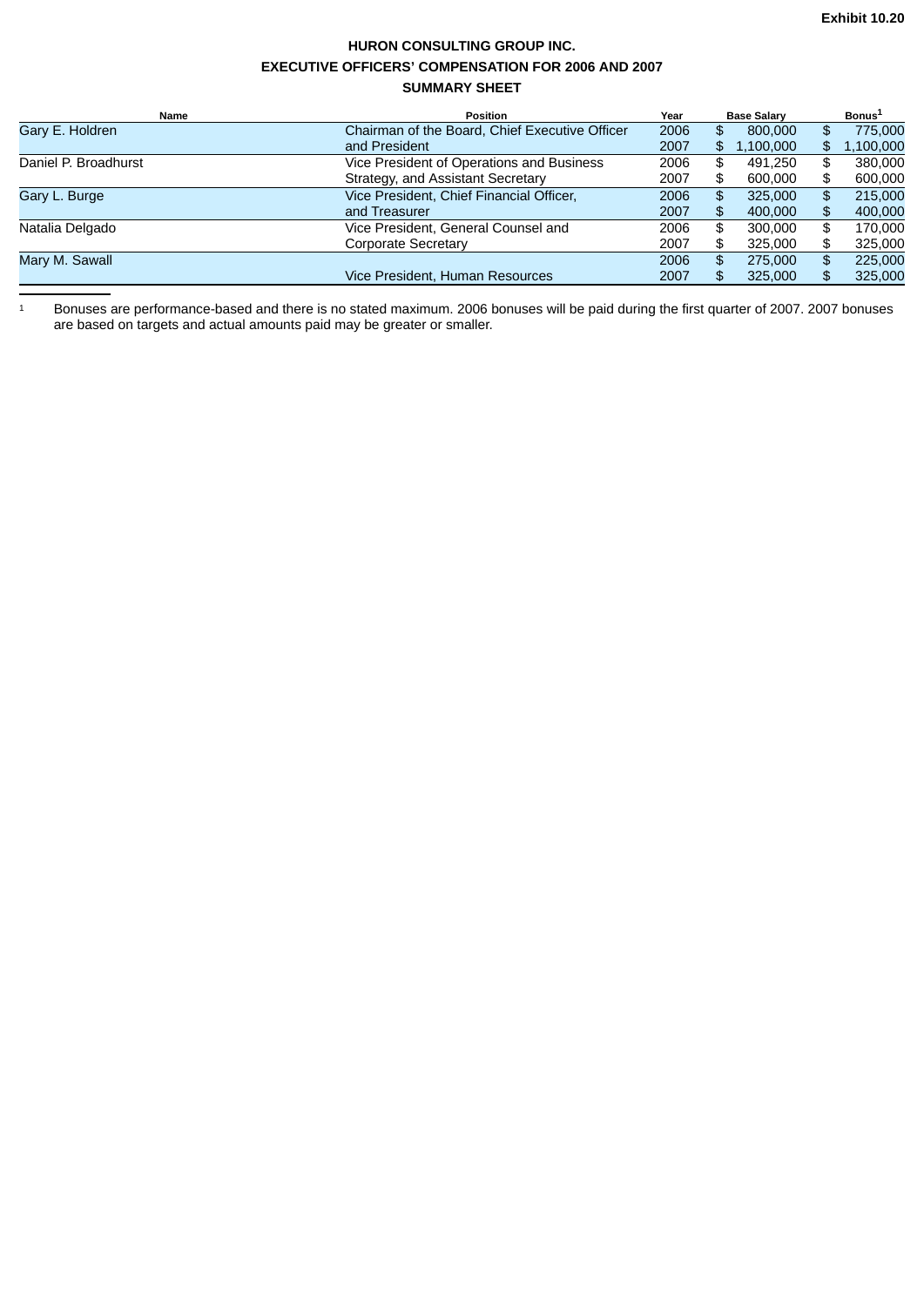Exhibit 10.20

**HURON CONSULTING GROUP INC.**

**EXECUTIVE OFFICERS' COMPENSATION FOR 2006 AND 2007**

**SUMMARY SHEET**

| Name | Position | Year | Base Salary | Bonus[1] |
|---|---|---|---|---|
| Gary E. Holdren | Chairman of the Board, Chief Executive Officer | 2006 | $ 800,000 | $ 775,000 |
| | and President | 2007 | $ 1,100,000 | $ 1,100,000 |
| Daniel P. Broadhurst | Vice President of Operations and Business | 2006 | $ 491,250 | $ 380,000 |
| | Strategy, and Assistant Secretary | 2007 | $ 600,000 | $ 600,000 |
| Gary L. Burge | Vice President, Chief Financial Officer, | 2006 | $ 325,000 | $ 215,000 |
| | and Treasurer | 2007 | $ 400,000 | $ 400,000 |
| Natalia Delgado | Vice President, General Counsel and | 2006 | $ 300,000 | $ 170,000 |
| | Corporate Secretary | 2007 | $ 325,000 | $ 325,000 |
| Mary M. Sawall | | 2006 | $ 275,000 | $ 225,000 |
| | Vice President, Human Resources | 2007 | $ 325,000 | $ 325,000 |

1 Bonuses are performance-based and there is no stated maximum. 2006 bonuses will be paid during the first quarter of 2007. 2007 bonuses are based on targets and actual amounts paid may be greater or smaller.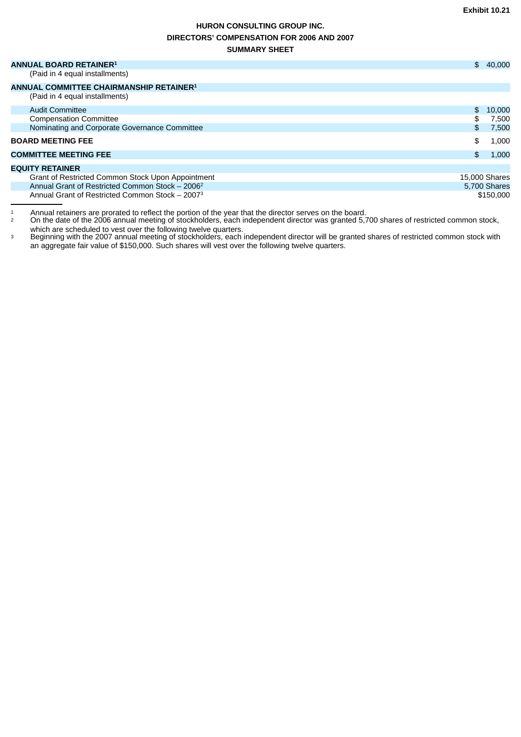Exhibit 10.21

**HURON CONSULTING GROUP INC.**

**DIRECTORS' COMPENSATION FOR 2006 AND 2007**

**SUMMARY SHEET**

| | |
|---|---|
| **ANNUAL BOARD RETAINER**[1] | $ 40,000 |
| (Paid in 4 equal installments) | |
| **ANNUAL COMMITTEE CHAIRMANSHIP RETAINER**[1] | |
| (Paid in 4 equal installments) | |
| Audit Committee | $ 10,000 |
| Compensation Committee | $ 7,500 |
| Nominating and Corporate Governance Committee | $ 7,500 |
| **BOARD MEETING FEE** | $ 1,000 |
| **COMMITTEE MEETING FEE** | $ 1,000 |
| **EQUITY RETAINER** | |
| Grant of Restricted Common Stock Upon Appointment | 15,000 Shares |
| Annual Grant of Restricted Common Stock – 2006[2] | 5,700 Shares |
| Annual Grant of Restricted Common Stock – 2007[3] | $150,000 |

[1] Annual retainers are prorated to reflect the portion of the year that the director serves on the board.

[2] On the date of the 2006 annual meeting of stockholders, each independent director was granted 5,700 shares of restricted common stock, which are scheduled to vest over the following twelve quarters.

[3] Beginning with the 2007 annual meeting of stockholders, each independent director will be granted shares of restricted common stock with an aggregate fair value of $150,000. Such shares will vest over the following twelve quarters.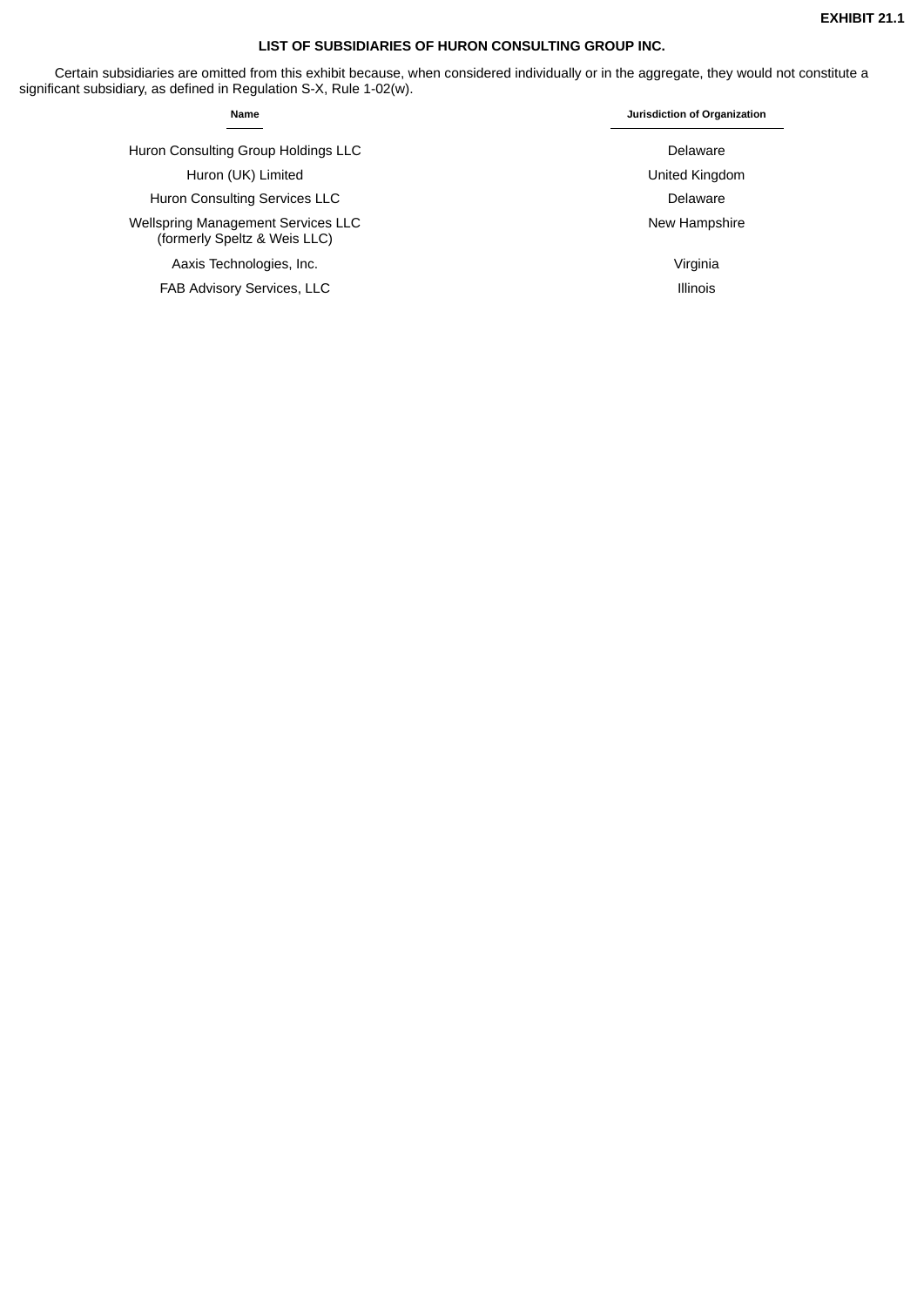**EXHIBIT 21.1**

## LIST OF SUBSIDIARIES OF HURON CONSULTING GROUP INC.

Certain subsidiaries are omitted from this exhibit because, when considered individually or in the aggregate, they would not constitute a significant subsidiary, as defined in Regulation S-X, Rule 1-02(w).

| Name | Jurisdiction of Organization |
| --- | --- |
| Huron Consulting Group Holdings LLC | Delaware |
| Huron (UK) Limited | United Kingdom |
| Huron Consulting Services LLC | Delaware |
| Wellspring Management Services LLC (formerly Speltz & Weis LLC) | New Hampshire |
| Aaxis Technologies, Inc. | Virginia |
| FAB Advisory Services, LLC | Illinois |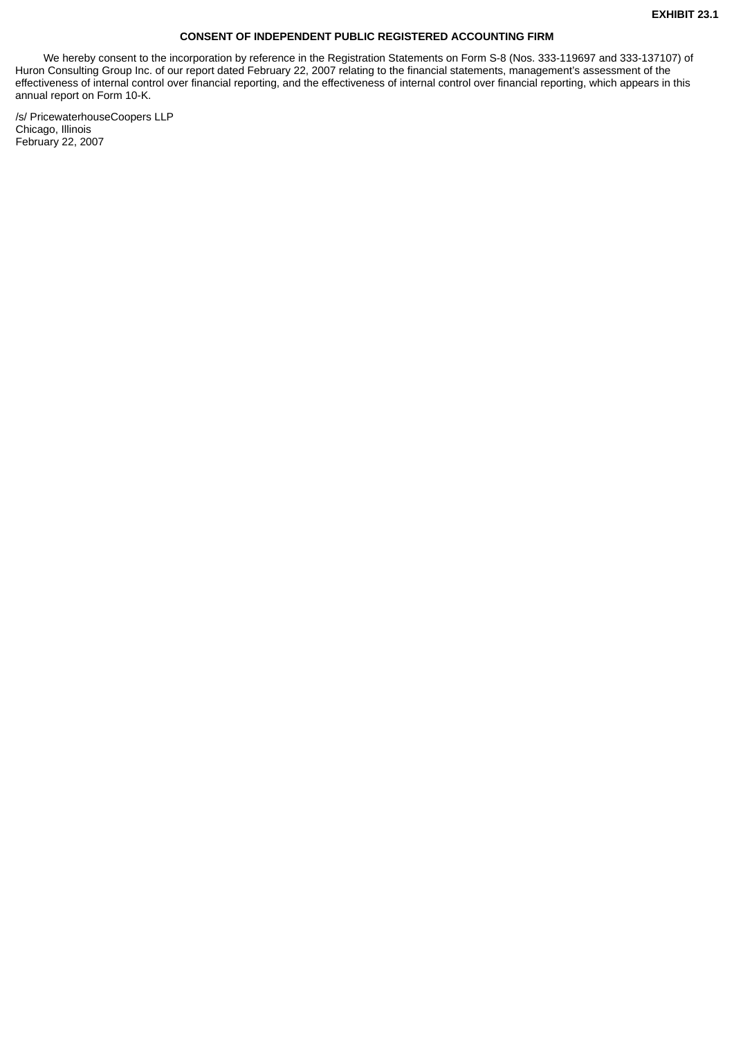**EXHIBIT 23.1**

## CONSENT OF INDEPENDENT PUBLIC REGISTERED ACCOUNTING FIRM

We hereby consent to the incorporation by reference in the Registration Statements on Form S-8 (Nos. 333-119697 and 333-137107) of Huron Consulting Group Inc. of our report dated February 22, 2007 relating to the financial statements, management's assessment of the effectiveness of internal control over financial reporting, and the effectiveness of internal control over financial reporting, which appears in this annual report on Form 10-K.

/s/ PricewaterhouseCoopers LLP
Chicago, Illinois
February 22, 2007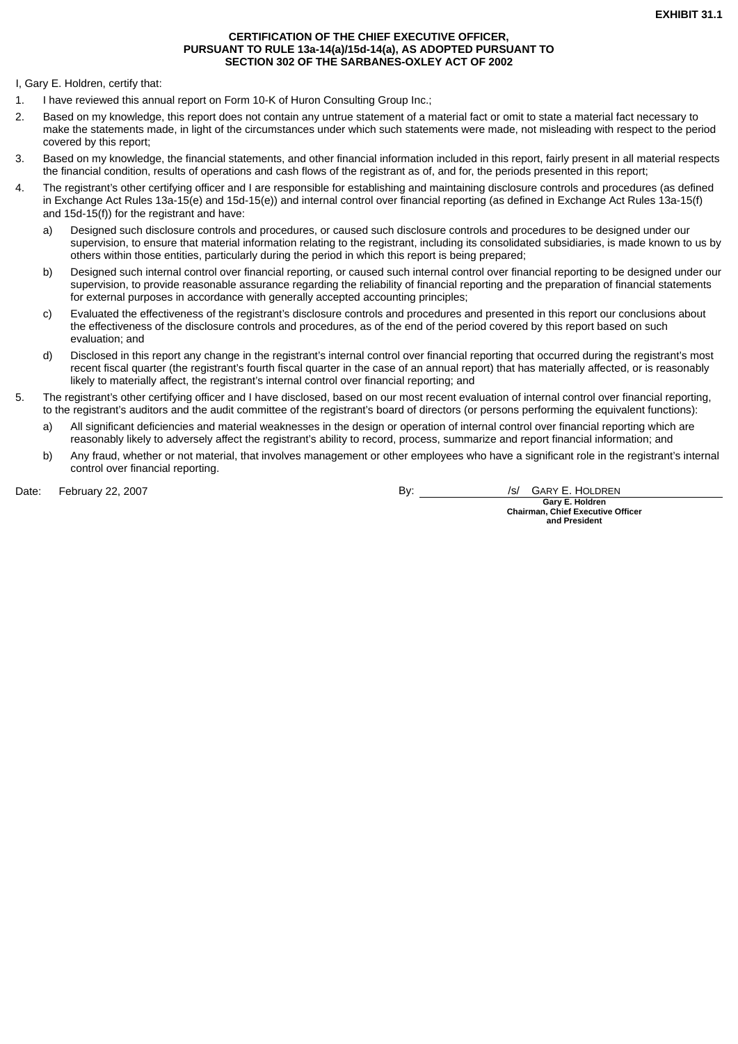**EXHIBIT 31.1**

**CERTIFICATION OF THE CHIEF EXECUTIVE OFFICER,
PURSUANT TO RULE 13a-14(a)/15d-14(a), AS ADOPTED PURSUANT TO
SECTION 302 OF THE SARBANES-OXLEY ACT OF 2002**

I, Gary E. Holdren, certify that:

1. I have reviewed this annual report on Form 10-K of Huron Consulting Group Inc.;
2. Based on my knowledge, this report does not contain any untrue statement of a material fact or omit to state a material fact necessary to make the statements made, in light of the circumstances under which such statements were made, not misleading with respect to the period covered by this report;
3. Based on my knowledge, the financial statements, and other financial information included in this report, fairly present in all material respects the financial condition, results of operations and cash flows of the registrant as of, and for, the periods presented in this report;
4. The registrant's other certifying officer and I are responsible for establishing and maintaining disclosure controls and procedures (as defined in Exchange Act Rules 13a-15(e) and 15d-15(e)) and internal control over financial reporting (as defined in Exchange Act Rules 13a-15(f) and 15d-15(f)) for the registrant and have:
   a) Designed such disclosure controls and procedures, or caused such disclosure controls and procedures to be designed under our supervision, to ensure that material information relating to the registrant, including its consolidated subsidiaries, is made known to us by others within those entities, particularly during the period in which this report is being prepared;
   b) Designed such internal control over financial reporting, or caused such internal control over financial reporting to be designed under our supervision, to provide reasonable assurance regarding the reliability of financial reporting and the preparation of financial statements for external purposes in accordance with generally accepted accounting principles;
   c) Evaluated the effectiveness of the registrant's disclosure controls and procedures and presented in this report our conclusions about the effectiveness of the disclosure controls and procedures, as of the end of the period covered by this report based on such evaluation; and
   d) Disclosed in this report any change in the registrant's internal control over financial reporting that occurred during the registrant's most recent fiscal quarter (the registrant's fourth fiscal quarter in the case of an annual report) that has materially affected, or is reasonably likely to materially affect, the registrant's internal control over financial reporting; and
5. The registrant's other certifying officer and I have disclosed, based on our most recent evaluation of internal control over financial reporting, to the registrant's auditors and the audit committee of the registrant's board of directors (or persons performing the equivalent functions):
   a) All significant deficiencies and material weaknesses in the design or operation of internal control over financial reporting which are reasonably likely to adversely affect the registrant's ability to record, process, summarize and report financial information; and
   b) Any fraud, whether or not material, that involves management or other employees who have a significant role in the registrant's internal control over financial reporting.

Date: February 22, 2007

By: /s/ GARY E. HOLDREN

**Gary E. Holdren**
**Chairman, Chief Executive Officer and President**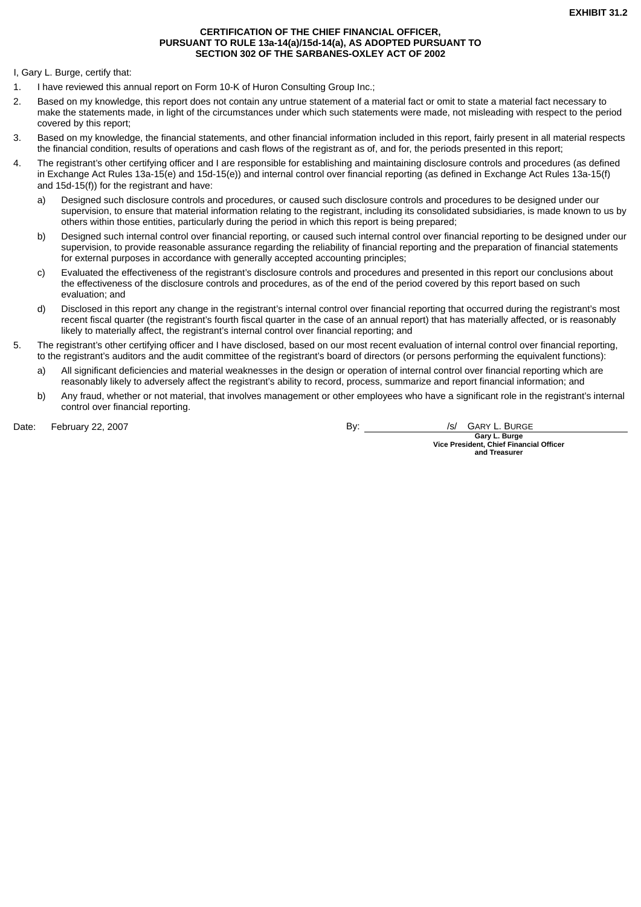**EXHIBIT 31.2**

**CERTIFICATION OF THE CHIEF FINANCIAL OFFICER,
PURSUANT TO RULE 13a-14(a)/15d-14(a), AS ADOPTED PURSUANT TO
SECTION 302 OF THE SARBANES-OXLEY ACT OF 2002**

I, Gary L. Burge, certify that:

1. I have reviewed this annual report on Form 10-K of Huron Consulting Group Inc.;
2. Based on my knowledge, this report does not contain any untrue statement of a material fact or omit to state a material fact necessary to make the statements made, in light of the circumstances under which such statements were made, not misleading with respect to the period covered by this report;
3. Based on my knowledge, the financial statements, and other financial information included in this report, fairly present in all material respects the financial condition, results of operations and cash flows of the registrant as of, and for, the periods presented in this report;
4. The registrant's other certifying officer and I are responsible for establishing and maintaining disclosure controls and procedures (as defined in Exchange Act Rules 13a-15(e) and 15d-15(e)) and internal control over financial reporting (as defined in Exchange Act Rules 13a-15(f) and 15d-15(f)) for the registrant and have:
   a) Designed such disclosure controls and procedures, or caused such disclosure controls and procedures to be designed under our supervision, to ensure that material information relating to the registrant, including its consolidated subsidiaries, is made known to us by others within those entities, particularly during the period in which this report is being prepared;
   b) Designed such internal control over financial reporting, or caused such internal control over financial reporting to be designed under our supervision, to provide reasonable assurance regarding the reliability of financial reporting and the preparation of financial statements for external purposes in accordance with generally accepted accounting principles;
   c) Evaluated the effectiveness of the registrant's disclosure controls and procedures and presented in this report our conclusions about the effectiveness of the disclosure controls and procedures, as of the end of the period covered by this report based on such evaluation; and
   d) Disclosed in this report any change in the registrant's internal control over financial reporting that occurred during the registrant's most recent fiscal quarter (the registrant's fourth fiscal quarter in the case of an annual report) that has materially affected, or is reasonably likely to materially affect, the registrant's internal control over financial reporting; and
5. The registrant's other certifying officer and I have disclosed, based on our most recent evaluation of internal control over financial reporting, to the registrant's auditors and the audit committee of the registrant's board of directors (or persons performing the equivalent functions):
   a) All significant deficiencies and material weaknesses in the design or operation of internal control over financial reporting which are reasonably likely to adversely affect the registrant's ability to record, process, summarize and report financial information; and
   b) Any fraud, whether or not material, that involves management or other employees who have a significant role in the registrant's internal control over financial reporting.

Date: February 22, 2007

By: /s/ GARY L. BURGE

**Gary L. Burge**
**Vice President, Chief Financial Officer**
**and Treasurer**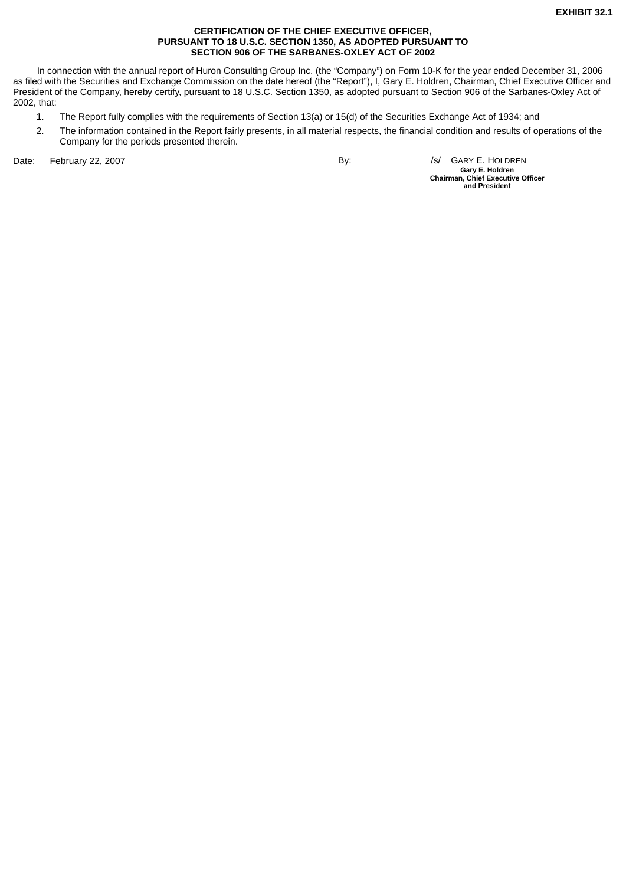**EXHIBIT 32.1**

**CERTIFICATION OF THE CHIEF EXECUTIVE OFFICER,
PURSUANT TO 18 U.S.C. SECTION 1350, AS ADOPTED PURSUANT TO
SECTION 906 OF THE SARBANES-OXLEY ACT OF 2002**

In connection with the annual report of Huron Consulting Group Inc. (the “Company”) on Form 10-K for the year ended December 31, 2006 as filed with the Securities and Exchange Commission on the date hereof (the “Report”), I, Gary E. Holdren, Chairman, Chief Executive Officer and President of the Company, hereby certify, pursuant to 18 U.S.C. Section 1350, as adopted pursuant to Section 906 of the Sarbanes-Oxley Act of 2002, that:

1. The Report fully complies with the requirements of Section 13(a) or 15(d) of the Securities Exchange Act of 1934; and
2. The information contained in the Report fairly presents, in all material respects, the financial condition and results of operations of the Company for the periods presented therein.

Date: February 22, 2007

By: /s/ GARY E. HOLDREN

**Gary E. Holdren**
**Chairman, Chief Executive Officer and President**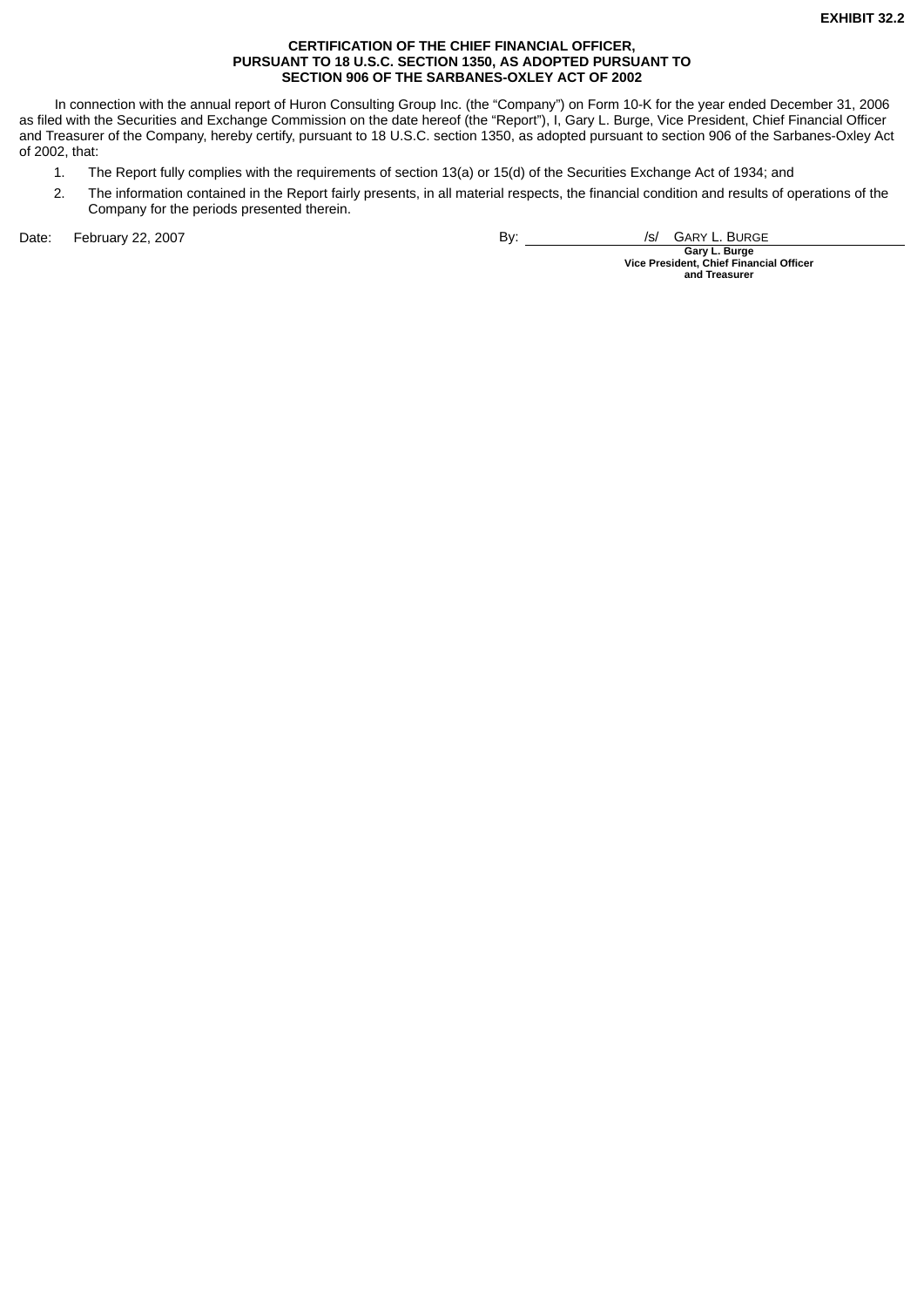**EXHIBIT 32.2**

**CERTIFICATION OF THE CHIEF FINANCIAL OFFICER,
PURSUANT TO 18 U.S.C. SECTION 1350, AS ADOPTED PURSUANT TO
SECTION 906 OF THE SARBANES-OXLEY ACT OF 2002**

In connection with the annual report of Huron Consulting Group Inc. (the "Company") on Form 10-K for the year ended December 31, 2006 as filed with the Securities and Exchange Commission on the date hereof (the "Report"), I, Gary L. Burge, Vice President, Chief Financial Officer and Treasurer of the Company, hereby certify, pursuant to 18 U.S.C. section 1350, as adopted pursuant to section 906 of the Sarbanes-Oxley Act of 2002, that:

1. The Report fully complies with the requirements of section 13(a) or 15(d) of the Securities Exchange Act of 1934; and
2. The information contained in the Report fairly presents, in all material respects, the financial condition and results of operations of the Company for the periods presented therein.

Date: February 22, 2007

By: /s/ GARY L. BURGE

**Gary L. Burge**
**Vice President, Chief Financial Officer and Treasurer**